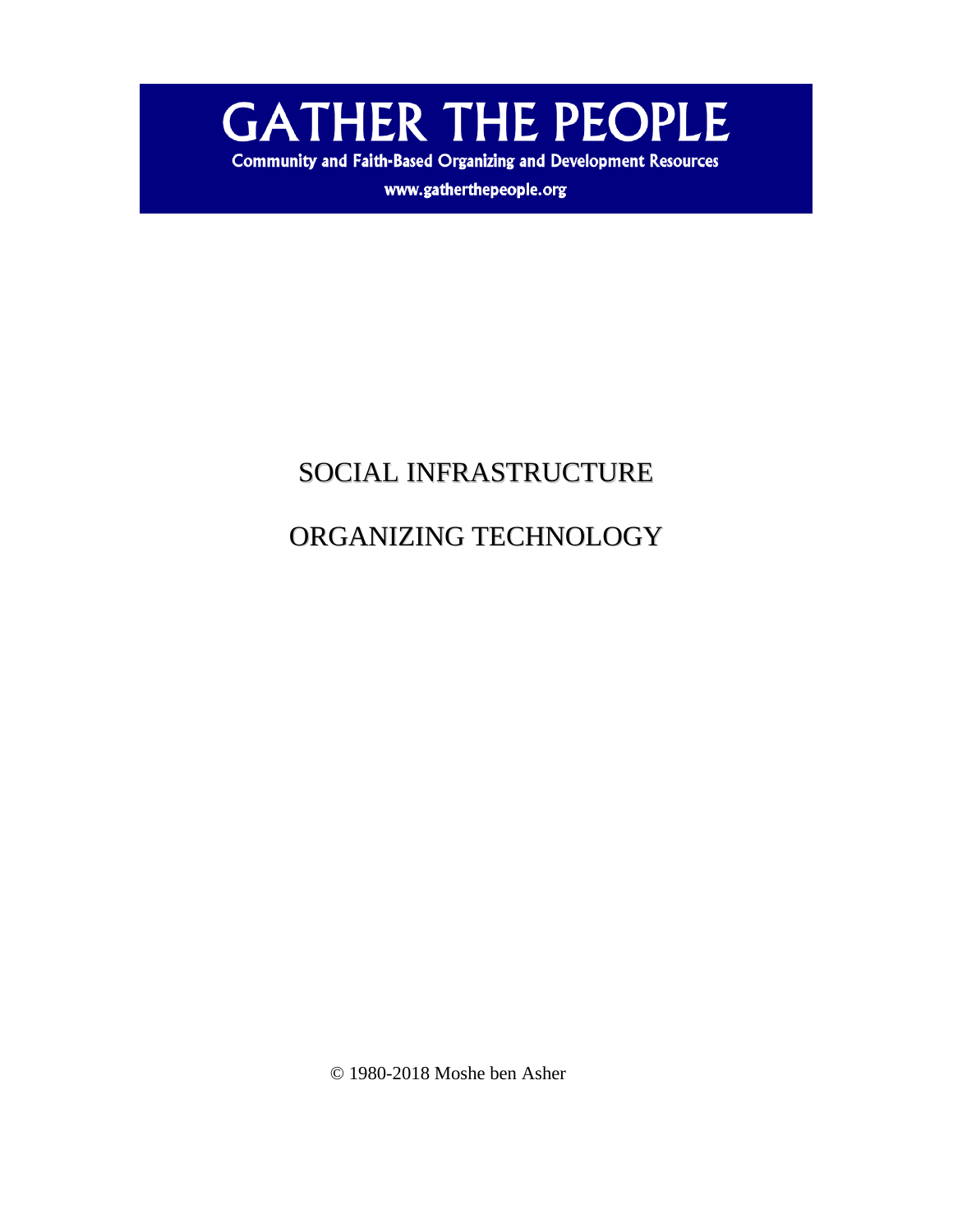# GATHER THE PEOPLE

**Community and Faith-Based Organizing and Development Resources**

**www.gatherthepeople.org**

# SOCIAL INFRASTRUCTURE

# ORGANIZING TECHNOLOGY

© 1980-2018 Moshe ben Asher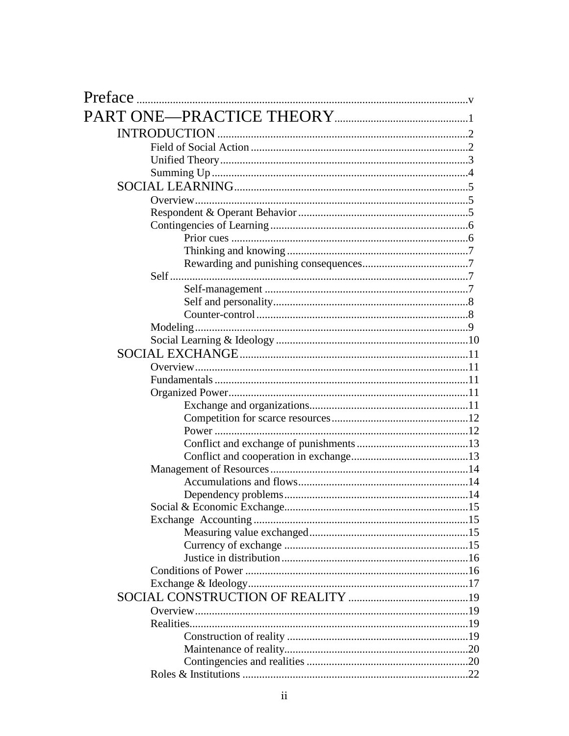Preface ..... v

PART ONE—PRACTICE THEORY ..... 1

- INTRODUCTION ..... 2
  - Field of Social Action ..... 2
  - Unified Theory ..... 3
  - Summing Up ..... 4
- SOCIAL LEARNING ..... 5
  - Overview ..... 5
  - Respondent & Operant Behavior ..... 5
  - Contingencies of Learning ..... 6
    - Prior cues ..... 6
    - Thinking and knowing ..... 7
    - Rewarding and punishing consequences ..... 7
  - Self ..... 7
    - Self-management ..... 7
    - Self and personality ..... 8
    - Counter-control ..... 8
  - Modeling ..... 9
  - Social Learning & Ideology ..... 10
- SOCIAL EXCHANGE ..... 11
  - Overview ..... 11
  - Fundamentals ..... 11
  - Organized Power ..... 11
    - Exchange and organizations ..... 11
    - Competition for scarce resources ..... 12
    - Power ..... 12
    - Conflict and exchange of punishments ..... 13
    - Conflict and cooperation in exchange ..... 13
  - Management of Resources ..... 14
    - Accumulations and flows ..... 14
    - Dependency problems ..... 14
  - Social & Economic Exchange ..... 15
  - Exchange Accounting ..... 15
    - Measuring value exchanged ..... 15
    - Currency of exchange ..... 15
    - Justice in distribution ..... 16
  - Conditions of Power ..... 16
  - Exchange & Ideology ..... 17
- SOCIAL CONSTRUCTION OF REALITY ..... 19
  - Overview ..... 19
  - Realities ..... 19
    - Construction of reality ..... 19
    - Maintenance of reality ..... 20
    - Contingencies and realities ..... 20
  - Roles & Institutions ..... 22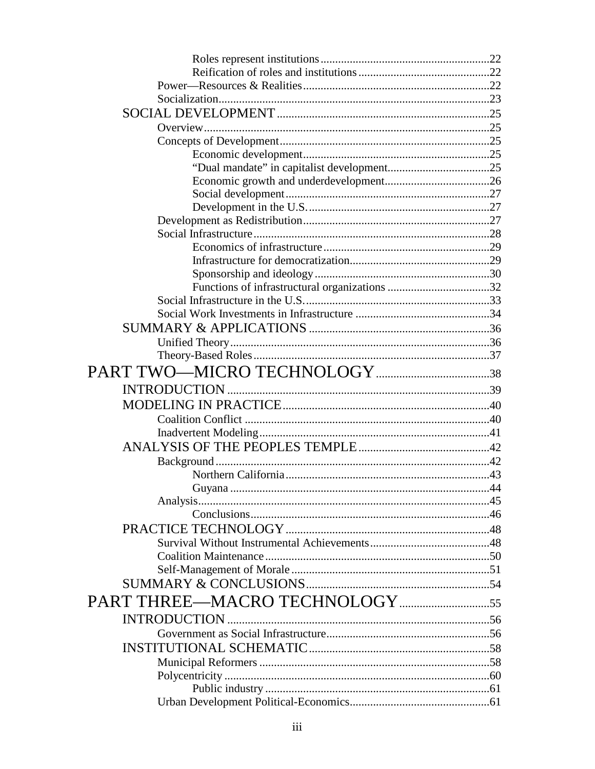Roles represent institutions.........................................................22
Reification of roles and institutions............................................22
Power—Resources & Realities...............................................................22
Socialization.................................................................................23

SOCIAL DEVELOPMENT.........................................................................25

Overview.......................................................................................25
Concepts of Development.......................................................................25
Economic development...............................................................25
"Dual mandate" in capitalist development..........................................25
Economic growth and underdevelopment...........................................26
Social development.....................................................................27
Development in the U.S..............................................................27
Development as Redistribution...............................................................27
Social Infrastructure.................................................................................28
Economics of infrastructure.........................................................29
Infrastructure for democratization................................................29
Sponsorship and ideology...........................................................30
Functions of infrastructural organizations ....................................32
Social Infrastructure in the U.S...............................................................33
Social Work Investments in Infrastructure ..............................................34

SUMMARY & APPLICATIONS .............................................................36

Unified Theory........................................................................................36
Theory-Based Roles................................................................................37

PART TWO—MICRO TECHNOLOGY......................................38

INTRODUCTION .........................................................................................39

MODELING IN PRACTICE......................................................................40

Coalition Conflict ....................................................................................40
Inadvertent Modeling..............................................................................41

ANALYSIS OF THE PEOPLES TEMPLE............................................42

Background .............................................................................................42
Northern California....................................................................43
Guyana .......................................................................................44
Analysis...................................................................................................45
Conclusions................................................................................46

PRACTICE TECHNOLOGY.....................................................................48

Survival Without Instrumental Achievements.........................................48
Coalition Maintenance............................................................................50
Self-Management of Morale ...................................................................51

SUMMARY & CONCLUSIONS..............................................................54

PART THREE—MACRO TECHNOLOGY..............................55

INTRODUCTION .........................................................................................56

Government as Social Infrastructure.......................................................56

INSTITUTIONAL SCHEMATIC..............................................................58

Municipal Reformers ..............................................................................58
Polycentricity ..........................................................................................60
Public industry ............................................................................61
Urban Development Political-Economics................................................61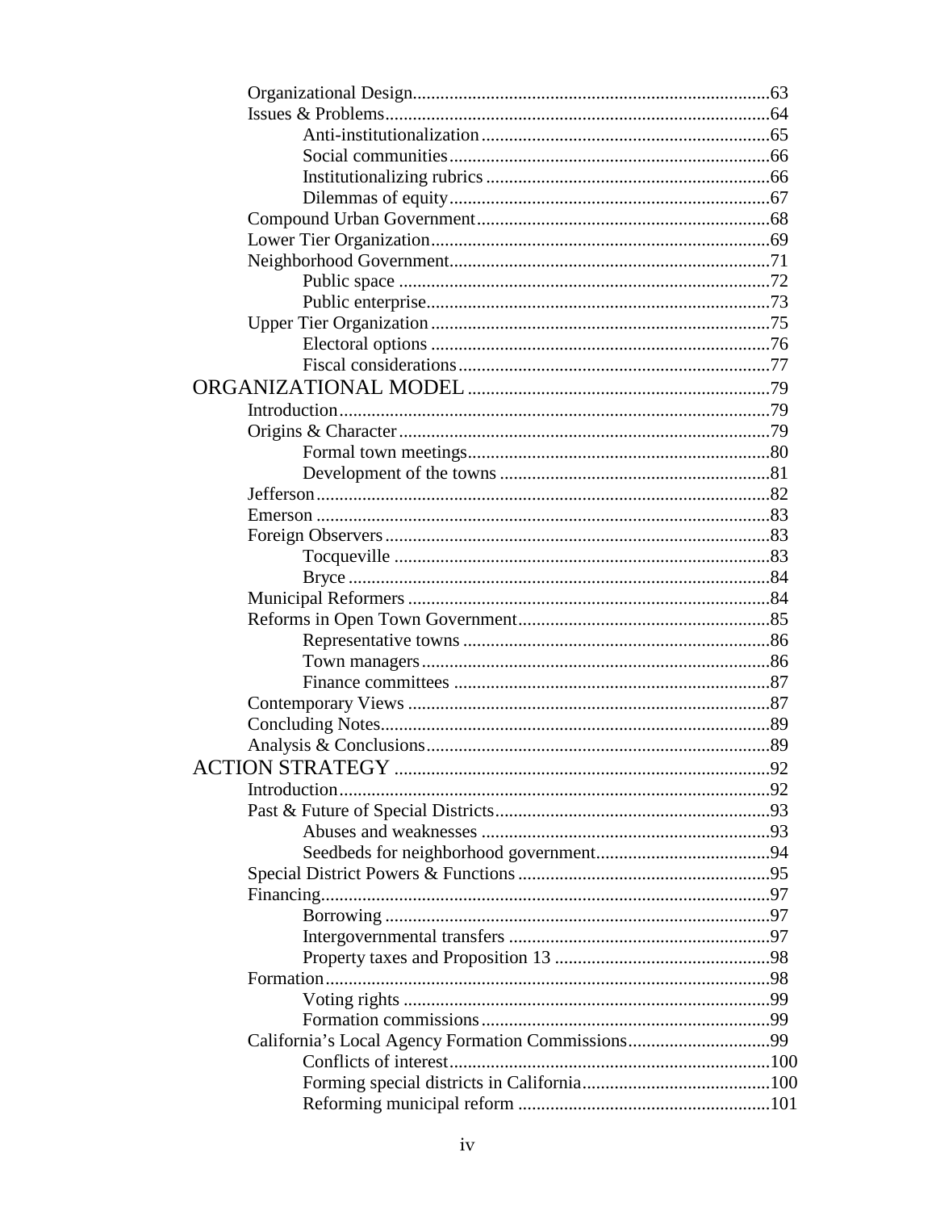Organizational Design.....63
Issues & Problems.....64
 Anti-institutionalization.....65
 Social communities.....66
 Institutionalizing rubrics.....66
 Dilemmas of equity.....67
Compound Urban Government.....68
Lower Tier Organization.....69
Neighborhood Government.....71
 Public space.....72
 Public enterprise.....73
Upper Tier Organization.....75
 Electoral options.....76
 Fiscal considerations.....77

ORGANIZATIONAL MODEL.....79
Introduction.....79
Origins & Character.....79
 Formal town meetings.....80
 Development of the towns.....81
Jefferson.....82
Emerson.....83
Foreign Observers.....83
 Tocqueville.....83
 Bryce.....84
Municipal Reformers.....84
Reforms in Open Town Government.....85
 Representative towns.....86
 Town managers.....86
 Finance committees.....87
Contemporary Views.....87
Concluding Notes.....89
Analysis & Conclusions.....89

ACTION STRATEGY.....92
Introduction.....92
Past & Future of Special Districts.....93
 Abuses and weaknesses.....93
 Seedbeds for neighborhood government.....94
Special District Powers & Functions.....95
Financing.....97
 Borrowing.....97
 Intergovernmental transfers.....97
 Property taxes and Proposition 13.....98
Formation.....98
 Voting rights.....99
 Formation commissions.....99
California's Local Agency Formation Commissions.....99
 Conflicts of interest.....100
 Forming special districts in California.....100
 Reforming municipal reform.....101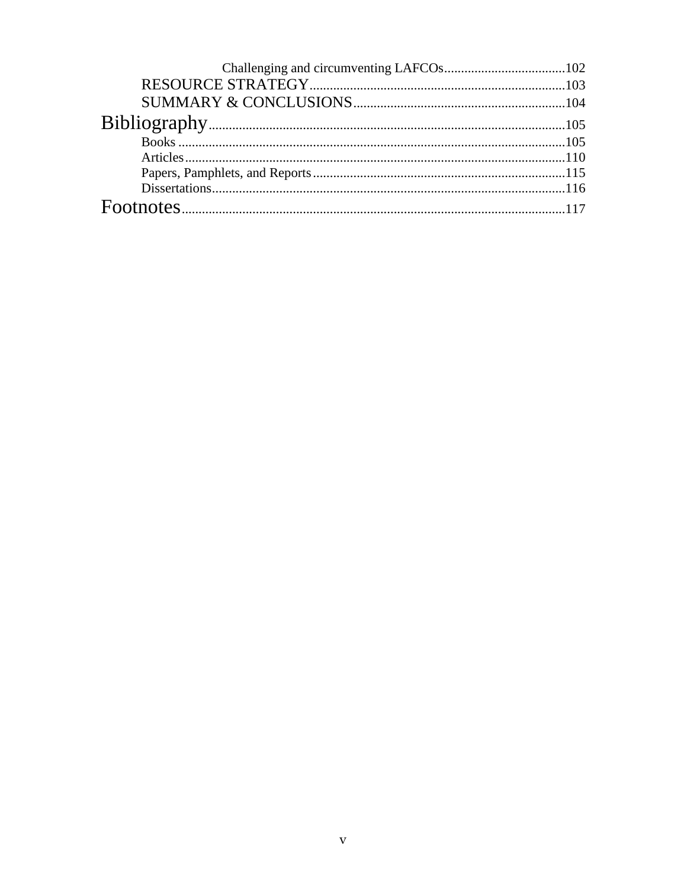Challenging and circumventing LAFCOs....................................102

RESOURCE STRATEGY...........................................................................103

SUMMARY & CONCLUSIONS..............................................................104

Bibliography.........................................................................................................105

Books ..................................................................................................................105

Articles................................................................................................................110

Papers, Pamphlets, and Reports..........................................................................115

Dissertations........................................................................................................116

Footnotes.................................................................................................................117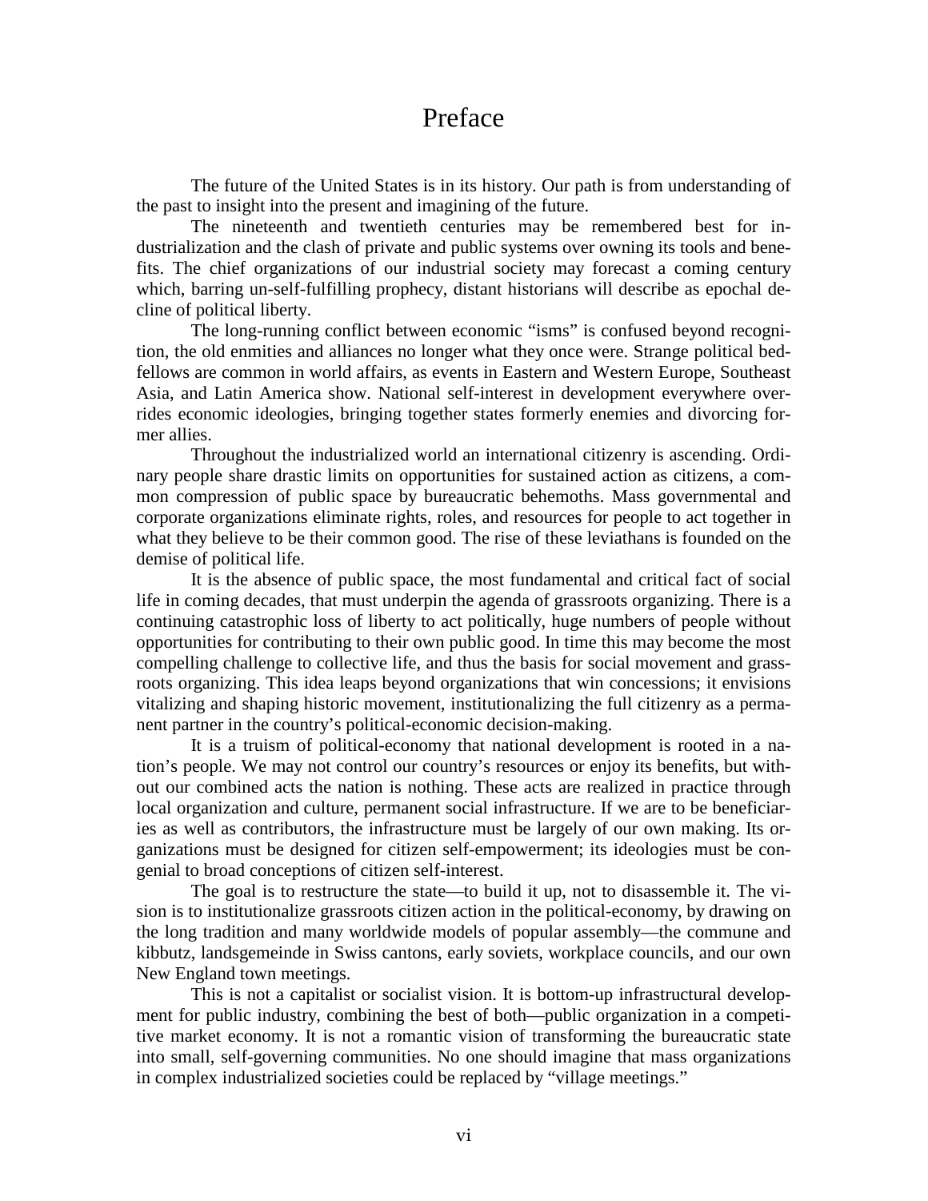# Preface

The future of the United States is in its history. Our path is from understanding of the past to insight into the present and imagining of the future.

The nineteenth and twentieth centuries may be remembered best for industrialization and the clash of private and public systems over owning its tools and benefits. The chief organizations of our industrial society may forecast a coming century which, barring un-self-fulfilling prophecy, distant historians will describe as epochal decline of political liberty.

The long-running conflict between economic "isms" is confused beyond recognition, the old enmities and alliances no longer what they once were. Strange political bedfellows are common in world affairs, as events in Eastern and Western Europe, Southeast Asia, and Latin America show. National self-interest in development everywhere overrides economic ideologies, bringing together states formerly enemies and divorcing former allies.

Throughout the industrialized world an international citizenry is ascending. Ordinary people share drastic limits on opportunities for sustained action as citizens, a common compression of public space by bureaucratic behemoths. Mass governmental and corporate organizations eliminate rights, roles, and resources for people to act together in what they believe to be their common good. The rise of these leviathans is founded on the demise of political life.

It is the absence of public space, the most fundamental and critical fact of social life in coming decades, that must underpin the agenda of grassroots organizing. There is a continuing catastrophic loss of liberty to act politically, huge numbers of people without opportunities for contributing to their own public good. In time this may become the most compelling challenge to collective life, and thus the basis for social movement and grassroots organizing. This idea leaps beyond organizations that win concessions; it envisions vitalizing and shaping historic movement, institutionalizing the full citizenry as a permanent partner in the country's political-economic decision-making.

It is a truism of political-economy that national development is rooted in a nation's people. We may not control our country's resources or enjoy its benefits, but without our combined acts the nation is nothing. These acts are realized in practice through local organization and culture, permanent social infrastructure. If we are to be beneficiaries as well as contributors, the infrastructure must be largely of our own making. Its organizations must be designed for citizen self-empowerment; its ideologies must be congenial to broad conceptions of citizen self-interest.

The goal is to restructure the state—to build it up, not to disassemble it. The vision is to institutionalize grassroots citizen action in the political-economy, by drawing on the long tradition and many worldwide models of popular assembly—the commune and kibbutz, landsgemeinde in Swiss cantons, early soviets, workplace councils, and our own New England town meetings.

This is not a capitalist or socialist vision. It is bottom-up infrastructural development for public industry, combining the best of both—public organization in a competitive market economy. It is not a romantic vision of transforming the bureaucratic state into small, self-governing communities. No one should imagine that mass organizations in complex industrialized societies could be replaced by "village meetings."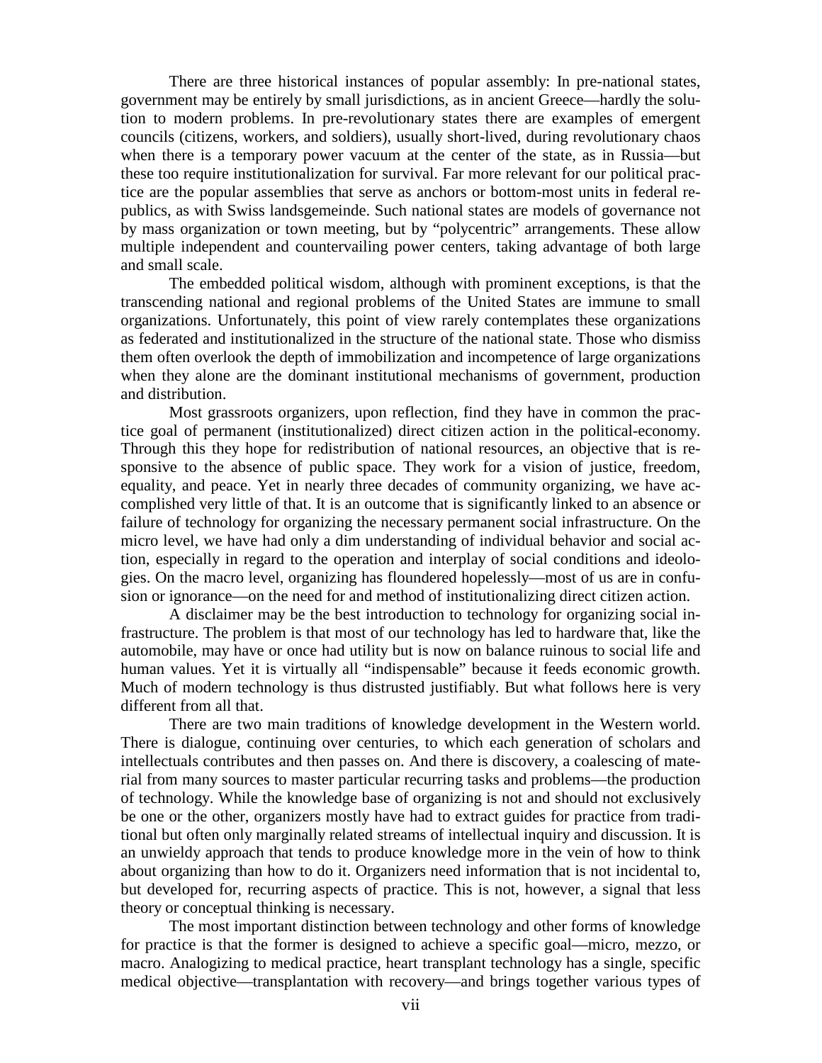There are three historical instances of popular assembly: In pre-national states, government may be entirely by small jurisdictions, as in ancient Greece—hardly the solution to modern problems. In pre-revolutionary states there are examples of emergent councils (citizens, workers, and soldiers), usually short-lived, during revolutionary chaos when there is a temporary power vacuum at the center of the state, as in Russia—but these too require institutionalization for survival. Far more relevant for our political practice are the popular assemblies that serve as anchors or bottom-most units in federal republics, as with Swiss landsgemeinde. Such national states are models of governance not by mass organization or town meeting, but by "polycentric" arrangements. These allow multiple independent and countervailing power centers, taking advantage of both large and small scale.

The embedded political wisdom, although with prominent exceptions, is that the transcending national and regional problems of the United States are immune to small organizations. Unfortunately, this point of view rarely contemplates these organizations as federated and institutionalized in the structure of the national state. Those who dismiss them often overlook the depth of immobilization and incompetence of large organizations when they alone are the dominant institutional mechanisms of government, production and distribution.

Most grassroots organizers, upon reflection, find they have in common the practice goal of permanent (institutionalized) direct citizen action in the political-economy. Through this they hope for redistribution of national resources, an objective that is responsive to the absence of public space. They work for a vision of justice, freedom, equality, and peace. Yet in nearly three decades of community organizing, we have accomplished very little of that. It is an outcome that is significantly linked to an absence or failure of technology for organizing the necessary permanent social infrastructure. On the micro level, we have had only a dim understanding of individual behavior and social action, especially in regard to the operation and interplay of social conditions and ideologies. On the macro level, organizing has floundered hopelessly—most of us are in confusion or ignorance—on the need for and method of institutionalizing direct citizen action.

A disclaimer may be the best introduction to technology for organizing social infrastructure. The problem is that most of our technology has led to hardware that, like the automobile, may have or once had utility but is now on balance ruinous to social life and human values. Yet it is virtually all "indispensable" because it feeds economic growth. Much of modern technology is thus distrusted justifiably. But what follows here is very different from all that.

There are two main traditions of knowledge development in the Western world. There is dialogue, continuing over centuries, to which each generation of scholars and intellectuals contributes and then passes on. And there is discovery, a coalescing of material from many sources to master particular recurring tasks and problems—the production of technology. While the knowledge base of organizing is not and should not exclusively be one or the other, organizers mostly have had to extract guides for practice from traditional but often only marginally related streams of intellectual inquiry and discussion. It is an unwieldy approach that tends to produce knowledge more in the vein of how to think about organizing than how to do it. Organizers need information that is not incidental to, but developed for, recurring aspects of practice. This is not, however, a signal that less theory or conceptual thinking is necessary.

The most important distinction between technology and other forms of knowledge for practice is that the former is designed to achieve a specific goal—micro, mezzo, or macro. Analogizing to medical practice, heart transplant technology has a single, specific medical objective—transplantation with recovery—and brings together various types of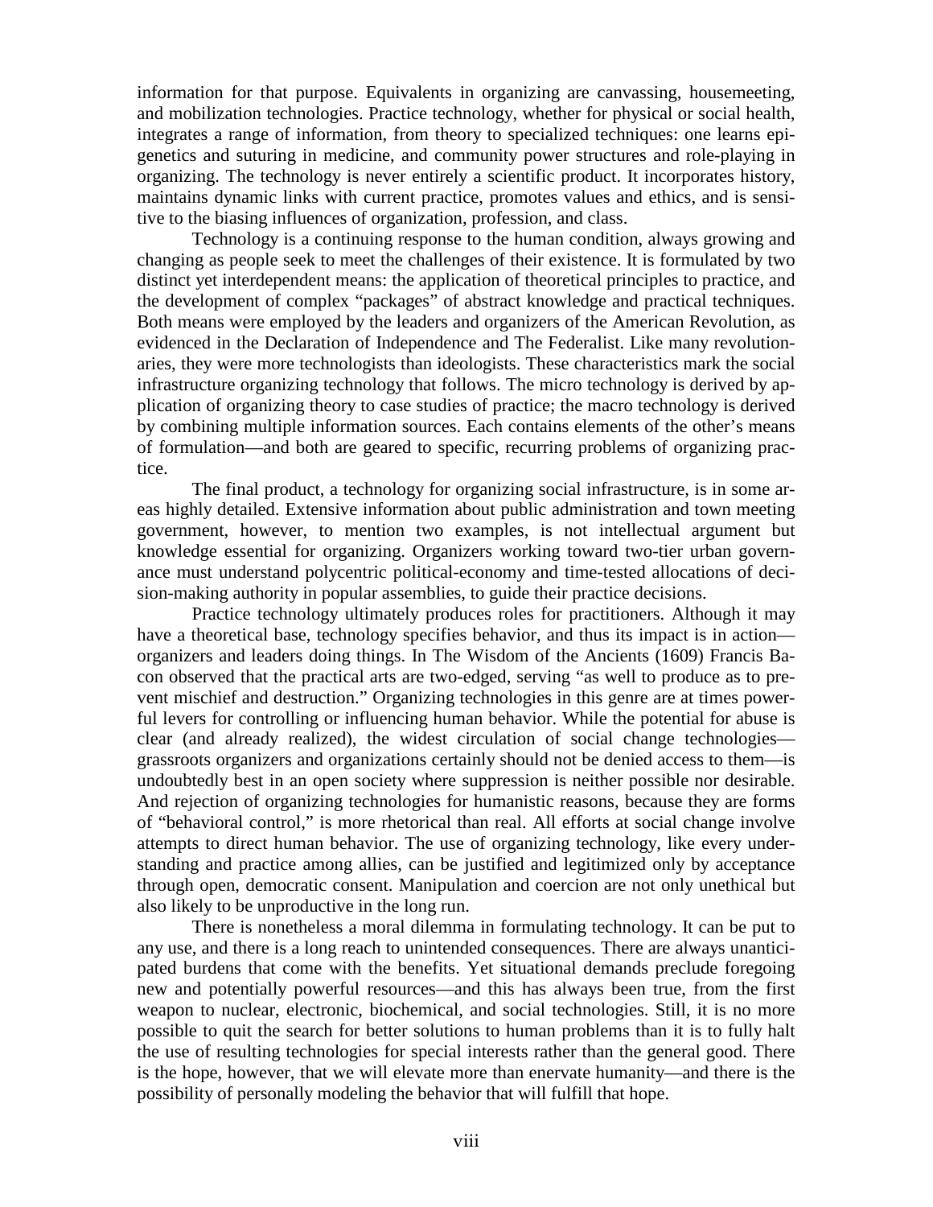information for that purpose. Equivalents in organizing are canvassing, housemeeting, and mobilization technologies. Practice technology, whether for physical or social health, integrates a range of information, from theory to specialized techniques: one learns epigenetics and suturing in medicine, and community power structures and role-playing in organizing. The technology is never entirely a scientific product. It incorporates history, maintains dynamic links with current practice, promotes values and ethics, and is sensitive to the biasing influences of organization, profession, and class.

Technology is a continuing response to the human condition, always growing and changing as people seek to meet the challenges of their existence. It is formulated by two distinct yet interdependent means: the application of theoretical principles to practice, and the development of complex "packages" of abstract knowledge and practical techniques. Both means were employed by the leaders and organizers of the American Revolution, as evidenced in the Declaration of Independence and The Federalist. Like many revolutionaries, they were more technologists than ideologists. These characteristics mark the social infrastructure organizing technology that follows. The micro technology is derived by application of organizing theory to case studies of practice; the macro technology is derived by combining multiple information sources. Each contains elements of the other's means of formulation—and both are geared to specific, recurring problems of organizing practice.

The final product, a technology for organizing social infrastructure, is in some areas highly detailed. Extensive information about public administration and town meeting government, however, to mention two examples, is not intellectual argument but knowledge essential for organizing. Organizers working toward two-tier urban governance must understand polycentric political-economy and time-tested allocations of decision-making authority in popular assemblies, to guide their practice decisions.

Practice technology ultimately produces roles for practitioners. Although it may have a theoretical base, technology specifies behavior, and thus its impact is in action—organizers and leaders doing things. In The Wisdom of the Ancients (1609) Francis Bacon observed that the practical arts are two-edged, serving "as well to produce as to prevent mischief and destruction." Organizing technologies in this genre are at times powerful levers for controlling or influencing human behavior. While the potential for abuse is clear (and already realized), the widest circulation of social change technologies—grassroots organizers and organizations certainly should not be denied access to them—is undoubtedly best in an open society where suppression is neither possible nor desirable. And rejection of organizing technologies for humanistic reasons, because they are forms of "behavioral control," is more rhetorical than real. All efforts at social change involve attempts to direct human behavior. The use of organizing technology, like every understanding and practice among allies, can be justified and legitimized only by acceptance through open, democratic consent. Manipulation and coercion are not only unethical but also likely to be unproductive in the long run.

There is nonetheless a moral dilemma in formulating technology. It can be put to any use, and there is a long reach to unintended consequences. There are always unanticipated burdens that come with the benefits. Yet situational demands preclude foregoing new and potentially powerful resources—and this has always been true, from the first weapon to nuclear, electronic, biochemical, and social technologies. Still, it is no more possible to quit the search for better solutions to human problems than it is to fully halt the use of resulting technologies for special interests rather than the general good. There is the hope, however, that we will elevate more than enervate humanity—and there is the possibility of personally modeling the behavior that will fulfill that hope.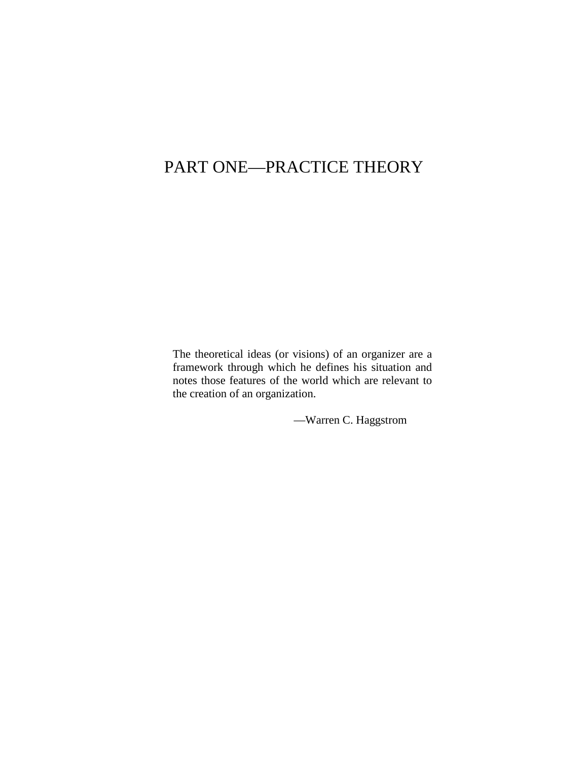# PART ONE—PRACTICE THEORY

> The theoretical ideas (or visions) of an organizer are a framework through which he defines his situation and notes those features of the world which are relevant to the creation of an organization.
>
> —Warren C. Haggstrom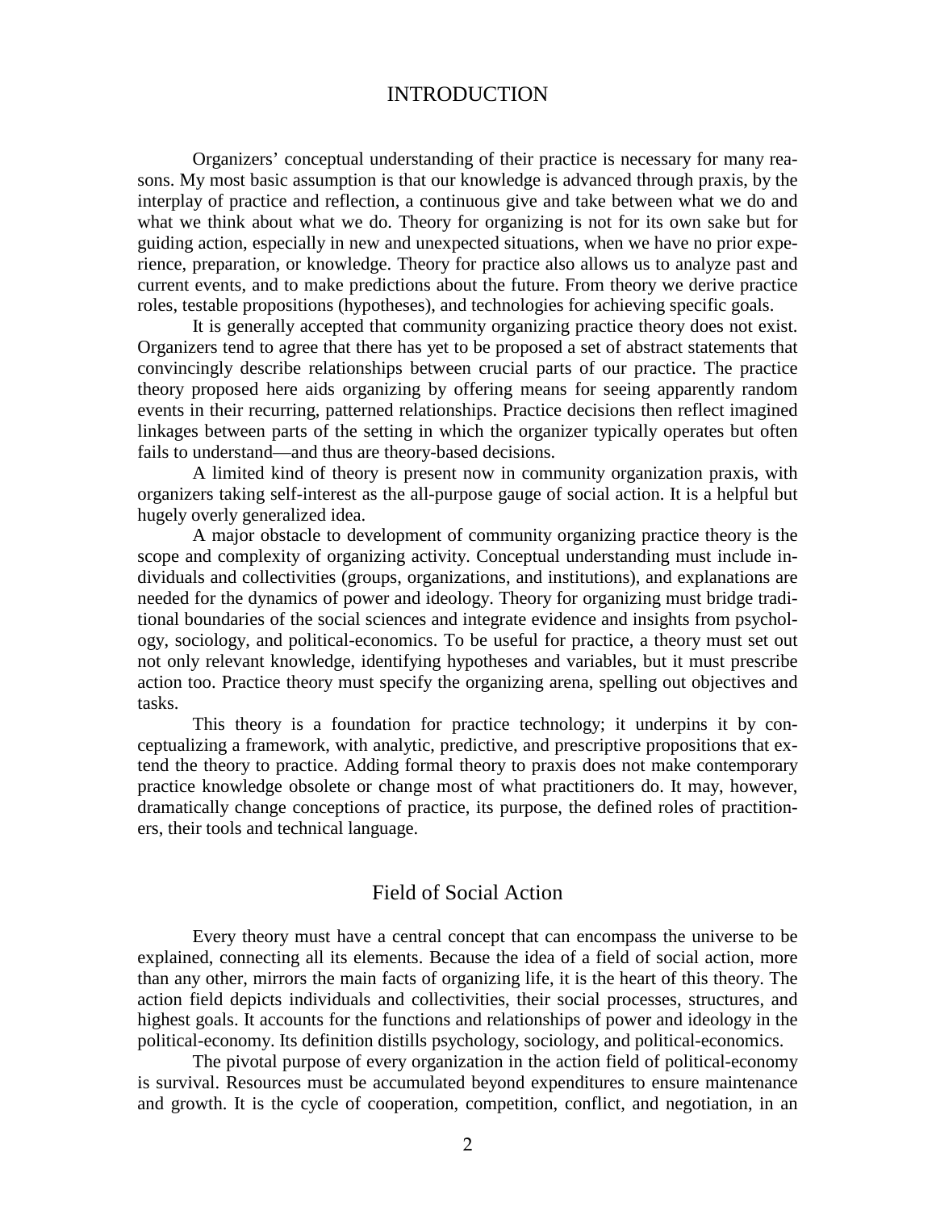# INTRODUCTION

Organizers' conceptual understanding of their practice is necessary for many reasons. My most basic assumption is that our knowledge is advanced through praxis, by the interplay of practice and reflection, a continuous give and take between what we do and what we think about what we do. Theory for organizing is not for its own sake but for guiding action, especially in new and unexpected situations, when we have no prior experience, preparation, or knowledge. Theory for practice also allows us to analyze past and current events, and to make predictions about the future. From theory we derive practice roles, testable propositions (hypotheses), and technologies for achieving specific goals.

It is generally accepted that community organizing practice theory does not exist. Organizers tend to agree that there has yet to be proposed a set of abstract statements that convincingly describe relationships between crucial parts of our practice. The practice theory proposed here aids organizing by offering means for seeing apparently random events in their recurring, patterned relationships. Practice decisions then reflect imagined linkages between parts of the setting in which the organizer typically operates but often fails to understand—and thus are theory-based decisions.

A limited kind of theory is present now in community organization praxis, with organizers taking self-interest as the all-purpose gauge of social action. It is a helpful but hugely overly generalized idea.

A major obstacle to development of community organizing practice theory is the scope and complexity of organizing activity. Conceptual understanding must include individuals and collectivities (groups, organizations, and institutions), and explanations are needed for the dynamics of power and ideology. Theory for organizing must bridge traditional boundaries of the social sciences and integrate evidence and insights from psychology, sociology, and political-economics. To be useful for practice, a theory must set out not only relevant knowledge, identifying hypotheses and variables, but it must prescribe action too. Practice theory must specify the organizing arena, spelling out objectives and tasks.

This theory is a foundation for practice technology; it underpins it by conceptualizing a framework, with analytic, predictive, and prescriptive propositions that extend the theory to practice. Adding formal theory to praxis does not make contemporary practice knowledge obsolete or change most of what practitioners do. It may, however, dramatically change conceptions of practice, its purpose, the defined roles of practitioners, their tools and technical language.

## Field of Social Action

Every theory must have a central concept that can encompass the universe to be explained, connecting all its elements. Because the idea of a field of social action, more than any other, mirrors the main facts of organizing life, it is the heart of this theory. The action field depicts individuals and collectivities, their social processes, structures, and highest goals. It accounts for the functions and relationships of power and ideology in the political-economy. Its definition distills psychology, sociology, and political-economics.

The pivotal purpose of every organization in the action field of political-economy is survival. Resources must be accumulated beyond expenditures to ensure maintenance and growth. It is the cycle of cooperation, competition, conflict, and negotiation, in an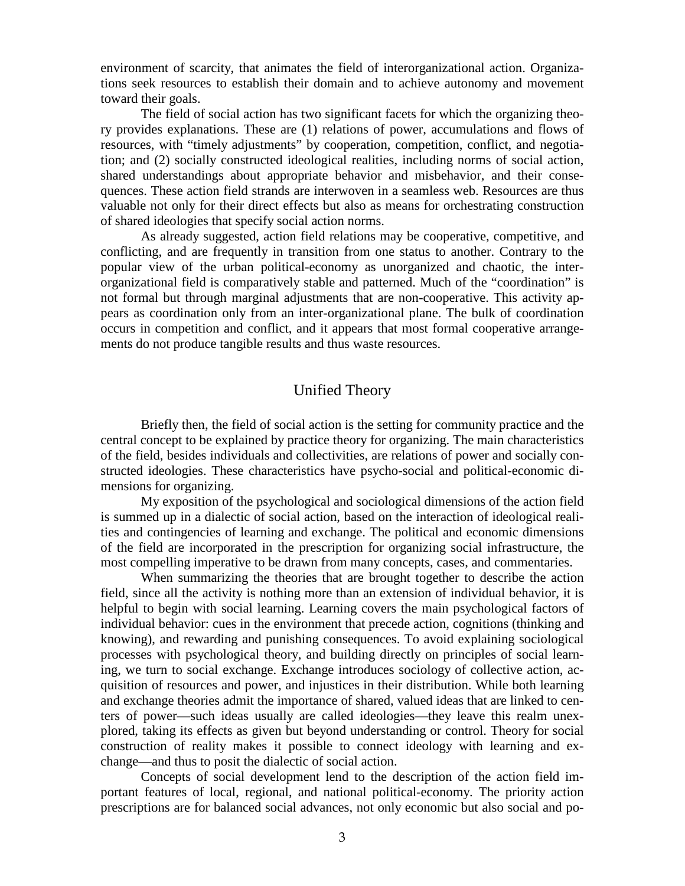environment of scarcity, that animates the field of interorganizational action. Organizations seek resources to establish their domain and to achieve autonomy and movement toward their goals.

The field of social action has two significant facets for which the organizing theory provides explanations. These are (1) relations of power, accumulations and flows of resources, with "timely adjustments" by cooperation, competition, conflict, and negotiation; and (2) socially constructed ideological realities, including norms of social action, shared understandings about appropriate behavior and misbehavior, and their consequences. These action field strands are interwoven in a seamless web. Resources are thus valuable not only for their direct effects but also as means for orchestrating construction of shared ideologies that specify social action norms.

As already suggested, action field relations may be cooperative, competitive, and conflicting, and are frequently in transition from one status to another. Contrary to the popular view of the urban political-economy as unorganized and chaotic, the inter-organizational field is comparatively stable and patterned. Much of the "coordination" is not formal but through marginal adjustments that are non-cooperative. This activity appears as coordination only from an inter-organizational plane. The bulk of coordination occurs in competition and conflict, and it appears that most formal cooperative arrangements do not produce tangible results and thus waste resources.

## Unified Theory

Briefly then, the field of social action is the setting for community practice and the central concept to be explained by practice theory for organizing. The main characteristics of the field, besides individuals and collectivities, are relations of power and socially constructed ideologies. These characteristics have psycho-social and political-economic dimensions for organizing.

My exposition of the psychological and sociological dimensions of the action field is summed up in a dialectic of social action, based on the interaction of ideological realities and contingencies of learning and exchange. The political and economic dimensions of the field are incorporated in the prescription for organizing social infrastructure, the most compelling imperative to be drawn from many concepts, cases, and commentaries.

When summarizing the theories that are brought together to describe the action field, since all the activity is nothing more than an extension of individual behavior, it is helpful to begin with social learning. Learning covers the main psychological factors of individual behavior: cues in the environment that precede action, cognitions (thinking and knowing), and rewarding and punishing consequences. To avoid explaining sociological processes with psychological theory, and building directly on principles of social learning, we turn to social exchange. Exchange introduces sociology of collective action, acquisition of resources and power, and injustices in their distribution. While both learning and exchange theories admit the importance of shared, valued ideas that are linked to centers of power—such ideas usually are called ideologies—they leave this realm unexplored, taking its effects as given but beyond understanding or control. Theory for social construction of reality makes it possible to connect ideology with learning and exchange—and thus to posit the dialectic of social action.

Concepts of social development lend to the description of the action field important features of local, regional, and national political-economy. The priority action prescriptions are for balanced social advances, not only economic but also social and po-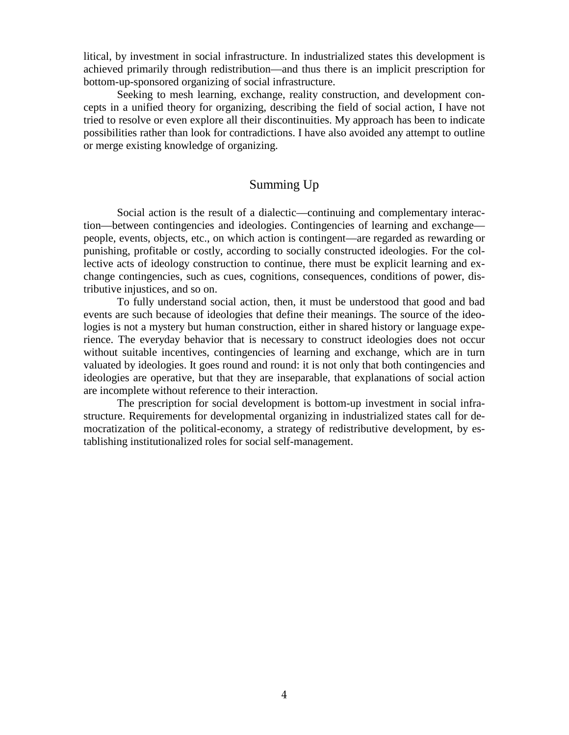litical, by investment in social infrastructure. In industrialized states this development is achieved primarily through redistribution—and thus there is an implicit prescription for bottom-up-sponsored organizing of social infrastructure.

Seeking to mesh learning, exchange, reality construction, and development concepts in a unified theory for organizing, describing the field of social action, I have not tried to resolve or even explore all their discontinuities. My approach has been to indicate possibilities rather than look for contradictions. I have also avoided any attempt to outline or merge existing knowledge of organizing.

## Summing Up

Social action is the result of a dialectic—continuing and complementary interaction—between contingencies and ideologies. Contingencies of learning and exchange—people, events, objects, etc., on which action is contingent—are regarded as rewarding or punishing, profitable or costly, according to socially constructed ideologies. For the collective acts of ideology construction to continue, there must be explicit learning and exchange contingencies, such as cues, cognitions, consequences, conditions of power, distributive injustices, and so on.

To fully understand social action, then, it must be understood that good and bad events are such because of ideologies that define their meanings. The source of the ideologies is not a mystery but human construction, either in shared history or language experience. The everyday behavior that is necessary to construct ideologies does not occur without suitable incentives, contingencies of learning and exchange, which are in turn valuated by ideologies. It goes round and round: it is not only that both contingencies and ideologies are operative, but that they are inseparable, that explanations of social action are incomplete without reference to their interaction.

The prescription for social development is bottom-up investment in social infrastructure. Requirements for developmental organizing in industrialized states call for democratization of the political-economy, a strategy of redistributive development, by establishing institutionalized roles for social self-management.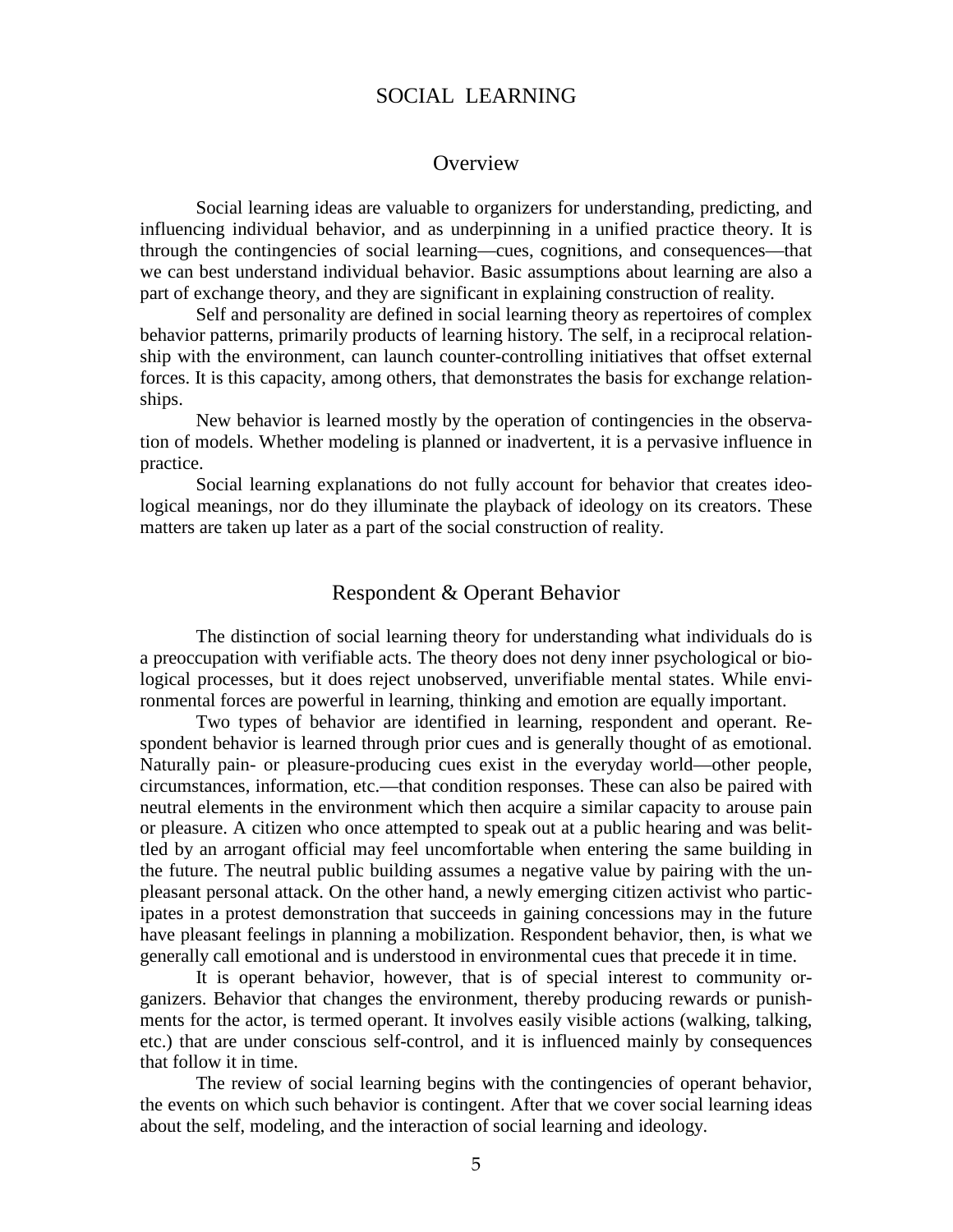# SOCIAL LEARNING

## Overview

Social learning ideas are valuable to organizers for understanding, predicting, and influencing individual behavior, and as underpinning in a unified practice theory. It is through the contingencies of social learning—cues, cognitions, and consequences—that we can best understand individual behavior. Basic assumptions about learning are also a part of exchange theory, and they are significant in explaining construction of reality.

Self and personality are defined in social learning theory as repertoires of complex behavior patterns, primarily products of learning history. The self, in a reciprocal relationship with the environment, can launch counter-controlling initiatives that offset external forces. It is this capacity, among others, that demonstrates the basis for exchange relationships.

New behavior is learned mostly by the operation of contingencies in the observation of models. Whether modeling is planned or inadvertent, it is a pervasive influence in practice.

Social learning explanations do not fully account for behavior that creates ideological meanings, nor do they illuminate the playback of ideology on its creators. These matters are taken up later as a part of the social construction of reality.

## Respondent & Operant Behavior

The distinction of social learning theory for understanding what individuals do is a preoccupation with verifiable acts. The theory does not deny inner psychological or biological processes, but it does reject unobserved, unverifiable mental states. While environmental forces are powerful in learning, thinking and emotion are equally important.

Two types of behavior are identified in learning, respondent and operant. Respondent behavior is learned through prior cues and is generally thought of as emotional. Naturally pain- or pleasure-producing cues exist in the everyday world—other people, circumstances, information, etc.—that condition responses. These can also be paired with neutral elements in the environment which then acquire a similar capacity to arouse pain or pleasure. A citizen who once attempted to speak out at a public hearing and was belittled by an arrogant official may feel uncomfortable when entering the same building in the future. The neutral public building assumes a negative value by pairing with the unpleasant personal attack. On the other hand, a newly emerging citizen activist who participates in a protest demonstration that succeeds in gaining concessions may in the future have pleasant feelings in planning a mobilization. Respondent behavior, then, is what we generally call emotional and is understood in environmental cues that precede it in time.

It is operant behavior, however, that is of special interest to community organizers. Behavior that changes the environment, thereby producing rewards or punishments for the actor, is termed operant. It involves easily visible actions (walking, talking, etc.) that are under conscious self-control, and it is influenced mainly by consequences that follow it in time.

The review of social learning begins with the contingencies of operant behavior, the events on which such behavior is contingent. After that we cover social learning ideas about the self, modeling, and the interaction of social learning and ideology.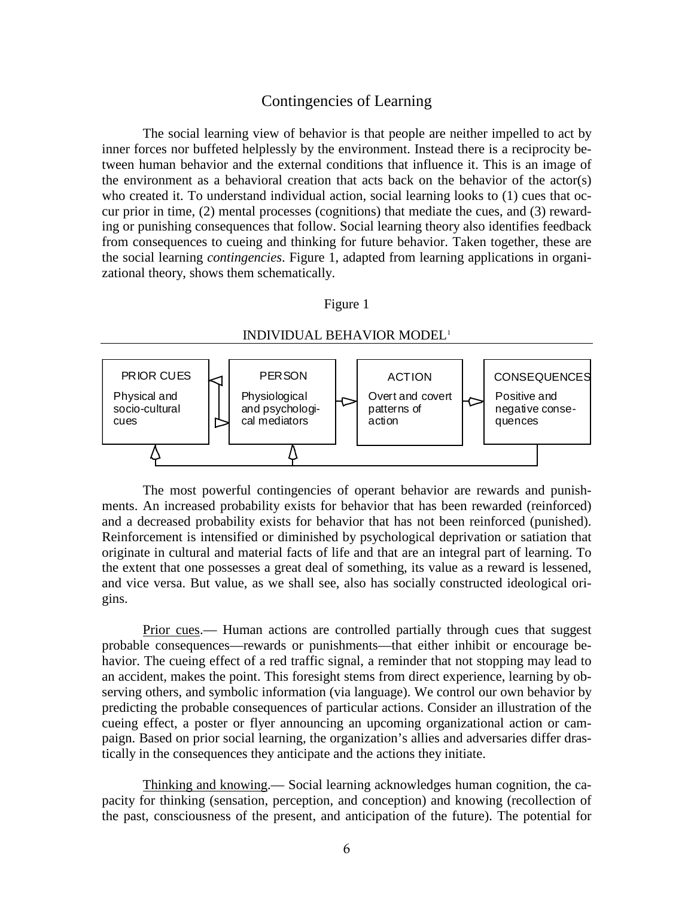## Contingencies of Learning

The social learning view of behavior is that people are neither impelled to act by inner forces nor buffeted helplessly by the environment. Instead there is a reciprocity between human behavior and the external conditions that influence it. This is an image of the environment as a behavioral creation that acts back on the behavior of the actor(s) who created it. To understand individual action, social learning looks to (1) cues that occur prior in time, (2) mental processes (cognitions) that mediate the cues, and (3) rewarding or punishing consequences that follow. Social learning theory also identifies feedback from consequences to cueing and thinking for future behavior. Taken together, these are the social learning *contingencies*. Figure 1, adapted from learning applications in organizational theory, shows them schematically.

Figure 1

INDIVIDUAL BEHAVIOR MODEL[1]

| PRIOR CUES | PERSON | ACTION | CONSEQUENCES |
| --- | --- | --- | --- |
| Physical and socio-cultural cues | Physiological and psychological mediators | Overt and covert patterns of action | Positive and negative consequences |

The most powerful contingencies of operant behavior are rewards and punishments. An increased probability exists for behavior that has been rewarded (reinforced) and a decreased probability exists for behavior that has not been reinforced (punished). Reinforcement is intensified or diminished by psychological deprivation or satiation that originate in cultural and material facts of life and that are an integral part of learning. To the extent that one possesses a great deal of something, its value as a reward is lessened, and vice versa. But value, as we shall see, also has socially constructed ideological origins.

Prior cues.— Human actions are controlled partially through cues that suggest probable consequences—rewards or punishments—that either inhibit or encourage behavior. The cueing effect of a red traffic signal, a reminder that not stopping may lead to an accident, makes the point. This foresight stems from direct experience, learning by observing others, and symbolic information (via language). We control our own behavior by predicting the probable consequences of particular actions. Consider an illustration of the cueing effect, a poster or flyer announcing an upcoming organizational action or campaign. Based on prior social learning, the organization's allies and adversaries differ drastically in the consequences they anticipate and the actions they initiate.

Thinking and knowing.— Social learning acknowledges human cognition, the capacity for thinking (sensation, perception, and conception) and knowing (recollection of the past, consciousness of the present, and anticipation of the future). The potential for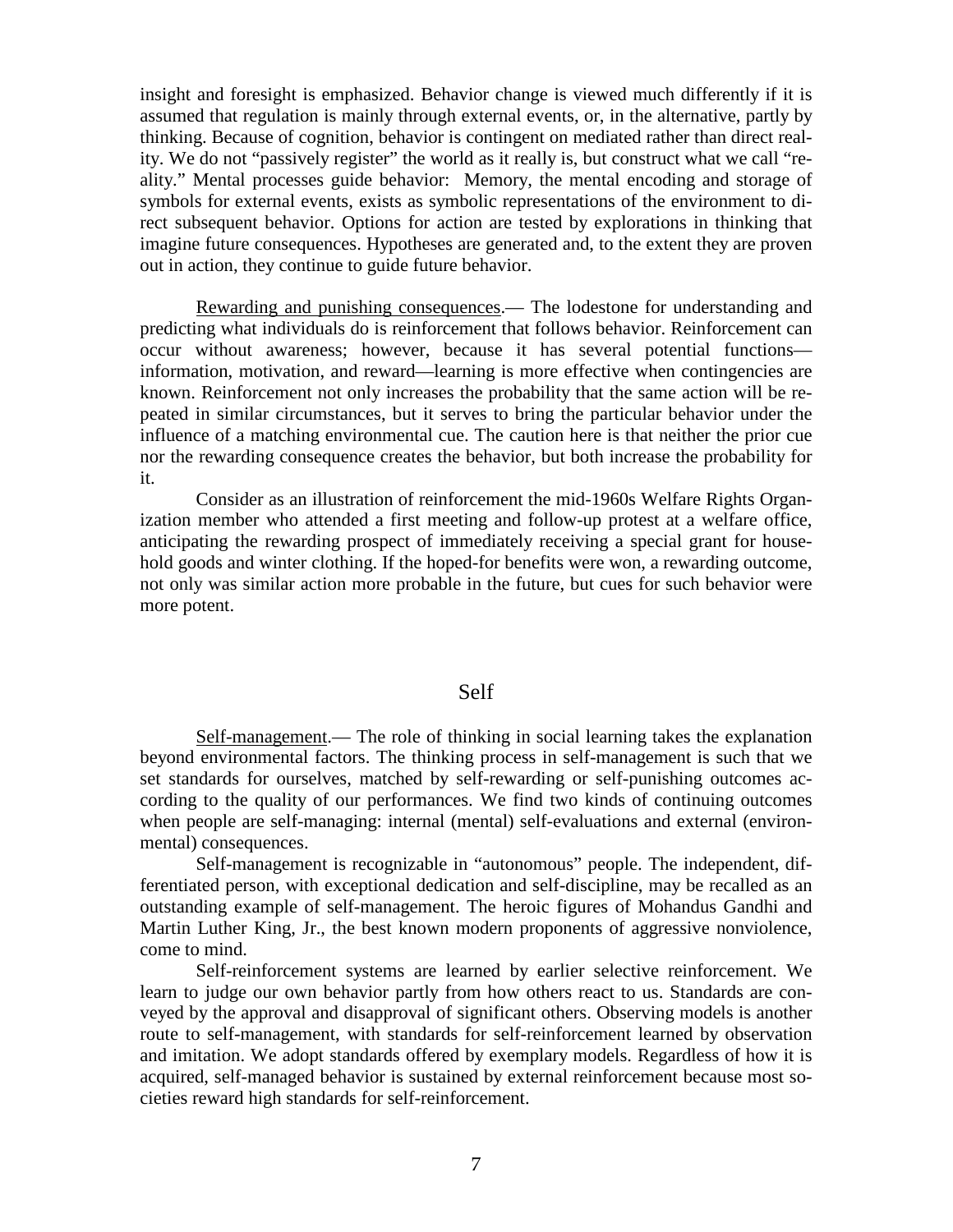insight and foresight is emphasized. Behavior change is viewed much differently if it is assumed that regulation is mainly through external events, or, in the alternative, partly by thinking. Because of cognition, behavior is contingent on mediated rather than direct reality. We do not "passively register" the world as it really is, but construct what we call "reality." Mental processes guide behavior: Memory, the mental encoding and storage of symbols for external events, exists as symbolic representations of the environment to direct subsequent behavior. Options for action are tested by explorations in thinking that imagine future consequences. Hypotheses are generated and, to the extent they are proven out in action, they continue to guide future behavior.

Rewarding and punishing consequences.— The lodestone for understanding and predicting what individuals do is reinforcement that follows behavior. Reinforcement can occur without awareness; however, because it has several potential functions—information, motivation, and reward—learning is more effective when contingencies are known. Reinforcement not only increases the probability that the same action will be repeated in similar circumstances, but it serves to bring the particular behavior under the influence of a matching environmental cue. The caution here is that neither the prior cue nor the rewarding consequence creates the behavior, but both increase the probability for it.

Consider as an illustration of reinforcement the mid-1960s Welfare Rights Organization member who attended a first meeting and follow-up protest at a welfare office, anticipating the rewarding prospect of immediately receiving a special grant for household goods and winter clothing. If the hoped-for benefits were won, a rewarding outcome, not only was similar action more probable in the future, but cues for such behavior were more potent.

## Self

Self-management.— The role of thinking in social learning takes the explanation beyond environmental factors. The thinking process in self-management is such that we set standards for ourselves, matched by self-rewarding or self-punishing outcomes according to the quality of our performances. We find two kinds of continuing outcomes when people are self-managing: internal (mental) self-evaluations and external (environmental) consequences.

Self-management is recognizable in "autonomous" people. The independent, differentiated person, with exceptional dedication and self-discipline, may be recalled as an outstanding example of self-management. The heroic figures of Mohandus Gandhi and Martin Luther King, Jr., the best known modern proponents of aggressive nonviolence, come to mind.

Self-reinforcement systems are learned by earlier selective reinforcement. We learn to judge our own behavior partly from how others react to us. Standards are conveyed by the approval and disapproval of significant others. Observing models is another route to self-management, with standards for self-reinforcement learned by observation and imitation. We adopt standards offered by exemplary models. Regardless of how it is acquired, self-managed behavior is sustained by external reinforcement because most societies reward high standards for self-reinforcement.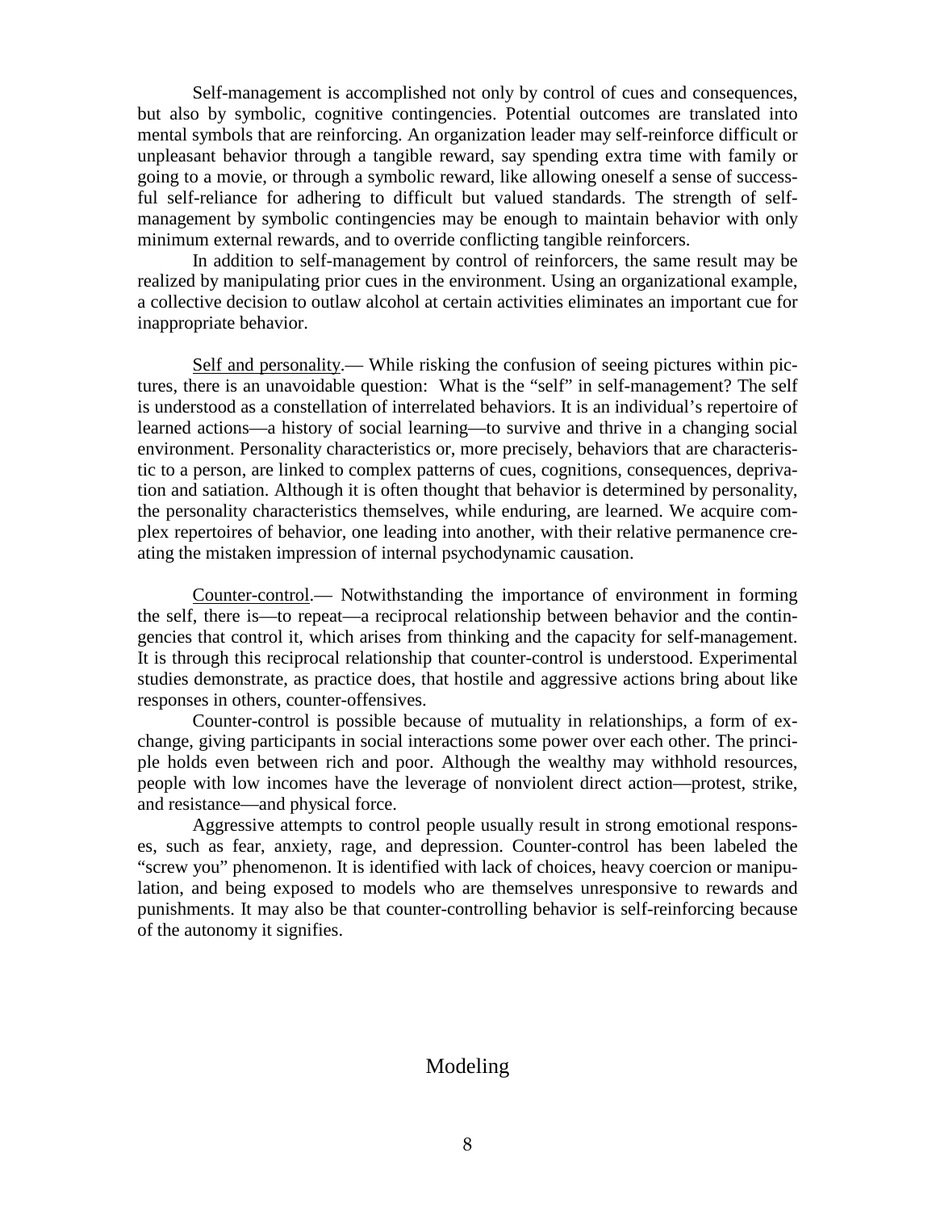Self-management is accomplished not only by control of cues and consequences, but also by symbolic, cognitive contingencies. Potential outcomes are translated into mental symbols that are reinforcing. An organization leader may self-reinforce difficult or unpleasant behavior through a tangible reward, say spending extra time with family or going to a movie, or through a symbolic reward, like allowing oneself a sense of successful self-reliance for adhering to difficult but valued standards. The strength of self-management by symbolic contingencies may be enough to maintain behavior with only minimum external rewards, and to override conflicting tangible reinforcers.

In addition to self-management by control of reinforcers, the same result may be realized by manipulating prior cues in the environment. Using an organizational example, a collective decision to outlaw alcohol at certain activities eliminates an important cue for inappropriate behavior.

<u>Self and personality</u>.— While risking the confusion of seeing pictures within pictures, there is an unavoidable question: What is the "self" in self-management? The self is understood as a constellation of interrelated behaviors. It is an individual's repertoire of learned actions—a history of social learning—to survive and thrive in a changing social environment. Personality characteristics or, more precisely, behaviors that are characteristic to a person, are linked to complex patterns of cues, cognitions, consequences, deprivation and satiation. Although it is often thought that behavior is determined by personality, the personality characteristics themselves, while enduring, are learned. We acquire complex repertoires of behavior, one leading into another, with their relative permanence creating the mistaken impression of internal psychodynamic causation.

<u>Counter-control</u>.— Notwithstanding the importance of environment in forming the self, there is—to repeat—a reciprocal relationship between behavior and the contingencies that control it, which arises from thinking and the capacity for self-management. It is through this reciprocal relationship that counter-control is understood. Experimental studies demonstrate, as practice does, that hostile and aggressive actions bring about like responses in others, counter-offensives.

Counter-control is possible because of mutuality in relationships, a form of exchange, giving participants in social interactions some power over each other. The principle holds even between rich and poor. Although the wealthy may withhold resources, people with low incomes have the leverage of nonviolent direct action—protest, strike, and resistance—and physical force.

Aggressive attempts to control people usually result in strong emotional responses, such as fear, anxiety, rage, and depression. Counter-control has been labeled the "screw you" phenomenon. It is identified with lack of choices, heavy coercion or manipulation, and being exposed to models who are themselves unresponsive to rewards and punishments. It may also be that counter-controlling behavior is self-reinforcing because of the autonomy it signifies.

## Modeling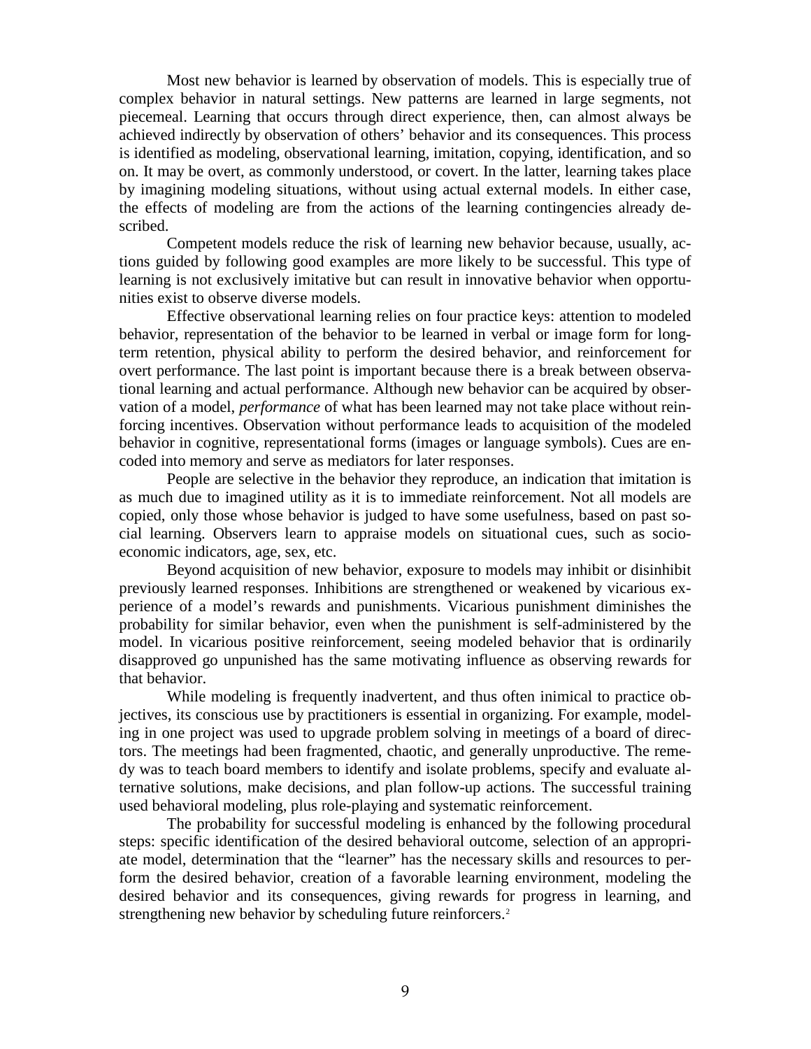Most new behavior is learned by observation of models. This is especially true of complex behavior in natural settings. New patterns are learned in large segments, not piecemeal. Learning that occurs through direct experience, then, can almost always be achieved indirectly by observation of others' behavior and its consequences. This process is identified as modeling, observational learning, imitation, copying, identification, and so on. It may be overt, as commonly understood, or covert. In the latter, learning takes place by imagining modeling situations, without using actual external models. In either case, the effects of modeling are from the actions of the learning contingencies already described.

Competent models reduce the risk of learning new behavior because, usually, actions guided by following good examples are more likely to be successful. This type of learning is not exclusively imitative but can result in innovative behavior when opportunities exist to observe diverse models.

Effective observational learning relies on four practice keys: attention to modeled behavior, representation of the behavior to be learned in verbal or image form for long-term retention, physical ability to perform the desired behavior, and reinforcement for overt performance. The last point is important because there is a break between observational learning and actual performance. Although new behavior can be acquired by observation of a model, *performance* of what has been learned may not take place without reinforcing incentives. Observation without performance leads to acquisition of the modeled behavior in cognitive, representational forms (images or language symbols). Cues are encoded into memory and serve as mediators for later responses.

People are selective in the behavior they reproduce, an indication that imitation is as much due to imagined utility as it is to immediate reinforcement. Not all models are copied, only those whose behavior is judged to have some usefulness, based on past social learning. Observers learn to appraise models on situational cues, such as socioeconomic indicators, age, sex, etc.

Beyond acquisition of new behavior, exposure to models may inhibit or disinhibit previously learned responses. Inhibitions are strengthened or weakened by vicarious experience of a model's rewards and punishments. Vicarious punishment diminishes the probability for similar behavior, even when the punishment is self-administered by the model. In vicarious positive reinforcement, seeing modeled behavior that is ordinarily disapproved go unpunished has the same motivating influence as observing rewards for that behavior.

While modeling is frequently inadvertent, and thus often inimical to practice objectives, its conscious use by practitioners is essential in organizing. For example, modeling in one project was used to upgrade problem solving in meetings of a board of directors. The meetings had been fragmented, chaotic, and generally unproductive. The remedy was to teach board members to identify and isolate problems, specify and evaluate alternative solutions, make decisions, and plan follow-up actions. The successful training used behavioral modeling, plus role-playing and systematic reinforcement.

The probability for successful modeling is enhanced by the following procedural steps: specific identification of the desired behavioral outcome, selection of an appropriate model, determination that the "learner" has the necessary skills and resources to perform the desired behavior, creation of a favorable learning environment, modeling the desired behavior and its consequences, giving rewards for progress in learning, and strengthening new behavior by scheduling future reinforcers.[2]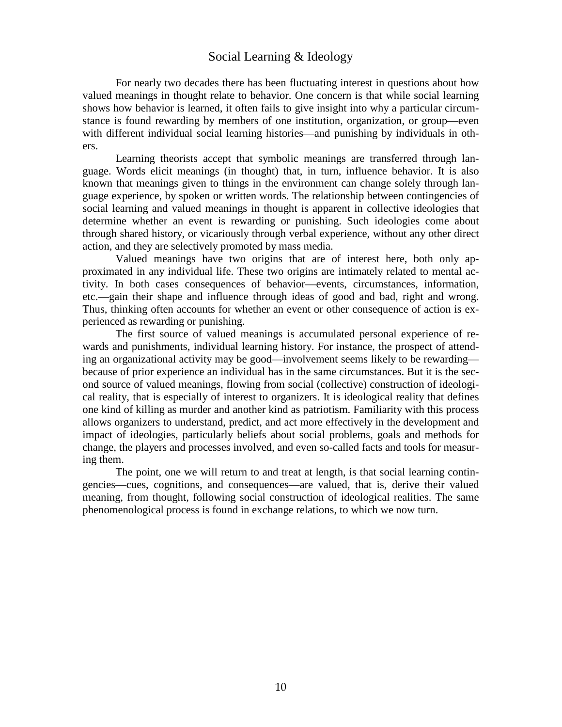## Social Learning & Ideology

For nearly two decades there has been fluctuating interest in questions about how valued meanings in thought relate to behavior. One concern is that while social learning shows how behavior is learned, it often fails to give insight into why a particular circumstance is found rewarding by members of one institution, organization, or group—even with different individual social learning histories—and punishing by individuals in others.

Learning theorists accept that symbolic meanings are transferred through language. Words elicit meanings (in thought) that, in turn, influence behavior. It is also known that meanings given to things in the environment can change solely through language experience, by spoken or written words. The relationship between contingencies of social learning and valued meanings in thought is apparent in collective ideologies that determine whether an event is rewarding or punishing. Such ideologies come about through shared history, or vicariously through verbal experience, without any other direct action, and they are selectively promoted by mass media.

Valued meanings have two origins that are of interest here, both only approximated in any individual life. These two origins are intimately related to mental activity. In both cases consequences of behavior—events, circumstances, information, etc.—gain their shape and influence through ideas of good and bad, right and wrong. Thus, thinking often accounts for whether an event or other consequence of action is experienced as rewarding or punishing.

The first source of valued meanings is accumulated personal experience of rewards and punishments, individual learning history. For instance, the prospect of attending an organizational activity may be good—involvement seems likely to be rewarding—because of prior experience an individual has in the same circumstances. But it is the second source of valued meanings, flowing from social (collective) construction of ideological reality, that is especially of interest to organizers. It is ideological reality that defines one kind of killing as murder and another kind as patriotism. Familiarity with this process allows organizers to understand, predict, and act more effectively in the development and impact of ideologies, particularly beliefs about social problems, goals and methods for change, the players and processes involved, and even so-called facts and tools for measuring them.

The point, one we will return to and treat at length, is that social learning contingencies—cues, cognitions, and consequences—are valued, that is, derive their valued meaning, from thought, following social construction of ideological realities. The same phenomenological process is found in exchange relations, to which we now turn.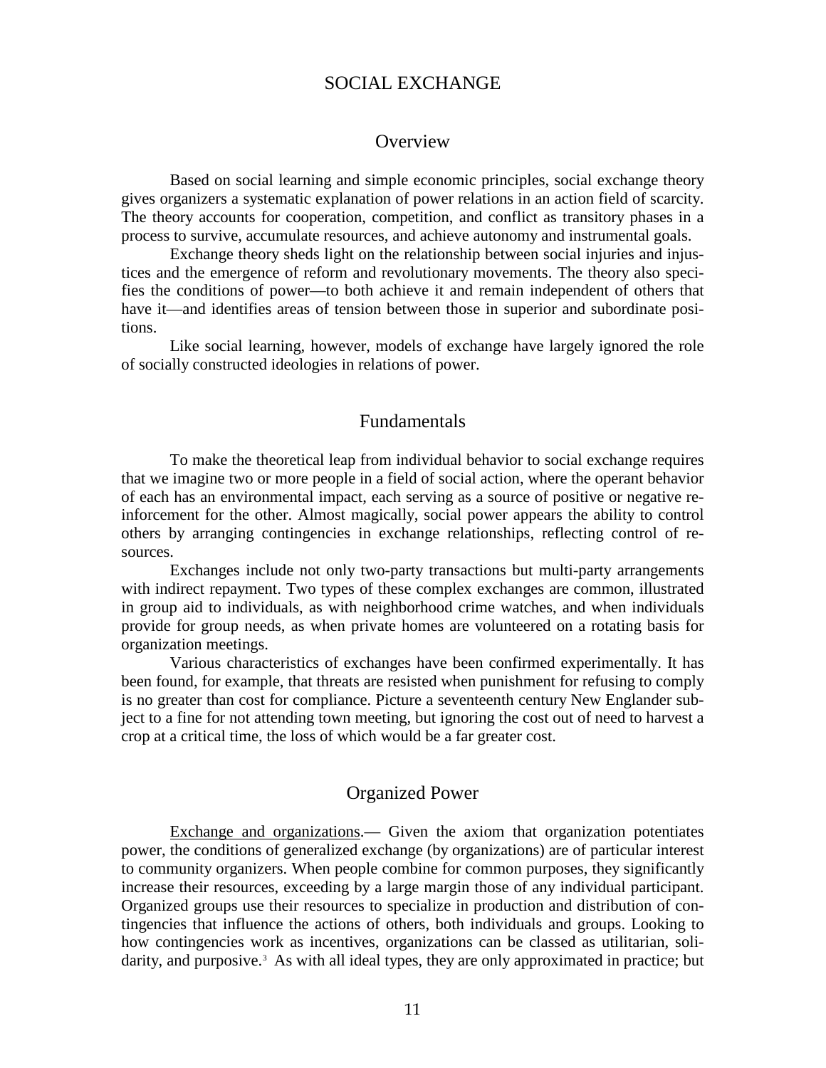# SOCIAL EXCHANGE

## Overview

Based on social learning and simple economic principles, social exchange theory gives organizers a systematic explanation of power relations in an action field of scarcity. The theory accounts for cooperation, competition, and conflict as transitory phases in a process to survive, accumulate resources, and achieve autonomy and instrumental goals.

Exchange theory sheds light on the relationship between social injuries and injustices and the emergence of reform and revolutionary movements. The theory also specifies the conditions of power—to both achieve it and remain independent of others that have it—and identifies areas of tension between those in superior and subordinate positions.

Like social learning, however, models of exchange have largely ignored the role of socially constructed ideologies in relations of power.

## Fundamentals

To make the theoretical leap from individual behavior to social exchange requires that we imagine two or more people in a field of social action, where the operant behavior of each has an environmental impact, each serving as a source of positive or negative reinforcement for the other. Almost magically, social power appears the ability to control others by arranging contingencies in exchange relationships, reflecting control of resources.

Exchanges include not only two-party transactions but multi-party arrangements with indirect repayment. Two types of these complex exchanges are common, illustrated in group aid to individuals, as with neighborhood crime watches, and when individuals provide for group needs, as when private homes are volunteered on a rotating basis for organization meetings.

Various characteristics of exchanges have been confirmed experimentally. It has been found, for example, that threats are resisted when punishment for refusing to comply is no greater than cost for compliance. Picture a seventeenth century New Englander subject to a fine for not attending town meeting, but ignoring the cost out of need to harvest a crop at a critical time, the loss of which would be a far greater cost.

## Organized Power

Exchange and organizations.— Given the axiom that organization potentiates power, the conditions of generalized exchange (by organizations) are of particular interest to community organizers. When people combine for common purposes, they significantly increase their resources, exceeding by a large margin those of any individual participant. Organized groups use their resources to specialize in production and distribution of contingencies that influence the actions of others, both individuals and groups. Looking to how contingencies work as incentives, organizations can be classed as utilitarian, solidarity, and purposive.[3] As with all ideal types, they are only approximated in practice; but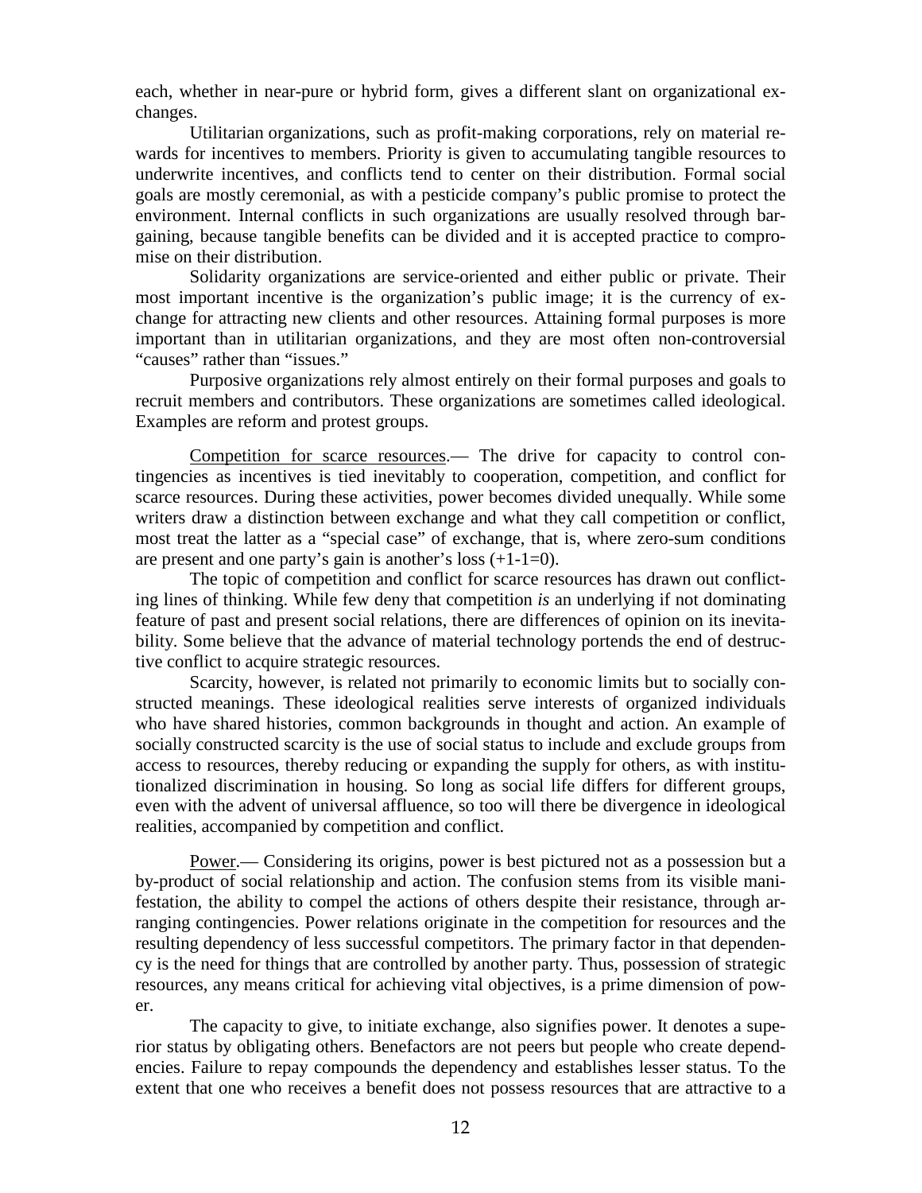each, whether in near-pure or hybrid form, gives a different slant on organizational exchanges.

Utilitarian organizations, such as profit-making corporations, rely on material rewards for incentives to members. Priority is given to accumulating tangible resources to underwrite incentives, and conflicts tend to center on their distribution. Formal social goals are mostly ceremonial, as with a pesticide company's public promise to protect the environment. Internal conflicts in such organizations are usually resolved through bargaining, because tangible benefits can be divided and it is accepted practice to compromise on their distribution.

Solidarity organizations are service-oriented and either public or private. Their most important incentive is the organization's public image; it is the currency of exchange for attracting new clients and other resources. Attaining formal purposes is more important than in utilitarian organizations, and they are most often non-controversial "causes" rather than "issues."

Purposive organizations rely almost entirely on their formal purposes and goals to recruit members and contributors. These organizations are sometimes called ideological. Examples are reform and protest groups.

Competition for scarce resources.— The drive for capacity to control contingencies as incentives is tied inevitably to cooperation, competition, and conflict for scarce resources. During these activities, power becomes divided unequally. While some writers draw a distinction between exchange and what they call competition or conflict, most treat the latter as a "special case" of exchange, that is, where zero-sum conditions are present and one party's gain is another's loss (+1-1=0).

The topic of competition and conflict for scarce resources has drawn out conflicting lines of thinking. While few deny that competition *is* an underlying if not dominating feature of past and present social relations, there are differences of opinion on its inevitability. Some believe that the advance of material technology portends the end of destructive conflict to acquire strategic resources.

Scarcity, however, is related not primarily to economic limits but to socially constructed meanings. These ideological realities serve interests of organized individuals who have shared histories, common backgrounds in thought and action. An example of socially constructed scarcity is the use of social status to include and exclude groups from access to resources, thereby reducing or expanding the supply for others, as with institutionalized discrimination in housing. So long as social life differs for different groups, even with the advent of universal affluence, so too will there be divergence in ideological realities, accompanied by competition and conflict.

Power.— Considering its origins, power is best pictured not as a possession but a by-product of social relationship and action. The confusion stems from its visible manifestation, the ability to compel the actions of others despite their resistance, through arranging contingencies. Power relations originate in the competition for resources and the resulting dependency of less successful competitors. The primary factor in that dependency is the need for things that are controlled by another party. Thus, possession of strategic resources, any means critical for achieving vital objectives, is a prime dimension of power.

The capacity to give, to initiate exchange, also signifies power. It denotes a superior status by obligating others. Benefactors are not peers but people who create dependencies. Failure to repay compounds the dependency and establishes lesser status. To the extent that one who receives a benefit does not possess resources that are attractive to a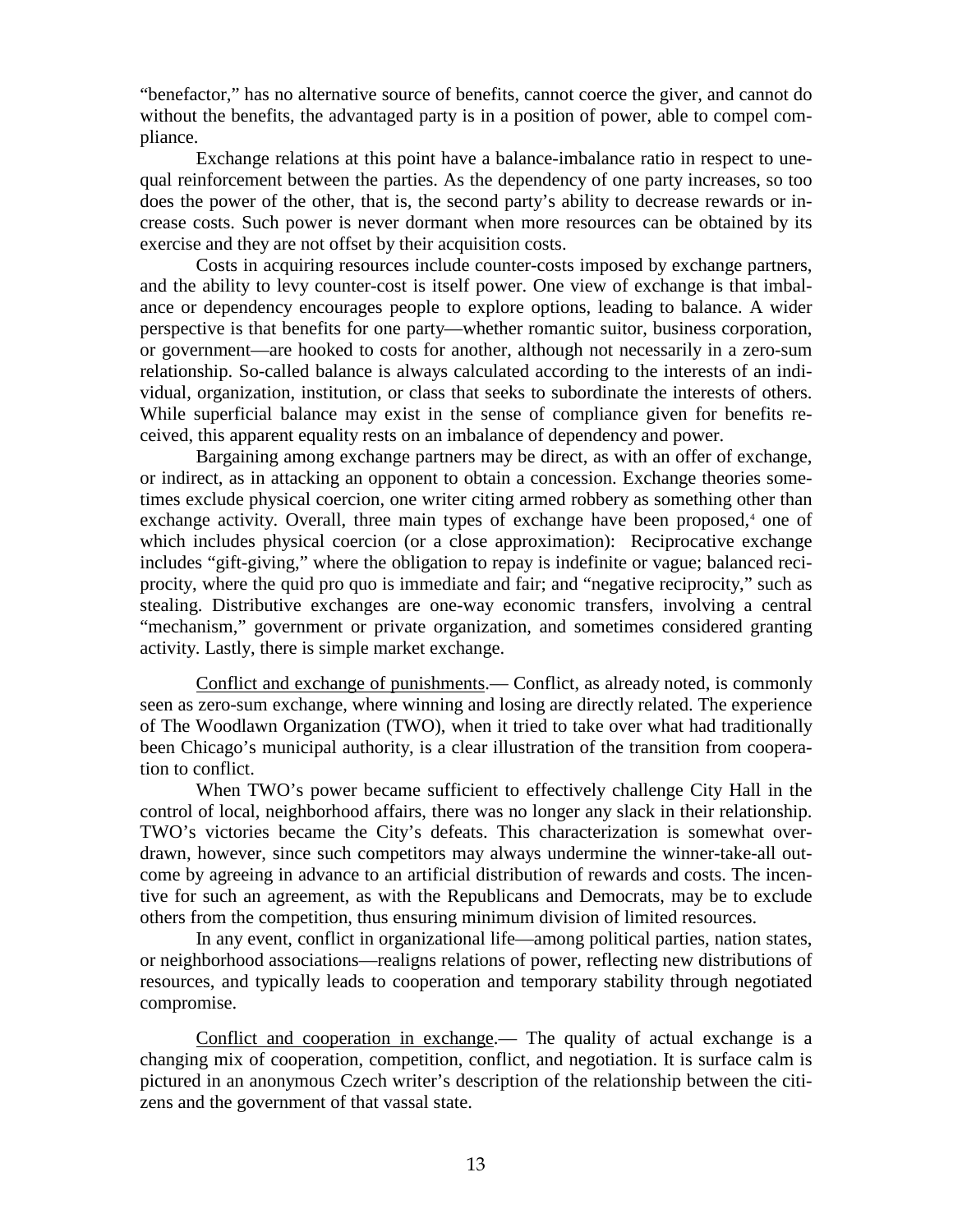"benefactor," has no alternative source of benefits, cannot coerce the giver, and cannot do without the benefits, the advantaged party is in a position of power, able to compel compliance.

Exchange relations at this point have a balance-imbalance ratio in respect to unequal reinforcement between the parties. As the dependency of one party increases, so too does the power of the other, that is, the second party's ability to decrease rewards or increase costs. Such power is never dormant when more resources can be obtained by its exercise and they are not offset by their acquisition costs.

Costs in acquiring resources include counter-costs imposed by exchange partners, and the ability to levy counter-cost is itself power. One view of exchange is that imbalance or dependency encourages people to explore options, leading to balance. A wider perspective is that benefits for one party—whether romantic suitor, business corporation, or government—are hooked to costs for another, although not necessarily in a zero-sum relationship. So-called balance is always calculated according to the interests of an individual, organization, institution, or class that seeks to subordinate the interests of others. While superficial balance may exist in the sense of compliance given for benefits received, this apparent equality rests on an imbalance of dependency and power.

Bargaining among exchange partners may be direct, as with an offer of exchange, or indirect, as in attacking an opponent to obtain a concession. Exchange theories sometimes exclude physical coercion, one writer citing armed robbery as something other than exchange activity. Overall, three main types of exchange have been proposed,[4] one of which includes physical coercion (or a close approximation): Reciprocative exchange includes "gift-giving," where the obligation to repay is indefinite or vague; balanced reciprocity, where the quid pro quo is immediate and fair; and "negative reciprocity," such as stealing. Distributive exchanges are one-way economic transfers, involving a central "mechanism," government or private organization, and sometimes considered granting activity. Lastly, there is simple market exchange.

Conflict and exchange of punishments.— Conflict, as already noted, is commonly seen as zero-sum exchange, where winning and losing are directly related. The experience of The Woodlawn Organization (TWO), when it tried to take over what had traditionally been Chicago's municipal authority, is a clear illustration of the transition from cooperation to conflict.

When TWO's power became sufficient to effectively challenge City Hall in the control of local, neighborhood affairs, there was no longer any slack in their relationship. TWO's victories became the City's defeats. This characterization is somewhat overdrawn, however, since such competitors may always undermine the winner-take-all outcome by agreeing in advance to an artificial distribution of rewards and costs. The incentive for such an agreement, as with the Republicans and Democrats, may be to exclude others from the competition, thus ensuring minimum division of limited resources.

In any event, conflict in organizational life—among political parties, nation states, or neighborhood associations—realigns relations of power, reflecting new distributions of resources, and typically leads to cooperation and temporary stability through negotiated compromise.

Conflict and cooperation in exchange.— The quality of actual exchange is a changing mix of cooperation, competition, conflict, and negotiation. It is surface calm is pictured in an anonymous Czech writer's description of the relationship between the citizens and the government of that vassal state.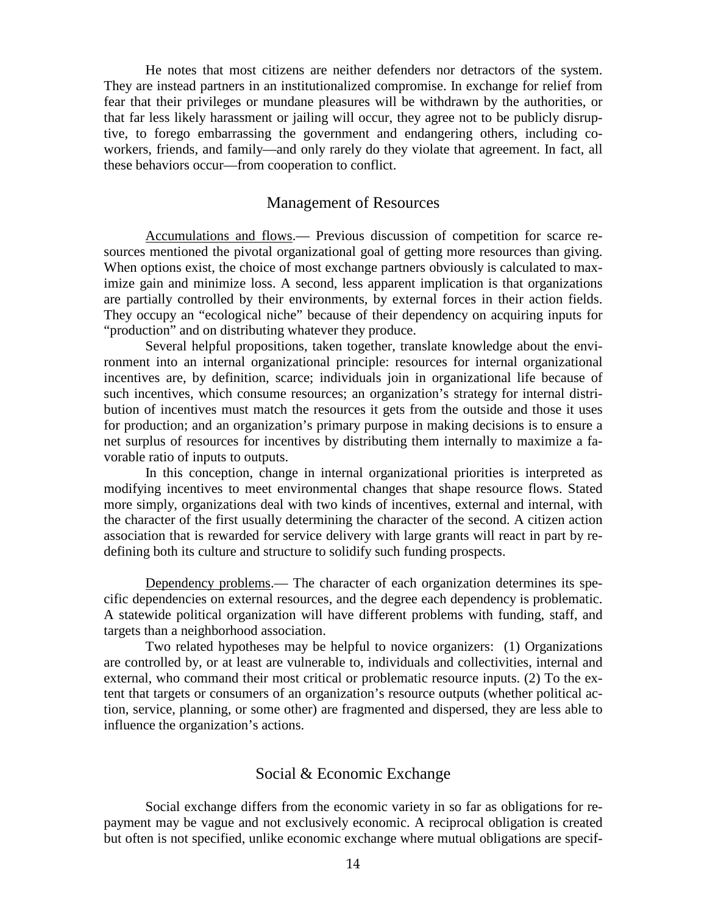He notes that most citizens are neither defenders nor detractors of the system. They are instead partners in an institutionalized compromise. In exchange for relief from fear that their privileges or mundane pleasures will be withdrawn by the authorities, or that far less likely harassment or jailing will occur, they agree not to be publicly disruptive, to forego embarrassing the government and endangering others, including co-workers, friends, and family—and only rarely do they violate that agreement. In fact, all these behaviors occur—from cooperation to conflict.

## Management of Resources

<u>Accumulations and flows</u>.— Previous discussion of competition for scarce resources mentioned the pivotal organizational goal of getting more resources than giving. When options exist, the choice of most exchange partners obviously is calculated to maximize gain and minimize loss. A second, less apparent implication is that organizations are partially controlled by their environments, by external forces in their action fields. They occupy an "ecological niche" because of their dependency on acquiring inputs for "production" and on distributing whatever they produce.

Several helpful propositions, taken together, translate knowledge about the environment into an internal organizational principle: resources for internal organizational incentives are, by definition, scarce; individuals join in organizational life because of such incentives, which consume resources; an organization's strategy for internal distribution of incentives must match the resources it gets from the outside and those it uses for production; and an organization's primary purpose in making decisions is to ensure a net surplus of resources for incentives by distributing them internally to maximize a favorable ratio of inputs to outputs.

In this conception, change in internal organizational priorities is interpreted as modifying incentives to meet environmental changes that shape resource flows. Stated more simply, organizations deal with two kinds of incentives, external and internal, with the character of the first usually determining the character of the second. A citizen action association that is rewarded for service delivery with large grants will react in part by redefining both its culture and structure to solidify such funding prospects.

<u>Dependency problems</u>.— The character of each organization determines its specific dependencies on external resources, and the degree each dependency is problematic. A statewide political organization will have different problems with funding, staff, and targets than a neighborhood association.

Two related hypotheses may be helpful to novice organizers: (1) Organizations are controlled by, or at least are vulnerable to, individuals and collectivities, internal and external, who command their most critical or problematic resource inputs. (2) To the extent that targets or consumers of an organization's resource outputs (whether political action, service, planning, or some other) are fragmented and dispersed, they are less able to influence the organization's actions.

## Social & Economic Exchange

Social exchange differs from the economic variety in so far as obligations for repayment may be vague and not exclusively economic. A reciprocal obligation is created but often is not specified, unlike economic exchange where mutual obligations are specif-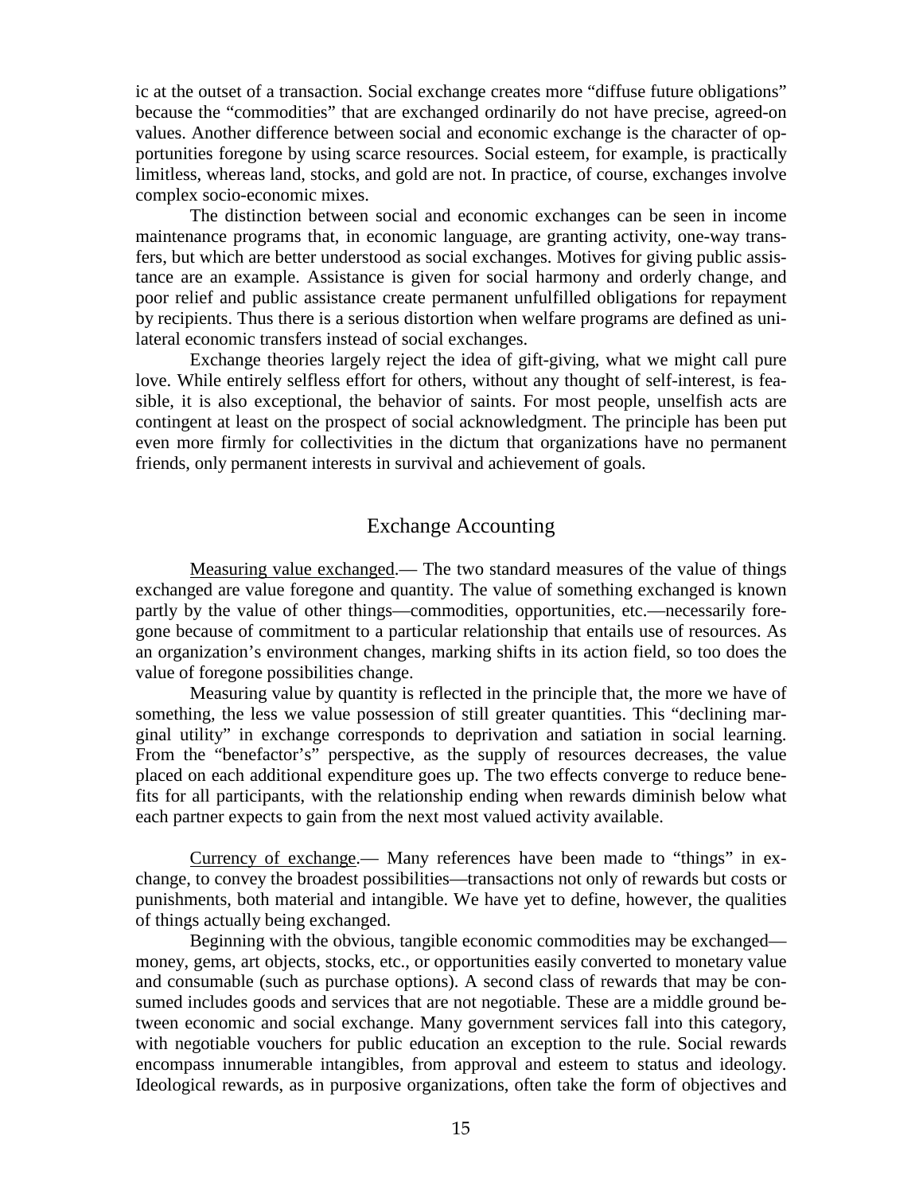ic at the outset of a transaction. Social exchange creates more "diffuse future obligations" because the "commodities" that are exchanged ordinarily do not have precise, agreed-on values. Another difference between social and economic exchange is the character of opportunities foregone by using scarce resources. Social esteem, for example, is practically limitless, whereas land, stocks, and gold are not. In practice, of course, exchanges involve complex socio-economic mixes.

The distinction between social and economic exchanges can be seen in income maintenance programs that, in economic language, are granting activity, one-way transfers, but which are better understood as social exchanges. Motives for giving public assistance are an example. Assistance is given for social harmony and orderly change, and poor relief and public assistance create permanent unfulfilled obligations for repayment by recipients. Thus there is a serious distortion when welfare programs are defined as unilateral economic transfers instead of social exchanges.

Exchange theories largely reject the idea of gift-giving, what we might call pure love. While entirely selfless effort for others, without any thought of self-interest, is feasible, it is also exceptional, the behavior of saints. For most people, unselfish acts are contingent at least on the prospect of social acknowledgment. The principle has been put even more firmly for collectivities in the dictum that organizations have no permanent friends, only permanent interests in survival and achievement of goals.

## Exchange Accounting

Measuring value exchanged.— The two standard measures of the value of things exchanged are value foregone and quantity. The value of something exchanged is known partly by the value of other things—commodities, opportunities, etc.—necessarily foregone because of commitment to a particular relationship that entails use of resources. As an organization's environment changes, marking shifts in its action field, so too does the value of foregone possibilities change.

Measuring value by quantity is reflected in the principle that, the more we have of something, the less we value possession of still greater quantities. This "declining marginal utility" in exchange corresponds to deprivation and satiation in social learning. From the "benefactor's" perspective, as the supply of resources decreases, the value placed on each additional expenditure goes up. The two effects converge to reduce benefits for all participants, with the relationship ending when rewards diminish below what each partner expects to gain from the next most valued activity available.

Currency of exchange.— Many references have been made to "things" in exchange, to convey the broadest possibilities—transactions not only of rewards but costs or punishments, both material and intangible. We have yet to define, however, the qualities of things actually being exchanged.

Beginning with the obvious, tangible economic commodities may be exchanged—money, gems, art objects, stocks, etc., or opportunities easily converted to monetary value and consumable (such as purchase options). A second class of rewards that may be consumed includes goods and services that are not negotiable. These are a middle ground between economic and social exchange. Many government services fall into this category, with negotiable vouchers for public education an exception to the rule. Social rewards encompass innumerable intangibles, from approval and esteem to status and ideology. Ideological rewards, as in purposive organizations, often take the form of objectives and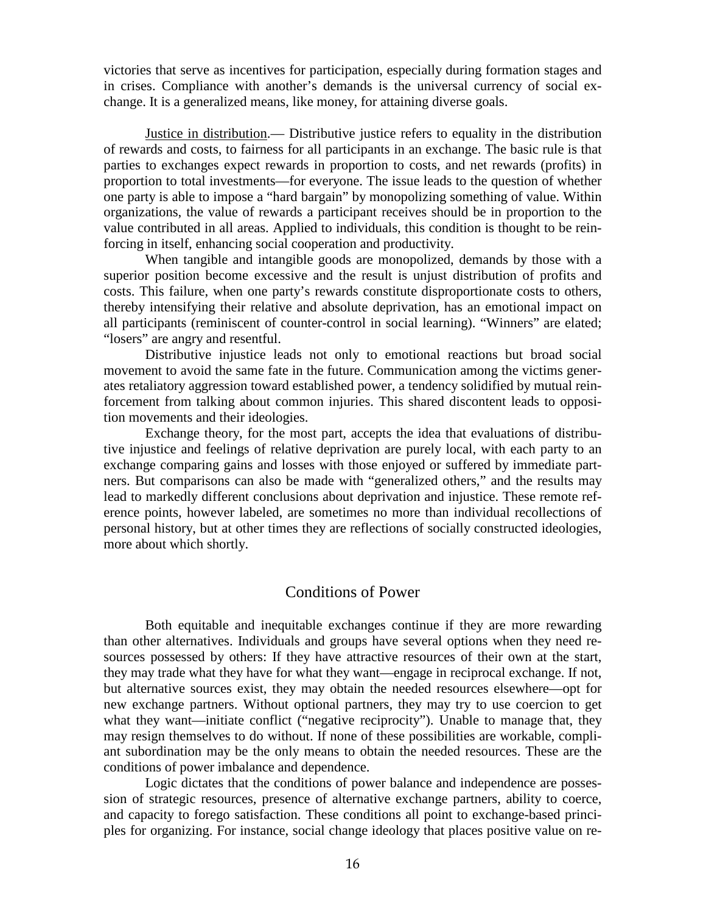victories that serve as incentives for participation, especially during formation stages and in crises. Compliance with another's demands is the universal currency of social exchange. It is a generalized means, like money, for attaining diverse goals.

Justice in distribution.— Distributive justice refers to equality in the distribution of rewards and costs, to fairness for all participants in an exchange. The basic rule is that parties to exchanges expect rewards in proportion to costs, and net rewards (profits) in proportion to total investments—for everyone. The issue leads to the question of whether one party is able to impose a "hard bargain" by monopolizing something of value. Within organizations, the value of rewards a participant receives should be in proportion to the value contributed in all areas. Applied to individuals, this condition is thought to be reinforcing in itself, enhancing social cooperation and productivity.

When tangible and intangible goods are monopolized, demands by those with a superior position become excessive and the result is unjust distribution of profits and costs. This failure, when one party's rewards constitute disproportionate costs to others, thereby intensifying their relative and absolute deprivation, has an emotional impact on all participants (reminiscent of counter-control in social learning). "Winners" are elated; "losers" are angry and resentful.

Distributive injustice leads not only to emotional reactions but broad social movement to avoid the same fate in the future. Communication among the victims generates retaliatory aggression toward established power, a tendency solidified by mutual reinforcement from talking about common injuries. This shared discontent leads to opposition movements and their ideologies.

Exchange theory, for the most part, accepts the idea that evaluations of distributive injustice and feelings of relative deprivation are purely local, with each party to an exchange comparing gains and losses with those enjoyed or suffered by immediate partners. But comparisons can also be made with "generalized others," and the results may lead to markedly different conclusions about deprivation and injustice. These remote reference points, however labeled, are sometimes no more than individual recollections of personal history, but at other times they are reflections of socially constructed ideologies, more about which shortly.

## Conditions of Power

Both equitable and inequitable exchanges continue if they are more rewarding than other alternatives. Individuals and groups have several options when they need resources possessed by others: If they have attractive resources of their own at the start, they may trade what they have for what they want—engage in reciprocal exchange. If not, but alternative sources exist, they may obtain the needed resources elsewhere—opt for new exchange partners. Without optional partners, they may try to use coercion to get what they want—initiate conflict ("negative reciprocity"). Unable to manage that, they may resign themselves to do without. If none of these possibilities are workable, compliant subordination may be the only means to obtain the needed resources. These are the conditions of power imbalance and dependence.

Logic dictates that the conditions of power balance and independence are possession of strategic resources, presence of alternative exchange partners, ability to coerce, and capacity to forego satisfaction. These conditions all point to exchange-based principles for organizing. For instance, social change ideology that places positive value on re-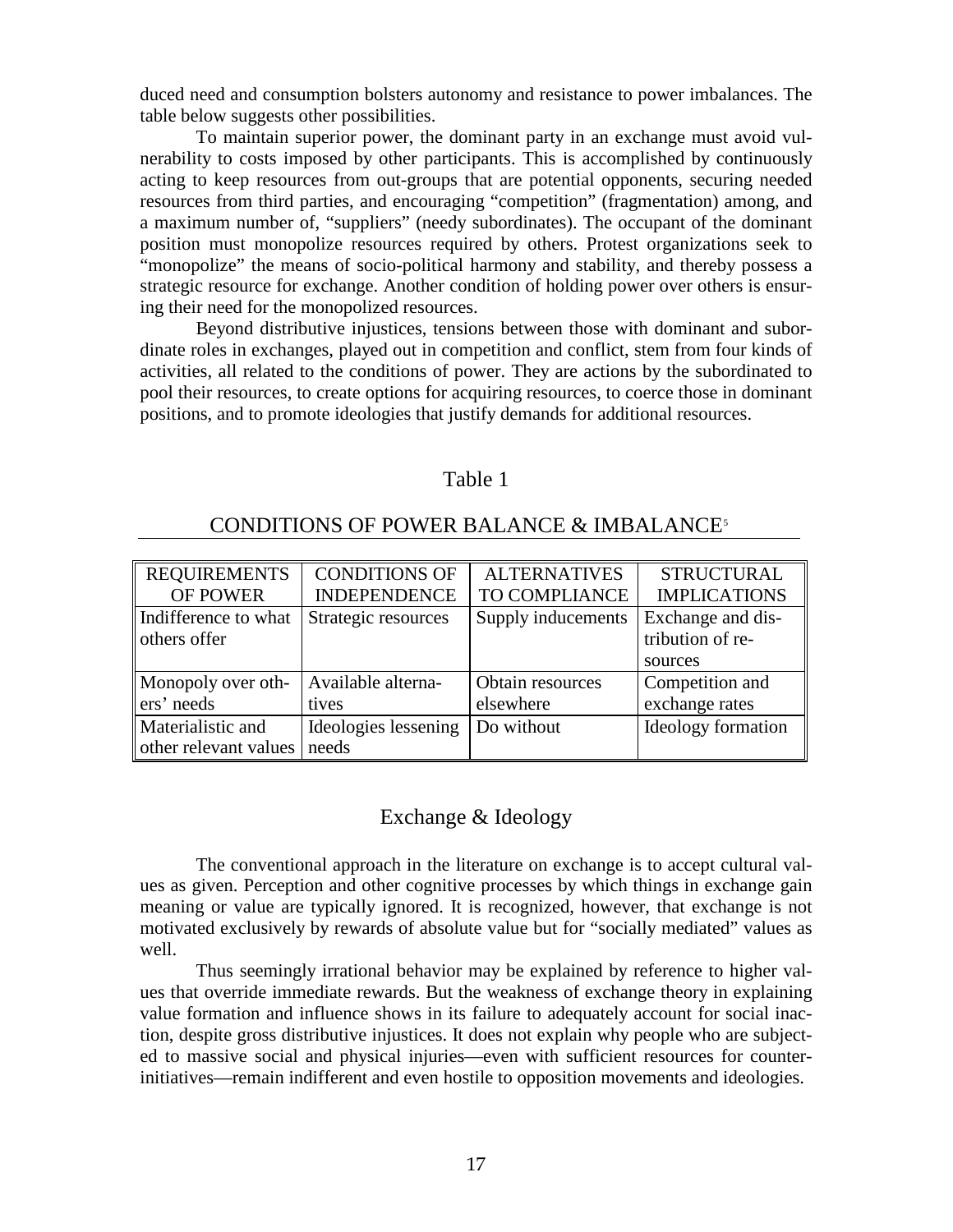duced need and consumption bolsters autonomy and resistance to power imbalances. The table below suggests other possibilities.

To maintain superior power, the dominant party in an exchange must avoid vulnerability to costs imposed by other participants. This is accomplished by continuously acting to keep resources from out-groups that are potential opponents, securing needed resources from third parties, and encouraging "competition" (fragmentation) among, and a maximum number of, "suppliers" (needy subordinates). The occupant of the dominant position must monopolize resources required by others. Protest organizations seek to "monopolize" the means of socio-political harmony and stability, and thereby possess a strategic resource for exchange. Another condition of holding power over others is ensuring their need for the monopolized resources.

Beyond distributive injustices, tensions between those with dominant and subordinate roles in exchanges, played out in competition and conflict, stem from four kinds of activities, all related to the conditions of power. They are actions by the subordinated to pool their resources, to create options for acquiring resources, to coerce those in dominant positions, and to promote ideologies that justify demands for additional resources.

Table 1

CONDITIONS OF POWER BALANCE & IMBALANCE[5]

| REQUIREMENTS OF POWER | CONDITIONS OF INDEPENDENCE | ALTERNATIVES TO COMPLIANCE | STRUCTURAL IMPLICATIONS |
|---|---|---|---|
| Indifference to what others offer | Strategic resources | Supply inducements | Exchange and distribution of resources |
| Monopoly over others' needs | Available alternatives | Obtain resources elsewhere | Competition and exchange rates |
| Materialistic and other relevant values | Ideologies lessening needs | Do without | Ideology formation |

## Exchange & Ideology

The conventional approach in the literature on exchange is to accept cultural values as given. Perception and other cognitive processes by which things in exchange gain meaning or value are typically ignored. It is recognized, however, that exchange is not motivated exclusively by rewards of absolute value but for "socially mediated" values as well.

Thus seemingly irrational behavior may be explained by reference to higher values that override immediate rewards. But the weakness of exchange theory in explaining value formation and influence shows in its failure to adequately account for social inaction, despite gross distributive injustices. It does not explain why people who are subjected to massive social and physical injuries—even with sufficient resources for counter-initiatives—remain indifferent and even hostile to opposition movements and ideologies.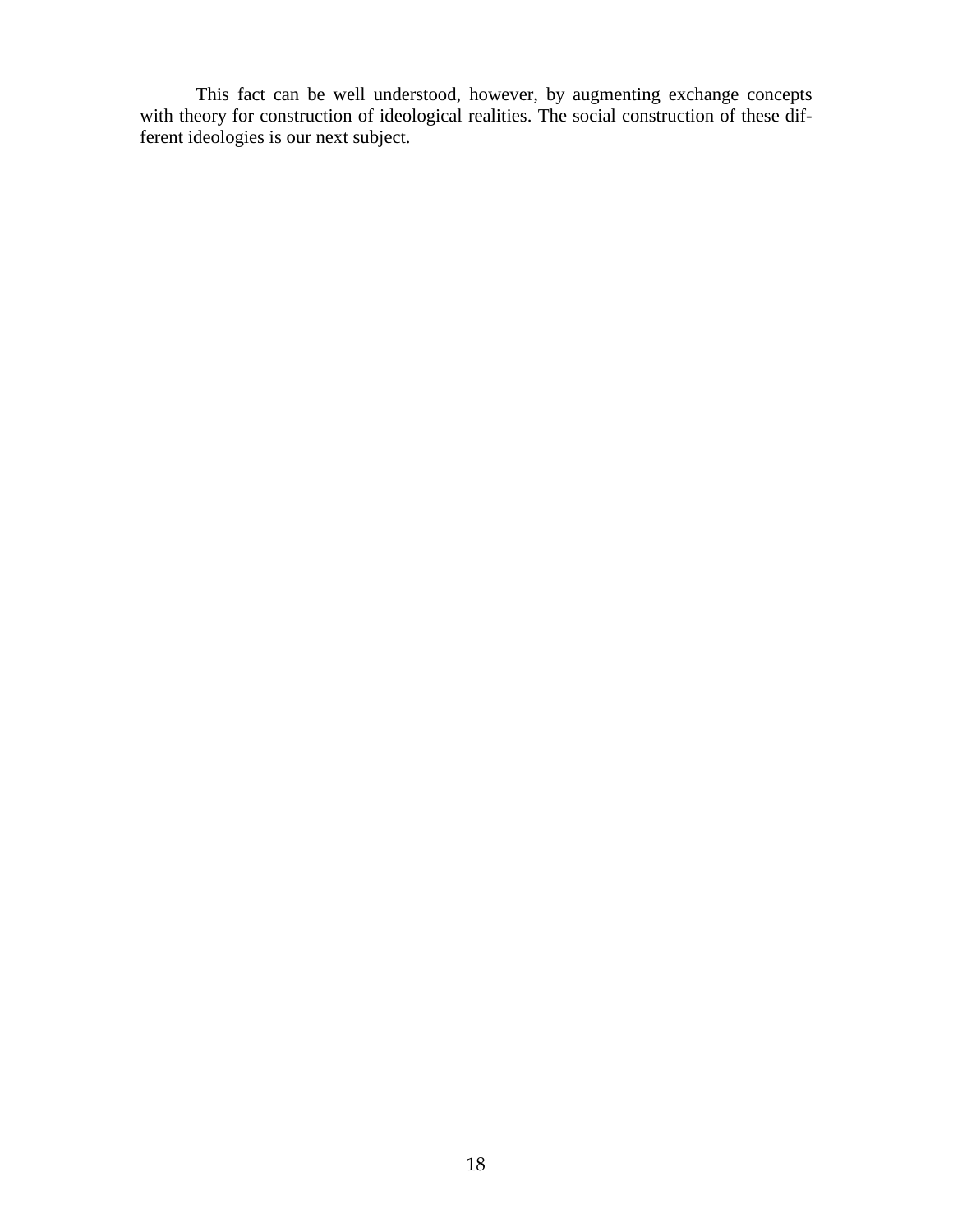This fact can be well understood, however, by augmenting exchange concepts with theory for construction of ideological realities. The social construction of these different ideologies is our next subject.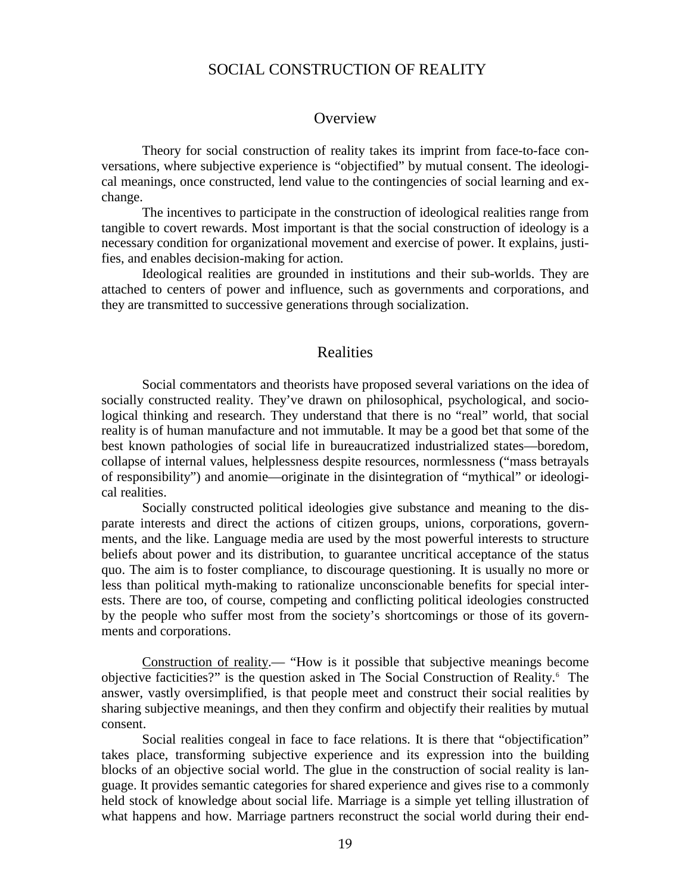# SOCIAL CONSTRUCTION OF REALITY

## Overview

Theory for social construction of reality takes its imprint from face-to-face conversations, where subjective experience is "objectified" by mutual consent. The ideological meanings, once constructed, lend value to the contingencies of social learning and exchange.

The incentives to participate in the construction of ideological realities range from tangible to covert rewards. Most important is that the social construction of ideology is a necessary condition for organizational movement and exercise of power. It explains, justifies, and enables decision-making for action.

Ideological realities are grounded in institutions and their sub-worlds. They are attached to centers of power and influence, such as governments and corporations, and they are transmitted to successive generations through socialization.

## Realities

Social commentators and theorists have proposed several variations on the idea of socially constructed reality. They've drawn on philosophical, psychological, and sociological thinking and research. They understand that there is no "real" world, that social reality is of human manufacture and not immutable. It may be a good bet that some of the best known pathologies of social life in bureaucratized industrialized states—boredom, collapse of internal values, helplessness despite resources, normlessness ("mass betrayals of responsibility") and anomie—originate in the disintegration of "mythical" or ideological realities.

Socially constructed political ideologies give substance and meaning to the disparate interests and direct the actions of citizen groups, unions, corporations, governments, and the like. Language media are used by the most powerful interests to structure beliefs about power and its distribution, to guarantee uncritical acceptance of the status quo. The aim is to foster compliance, to discourage questioning. It is usually no more or less than political myth-making to rationalize unconscionable benefits for special interests. There are too, of course, competing and conflicting political ideologies constructed by the people who suffer most from the society's shortcomings or those of its governments and corporations.

Construction of reality.— "How is it possible that subjective meanings become objective facticities?" is the question asked in The Social Construction of Reality.[6] The answer, vastly oversimplified, is that people meet and construct their social realities by sharing subjective meanings, and then they confirm and objectify their realities by mutual consent.

Social realities congeal in face to face relations. It is there that "objectification" takes place, transforming subjective experience and its expression into the building blocks of an objective social world. The glue in the construction of social reality is language. It provides semantic categories for shared experience and gives rise to a commonly held stock of knowledge about social life. Marriage is a simple yet telling illustration of what happens and how. Marriage partners reconstruct the social world during their end-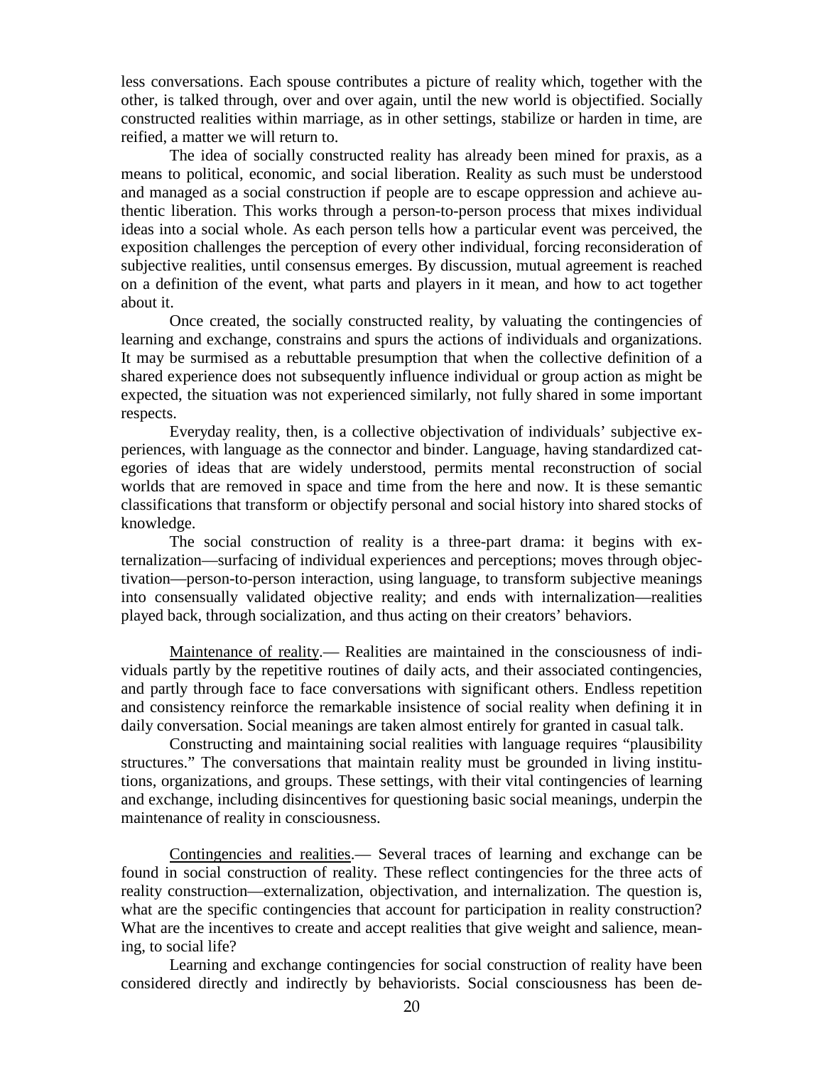less conversations. Each spouse contributes a picture of reality which, together with the other, is talked through, over and over again, until the new world is objectified. Socially constructed realities within marriage, as in other settings, stabilize or harden in time, are reified, a matter we will return to.

The idea of socially constructed reality has already been mined for praxis, as a means to political, economic, and social liberation. Reality as such must be understood and managed as a social construction if people are to escape oppression and achieve authentic liberation. This works through a person-to-person process that mixes individual ideas into a social whole. As each person tells how a particular event was perceived, the exposition challenges the perception of every other individual, forcing reconsideration of subjective realities, until consensus emerges. By discussion, mutual agreement is reached on a definition of the event, what parts and players in it mean, and how to act together about it.

Once created, the socially constructed reality, by valuating the contingencies of learning and exchange, constrains and spurs the actions of individuals and organizations. It may be surmised as a rebuttable presumption that when the collective definition of a shared experience does not subsequently influence individual or group action as might be expected, the situation was not experienced similarly, not fully shared in some important respects.

Everyday reality, then, is a collective objectivation of individuals' subjective experiences, with language as the connector and binder. Language, having standardized categories of ideas that are widely understood, permits mental reconstruction of social worlds that are removed in space and time from the here and now. It is these semantic classifications that transform or objectify personal and social history into shared stocks of knowledge.

The social construction of reality is a three-part drama: it begins with externalization—surfacing of individual experiences and perceptions; moves through objectivation—person-to-person interaction, using language, to transform subjective meanings into consensually validated objective reality; and ends with internalization—realities played back, through socialization, and thus acting on their creators' behaviors.

Maintenance of reality.— Realities are maintained in the consciousness of individuals partly by the repetitive routines of daily acts, and their associated contingencies, and partly through face to face conversations with significant others. Endless repetition and consistency reinforce the remarkable insistence of social reality when defining it in daily conversation. Social meanings are taken almost entirely for granted in casual talk.

Constructing and maintaining social realities with language requires "plausibility structures." The conversations that maintain reality must be grounded in living institutions, organizations, and groups. These settings, with their vital contingencies of learning and exchange, including disincentives for questioning basic social meanings, underpin the maintenance of reality in consciousness.

Contingencies and realities.— Several traces of learning and exchange can be found in social construction of reality. These reflect contingencies for the three acts of reality construction—externalization, objectivation, and internalization. The question is, what are the specific contingencies that account for participation in reality construction? What are the incentives to create and accept realities that give weight and salience, meaning, to social life?

Learning and exchange contingencies for social construction of reality have been considered directly and indirectly by behaviorists. Social consciousness has been de-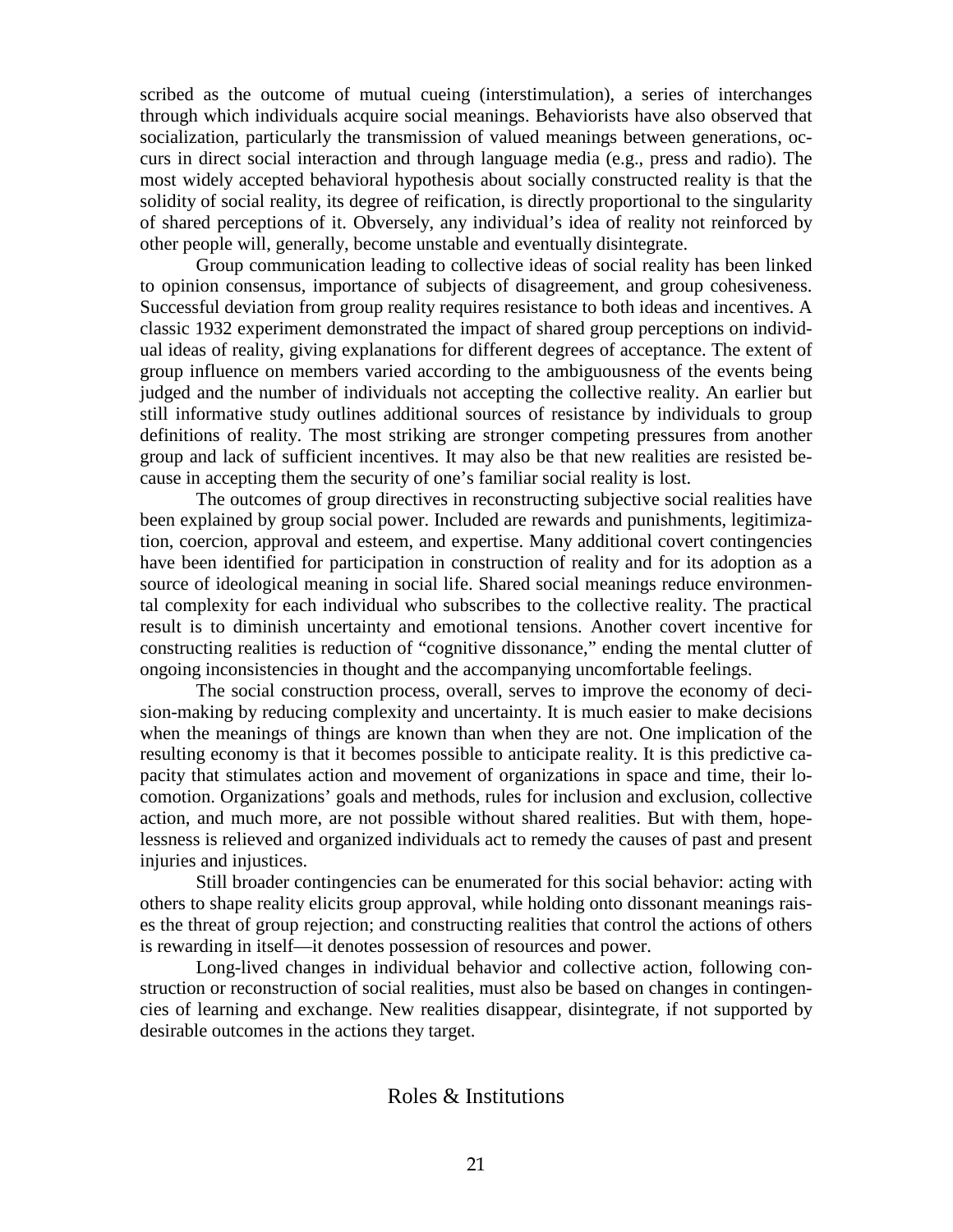scribed as the outcome of mutual cueing (interstimulation), a series of interchanges through which individuals acquire social meanings. Behaviorists have also observed that socialization, particularly the transmission of valued meanings between generations, occurs in direct social interaction and through language media (e.g., press and radio). The most widely accepted behavioral hypothesis about socially constructed reality is that the solidity of social reality, its degree of reification, is directly proportional to the singularity of shared perceptions of it. Obversely, any individual's idea of reality not reinforced by other people will, generally, become unstable and eventually disintegrate.

Group communication leading to collective ideas of social reality has been linked to opinion consensus, importance of subjects of disagreement, and group cohesiveness. Successful deviation from group reality requires resistance to both ideas and incentives. A classic 1932 experiment demonstrated the impact of shared group perceptions on individual ideas of reality, giving explanations for different degrees of acceptance. The extent of group influence on members varied according to the ambiguousness of the events being judged and the number of individuals not accepting the collective reality. An earlier but still informative study outlines additional sources of resistance by individuals to group definitions of reality. The most striking are stronger competing pressures from another group and lack of sufficient incentives. It may also be that new realities are resisted because in accepting them the security of one's familiar social reality is lost.

The outcomes of group directives in reconstructing subjective social realities have been explained by group social power. Included are rewards and punishments, legitimization, coercion, approval and esteem, and expertise. Many additional covert contingencies have been identified for participation in construction of reality and for its adoption as a source of ideological meaning in social life. Shared social meanings reduce environmental complexity for each individual who subscribes to the collective reality. The practical result is to diminish uncertainty and emotional tensions. Another covert incentive for constructing realities is reduction of "cognitive dissonance," ending the mental clutter of ongoing inconsistencies in thought and the accompanying uncomfortable feelings.

The social construction process, overall, serves to improve the economy of decision-making by reducing complexity and uncertainty. It is much easier to make decisions when the meanings of things are known than when they are not. One implication of the resulting economy is that it becomes possible to anticipate reality. It is this predictive capacity that stimulates action and movement of organizations in space and time, their locomotion. Organizations' goals and methods, rules for inclusion and exclusion, collective action, and much more, are not possible without shared realities. But with them, hopelessness is relieved and organized individuals act to remedy the causes of past and present injuries and injustices.

Still broader contingencies can be enumerated for this social behavior: acting with others to shape reality elicits group approval, while holding onto dissonant meanings raises the threat of group rejection; and constructing realities that control the actions of others is rewarding in itself—it denotes possession of resources and power.

Long-lived changes in individual behavior and collective action, following construction or reconstruction of social realities, must also be based on changes in contingencies of learning and exchange. New realities disappear, disintegrate, if not supported by desirable outcomes in the actions they target.

## Roles & Institutions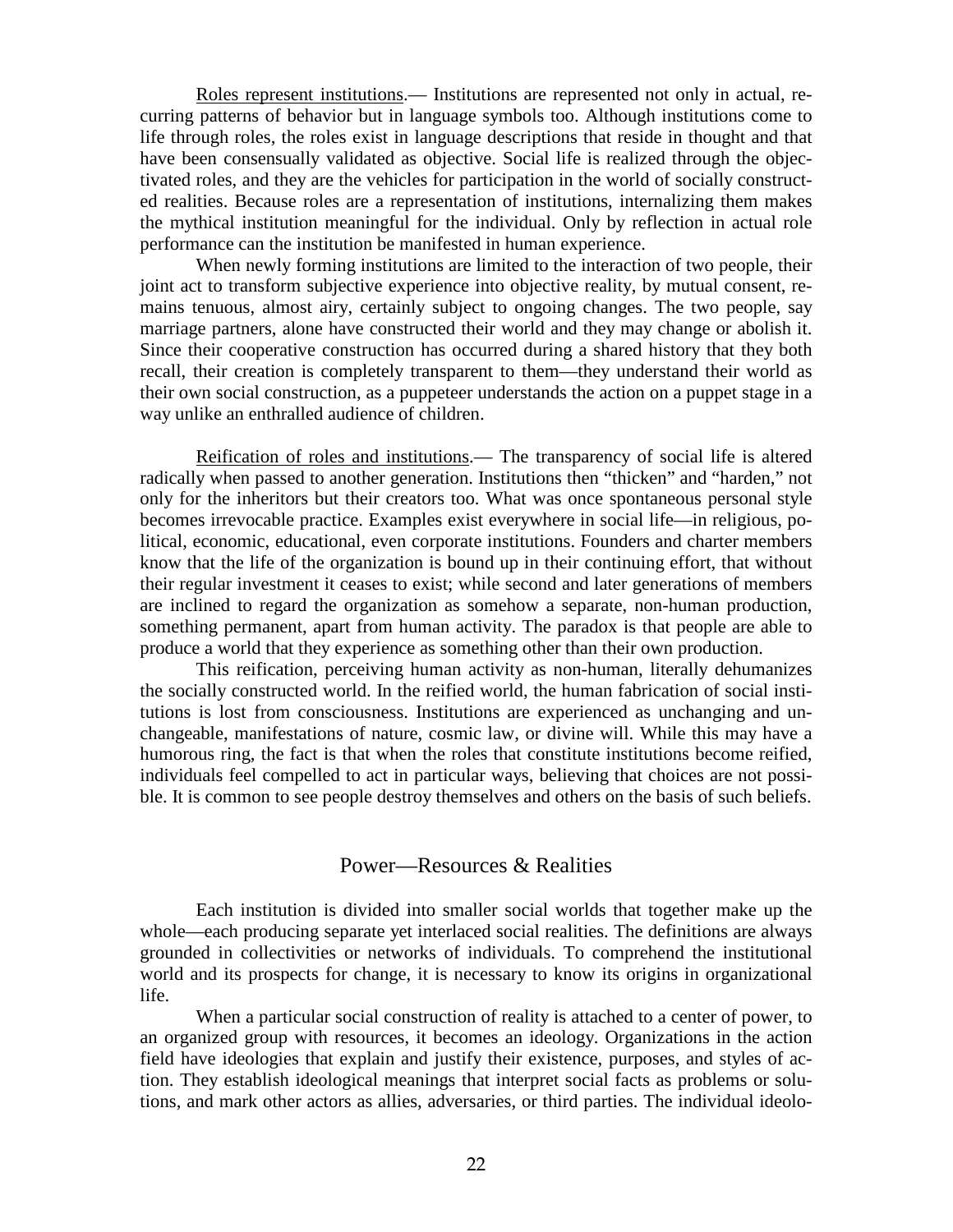<u>Roles represent institutions</u>.— Institutions are represented not only in actual, recurring patterns of behavior but in language symbols too. Although institutions come to life through roles, the roles exist in language descriptions that reside in thought and that have been consensually validated as objective. Social life is realized through the objectivated roles, and they are the vehicles for participation in the world of socially constructed realities. Because roles are a representation of institutions, internalizing them makes the mythical institution meaningful for the individual. Only by reflection in actual role performance can the institution be manifested in human experience.

When newly forming institutions are limited to the interaction of two people, their joint act to transform subjective experience into objective reality, by mutual consent, remains tenuous, almost airy, certainly subject to ongoing changes. The two people, say marriage partners, alone have constructed their world and they may change or abolish it. Since their cooperative construction has occurred during a shared history that they both recall, their creation is completely transparent to them—they understand their world as their own social construction, as a puppeteer understands the action on a puppet stage in a way unlike an enthralled audience of children.

<u>Reification of roles and institutions</u>.— The transparency of social life is altered radically when passed to another generation. Institutions then "thicken" and "harden," not only for the inheritors but their creators too. What was once spontaneous personal style becomes irrevocable practice. Examples exist everywhere in social life—in religious, political, economic, educational, even corporate institutions. Founders and charter members know that the life of the organization is bound up in their continuing effort, that without their regular investment it ceases to exist; while second and later generations of members are inclined to regard the organization as somehow a separate, non-human production, something permanent, apart from human activity. The paradox is that people are able to produce a world that they experience as something other than their own production.

This reification, perceiving human activity as non-human, literally dehumanizes the socially constructed world. In the reified world, the human fabrication of social institutions is lost from consciousness. Institutions are experienced as unchanging and unchangeable, manifestations of nature, cosmic law, or divine will. While this may have a humorous ring, the fact is that when the roles that constitute institutions become reified, individuals feel compelled to act in particular ways, believing that choices are not possible. It is common to see people destroy themselves and others on the basis of such beliefs.

## Power—Resources & Realities

Each institution is divided into smaller social worlds that together make up the whole—each producing separate yet interlaced social realities. The definitions are always grounded in collectivities or networks of individuals. To comprehend the institutional world and its prospects for change, it is necessary to know its origins in organizational life.

When a particular social construction of reality is attached to a center of power, to an organized group with resources, it becomes an ideology. Organizations in the action field have ideologies that explain and justify their existence, purposes, and styles of action. They establish ideological meanings that interpret social facts as problems or solutions, and mark other actors as allies, adversaries, or third parties. The individual ideolo-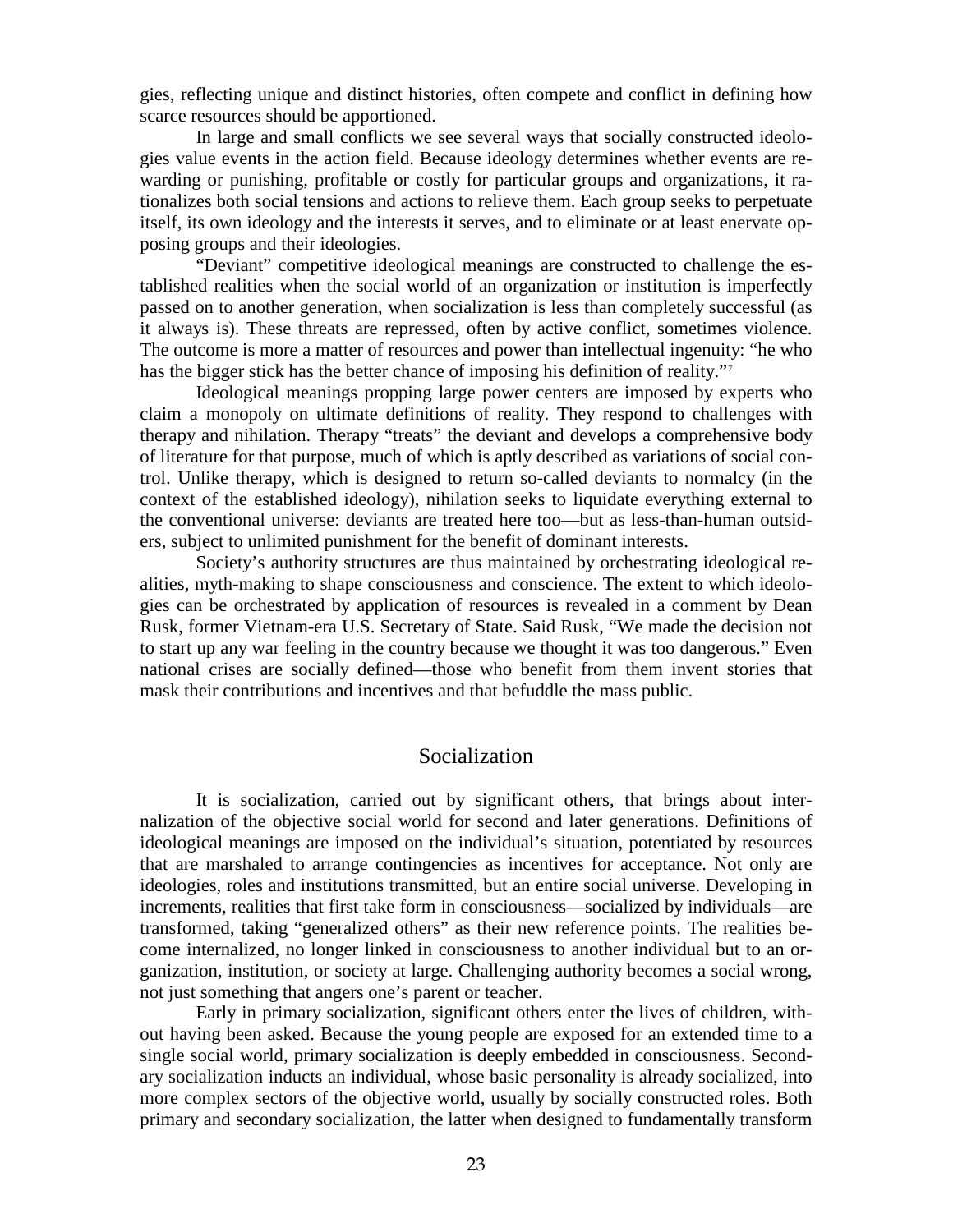gies, reflecting unique and distinct histories, often compete and conflict in defining how scarce resources should be apportioned.

In large and small conflicts we see several ways that socially constructed ideologies value events in the action field. Because ideology determines whether events are rewarding or punishing, profitable or costly for particular groups and organizations, it rationalizes both social tensions and actions to relieve them. Each group seeks to perpetuate itself, its own ideology and the interests it serves, and to eliminate or at least enervate opposing groups and their ideologies.

"Deviant" competitive ideological meanings are constructed to challenge the established realities when the social world of an organization or institution is imperfectly passed on to another generation, when socialization is less than completely successful (as it always is). These threats are repressed, often by active conflict, sometimes violence. The outcome is more a matter of resources and power than intellectual ingenuity: "he who has the bigger stick has the better chance of imposing his definition of reality."[7]

Ideological meanings propping large power centers are imposed by experts who claim a monopoly on ultimate definitions of reality. They respond to challenges with therapy and nihilation. Therapy "treats" the deviant and develops a comprehensive body of literature for that purpose, much of which is aptly described as variations of social control. Unlike therapy, which is designed to return so-called deviants to normalcy (in the context of the established ideology), nihilation seeks to liquidate everything external to the conventional universe: deviants are treated here too—but as less-than-human outsiders, subject to unlimited punishment for the benefit of dominant interests.

Society's authority structures are thus maintained by orchestrating ideological realities, myth-making to shape consciousness and conscience. The extent to which ideologies can be orchestrated by application of resources is revealed in a comment by Dean Rusk, former Vietnam-era U.S. Secretary of State. Said Rusk, "We made the decision not to start up any war feeling in the country because we thought it was too dangerous." Even national crises are socially defined—those who benefit from them invent stories that mask their contributions and incentives and that befuddle the mass public.

## Socialization

It is socialization, carried out by significant others, that brings about internalization of the objective social world for second and later generations. Definitions of ideological meanings are imposed on the individual's situation, potentiated by resources that are marshaled to arrange contingencies as incentives for acceptance. Not only are ideologies, roles and institutions transmitted, but an entire social universe. Developing in increments, realities that first take form in consciousness—socialized by individuals—are transformed, taking "generalized others" as their new reference points. The realities become internalized, no longer linked in consciousness to another individual but to an organization, institution, or society at large. Challenging authority becomes a social wrong, not just something that angers one's parent or teacher.

Early in primary socialization, significant others enter the lives of children, without having been asked. Because the young people are exposed for an extended time to a single social world, primary socialization is deeply embedded in consciousness. Secondary socialization inducts an individual, whose basic personality is already socialized, into more complex sectors of the objective world, usually by socially constructed roles. Both primary and secondary socialization, the latter when designed to fundamentally transform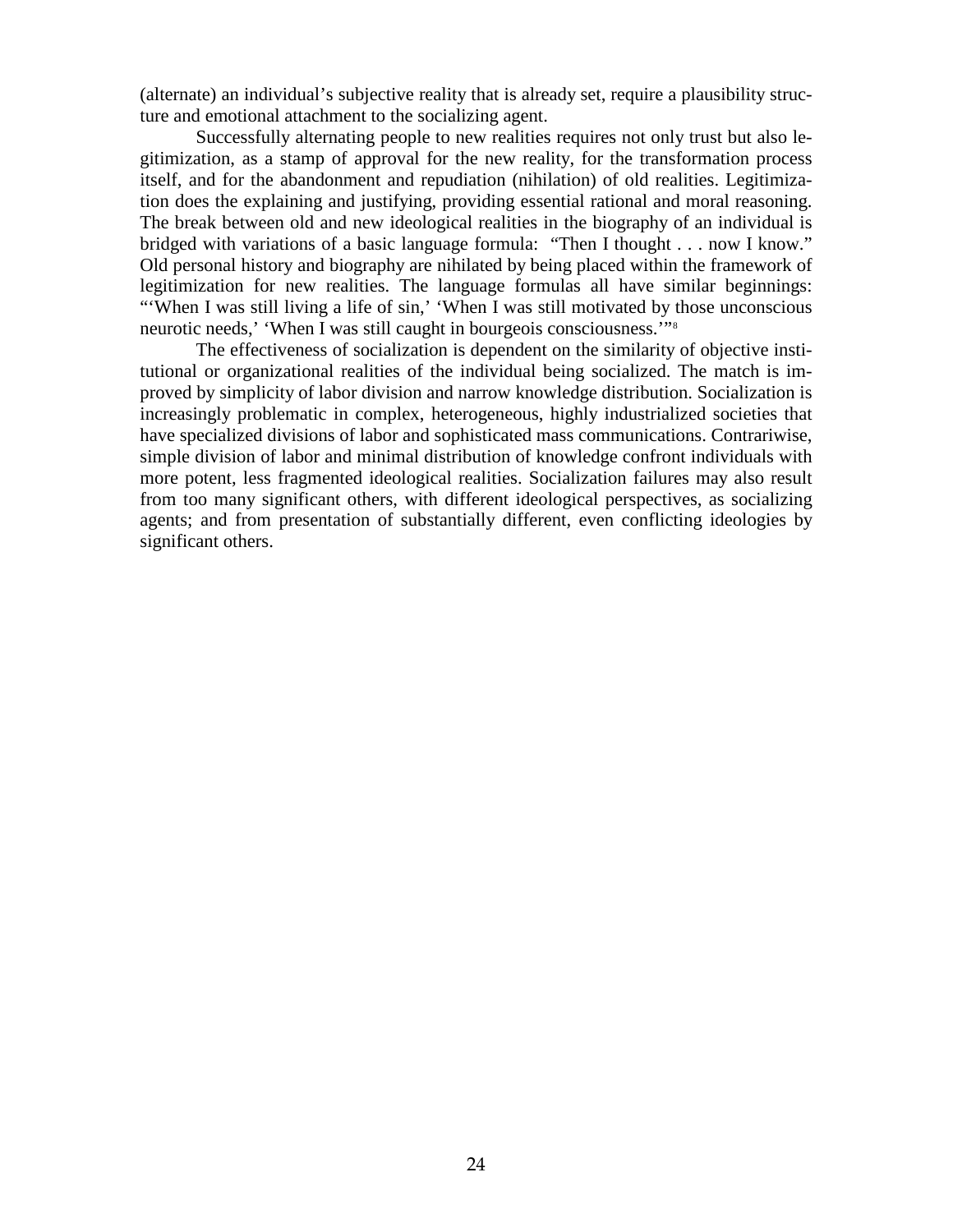(alternate) an individual's subjective reality that is already set, require a plausibility structure and emotional attachment to the socializing agent.

Successfully alternating people to new realities requires not only trust but also legitimization, as a stamp of approval for the new reality, for the transformation process itself, and for the abandonment and repudiation (nihilation) of old realities. Legitimization does the explaining and justifying, providing essential rational and moral reasoning. The break between old and new ideological realities in the biography of an individual is bridged with variations of a basic language formula: "Then I thought . . . now I know." Old personal history and biography are nihilated by being placed within the framework of legitimization for new realities. The language formulas all have similar beginnings: "'When I was still living a life of sin,' 'When I was still motivated by those unconscious neurotic needs,' 'When I was still caught in bourgeois consciousness.'"[8]

The effectiveness of socialization is dependent on the similarity of objective institutional or organizational realities of the individual being socialized. The match is improved by simplicity of labor division and narrow knowledge distribution. Socialization is increasingly problematic in complex, heterogeneous, highly industrialized societies that have specialized divisions of labor and sophisticated mass communications. Contrariwise, simple division of labor and minimal distribution of knowledge confront individuals with more potent, less fragmented ideological realities. Socialization failures may also result from too many significant others, with different ideological perspectives, as socializing agents; and from presentation of substantially different, even conflicting ideologies by significant others.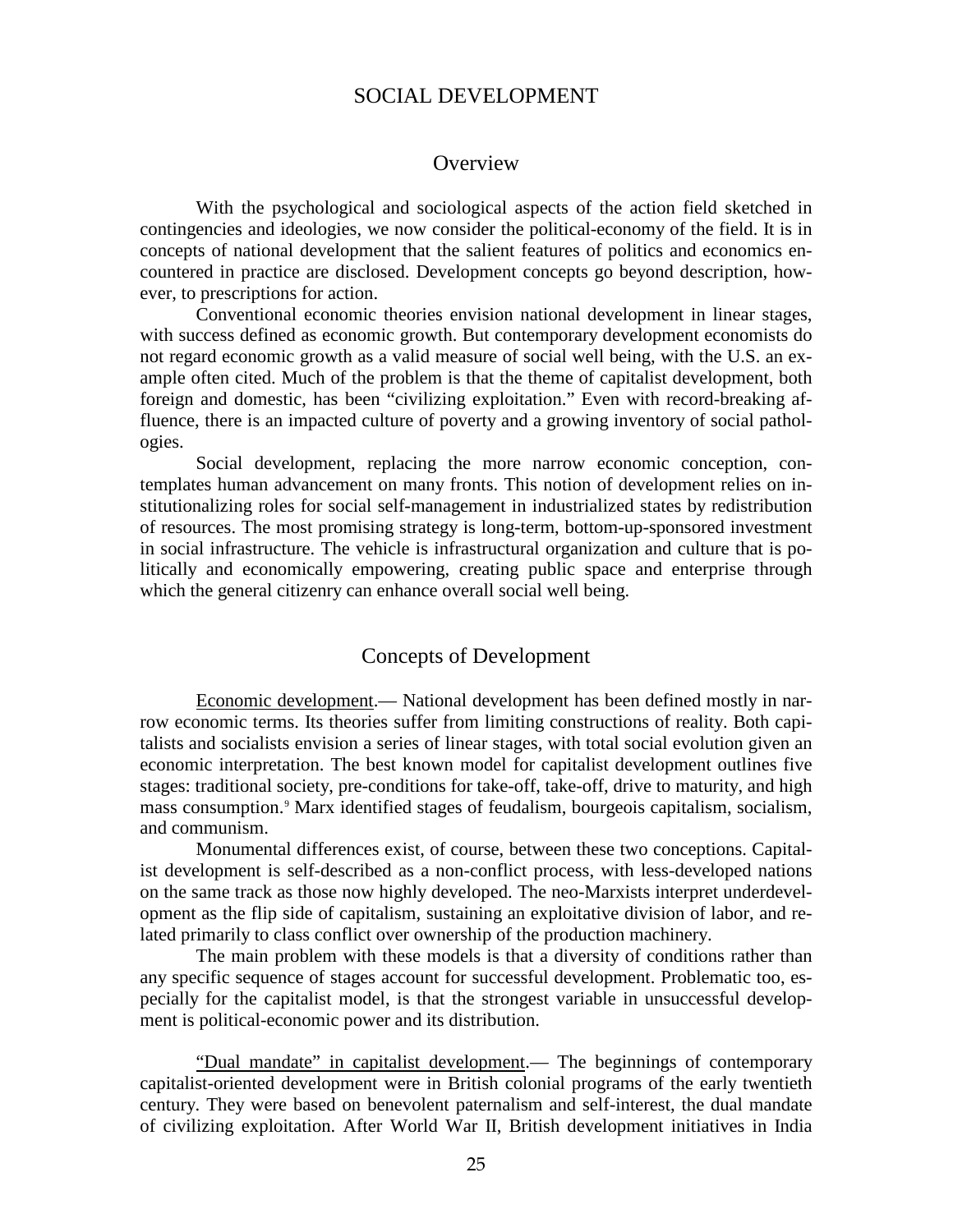# SOCIAL DEVELOPMENT

## Overview

With the psychological and sociological aspects of the action field sketched in contingencies and ideologies, we now consider the political-economy of the field. It is in concepts of national development that the salient features of politics and economics encountered in practice are disclosed. Development concepts go beyond description, however, to prescriptions for action.

Conventional economic theories envision national development in linear stages, with success defined as economic growth. But contemporary development economists do not regard economic growth as a valid measure of social well being, with the U.S. an example often cited. Much of the problem is that the theme of capitalist development, both foreign and domestic, has been "civilizing exploitation." Even with record-breaking affluence, there is an impacted culture of poverty and a growing inventory of social pathologies.

Social development, replacing the more narrow economic conception, contemplates human advancement on many fronts. This notion of development relies on institutionalizing roles for social self-management in industrialized states by redistribution of resources. The most promising strategy is long-term, bottom-up-sponsored investment in social infrastructure. The vehicle is infrastructural organization and culture that is politically and economically empowering, creating public space and enterprise through which the general citizenry can enhance overall social well being.

## Concepts of Development

Economic development.— National development has been defined mostly in narrow economic terms. Its theories suffer from limiting constructions of reality. Both capitalists and socialists envision a series of linear stages, with total social evolution given an economic interpretation. The best known model for capitalist development outlines five stages: traditional society, pre-conditions for take-off, take-off, drive to maturity, and high mass consumption.[9] Marx identified stages of feudalism, bourgeois capitalism, socialism, and communism.

Monumental differences exist, of course, between these two conceptions. Capitalist development is self-described as a non-conflict process, with less-developed nations on the same track as those now highly developed. The neo-Marxists interpret underdevelopment as the flip side of capitalism, sustaining an exploitative division of labor, and related primarily to class conflict over ownership of the production machinery.

The main problem with these models is that a diversity of conditions rather than any specific sequence of stages account for successful development. Problematic too, especially for the capitalist model, is that the strongest variable in unsuccessful development is political-economic power and its distribution.

"Dual mandate" in capitalist development.— The beginnings of contemporary capitalist-oriented development were in British colonial programs of the early twentieth century. They were based on benevolent paternalism and self-interest, the dual mandate of civilizing exploitation. After World War II, British development initiatives in India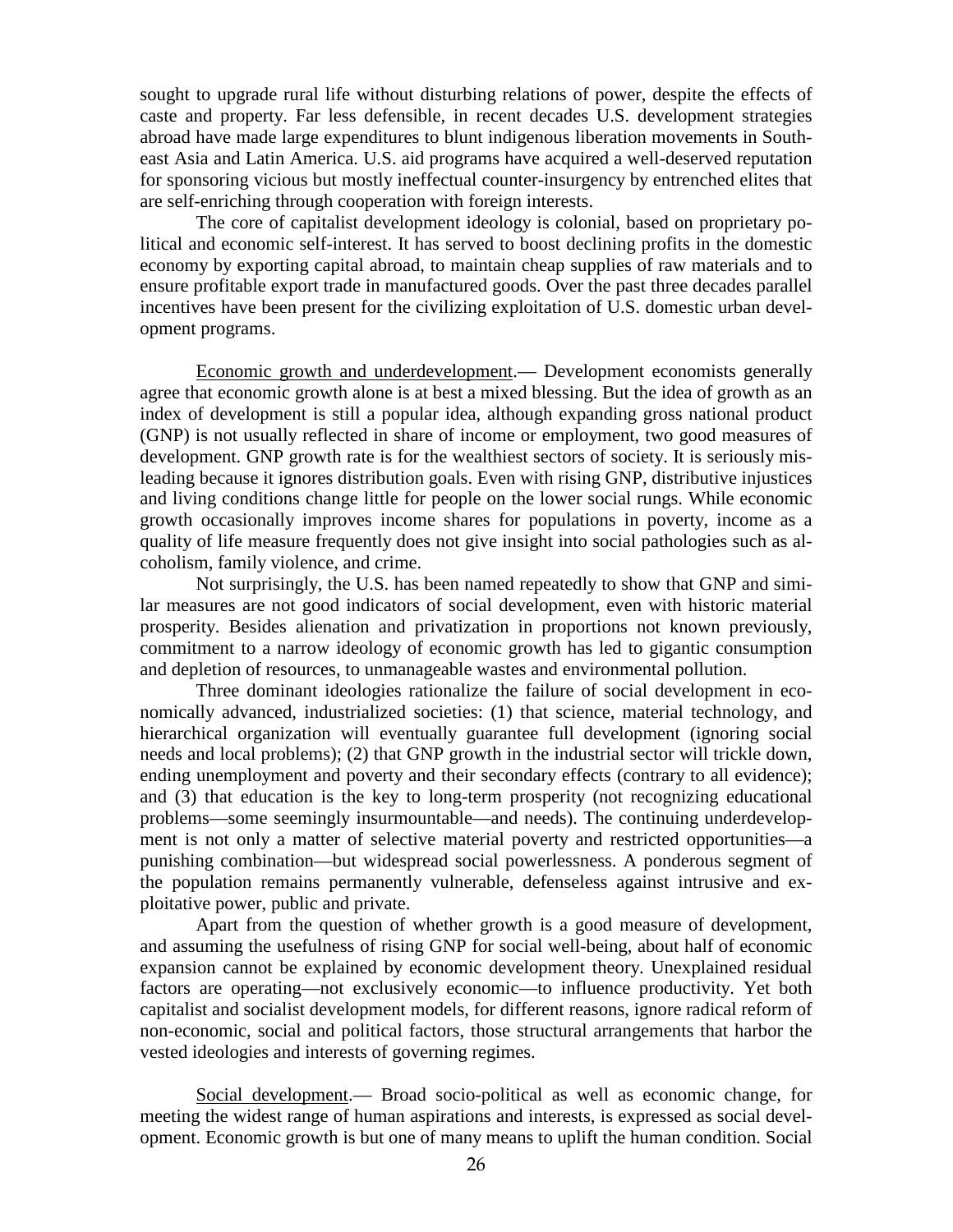sought to upgrade rural life without disturbing relations of power, despite the effects of caste and property. Far less defensible, in recent decades U.S. development strategies abroad have made large expenditures to blunt indigenous liberation movements in Southeast Asia and Latin America. U.S. aid programs have acquired a well-deserved reputation for sponsoring vicious but mostly ineffectual counter-insurgency by entrenched elites that are self-enriching through cooperation with foreign interests.

The core of capitalist development ideology is colonial, based on proprietary political and economic self-interest. It has served to boost declining profits in the domestic economy by exporting capital abroad, to maintain cheap supplies of raw materials and to ensure profitable export trade in manufactured goods. Over the past three decades parallel incentives have been present for the civilizing exploitation of U.S. domestic urban development programs.

<u>Economic growth and underdevelopment</u>.— Development economists generally agree that economic growth alone is at best a mixed blessing. But the idea of growth as an index of development is still a popular idea, although expanding gross national product (GNP) is not usually reflected in share of income or employment, two good measures of development. GNP growth rate is for the wealthiest sectors of society. It is seriously misleading because it ignores distribution goals. Even with rising GNP, distributive injustices and living conditions change little for people on the lower social rungs. While economic growth occasionally improves income shares for populations in poverty, income as a quality of life measure frequently does not give insight into social pathologies such as alcoholism, family violence, and crime.

Not surprisingly, the U.S. has been named repeatedly to show that GNP and similar measures are not good indicators of social development, even with historic material prosperity. Besides alienation and privatization in proportions not known previously, commitment to a narrow ideology of economic growth has led to gigantic consumption and depletion of resources, to unmanageable wastes and environmental pollution.

Three dominant ideologies rationalize the failure of social development in economically advanced, industrialized societies: (1) that science, material technology, and hierarchical organization will eventually guarantee full development (ignoring social needs and local problems); (2) that GNP growth in the industrial sector will trickle down, ending unemployment and poverty and their secondary effects (contrary to all evidence); and (3) that education is the key to long-term prosperity (not recognizing educational problems—some seemingly insurmountable—and needs). The continuing underdevelopment is not only a matter of selective material poverty and restricted opportunities—a punishing combination—but widespread social powerlessness. A ponderous segment of the population remains permanently vulnerable, defenseless against intrusive and exploitative power, public and private.

Apart from the question of whether growth is a good measure of development, and assuming the usefulness of rising GNP for social well-being, about half of economic expansion cannot be explained by economic development theory. Unexplained residual factors are operating—not exclusively economic—to influence productivity. Yet both capitalist and socialist development models, for different reasons, ignore radical reform of non-economic, social and political factors, those structural arrangements that harbor the vested ideologies and interests of governing regimes.

<u>Social development</u>.— Broad socio-political as well as economic change, for meeting the widest range of human aspirations and interests, is expressed as social development. Economic growth is but one of many means to uplift the human condition. Social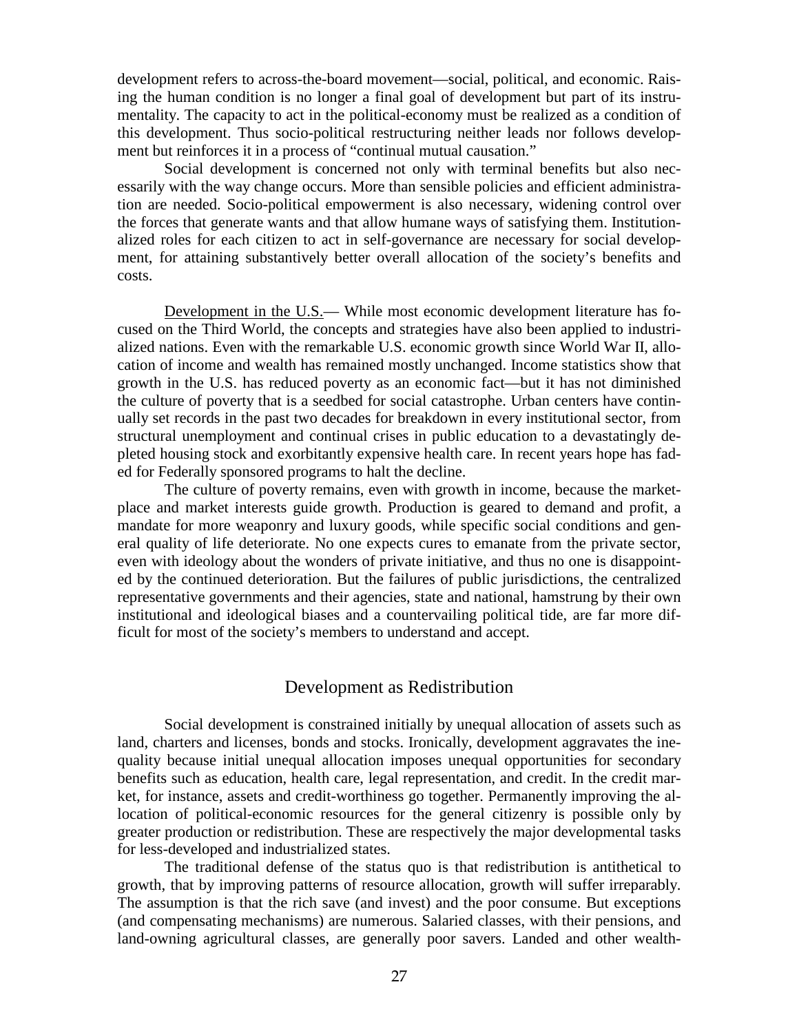development refers to across-the-board movement—social, political, and economic. Raising the human condition is no longer a final goal of development but part of its instrumentality. The capacity to act in the political-economy must be realized as a condition of this development. Thus socio-political restructuring neither leads nor follows development but reinforces it in a process of "continual mutual causation."

Social development is concerned not only with terminal benefits but also necessarily with the way change occurs. More than sensible policies and efficient administration are needed. Socio-political empowerment is also necessary, widening control over the forces that generate wants and that allow humane ways of satisfying them. Institutionalized roles for each citizen to act in self-governance are necessary for social development, for attaining substantively better overall allocation of the society's benefits and costs.

<u>Development in the U.S.</u>— While most economic development literature has focused on the Third World, the concepts and strategies have also been applied to industrialized nations. Even with the remarkable U.S. economic growth since World War II, allocation of income and wealth has remained mostly unchanged. Income statistics show that growth in the U.S. has reduced poverty as an economic fact—but it has not diminished the culture of poverty that is a seedbed for social catastrophe. Urban centers have continually set records in the past two decades for breakdown in every institutional sector, from structural unemployment and continual crises in public education to a devastatingly depleted housing stock and exorbitantly expensive health care. In recent years hope has faded for Federally sponsored programs to halt the decline.

The culture of poverty remains, even with growth in income, because the marketplace and market interests guide growth. Production is geared to demand and profit, a mandate for more weaponry and luxury goods, while specific social conditions and general quality of life deteriorate. No one expects cures to emanate from the private sector, even with ideology about the wonders of private initiative, and thus no one is disappointed by the continued deterioration. But the failures of public jurisdictions, the centralized representative governments and their agencies, state and national, hamstrung by their own institutional and ideological biases and a countervailing political tide, are far more difficult for most of the society's members to understand and accept.

## Development as Redistribution

Social development is constrained initially by unequal allocation of assets such as land, charters and licenses, bonds and stocks. Ironically, development aggravates the inequality because initial unequal allocation imposes unequal opportunities for secondary benefits such as education, health care, legal representation, and credit. In the credit market, for instance, assets and credit-worthiness go together. Permanently improving the allocation of political-economic resources for the general citizenry is possible only by greater production or redistribution. These are respectively the major developmental tasks for less-developed and industrialized states.

The traditional defense of the status quo is that redistribution is antithetical to growth, that by improving patterns of resource allocation, growth will suffer irreparably. The assumption is that the rich save (and invest) and the poor consume. But exceptions (and compensating mechanisms) are numerous. Salaried classes, with their pensions, and land-owning agricultural classes, are generally poor savers. Landed and other wealth-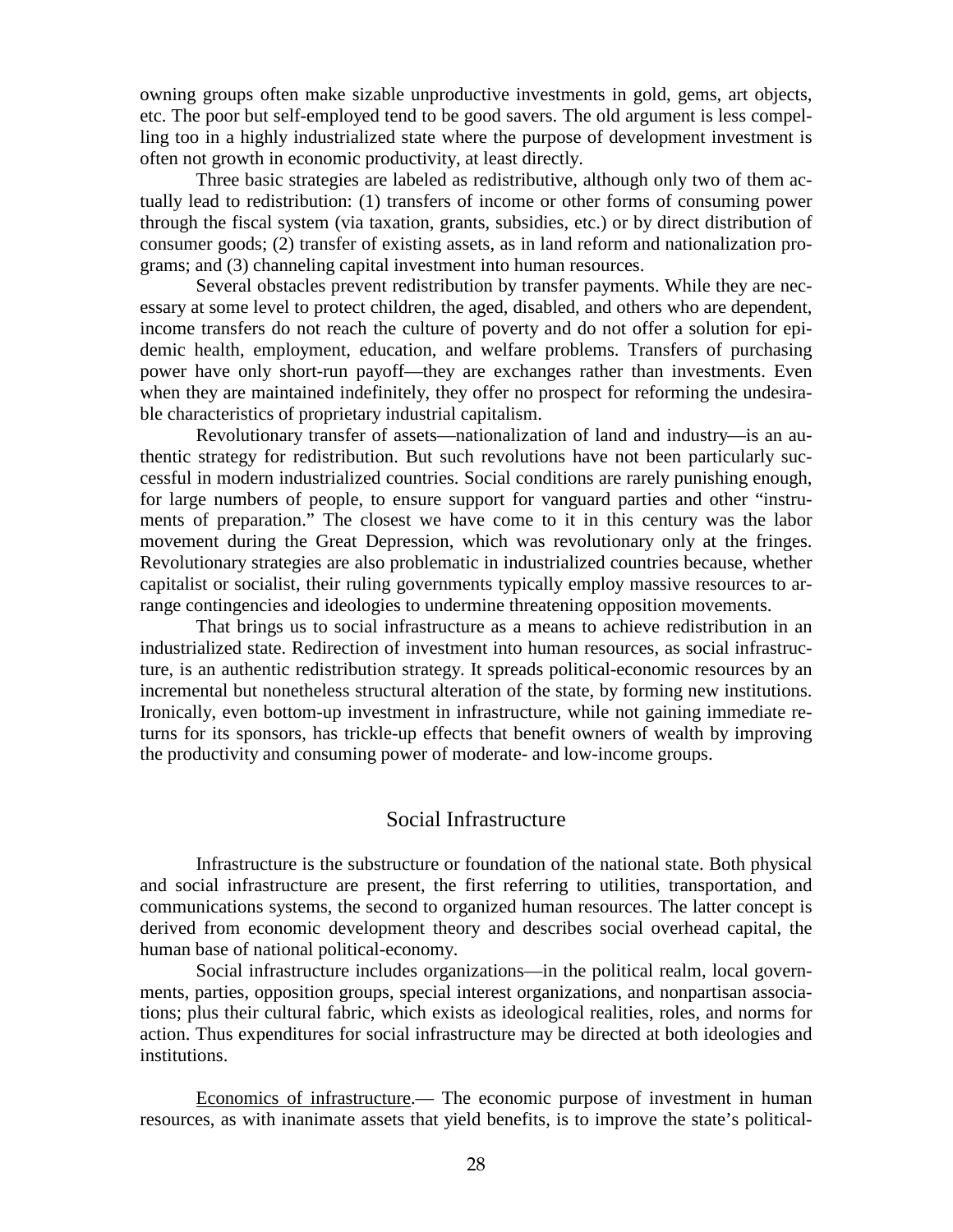owning groups often make sizable unproductive investments in gold, gems, art objects, etc. The poor but self-employed tend to be good savers. The old argument is less compelling too in a highly industrialized state where the purpose of development investment is often not growth in economic productivity, at least directly.

Three basic strategies are labeled as redistributive, although only two of them actually lead to redistribution: (1) transfers of income or other forms of consuming power through the fiscal system (via taxation, grants, subsidies, etc.) or by direct distribution of consumer goods; (2) transfer of existing assets, as in land reform and nationalization programs; and (3) channeling capital investment into human resources.

Several obstacles prevent redistribution by transfer payments. While they are necessary at some level to protect children, the aged, disabled, and others who are dependent, income transfers do not reach the culture of poverty and do not offer a solution for epidemic health, employment, education, and welfare problems. Transfers of purchasing power have only short-run payoff—they are exchanges rather than investments. Even when they are maintained indefinitely, they offer no prospect for reforming the undesirable characteristics of proprietary industrial capitalism.

Revolutionary transfer of assets—nationalization of land and industry—is an authentic strategy for redistribution. But such revolutions have not been particularly successful in modern industrialized countries. Social conditions are rarely punishing enough, for large numbers of people, to ensure support for vanguard parties and other "instruments of preparation." The closest we have come to it in this century was the labor movement during the Great Depression, which was revolutionary only at the fringes. Revolutionary strategies are also problematic in industrialized countries because, whether capitalist or socialist, their ruling governments typically employ massive resources to arrange contingencies and ideologies to undermine threatening opposition movements.

That brings us to social infrastructure as a means to achieve redistribution in an industrialized state. Redirection of investment into human resources, as social infrastructure, is an authentic redistribution strategy. It spreads political-economic resources by an incremental but nonetheless structural alteration of the state, by forming new institutions. Ironically, even bottom-up investment in infrastructure, while not gaining immediate returns for its sponsors, has trickle-up effects that benefit owners of wealth by improving the productivity and consuming power of moderate- and low-income groups.

## Social Infrastructure

Infrastructure is the substructure or foundation of the national state. Both physical and social infrastructure are present, the first referring to utilities, transportation, and communications systems, the second to organized human resources. The latter concept is derived from economic development theory and describes social overhead capital, the human base of national political-economy.

Social infrastructure includes organizations—in the political realm, local governments, parties, opposition groups, special interest organizations, and nonpartisan associations; plus their cultural fabric, which exists as ideological realities, roles, and norms for action. Thus expenditures for social infrastructure may be directed at both ideologies and institutions.

Economics of infrastructure.— The economic purpose of investment in human resources, as with inanimate assets that yield benefits, is to improve the state's political-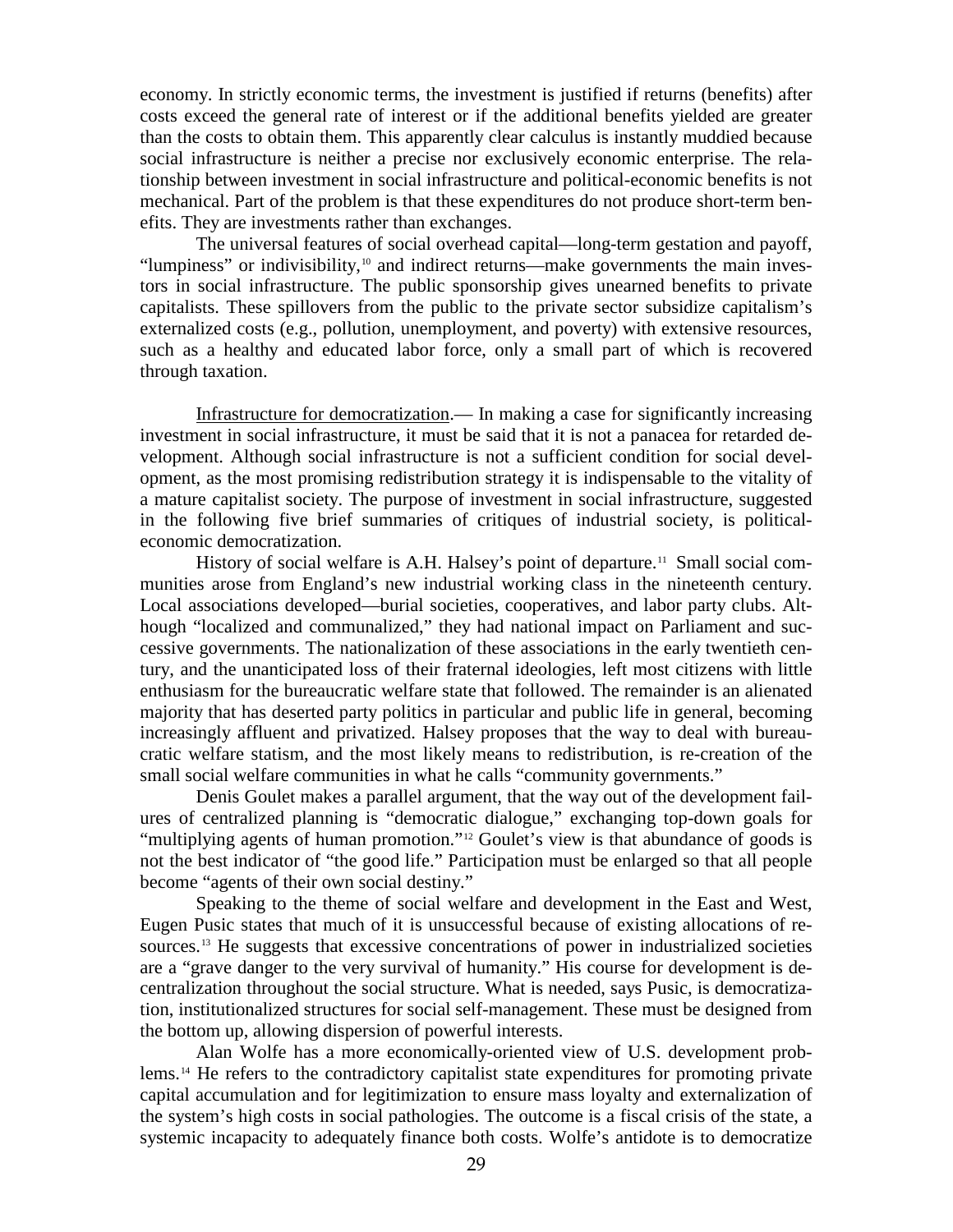economy. In strictly economic terms, the investment is justified if returns (benefits) after costs exceed the general rate of interest or if the additional benefits yielded are greater than the costs to obtain them. This apparently clear calculus is instantly muddied because social infrastructure is neither a precise nor exclusively economic enterprise. The relationship between investment in social infrastructure and political-economic benefits is not mechanical. Part of the problem is that these expenditures do not produce short-term benefits. They are investments rather than exchanges.

The universal features of social overhead capital—long-term gestation and payoff, "lumpiness" or indivisibility,[10] and indirect returns—make governments the main investors in social infrastructure. The public sponsorship gives unearned benefits to private capitalists. These spillovers from the public to the private sector subsidize capitalism's externalized costs (e.g., pollution, unemployment, and poverty) with extensive resources, such as a healthy and educated labor force, only a small part of which is recovered through taxation.

<u>Infrastructure for democratization</u>.— In making a case for significantly increasing investment in social infrastructure, it must be said that it is not a panacea for retarded development. Although social infrastructure is not a sufficient condition for social development, as the most promising redistribution strategy it is indispensable to the vitality of a mature capitalist society. The purpose of investment in social infrastructure, suggested in the following five brief summaries of critiques of industrial society, is political-economic democratization.

History of social welfare is A.H. Halsey's point of departure.[11] Small social communities arose from England's new industrial working class in the nineteenth century. Local associations developed—burial societies, cooperatives, and labor party clubs. Although "localized and communalized," they had national impact on Parliament and successive governments. The nationalization of these associations in the early twentieth century, and the unanticipated loss of their fraternal ideologies, left most citizens with little enthusiasm for the bureaucratic welfare state that followed. The remainder is an alienated majority that has deserted party politics in particular and public life in general, becoming increasingly affluent and privatized. Halsey proposes that the way to deal with bureaucratic welfare statism, and the most likely means to redistribution, is re-creation of the small social welfare communities in what he calls "community governments."

Denis Goulet makes a parallel argument, that the way out of the development failures of centralized planning is "democratic dialogue," exchanging top-down goals for "multiplying agents of human promotion."[12] Goulet's view is that abundance of goods is not the best indicator of "the good life." Participation must be enlarged so that all people become "agents of their own social destiny."

Speaking to the theme of social welfare and development in the East and West, Eugen Pusic states that much of it is unsuccessful because of existing allocations of resources.[13] He suggests that excessive concentrations of power in industrialized societies are a "grave danger to the very survival of humanity." His course for development is decentralization throughout the social structure. What is needed, says Pusic, is democratization, institutionalized structures for social self-management. These must be designed from the bottom up, allowing dispersion of powerful interests.

Alan Wolfe has a more economically-oriented view of U.S. development problems.[14] He refers to the contradictory capitalist state expenditures for promoting private capital accumulation and for legitimization to ensure mass loyalty and externalization of the system's high costs in social pathologies. The outcome is a fiscal crisis of the state, a systemic incapacity to adequately finance both costs. Wolfe's antidote is to democratize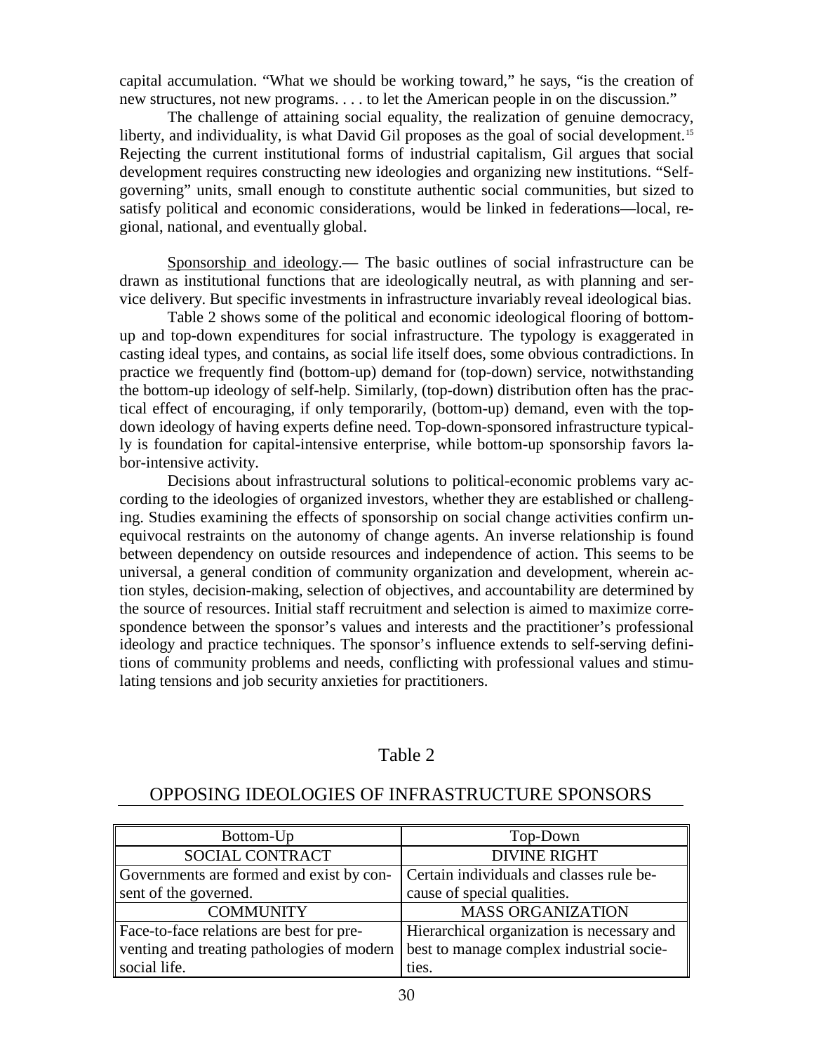capital accumulation. "What we should be working toward," he says, "is the creation of new structures, not new programs. . . . to let the American people in on the discussion."

The challenge of attaining social equality, the realization of genuine democracy, liberty, and individuality, is what David Gil proposes as the goal of social development.[15] Rejecting the current institutional forms of industrial capitalism, Gil argues that social development requires constructing new ideologies and organizing new institutions. "Self-governing" units, small enough to constitute authentic social communities, but sized to satisfy political and economic considerations, would be linked in federations—local, regional, national, and eventually global.

Sponsorship and ideology.— The basic outlines of social infrastructure can be drawn as institutional functions that are ideologically neutral, as with planning and service delivery. But specific investments in infrastructure invariably reveal ideological bias.

Table 2 shows some of the political and economic ideological flooring of bottom-up and top-down expenditures for social infrastructure. The typology is exaggerated in casting ideal types, and contains, as social life itself does, some obvious contradictions. In practice we frequently find (bottom-up) demand for (top-down) service, notwithstanding the bottom-up ideology of self-help. Similarly, (top-down) distribution often has the practical effect of encouraging, if only temporarily, (bottom-up) demand, even with the top-down ideology of having experts define need. Top-down-sponsored infrastructure typically is foundation for capital-intensive enterprise, while bottom-up sponsorship favors labor-intensive activity.

Decisions about infrastructural solutions to political-economic problems vary according to the ideologies of organized investors, whether they are established or challenging. Studies examining the effects of sponsorship on social change activities confirm unequivocal restraints on the autonomy of change agents. An inverse relationship is found between dependency on outside resources and independence of action. This seems to be universal, a general condition of community organization and development, wherein action styles, decision-making, selection of objectives, and accountability are determined by the source of resources. Initial staff recruitment and selection is aimed to maximize correspondence between the sponsor's values and interests and the practitioner's professional ideology and practice techniques. The sponsor's influence extends to self-serving definitions of community problems and needs, conflicting with professional values and stimulating tensions and job security anxieties for practitioners.

Table 2

OPPOSING IDEOLOGIES OF INFRASTRUCTURE SPONSORS

| Bottom-Up | Top-Down |
|---|---|
| SOCIAL CONTRACT | DIVINE RIGHT |
| Governments are formed and exist by consent of the governed. | Certain individuals and classes rule because of special qualities. |
| COMMUNITY | MASS ORGANIZATION |
| Face-to-face relations are best for preventing and treating pathologies of modern social life. | Hierarchical organization is necessary and best to manage complex industrial societies. |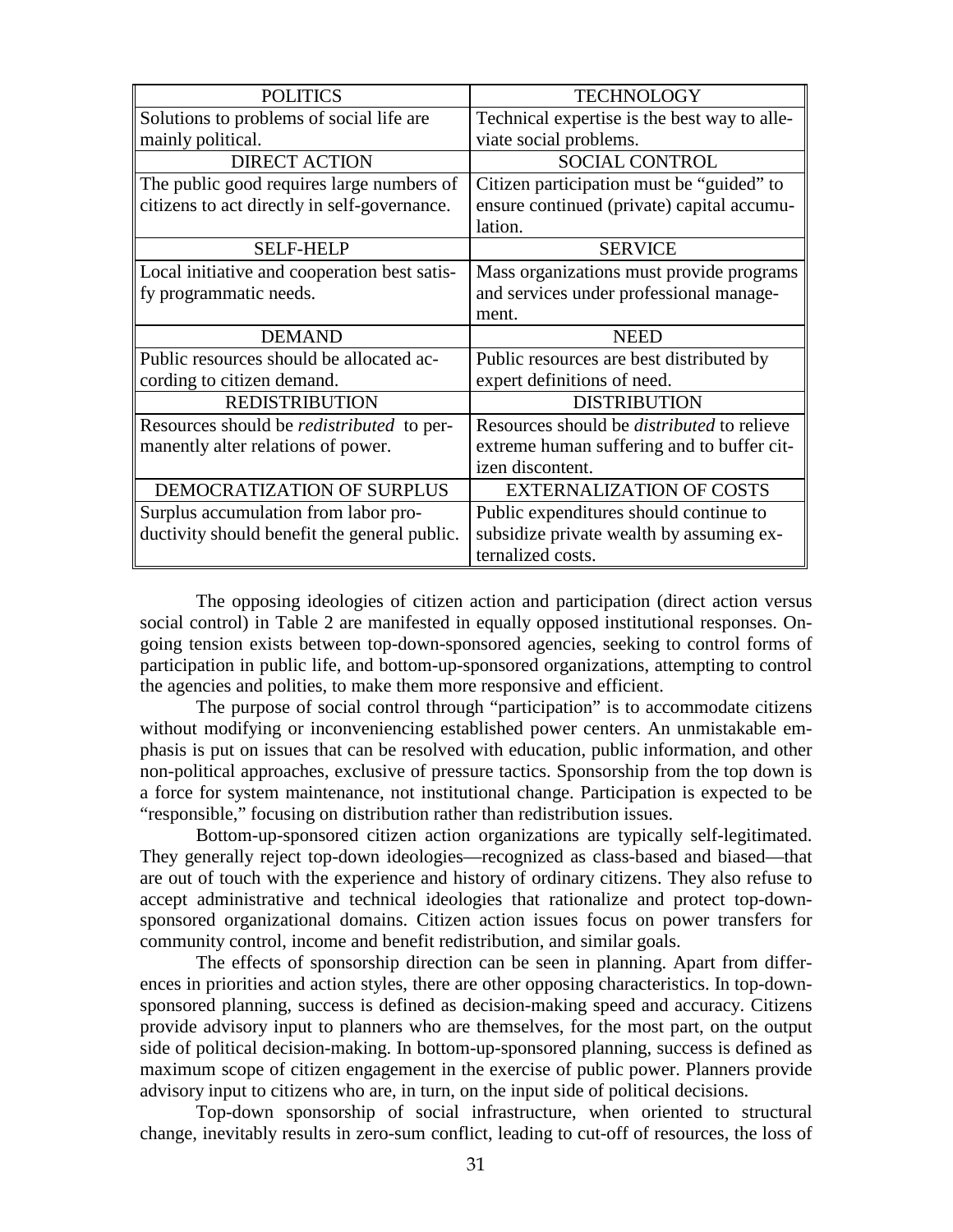| POLITICS | TECHNOLOGY |
|---|---|
| Solutions to problems of social life are mainly political. | Technical expertise is the best way to alleviate social problems. |
| DIRECT ACTION | SOCIAL CONTROL |
| The public good requires large numbers of citizens to act directly in self-governance. | Citizen participation must be "guided" to ensure continued (private) capital accumulation. |
| SELF-HELP | SERVICE |
| Local initiative and cooperation best satisfy programmatic needs. | Mass organizations must provide programs and services under professional management. |
| DEMAND | NEED |
| Public resources should be allocated according to citizen demand. | Public resources are best distributed by expert definitions of need. |
| REDISTRIBUTION | DISTRIBUTION |
| Resources should be *redistributed* to permanently alter relations of power. | Resources should be *distributed* to relieve extreme human suffering and to buffer citizen discontent. |
| DEMOCRATIZATION OF SURPLUS | EXTERNALIZATION OF COSTS |
| Surplus accumulation from labor productivity should benefit the general public. | Public expenditures should continue to subsidize private wealth by assuming externalized costs. |

The opposing ideologies of citizen action and participation (direct action versus social control) in Table 2 are manifested in equally opposed institutional responses. Ongoing tension exists between top-down-sponsored agencies, seeking to control forms of participation in public life, and bottom-up-sponsored organizations, attempting to control the agencies and polities, to make them more responsive and efficient.

The purpose of social control through "participation" is to accommodate citizens without modifying or inconveniencing established power centers. An unmistakable emphasis is put on issues that can be resolved with education, public information, and other non-political approaches, exclusive of pressure tactics. Sponsorship from the top down is a force for system maintenance, not institutional change. Participation is expected to be "responsible," focusing on distribution rather than redistribution issues.

Bottom-up-sponsored citizen action organizations are typically self-legitimated. They generally reject top-down ideologies—recognized as class-based and biased—that are out of touch with the experience and history of ordinary citizens. They also refuse to accept administrative and technical ideologies that rationalize and protect top-down-sponsored organizational domains. Citizen action issues focus on power transfers for community control, income and benefit redistribution, and similar goals.

The effects of sponsorship direction can be seen in planning. Apart from differences in priorities and action styles, there are other opposing characteristics. In top-down-sponsored planning, success is defined as decision-making speed and accuracy. Citizens provide advisory input to planners who are themselves, for the most part, on the output side of political decision-making. In bottom-up-sponsored planning, success is defined as maximum scope of citizen engagement in the exercise of public power. Planners provide advisory input to citizens who are, in turn, on the input side of political decisions.

Top-down sponsorship of social infrastructure, when oriented to structural change, inevitably results in zero-sum conflict, leading to cut-off of resources, the loss of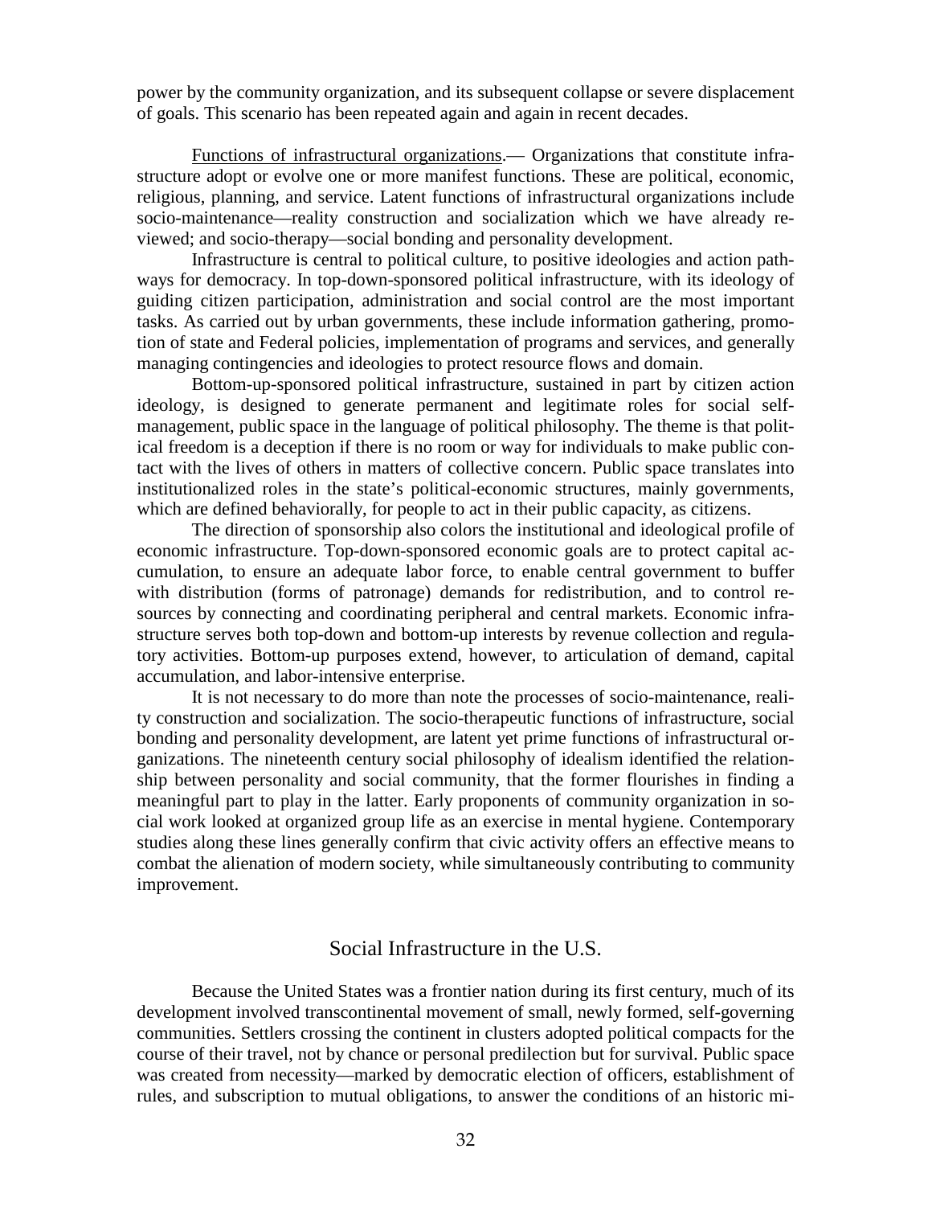power by the community organization, and its subsequent collapse or severe displacement of goals. This scenario has been repeated again and again in recent decades.

Functions of infrastructural organizations.— Organizations that constitute infrastructure adopt or evolve one or more manifest functions. These are political, economic, religious, planning, and service. Latent functions of infrastructural organizations include socio-maintenance—reality construction and socialization which we have already reviewed; and socio-therapy—social bonding and personality development.

Infrastructure is central to political culture, to positive ideologies and action pathways for democracy. In top-down-sponsored political infrastructure, with its ideology of guiding citizen participation, administration and social control are the most important tasks. As carried out by urban governments, these include information gathering, promotion of state and Federal policies, implementation of programs and services, and generally managing contingencies and ideologies to protect resource flows and domain.

Bottom-up-sponsored political infrastructure, sustained in part by citizen action ideology, is designed to generate permanent and legitimate roles for social self-management, public space in the language of political philosophy. The theme is that political freedom is a deception if there is no room or way for individuals to make public contact with the lives of others in matters of collective concern. Public space translates into institutionalized roles in the state's political-economic structures, mainly governments, which are defined behaviorally, for people to act in their public capacity, as citizens.

The direction of sponsorship also colors the institutional and ideological profile of economic infrastructure. Top-down-sponsored economic goals are to protect capital accumulation, to ensure an adequate labor force, to enable central government to buffer with distribution (forms of patronage) demands for redistribution, and to control resources by connecting and coordinating peripheral and central markets. Economic infrastructure serves both top-down and bottom-up interests by revenue collection and regulatory activities. Bottom-up purposes extend, however, to articulation of demand, capital accumulation, and labor-intensive enterprise.

It is not necessary to do more than note the processes of socio-maintenance, reality construction and socialization. The socio-therapeutic functions of infrastructure, social bonding and personality development, are latent yet prime functions of infrastructural organizations. The nineteenth century social philosophy of idealism identified the relationship between personality and social community, that the former flourishes in finding a meaningful part to play in the latter. Early proponents of community organization in social work looked at organized group life as an exercise in mental hygiene. Contemporary studies along these lines generally confirm that civic activity offers an effective means to combat the alienation of modern society, while simultaneously contributing to community improvement.

## Social Infrastructure in the U.S.

Because the United States was a frontier nation during its first century, much of its development involved transcontinental movement of small, newly formed, self-governing communities. Settlers crossing the continent in clusters adopted political compacts for the course of their travel, not by chance or personal predilection but for survival. Public space was created from necessity—marked by democratic election of officers, establishment of rules, and subscription to mutual obligations, to answer the conditions of an historic mi-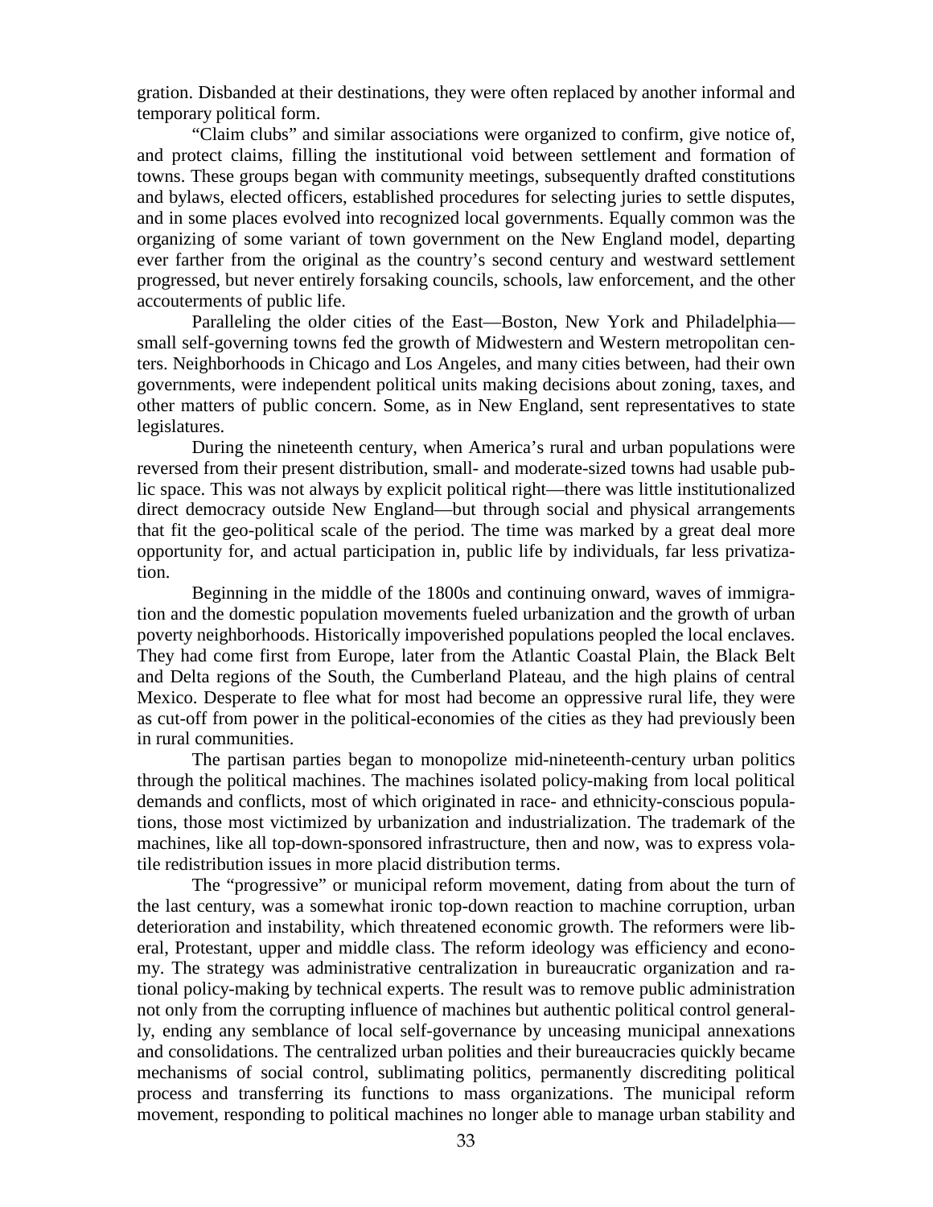gration. Disbanded at their destinations, they were often replaced by another informal and temporary political form.

"Claim clubs" and similar associations were organized to confirm, give notice of, and protect claims, filling the institutional void between settlement and formation of towns. These groups began with community meetings, subsequently drafted constitutions and bylaws, elected officers, established procedures for selecting juries to settle disputes, and in some places evolved into recognized local governments. Equally common was the organizing of some variant of town government on the New England model, departing ever farther from the original as the country's second century and westward settlement progressed, but never entirely forsaking councils, schools, law enforcement, and the other accouterments of public life.

Paralleling the older cities of the East—Boston, New York and Philadelphia—small self-governing towns fed the growth of Midwestern and Western metropolitan centers. Neighborhoods in Chicago and Los Angeles, and many cities between, had their own governments, were independent political units making decisions about zoning, taxes, and other matters of public concern. Some, as in New England, sent representatives to state legislatures.

During the nineteenth century, when America's rural and urban populations were reversed from their present distribution, small- and moderate-sized towns had usable public space. This was not always by explicit political right—there was little institutionalized direct democracy outside New England—but through social and physical arrangements that fit the geo-political scale of the period. The time was marked by a great deal more opportunity for, and actual participation in, public life by individuals, far less privatization.

Beginning in the middle of the 1800s and continuing onward, waves of immigration and the domestic population movements fueled urbanization and the growth of urban poverty neighborhoods. Historically impoverished populations peopled the local enclaves. They had come first from Europe, later from the Atlantic Coastal Plain, the Black Belt and Delta regions of the South, the Cumberland Plateau, and the high plains of central Mexico. Desperate to flee what for most had become an oppressive rural life, they were as cut-off from power in the political-economies of the cities as they had previously been in rural communities.

The partisan parties began to monopolize mid-nineteenth-century urban politics through the political machines. The machines isolated policy-making from local political demands and conflicts, most of which originated in race- and ethnicity-conscious populations, those most victimized by urbanization and industrialization. The trademark of the machines, like all top-down-sponsored infrastructure, then and now, was to express volatile redistribution issues in more placid distribution terms.

The "progressive" or municipal reform movement, dating from about the turn of the last century, was a somewhat ironic top-down reaction to machine corruption, urban deterioration and instability, which threatened economic growth. The reformers were liberal, Protestant, upper and middle class. The reform ideology was efficiency and economy. The strategy was administrative centralization in bureaucratic organization and rational policy-making by technical experts. The result was to remove public administration not only from the corrupting influence of machines but authentic political control generally, ending any semblance of local self-governance by unceasing municipal annexations and consolidations. The centralized urban polities and their bureaucracies quickly became mechanisms of social control, sublimating politics, permanently discrediting political process and transferring its functions to mass organizations. The municipal reform movement, responding to political machines no longer able to manage urban stability and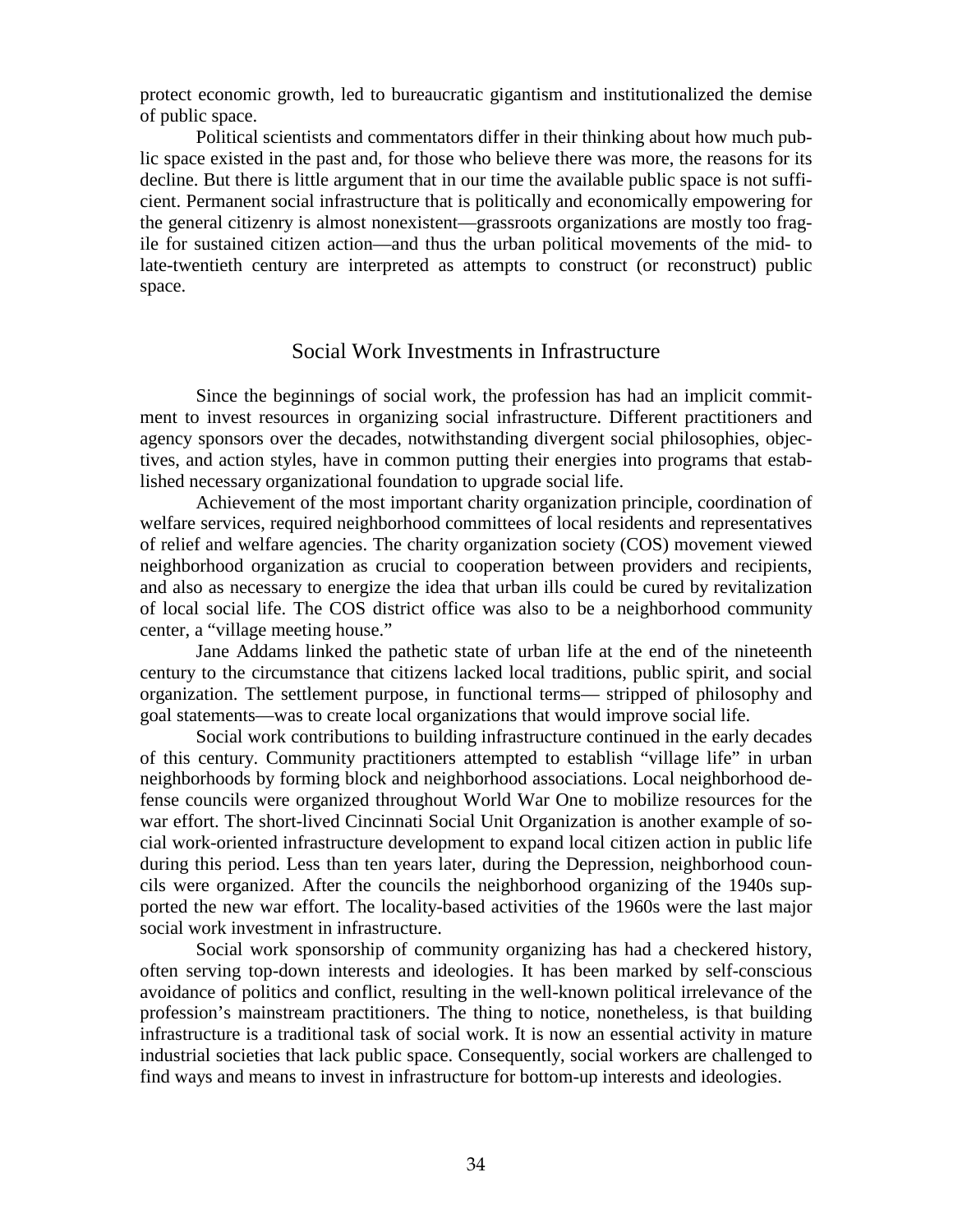protect economic growth, led to bureaucratic gigantism and institutionalized the demise of public space.

Political scientists and commentators differ in their thinking about how much public space existed in the past and, for those who believe there was more, the reasons for its decline. But there is little argument that in our time the available public space is not sufficient. Permanent social infrastructure that is politically and economically empowering for the general citizenry is almost nonexistent—grassroots organizations are mostly too fragile for sustained citizen action—and thus the urban political movements of the mid- to late-twentieth century are interpreted as attempts to construct (or reconstruct) public space.

## Social Work Investments in Infrastructure

Since the beginnings of social work, the profession has had an implicit commitment to invest resources in organizing social infrastructure. Different practitioners and agency sponsors over the decades, notwithstanding divergent social philosophies, objectives, and action styles, have in common putting their energies into programs that established necessary organizational foundation to upgrade social life.

Achievement of the most important charity organization principle, coordination of welfare services, required neighborhood committees of local residents and representatives of relief and welfare agencies. The charity organization society (COS) movement viewed neighborhood organization as crucial to cooperation between providers and recipients, and also as necessary to energize the idea that urban ills could be cured by revitalization of local social life. The COS district office was also to be a neighborhood community center, a "village meeting house."

Jane Addams linked the pathetic state of urban life at the end of the nineteenth century to the circumstance that citizens lacked local traditions, public spirit, and social organization. The settlement purpose, in functional terms— stripped of philosophy and goal statements—was to create local organizations that would improve social life.

Social work contributions to building infrastructure continued in the early decades of this century. Community practitioners attempted to establish "village life" in urban neighborhoods by forming block and neighborhood associations. Local neighborhood defense councils were organized throughout World War One to mobilize resources for the war effort. The short-lived Cincinnati Social Unit Organization is another example of social work-oriented infrastructure development to expand local citizen action in public life during this period. Less than ten years later, during the Depression, neighborhood councils were organized. After the councils the neighborhood organizing of the 1940s supported the new war effort. The locality-based activities of the 1960s were the last major social work investment in infrastructure.

Social work sponsorship of community organizing has had a checkered history, often serving top-down interests and ideologies. It has been marked by self-conscious avoidance of politics and conflict, resulting in the well-known political irrelevance of the profession's mainstream practitioners. The thing to notice, nonetheless, is that building infrastructure is a traditional task of social work. It is now an essential activity in mature industrial societies that lack public space. Consequently, social workers are challenged to find ways and means to invest in infrastructure for bottom-up interests and ideologies.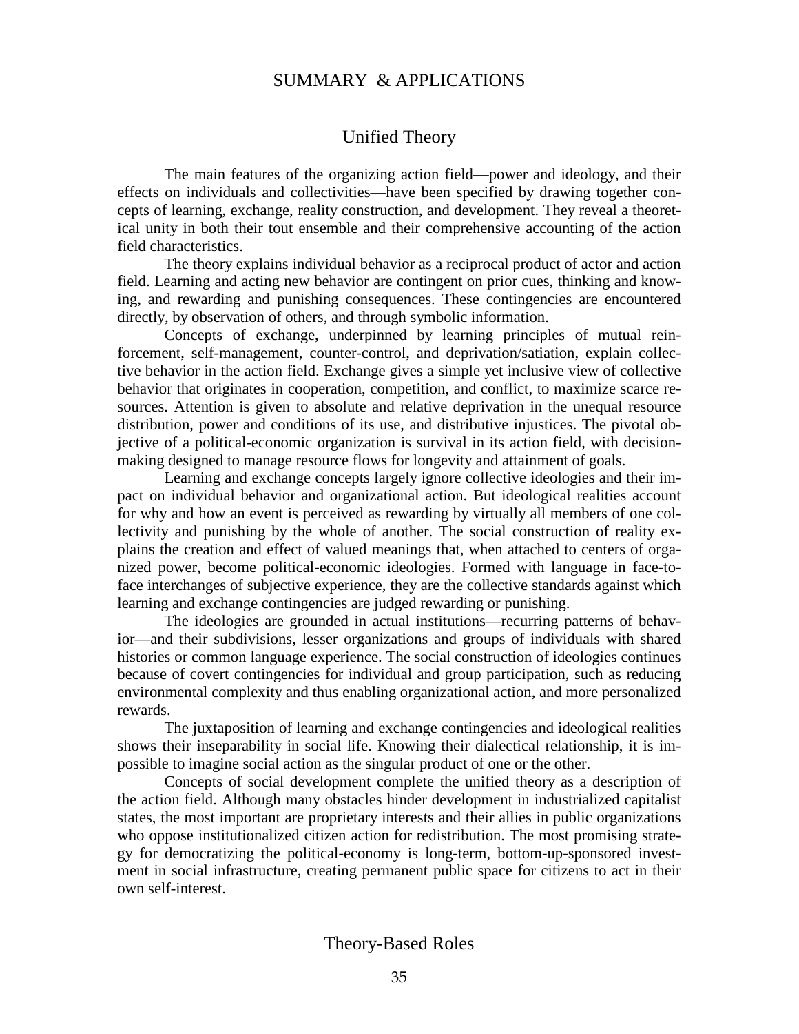# SUMMARY & APPLICATIONS

## Unified Theory

The main features of the organizing action field—power and ideology, and their effects on individuals and collectivities—have been specified by drawing together concepts of learning, exchange, reality construction, and development. They reveal a theoretical unity in both their tout ensemble and their comprehensive accounting of the action field characteristics.

The theory explains individual behavior as a reciprocal product of actor and action field. Learning and acting new behavior are contingent on prior cues, thinking and knowing, and rewarding and punishing consequences. These contingencies are encountered directly, by observation of others, and through symbolic information.

Concepts of exchange, underpinned by learning principles of mutual reinforcement, self-management, counter-control, and deprivation/satiation, explain collective behavior in the action field. Exchange gives a simple yet inclusive view of collective behavior that originates in cooperation, competition, and conflict, to maximize scarce resources. Attention is given to absolute and relative deprivation in the unequal resource distribution, power and conditions of its use, and distributive injustices. The pivotal objective of a political-economic organization is survival in its action field, with decision-making designed to manage resource flows for longevity and attainment of goals.

Learning and exchange concepts largely ignore collective ideologies and their impact on individual behavior and organizational action. But ideological realities account for why and how an event is perceived as rewarding by virtually all members of one collectivity and punishing by the whole of another. The social construction of reality explains the creation and effect of valued meanings that, when attached to centers of organized power, become political-economic ideologies. Formed with language in face-to-face interchanges of subjective experience, they are the collective standards against which learning and exchange contingencies are judged rewarding or punishing.

The ideologies are grounded in actual institutions—recurring patterns of behavior—and their subdivisions, lesser organizations and groups of individuals with shared histories or common language experience. The social construction of ideologies continues because of covert contingencies for individual and group participation, such as reducing environmental complexity and thus enabling organizational action, and more personalized rewards.

The juxtaposition of learning and exchange contingencies and ideological realities shows their inseparability in social life. Knowing their dialectical relationship, it is impossible to imagine social action as the singular product of one or the other.

Concepts of social development complete the unified theory as a description of the action field. Although many obstacles hinder development in industrialized capitalist states, the most important are proprietary interests and their allies in public organizations who oppose institutionalized citizen action for redistribution. The most promising strategy for democratizing the political-economy is long-term, bottom-up-sponsored investment in social infrastructure, creating permanent public space for citizens to act in their own self-interest.

## Theory-Based Roles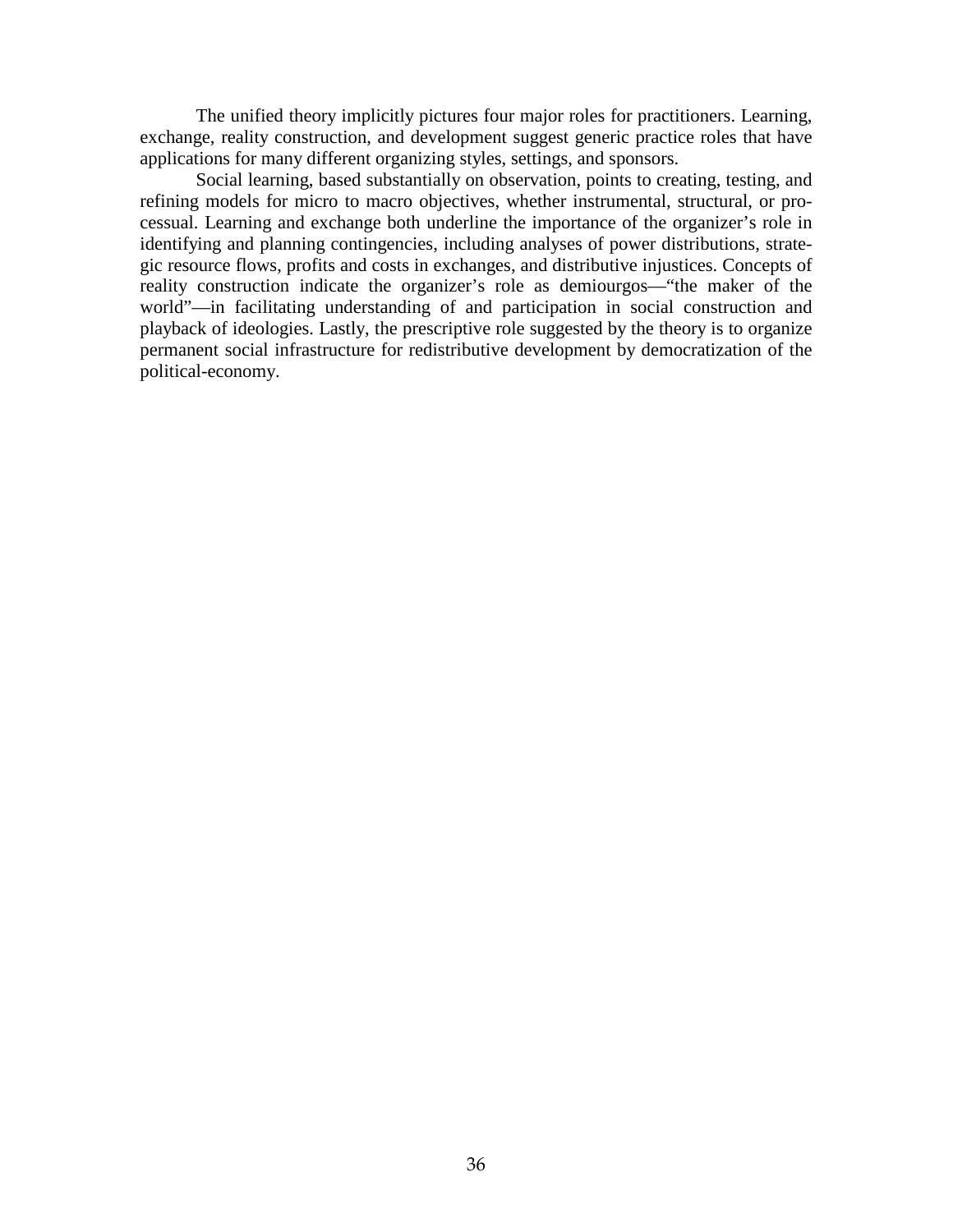The unified theory implicitly pictures four major roles for practitioners. Learning, exchange, reality construction, and development suggest generic practice roles that have applications for many different organizing styles, settings, and sponsors.

Social learning, based substantially on observation, points to creating, testing, and refining models for micro to macro objectives, whether instrumental, structural, or processual. Learning and exchange both underline the importance of the organizer's role in identifying and planning contingencies, including analyses of power distributions, strategic resource flows, profits and costs in exchanges, and distributive injustices. Concepts of reality construction indicate the organizer's role as demiourgos—"the maker of the world"—in facilitating understanding of and participation in social construction and playback of ideologies. Lastly, the prescriptive role suggested by the theory is to organize permanent social infrastructure for redistributive development by democratization of the political-economy.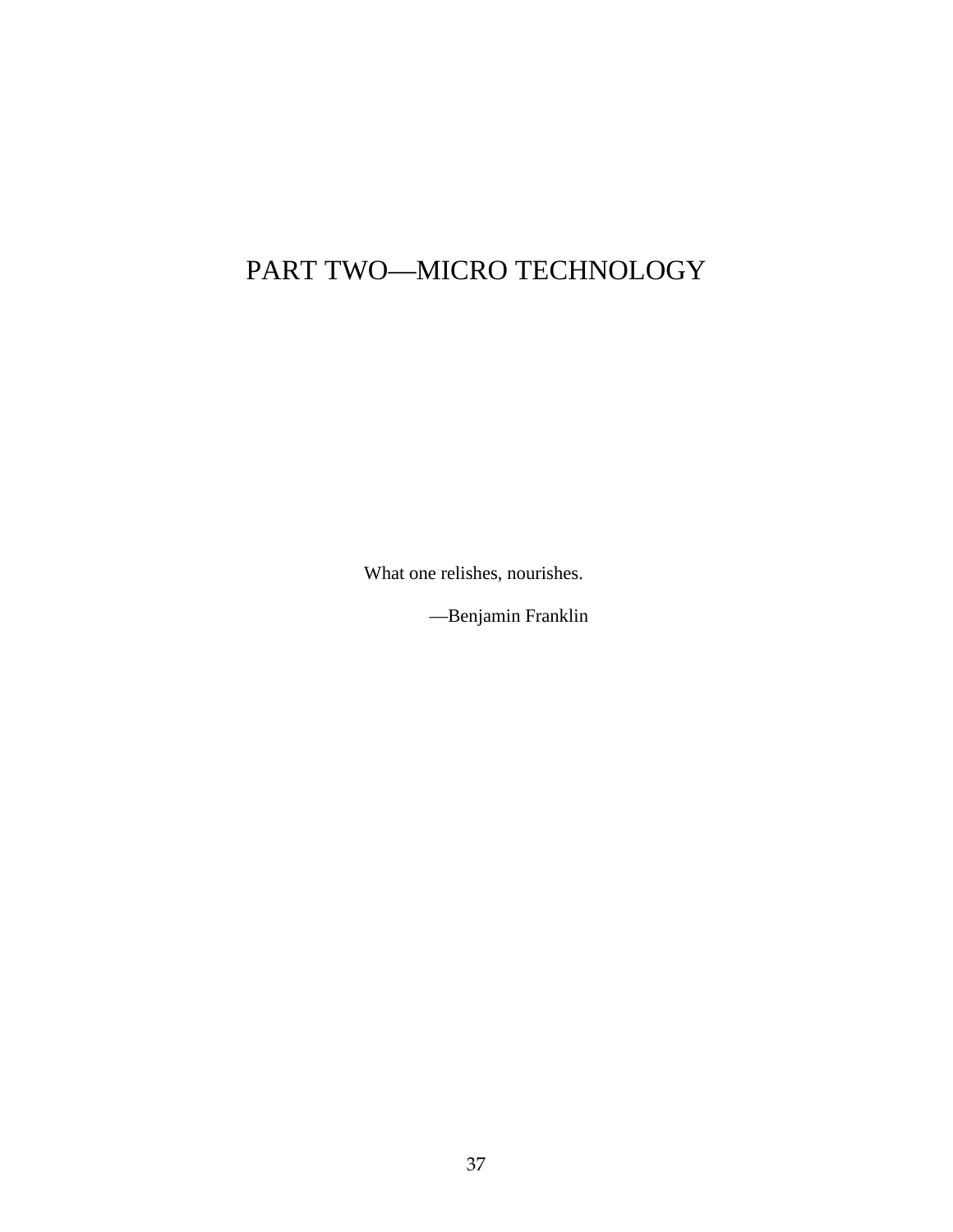# PART TWO—MICRO TECHNOLOGY

What one relishes, nourishes.

—Benjamin Franklin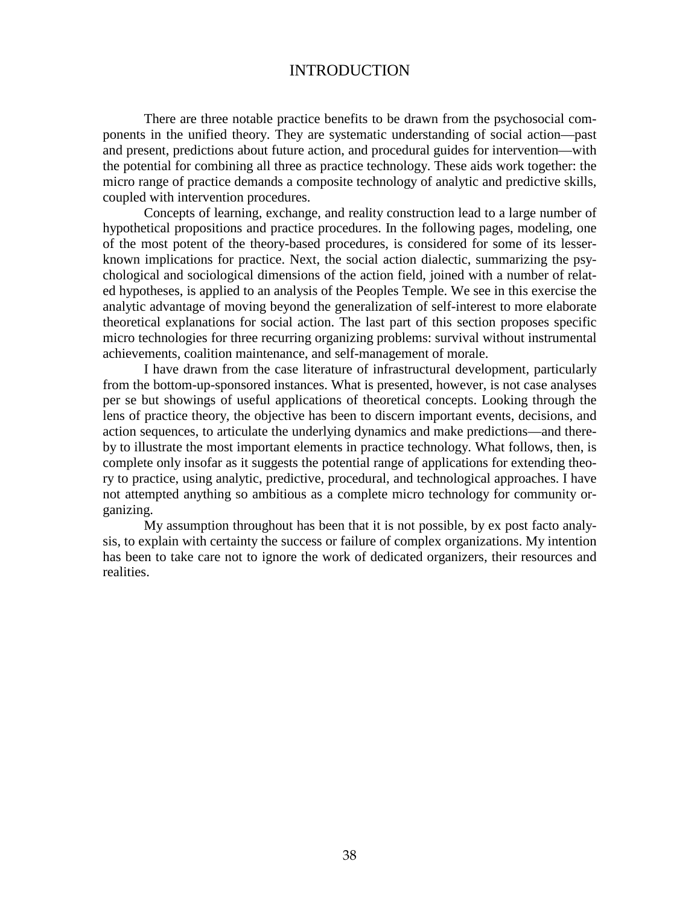# INTRODUCTION

There are three notable practice benefits to be drawn from the psychosocial components in the unified theory. They are systematic understanding of social action—past and present, predictions about future action, and procedural guides for intervention—with the potential for combining all three as practice technology. These aids work together: the micro range of practice demands a composite technology of analytic and predictive skills, coupled with intervention procedures.

Concepts of learning, exchange, and reality construction lead to a large number of hypothetical propositions and practice procedures. In the following pages, modeling, one of the most potent of the theory-based procedures, is considered for some of its lesser-known implications for practice. Next, the social action dialectic, summarizing the psychological and sociological dimensions of the action field, joined with a number of related hypotheses, is applied to an analysis of the Peoples Temple. We see in this exercise the analytic advantage of moving beyond the generalization of self-interest to more elaborate theoretical explanations for social action. The last part of this section proposes specific micro technologies for three recurring organizing problems: survival without instrumental achievements, coalition maintenance, and self-management of morale.

I have drawn from the case literature of infrastructural development, particularly from the bottom-up-sponsored instances. What is presented, however, is not case analyses per se but showings of useful applications of theoretical concepts. Looking through the lens of practice theory, the objective has been to discern important events, decisions, and action sequences, to articulate the underlying dynamics and make predictions—and thereby to illustrate the most important elements in practice technology. What follows, then, is complete only insofar as it suggests the potential range of applications for extending theory to practice, using analytic, predictive, procedural, and technological approaches. I have not attempted anything so ambitious as a complete micro technology for community organizing.

My assumption throughout has been that it is not possible, by ex post facto analysis, to explain with certainty the success or failure of complex organizations. My intention has been to take care not to ignore the work of dedicated organizers, their resources and realities.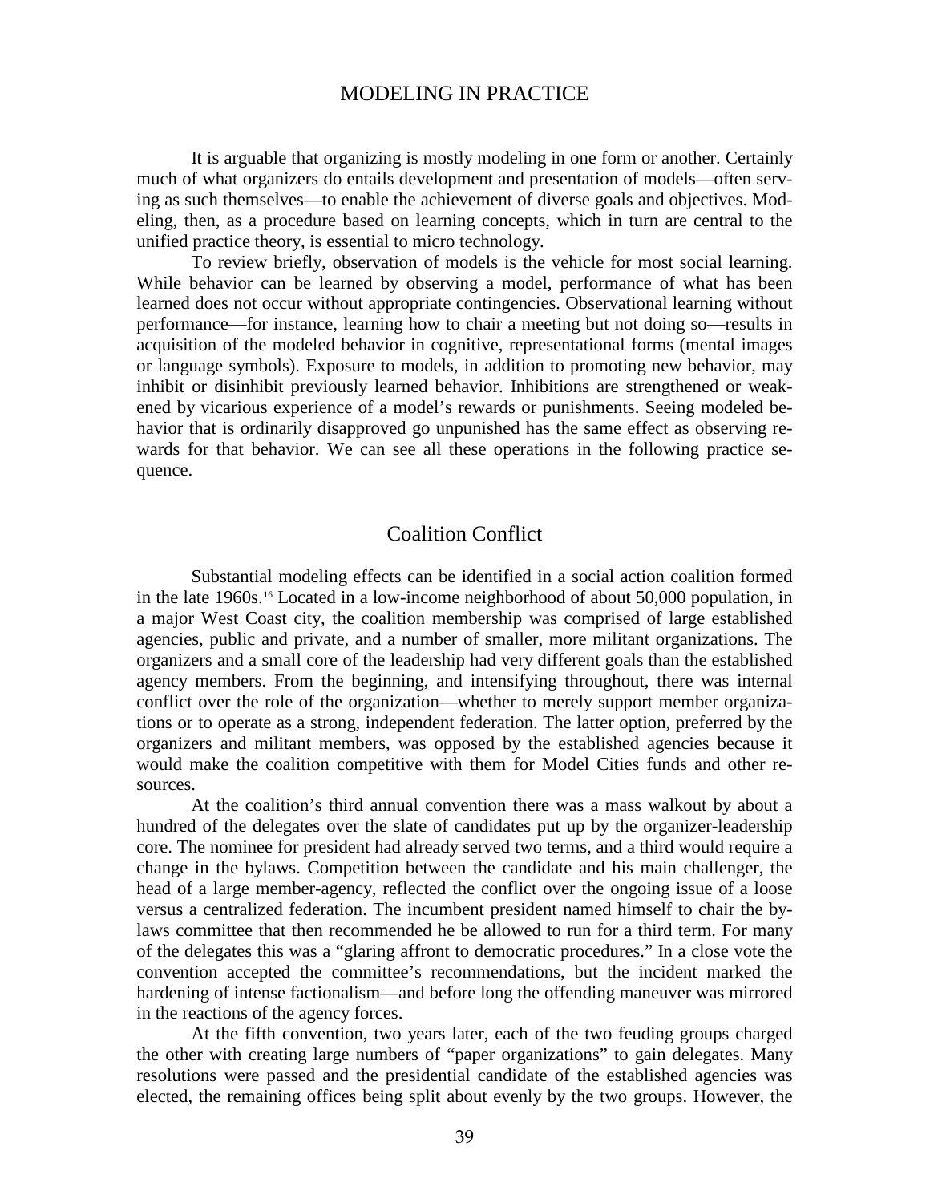## MODELING IN PRACTICE

It is arguable that organizing is mostly modeling in one form or another. Certainly much of what organizers do entails development and presentation of models—often serving as such themselves—to enable the achievement of diverse goals and objectives. Modeling, then, as a procedure based on learning concepts, which in turn are central to the unified practice theory, is essential to micro technology.

To review briefly, observation of models is the vehicle for most social learning. While behavior can be learned by observing a model, performance of what has been learned does not occur without appropriate contingencies. Observational learning without performance—for instance, learning how to chair a meeting but not doing so—results in acquisition of the modeled behavior in cognitive, representational forms (mental images or language symbols). Exposure to models, in addition to promoting new behavior, may inhibit or disinhibit previously learned behavior. Inhibitions are strengthened or weakened by vicarious experience of a model's rewards or punishments. Seeing modeled behavior that is ordinarily disapproved go unpunished has the same effect as observing rewards for that behavior. We can see all these operations in the following practice sequence.

### Coalition Conflict

Substantial modeling effects can be identified in a social action coalition formed in the late 1960s.[16] Located in a low-income neighborhood of about 50,000 population, in a major West Coast city, the coalition membership was comprised of large established agencies, public and private, and a number of smaller, more militant organizations. The organizers and a small core of the leadership had very different goals than the established agency members. From the beginning, and intensifying throughout, there was internal conflict over the role of the organization—whether to merely support member organizations or to operate as a strong, independent federation. The latter option, preferred by the organizers and militant members, was opposed by the established agencies because it would make the coalition competitive with them for Model Cities funds and other resources.

At the coalition's third annual convention there was a mass walkout by about a hundred of the delegates over the slate of candidates put up by the organizer-leadership core. The nominee for president had already served two terms, and a third would require a change in the bylaws. Competition between the candidate and his main challenger, the head of a large member-agency, reflected the conflict over the ongoing issue of a loose versus a centralized federation. The incumbent president named himself to chair the bylaws committee that then recommended he be allowed to run for a third term. For many of the delegates this was a "glaring affront to democratic procedures." In a close vote the convention accepted the committee's recommendations, but the incident marked the hardening of intense factionalism—and before long the offending maneuver was mirrored in the reactions of the agency forces.

At the fifth convention, two years later, each of the two feuding groups charged the other with creating large numbers of "paper organizations" to gain delegates. Many resolutions were passed and the presidential candidate of the established agencies was elected, the remaining offices being split about evenly by the two groups. However, the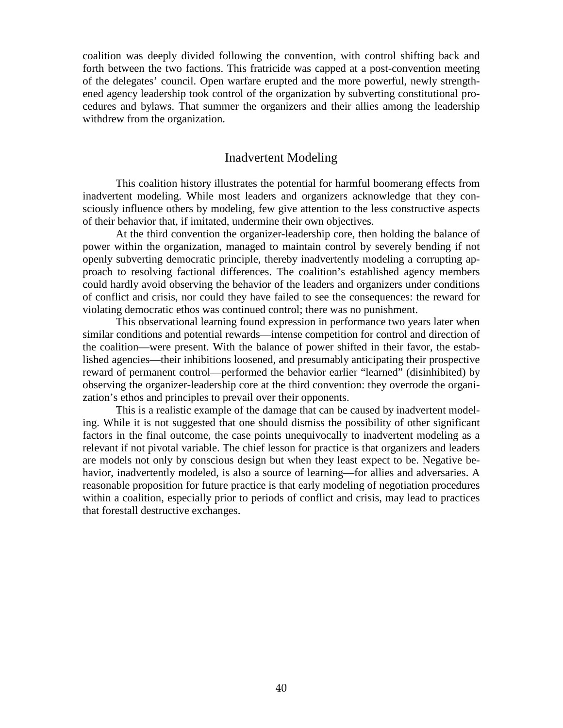coalition was deeply divided following the convention, with control shifting back and forth between the two factions. This fratricide was capped at a post-convention meeting of the delegates' council. Open warfare erupted and the more powerful, newly strengthened agency leadership took control of the organization by subverting constitutional procedures and bylaws. That summer the organizers and their allies among the leadership withdrew from the organization.

## Inadvertent Modeling

This coalition history illustrates the potential for harmful boomerang effects from inadvertent modeling. While most leaders and organizers acknowledge that they consciously influence others by modeling, few give attention to the less constructive aspects of their behavior that, if imitated, undermine their own objectives.

At the third convention the organizer-leadership core, then holding the balance of power within the organization, managed to maintain control by severely bending if not openly subverting democratic principle, thereby inadvertently modeling a corrupting approach to resolving factional differences. The coalition's established agency members could hardly avoid observing the behavior of the leaders and organizers under conditions of conflict and crisis, nor could they have failed to see the consequences: the reward for violating democratic ethos was continued control; there was no punishment.

This observational learning found expression in performance two years later when similar conditions and potential rewards—intense competition for control and direction of the coalition—were present. With the balance of power shifted in their favor, the established agencies—their inhibitions loosened, and presumably anticipating their prospective reward of permanent control—performed the behavior earlier "learned" (disinhibited) by observing the organizer-leadership core at the third convention: they overrode the organization's ethos and principles to prevail over their opponents.

This is a realistic example of the damage that can be caused by inadvertent modeling. While it is not suggested that one should dismiss the possibility of other significant factors in the final outcome, the case points unequivocally to inadvertent modeling as a relevant if not pivotal variable. The chief lesson for practice is that organizers and leaders are models not only by conscious design but when they least expect to be. Negative behavior, inadvertently modeled, is also a source of learning—for allies and adversaries. A reasonable proposition for future practice is that early modeling of negotiation procedures within a coalition, especially prior to periods of conflict and crisis, may lead to practices that forestall destructive exchanges.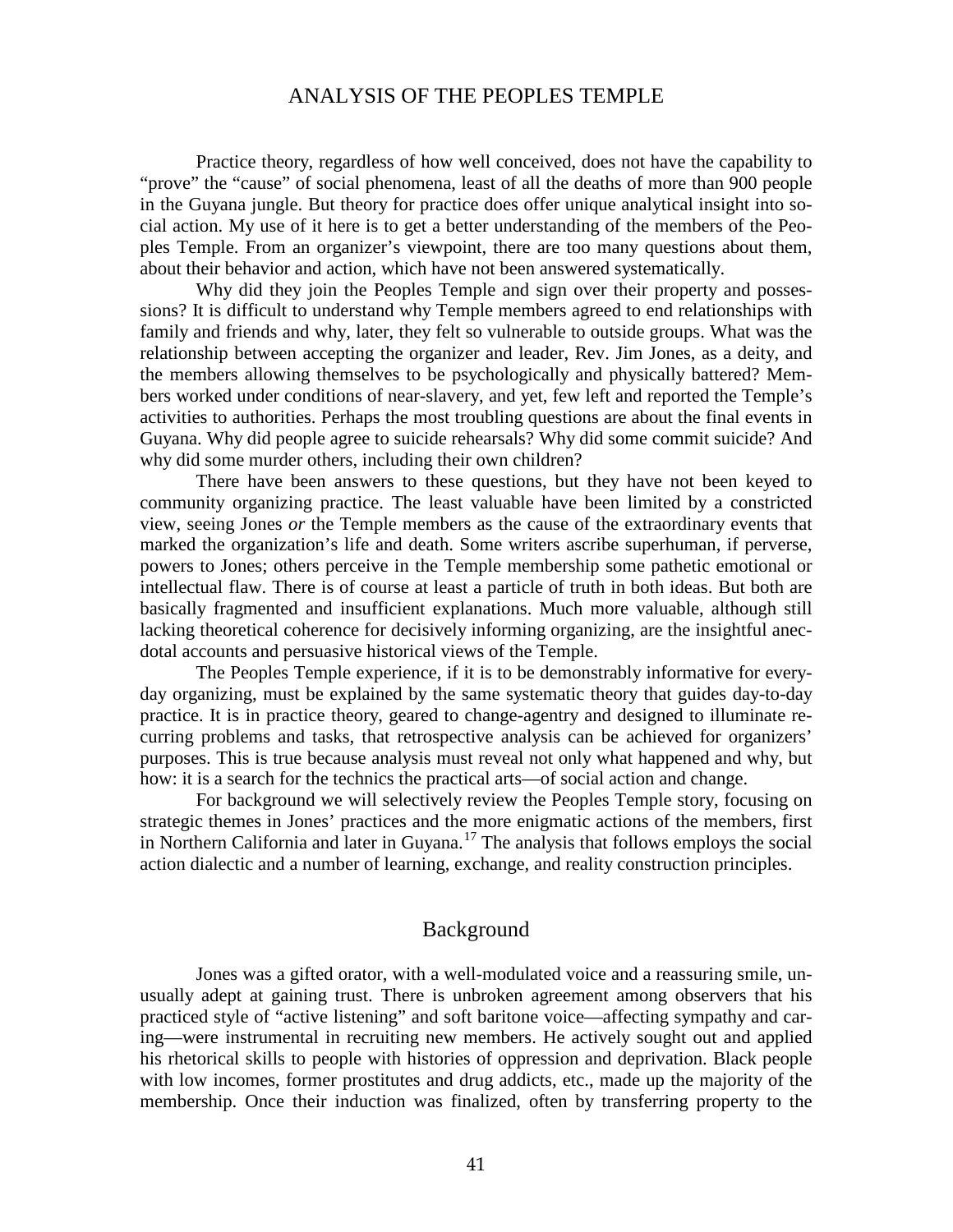## ANALYSIS OF THE PEOPLES TEMPLE

Practice theory, regardless of how well conceived, does not have the capability to "prove" the "cause" of social phenomena, least of all the deaths of more than 900 people in the Guyana jungle. But theory for practice does offer unique analytical insight into social action. My use of it here is to get a better understanding of the members of the Peoples Temple. From an organizer's viewpoint, there are too many questions about them, about their behavior and action, which have not been answered systematically.

Why did they join the Peoples Temple and sign over their property and possessions? It is difficult to understand why Temple members agreed to end relationships with family and friends and why, later, they felt so vulnerable to outside groups. What was the relationship between accepting the organizer and leader, Rev. Jim Jones, as a deity, and the members allowing themselves to be psychologically and physically battered? Members worked under conditions of near-slavery, and yet, few left and reported the Temple's activities to authorities. Perhaps the most troubling questions are about the final events in Guyana. Why did people agree to suicide rehearsals? Why did some commit suicide? And why did some murder others, including their own children?

There have been answers to these questions, but they have not been keyed to community organizing practice. The least valuable have been limited by a constricted view, seeing Jones *or* the Temple members as the cause of the extraordinary events that marked the organization's life and death. Some writers ascribe superhuman, if perverse, powers to Jones; others perceive in the Temple membership some pathetic emotional or intellectual flaw. There is of course at least a particle of truth in both ideas. But both are basically fragmented and insufficient explanations. Much more valuable, although still lacking theoretical coherence for decisively informing organizing, are the insightful anecdotal accounts and persuasive historical views of the Temple.

The Peoples Temple experience, if it is to be demonstrably informative for everyday organizing, must be explained by the same systematic theory that guides day-to-day practice. It is in practice theory, geared to change-agentry and designed to illuminate recurring problems and tasks, that retrospective analysis can be achieved for organizers' purposes. This is true because analysis must reveal not only what happened and why, but how: it is a search for the technics the practical arts—of social action and change.

For background we will selectively review the Peoples Temple story, focusing on strategic themes in Jones' practices and the more enigmatic actions of the members, first in Northern California and later in Guyana.[17] The analysis that follows employs the social action dialectic and a number of learning, exchange, and reality construction principles.

### Background

Jones was a gifted orator, with a well-modulated voice and a reassuring smile, unusually adept at gaining trust. There is unbroken agreement among observers that his practiced style of "active listening" and soft baritone voice—affecting sympathy and caring—were instrumental in recruiting new members. He actively sought out and applied his rhetorical skills to people with histories of oppression and deprivation. Black people with low incomes, former prostitutes and drug addicts, etc., made up the majority of the membership. Once their induction was finalized, often by transferring property to the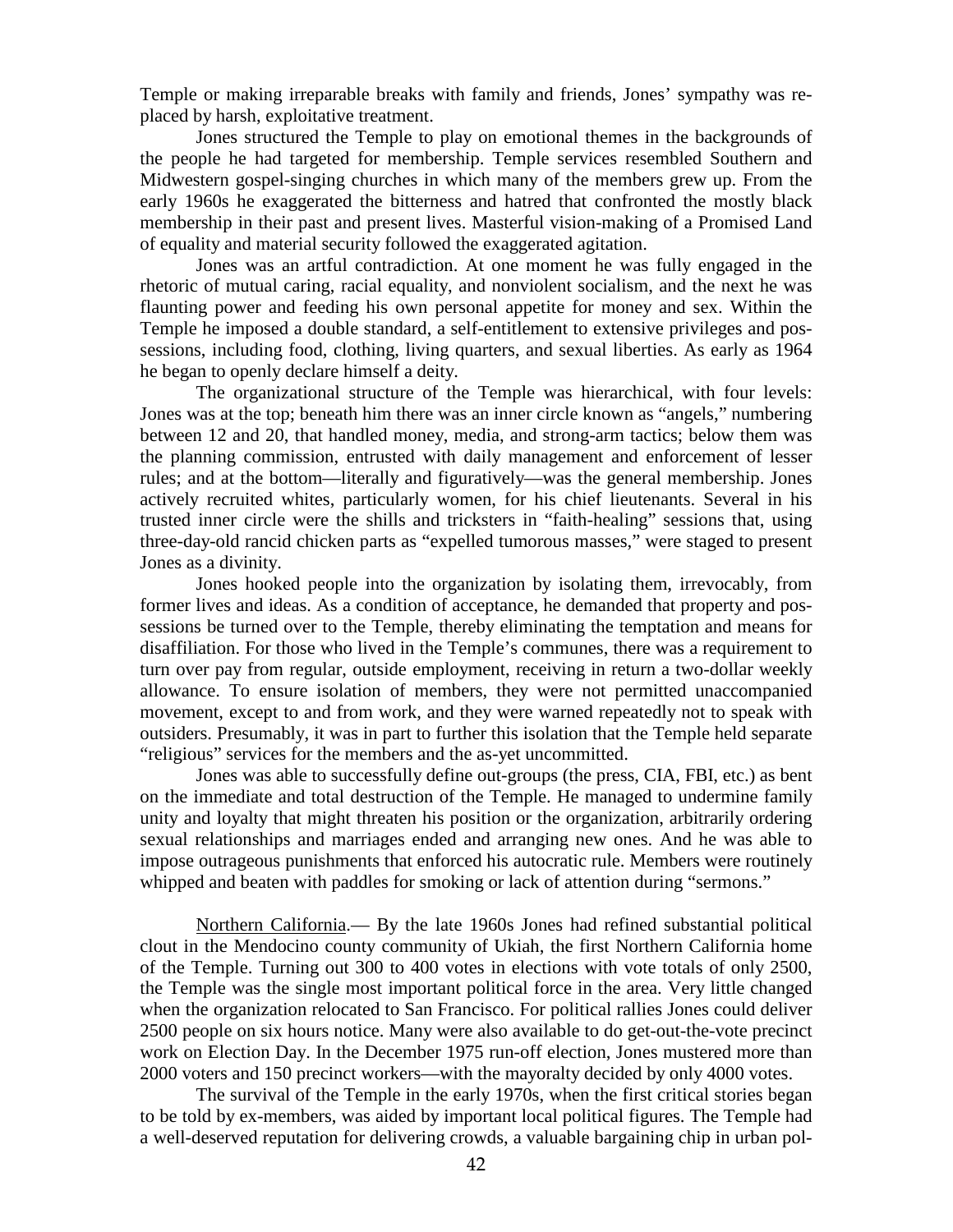Temple or making irreparable breaks with family and friends, Jones' sympathy was replaced by harsh, exploitative treatment.

Jones structured the Temple to play on emotional themes in the backgrounds of the people he had targeted for membership. Temple services resembled Southern and Midwestern gospel-singing churches in which many of the members grew up. From the early 1960s he exaggerated the bitterness and hatred that confronted the mostly black membership in their past and present lives. Masterful vision-making of a Promised Land of equality and material security followed the exaggerated agitation.

Jones was an artful contradiction. At one moment he was fully engaged in the rhetoric of mutual caring, racial equality, and nonviolent socialism, and the next he was flaunting power and feeding his own personal appetite for money and sex. Within the Temple he imposed a double standard, a self-entitlement to extensive privileges and possessions, including food, clothing, living quarters, and sexual liberties. As early as 1964 he began to openly declare himself a deity.

The organizational structure of the Temple was hierarchical, with four levels: Jones was at the top; beneath him there was an inner circle known as "angels," numbering between 12 and 20, that handled money, media, and strong-arm tactics; below them was the planning commission, entrusted with daily management and enforcement of lesser rules; and at the bottom—literally and figuratively—was the general membership. Jones actively recruited whites, particularly women, for his chief lieutenants. Several in his trusted inner circle were the shills and tricksters in "faith-healing" sessions that, using three-day-old rancid chicken parts as "expelled tumorous masses," were staged to present Jones as a divinity.

Jones hooked people into the organization by isolating them, irrevocably, from former lives and ideas. As a condition of acceptance, he demanded that property and possessions be turned over to the Temple, thereby eliminating the temptation and means for disaffiliation. For those who lived in the Temple's communes, there was a requirement to turn over pay from regular, outside employment, receiving in return a two-dollar weekly allowance. To ensure isolation of members, they were not permitted unaccompanied movement, except to and from work, and they were warned repeatedly not to speak with outsiders. Presumably, it was in part to further this isolation that the Temple held separate "religious" services for the members and the as-yet uncommitted.

Jones was able to successfully define out-groups (the press, CIA, FBI, etc.) as bent on the immediate and total destruction of the Temple. He managed to undermine family unity and loyalty that might threaten his position or the organization, arbitrarily ordering sexual relationships and marriages ended and arranging new ones. And he was able to impose outrageous punishments that enforced his autocratic rule. Members were routinely whipped and beaten with paddles for smoking or lack of attention during "sermons."

<u>Northern California</u>.— By the late 1960s Jones had refined substantial political clout in the Mendocino county community of Ukiah, the first Northern California home of the Temple. Turning out 300 to 400 votes in elections with vote totals of only 2500, the Temple was the single most important political force in the area. Very little changed when the organization relocated to San Francisco. For political rallies Jones could deliver 2500 people on six hours notice. Many were also available to do get-out-the-vote precinct work on Election Day. In the December 1975 run-off election, Jones mustered more than 2000 voters and 150 precinct workers—with the mayoralty decided by only 4000 votes.

The survival of the Temple in the early 1970s, when the first critical stories began to be told by ex-members, was aided by important local political figures. The Temple had a well-deserved reputation for delivering crowds, a valuable bargaining chip in urban pol-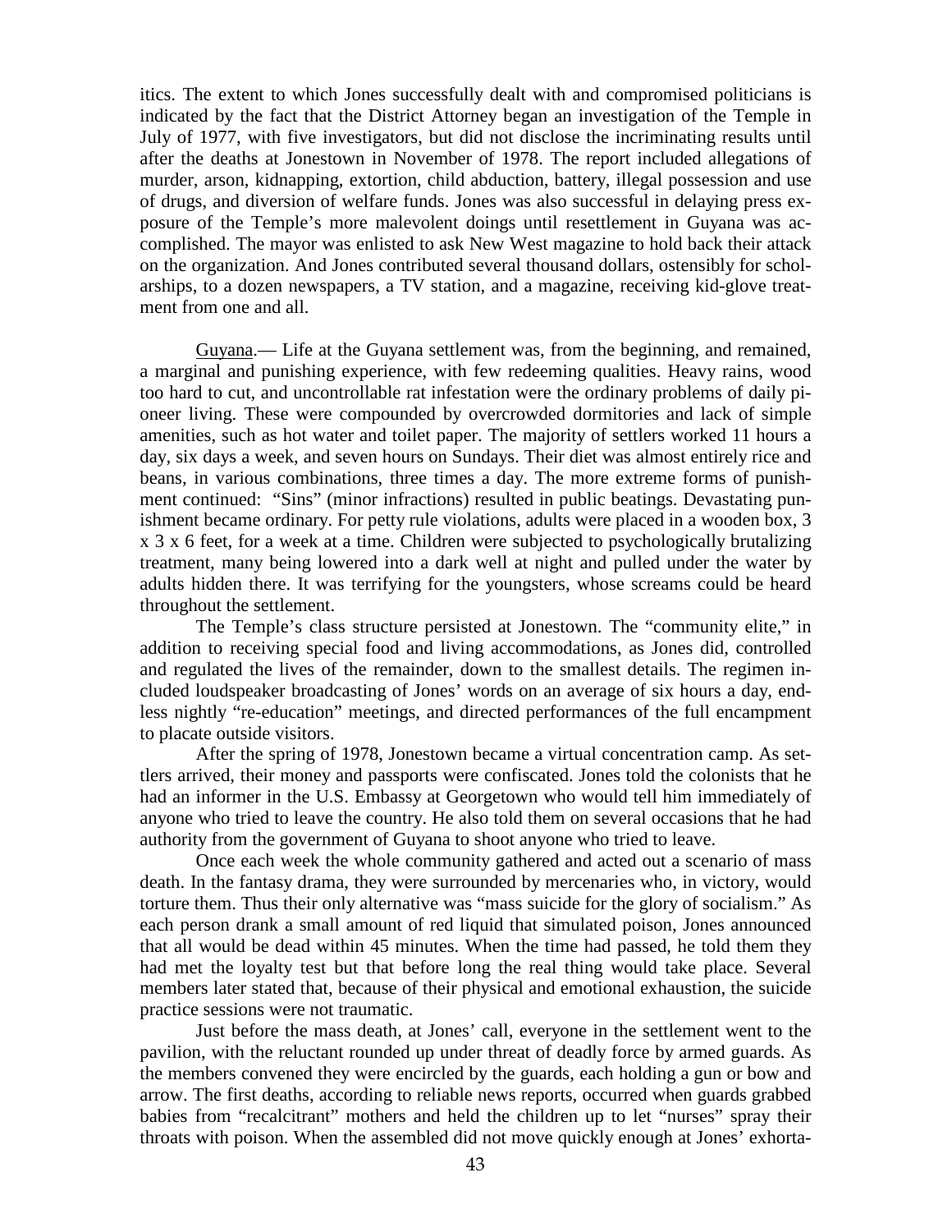itics. The extent to which Jones successfully dealt with and compromised politicians is indicated by the fact that the District Attorney began an investigation of the Temple in July of 1977, with five investigators, but did not disclose the incriminating results until after the deaths at Jonestown in November of 1978. The report included allegations of murder, arson, kidnapping, extortion, child abduction, battery, illegal possession and use of drugs, and diversion of welfare funds. Jones was also successful in delaying press exposure of the Temple's more malevolent doings until resettlement in Guyana was accomplished. The mayor was enlisted to ask New West magazine to hold back their attack on the organization. And Jones contributed several thousand dollars, ostensibly for scholarships, to a dozen newspapers, a TV station, and a magazine, receiving kid-glove treatment from one and all.

Guyana.— Life at the Guyana settlement was, from the beginning, and remained, a marginal and punishing experience, with few redeeming qualities. Heavy rains, wood too hard to cut, and uncontrollable rat infestation were the ordinary problems of daily pioneer living. These were compounded by overcrowded dormitories and lack of simple amenities, such as hot water and toilet paper. The majority of settlers worked 11 hours a day, six days a week, and seven hours on Sundays. Their diet was almost entirely rice and beans, in various combinations, three times a day. The more extreme forms of punishment continued: "Sins" (minor infractions) resulted in public beatings. Devastating punishment became ordinary. For petty rule violations, adults were placed in a wooden box, 3 x 3 x 6 feet, for a week at a time. Children were subjected to psychologically brutalizing treatment, many being lowered into a dark well at night and pulled under the water by adults hidden there. It was terrifying for the youngsters, whose screams could be heard throughout the settlement.

The Temple's class structure persisted at Jonestown. The "community elite," in addition to receiving special food and living accommodations, as Jones did, controlled and regulated the lives of the remainder, down to the smallest details. The regimen included loudspeaker broadcasting of Jones' words on an average of six hours a day, endless nightly "re-education" meetings, and directed performances of the full encampment to placate outside visitors.

After the spring of 1978, Jonestown became a virtual concentration camp. As settlers arrived, their money and passports were confiscated. Jones told the colonists that he had an informer in the U.S. Embassy at Georgetown who would tell him immediately of anyone who tried to leave the country. He also told them on several occasions that he had authority from the government of Guyana to shoot anyone who tried to leave.

Once each week the whole community gathered and acted out a scenario of mass death. In the fantasy drama, they were surrounded by mercenaries who, in victory, would torture them. Thus their only alternative was "mass suicide for the glory of socialism." As each person drank a small amount of red liquid that simulated poison, Jones announced that all would be dead within 45 minutes. When the time had passed, he told them they had met the loyalty test but that before long the real thing would take place. Several members later stated that, because of their physical and emotional exhaustion, the suicide practice sessions were not traumatic.

Just before the mass death, at Jones' call, everyone in the settlement went to the pavilion, with the reluctant rounded up under threat of deadly force by armed guards. As the members convened they were encircled by the guards, each holding a gun or bow and arrow. The first deaths, according to reliable news reports, occurred when guards grabbed babies from "recalcitrant" mothers and held the children up to let "nurses" spray their throats with poison. When the assembled did not move quickly enough at Jones' exhorta-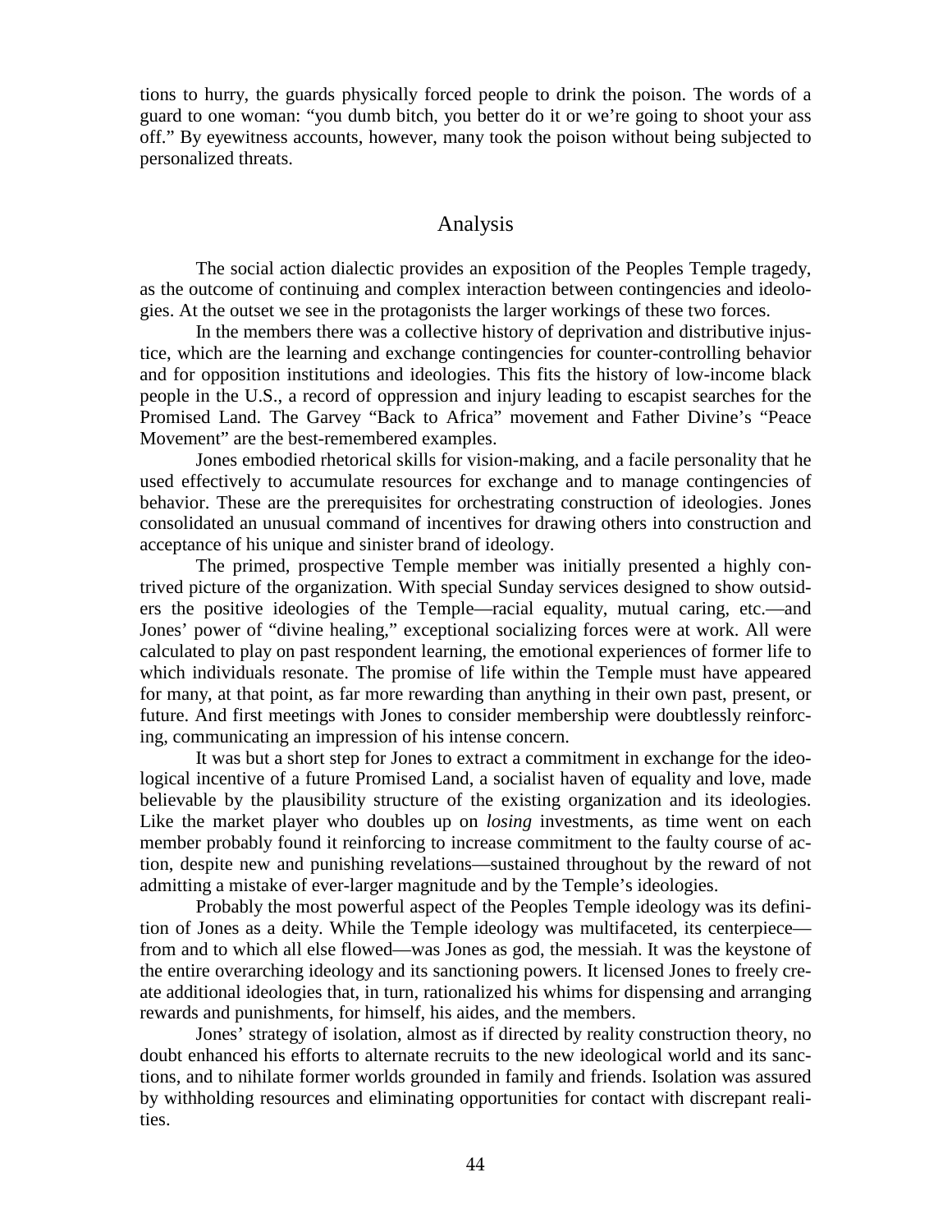tions to hurry, the guards physically forced people to drink the poison. The words of a guard to one woman: "you dumb bitch, you better do it or we're going to shoot your ass off." By eyewitness accounts, however, many took the poison without being subjected to personalized threats.

## Analysis

The social action dialectic provides an exposition of the Peoples Temple tragedy, as the outcome of continuing and complex interaction between contingencies and ideologies. At the outset we see in the protagonists the larger workings of these two forces.

In the members there was a collective history of deprivation and distributive injustice, which are the learning and exchange contingencies for counter-controlling behavior and for opposition institutions and ideologies. This fits the history of low-income black people in the U.S., a record of oppression and injury leading to escapist searches for the Promised Land. The Garvey "Back to Africa" movement and Father Divine's "Peace Movement" are the best-remembered examples.

Jones embodied rhetorical skills for vision-making, and a facile personality that he used effectively to accumulate resources for exchange and to manage contingencies of behavior. These are the prerequisites for orchestrating construction of ideologies. Jones consolidated an unusual command of incentives for drawing others into construction and acceptance of his unique and sinister brand of ideology.

The primed, prospective Temple member was initially presented a highly contrived picture of the organization. With special Sunday services designed to show outsiders the positive ideologies of the Temple—racial equality, mutual caring, etc.—and Jones' power of "divine healing," exceptional socializing forces were at work. All were calculated to play on past respondent learning, the emotional experiences of former life to which individuals resonate. The promise of life within the Temple must have appeared for many, at that point, as far more rewarding than anything in their own past, present, or future. And first meetings with Jones to consider membership were doubtlessly reinforcing, communicating an impression of his intense concern.

It was but a short step for Jones to extract a commitment in exchange for the ideological incentive of a future Promised Land, a socialist haven of equality and love, made believable by the plausibility structure of the existing organization and its ideologies. Like the market player who doubles up on *losing* investments, as time went on each member probably found it reinforcing to increase commitment to the faulty course of action, despite new and punishing revelations—sustained throughout by the reward of not admitting a mistake of ever-larger magnitude and by the Temple's ideologies.

Probably the most powerful aspect of the Peoples Temple ideology was its definition of Jones as a deity. While the Temple ideology was multifaceted, its centerpiece—from and to which all else flowed—was Jones as god, the messiah. It was the keystone of the entire overarching ideology and its sanctioning powers. It licensed Jones to freely create additional ideologies that, in turn, rationalized his whims for dispensing and arranging rewards and punishments, for himself, his aides, and the members.

Jones' strategy of isolation, almost as if directed by reality construction theory, no doubt enhanced his efforts to alternate recruits to the new ideological world and its sanctions, and to nihilate former worlds grounded in family and friends. Isolation was assured by withholding resources and eliminating opportunities for contact with discrepant realities.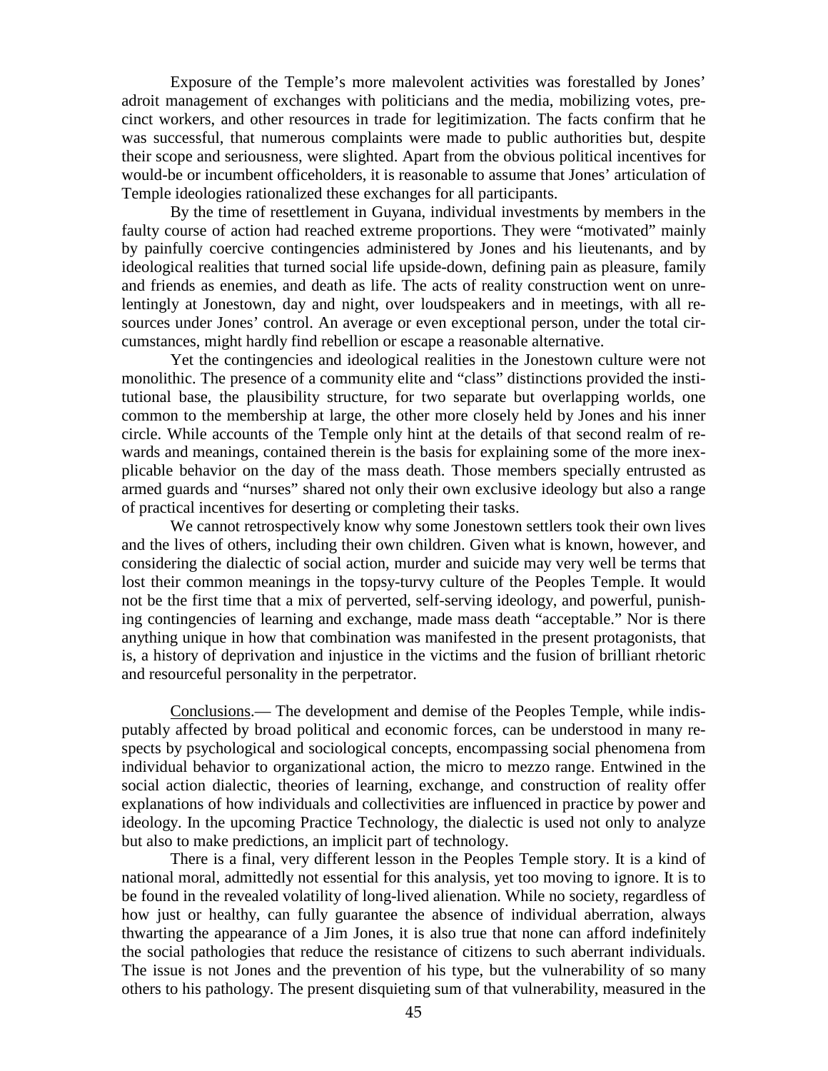Exposure of the Temple's more malevolent activities was forestalled by Jones' adroit management of exchanges with politicians and the media, mobilizing votes, precinct workers, and other resources in trade for legitimization. The facts confirm that he was successful, that numerous complaints were made to public authorities but, despite their scope and seriousness, were slighted. Apart from the obvious political incentives for would-be or incumbent officeholders, it is reasonable to assume that Jones' articulation of Temple ideologies rationalized these exchanges for all participants.

By the time of resettlement in Guyana, individual investments by members in the faulty course of action had reached extreme proportions. They were "motivated" mainly by painfully coercive contingencies administered by Jones and his lieutenants, and by ideological realities that turned social life upside-down, defining pain as pleasure, family and friends as enemies, and death as life. The acts of reality construction went on unrelentingly at Jonestown, day and night, over loudspeakers and in meetings, with all resources under Jones' control. An average or even exceptional person, under the total circumstances, might hardly find rebellion or escape a reasonable alternative.

Yet the contingencies and ideological realities in the Jonestown culture were not monolithic. The presence of a community elite and "class" distinctions provided the institutional base, the plausibility structure, for two separate but overlapping worlds, one common to the membership at large, the other more closely held by Jones and his inner circle. While accounts of the Temple only hint at the details of that second realm of rewards and meanings, contained therein is the basis for explaining some of the more inexplicable behavior on the day of the mass death. Those members specially entrusted as armed guards and "nurses" shared not only their own exclusive ideology but also a range of practical incentives for deserting or completing their tasks.

We cannot retrospectively know why some Jonestown settlers took their own lives and the lives of others, including their own children. Given what is known, however, and considering the dialectic of social action, murder and suicide may very well be terms that lost their common meanings in the topsy-turvy culture of the Peoples Temple. It would not be the first time that a mix of perverted, self-serving ideology, and powerful, punishing contingencies of learning and exchange, made mass death "acceptable." Nor is there anything unique in how that combination was manifested in the present protagonists, that is, a history of deprivation and injustice in the victims and the fusion of brilliant rhetoric and resourceful personality in the perpetrator.

<u>Conclusions</u>.— The development and demise of the Peoples Temple, while indisputably affected by broad political and economic forces, can be understood in many respects by psychological and sociological concepts, encompassing social phenomena from individual behavior to organizational action, the micro to mezzo range. Entwined in the social action dialectic, theories of learning, exchange, and construction of reality offer explanations of how individuals and collectivities are influenced in practice by power and ideology. In the upcoming Practice Technology, the dialectic is used not only to analyze but also to make predictions, an implicit part of technology.

There is a final, very different lesson in the Peoples Temple story. It is a kind of national moral, admittedly not essential for this analysis, yet too moving to ignore. It is to be found in the revealed volatility of long-lived alienation. While no society, regardless of how just or healthy, can fully guarantee the absence of individual aberration, always thwarting the appearance of a Jim Jones, it is also true that none can afford indefinitely the social pathologies that reduce the resistance of citizens to such aberrant individuals. The issue is not Jones and the prevention of his type, but the vulnerability of so many others to his pathology. The present disquieting sum of that vulnerability, measured in the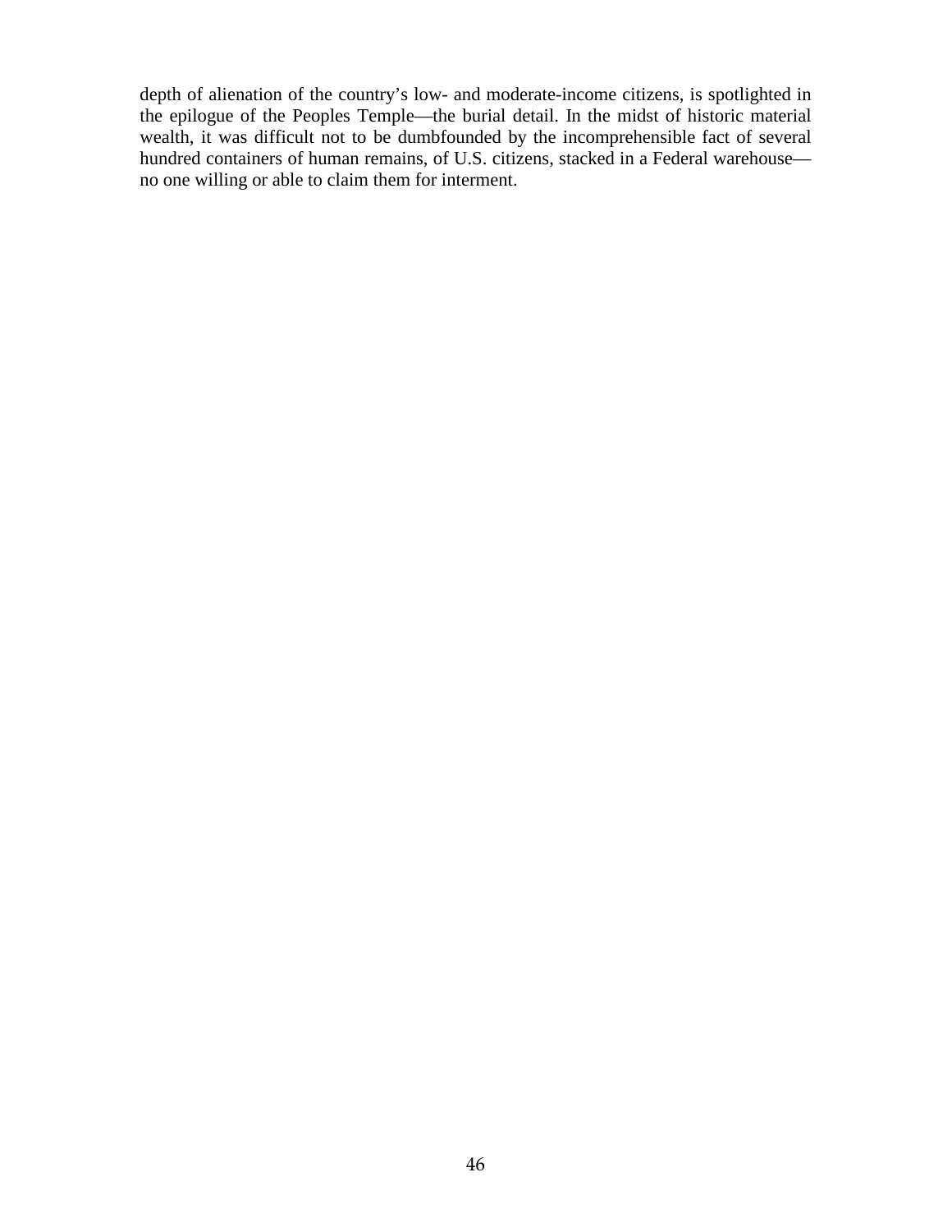depth of alienation of the country’s low- and moderate-income citizens, is spotlighted in the epilogue of the Peoples Temple—the burial detail. In the midst of historic material wealth, it was difficult not to be dumbfounded by the incomprehensible fact of several hundred containers of human remains, of U.S. citizens, stacked in a Federal warehouse—no one willing or able to claim them for interment.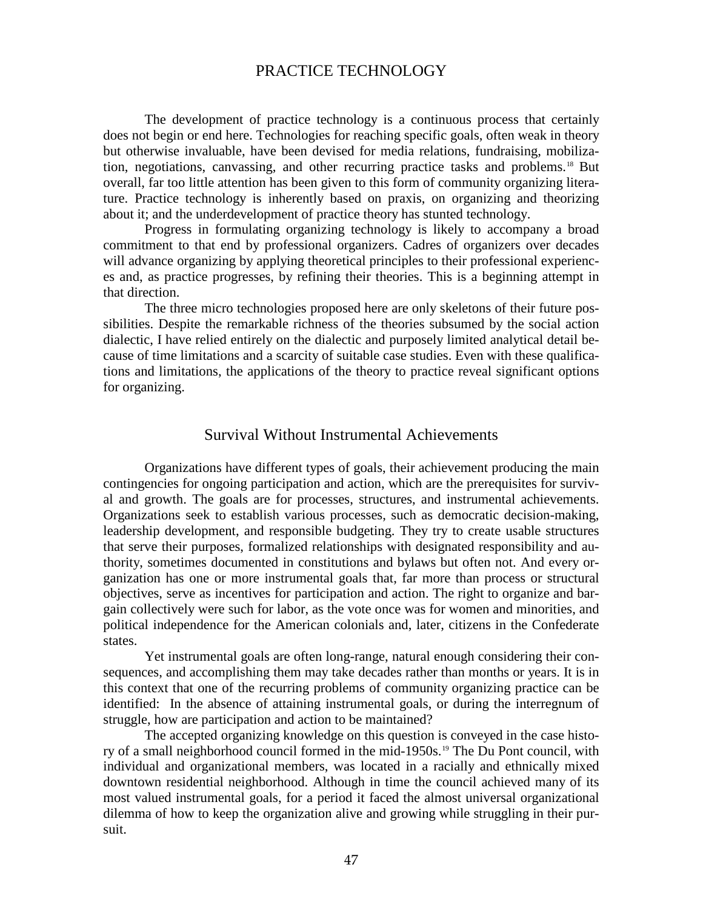## PRACTICE TECHNOLOGY

The development of practice technology is a continuous process that certainly does not begin or end here. Technologies for reaching specific goals, often weak in theory but otherwise invaluable, have been devised for media relations, fundraising, mobilization, negotiations, canvassing, and other recurring practice tasks and problems.[18] But overall, far too little attention has been given to this form of community organizing literature. Practice technology is inherently based on praxis, on organizing and theorizing about it; and the underdevelopment of practice theory has stunted technology.

Progress in formulating organizing technology is likely to accompany a broad commitment to that end by professional organizers. Cadres of organizers over decades will advance organizing by applying theoretical principles to their professional experiences and, as practice progresses, by refining their theories. This is a beginning attempt in that direction.

The three micro technologies proposed here are only skeletons of their future possibilities. Despite the remarkable richness of the theories subsumed by the social action dialectic, I have relied entirely on the dialectic and purposely limited analytical detail because of time limitations and a scarcity of suitable case studies. Even with these qualifications and limitations, the applications of the theory to practice reveal significant options for organizing.

### Survival Without Instrumental Achievements

Organizations have different types of goals, their achievement producing the main contingencies for ongoing participation and action, which are the prerequisites for survival and growth. The goals are for processes, structures, and instrumental achievements. Organizations seek to establish various processes, such as democratic decision-making, leadership development, and responsible budgeting. They try to create usable structures that serve their purposes, formalized relationships with designated responsibility and authority, sometimes documented in constitutions and bylaws but often not. And every organization has one or more instrumental goals that, far more than process or structural objectives, serve as incentives for participation and action. The right to organize and bargain collectively were such for labor, as the vote once was for women and minorities, and political independence for the American colonials and, later, citizens in the Confederate states.

Yet instrumental goals are often long-range, natural enough considering their consequences, and accomplishing them may take decades rather than months or years. It is in this context that one of the recurring problems of community organizing practice can be identified: In the absence of attaining instrumental goals, or during the interregnum of struggle, how are participation and action to be maintained?

The accepted organizing knowledge on this question is conveyed in the case history of a small neighborhood council formed in the mid-1950s.[19] The Du Pont council, with individual and organizational members, was located in a racially and ethnically mixed downtown residential neighborhood. Although in time the council achieved many of its most valued instrumental goals, for a period it faced the almost universal organizational dilemma of how to keep the organization alive and growing while struggling in their pursuit.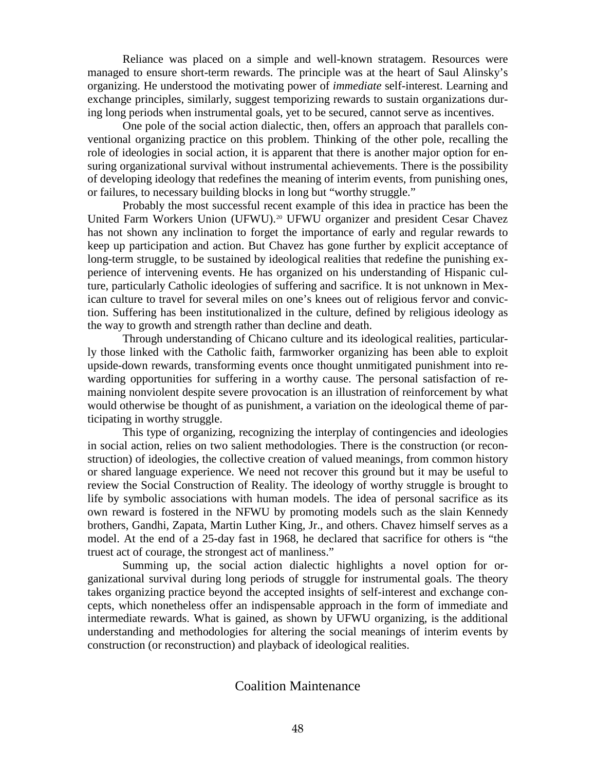Reliance was placed on a simple and well-known stratagem. Resources were managed to ensure short-term rewards. The principle was at the heart of Saul Alinsky's organizing. He understood the motivating power of *immediate* self-interest. Learning and exchange principles, similarly, suggest temporizing rewards to sustain organizations during long periods when instrumental goals, yet to be secured, cannot serve as incentives.

One pole of the social action dialectic, then, offers an approach that parallels conventional organizing practice on this problem. Thinking of the other pole, recalling the role of ideologies in social action, it is apparent that there is another major option for ensuring organizational survival without instrumental achievements. There is the possibility of developing ideology that redefines the meaning of interim events, from punishing ones, or failures, to necessary building blocks in long but "worthy struggle."

Probably the most successful recent example of this idea in practice has been the United Farm Workers Union (UFWU).[20] UFWU organizer and president Cesar Chavez has not shown any inclination to forget the importance of early and regular rewards to keep up participation and action. But Chavez has gone further by explicit acceptance of long-term struggle, to be sustained by ideological realities that redefine the punishing experience of intervening events. He has organized on his understanding of Hispanic culture, particularly Catholic ideologies of suffering and sacrifice. It is not unknown in Mexican culture to travel for several miles on one's knees out of religious fervor and conviction. Suffering has been institutionalized in the culture, defined by religious ideology as the way to growth and strength rather than decline and death.

Through understanding of Chicano culture and its ideological realities, particularly those linked with the Catholic faith, farmworker organizing has been able to exploit upside-down rewards, transforming events once thought unmitigated punishment into rewarding opportunities for suffering in a worthy cause. The personal satisfaction of remaining nonviolent despite severe provocation is an illustration of reinforcement by what would otherwise be thought of as punishment, a variation on the ideological theme of participating in worthy struggle.

This type of organizing, recognizing the interplay of contingencies and ideologies in social action, relies on two salient methodologies. There is the construction (or reconstruction) of ideologies, the collective creation of valued meanings, from common history or shared language experience. We need not recover this ground but it may be useful to review the Social Construction of Reality. The ideology of worthy struggle is brought to life by symbolic associations with human models. The idea of personal sacrifice as its own reward is fostered in the NFWU by promoting models such as the slain Kennedy brothers, Gandhi, Zapata, Martin Luther King, Jr., and others. Chavez himself serves as a model. At the end of a 25-day fast in 1968, he declared that sacrifice for others is "the truest act of courage, the strongest act of manliness."

Summing up, the social action dialectic highlights a novel option for organizational survival during long periods of struggle for instrumental goals. The theory takes organizing practice beyond the accepted insights of self-interest and exchange concepts, which nonetheless offer an indispensable approach in the form of immediate and intermediate rewards. What is gained, as shown by UFWU organizing, is the additional understanding and methodologies for altering the social meanings of interim events by construction (or reconstruction) and playback of ideological realities.

## Coalition Maintenance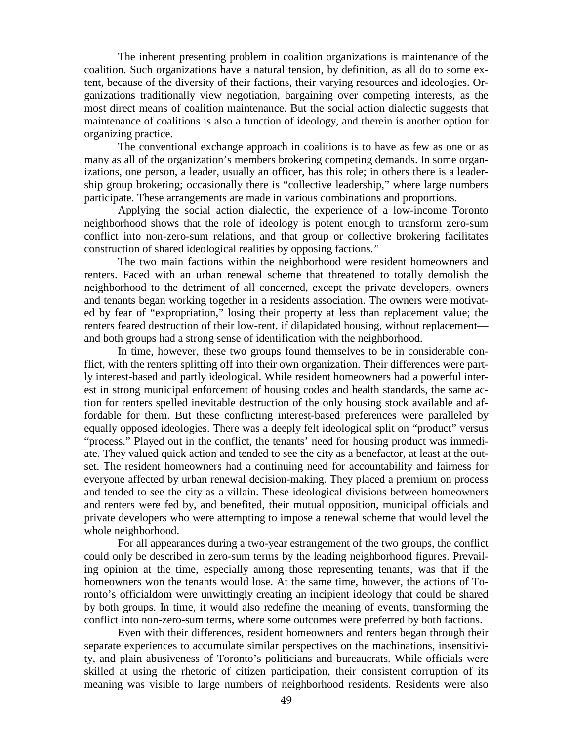The inherent presenting problem in coalition organizations is maintenance of the coalition. Such organizations have a natural tension, by definition, as all do to some extent, because of the diversity of their factions, their varying resources and ideologies. Organizations traditionally view negotiation, bargaining over competing interests, as the most direct means of coalition maintenance. But the social action dialectic suggests that maintenance of coalitions is also a function of ideology, and therein is another option for organizing practice.

The conventional exchange approach in coalitions is to have as few as one or as many as all of the organization's members brokering competing demands. In some organizations, one person, a leader, usually an officer, has this role; in others there is a leadership group brokering; occasionally there is "collective leadership," where large numbers participate. These arrangements are made in various combinations and proportions.

Applying the social action dialectic, the experience of a low-income Toronto neighborhood shows that the role of ideology is potent enough to transform zero-sum conflict into non-zero-sum relations, and that group or collective brokering facilitates construction of shared ideological realities by opposing factions.[21]

The two main factions within the neighborhood were resident homeowners and renters. Faced with an urban renewal scheme that threatened to totally demolish the neighborhood to the detriment of all concerned, except the private developers, owners and tenants began working together in a residents association. The owners were motivated by fear of "expropriation," losing their property at less than replacement value; the renters feared destruction of their low-rent, if dilapidated housing, without replacement—and both groups had a strong sense of identification with the neighborhood.

In time, however, these two groups found themselves to be in considerable conflict, with the renters splitting off into their own organization. Their differences were partly interest-based and partly ideological. While resident homeowners had a powerful interest in strong municipal enforcement of housing codes and health standards, the same action for renters spelled inevitable destruction of the only housing stock available and affordable for them. But these conflicting interest-based preferences were paralleled by equally opposed ideologies. There was a deeply felt ideological split on "product" versus "process." Played out in the conflict, the tenants' need for housing product was immediate. They valued quick action and tended to see the city as a benefactor, at least at the outset. The resident homeowners had a continuing need for accountability and fairness for everyone affected by urban renewal decision-making. They placed a premium on process and tended to see the city as a villain. These ideological divisions between homeowners and renters were fed by, and benefited, their mutual opposition, municipal officials and private developers who were attempting to impose a renewal scheme that would level the whole neighborhood.

For all appearances during a two-year estrangement of the two groups, the conflict could only be described in zero-sum terms by the leading neighborhood figures. Prevailing opinion at the time, especially among those representing tenants, was that if the homeowners won the tenants would lose. At the same time, however, the actions of Toronto's officialdom were unwittingly creating an incipient ideology that could be shared by both groups. In time, it would also redefine the meaning of events, transforming the conflict into non-zero-sum terms, where some outcomes were preferred by both factions.

Even with their differences, resident homeowners and renters began through their separate experiences to accumulate similar perspectives on the machinations, insensitivity, and plain abusiveness of Toronto's politicians and bureaucrats. While officials were skilled at using the rhetoric of citizen participation, their consistent corruption of its meaning was visible to large numbers of neighborhood residents. Residents were also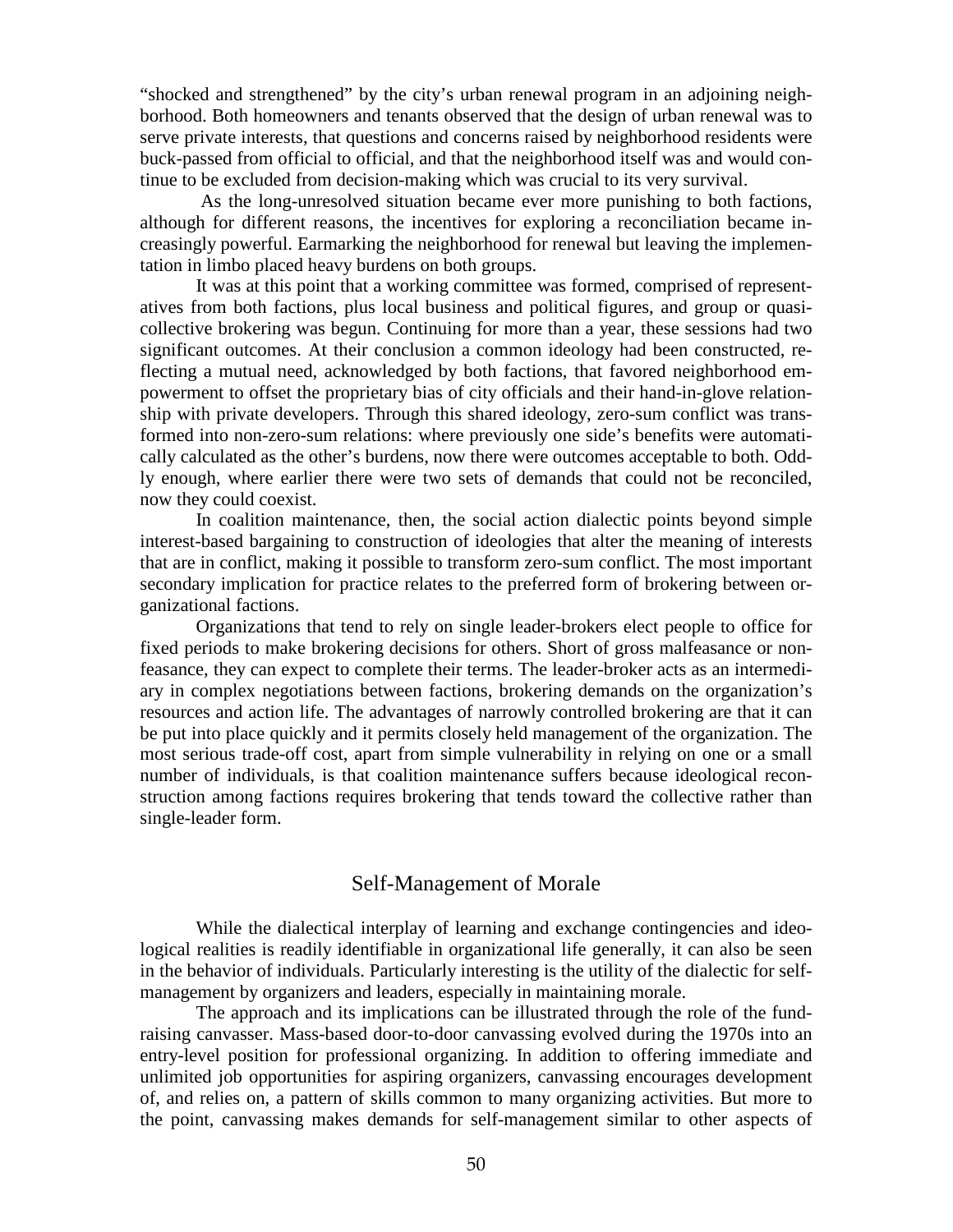"shocked and strengthened" by the city's urban renewal program in an adjoining neighborhood. Both homeowners and tenants observed that the design of urban renewal was to serve private interests, that questions and concerns raised by neighborhood residents were buck-passed from official to official, and that the neighborhood itself was and would continue to be excluded from decision-making which was crucial to its very survival.

As the long-unresolved situation became ever more punishing to both factions, although for different reasons, the incentives for exploring a reconciliation became increasingly powerful. Earmarking the neighborhood for renewal but leaving the implementation in limbo placed heavy burdens on both groups.

It was at this point that a working committee was formed, comprised of representatives from both factions, plus local business and political figures, and group or quasi-collective brokering was begun. Continuing for more than a year, these sessions had two significant outcomes. At their conclusion a common ideology had been constructed, reflecting a mutual need, acknowledged by both factions, that favored neighborhood empowerment to offset the proprietary bias of city officials and their hand-in-glove relationship with private developers. Through this shared ideology, zero-sum conflict was transformed into non-zero-sum relations: where previously one side's benefits were automatically calculated as the other's burdens, now there were outcomes acceptable to both. Oddly enough, where earlier there were two sets of demands that could not be reconciled, now they could coexist.

In coalition maintenance, then, the social action dialectic points beyond simple interest-based bargaining to construction of ideologies that alter the meaning of interests that are in conflict, making it possible to transform zero-sum conflict. The most important secondary implication for practice relates to the preferred form of brokering between organizational factions.

Organizations that tend to rely on single leader-brokers elect people to office for fixed periods to make brokering decisions for others. Short of gross malfeasance or nonfeasance, they can expect to complete their terms. The leader-broker acts as an intermediary in complex negotiations between factions, brokering demands on the organization's resources and action life. The advantages of narrowly controlled brokering are that it can be put into place quickly and it permits closely held management of the organization. The most serious trade-off cost, apart from simple vulnerability in relying on one or a small number of individuals, is that coalition maintenance suffers because ideological reconstruction among factions requires brokering that tends toward the collective rather than single-leader form.

## Self-Management of Morale

While the dialectical interplay of learning and exchange contingencies and ideological realities is readily identifiable in organizational life generally, it can also be seen in the behavior of individuals. Particularly interesting is the utility of the dialectic for self-management by organizers and leaders, especially in maintaining morale.

The approach and its implications can be illustrated through the role of the fund-raising canvasser. Mass-based door-to-door canvassing evolved during the 1970s into an entry-level position for professional organizing. In addition to offering immediate and unlimited job opportunities for aspiring organizers, canvassing encourages development of, and relies on, a pattern of skills common to many organizing activities. But more to the point, canvassing makes demands for self-management similar to other aspects of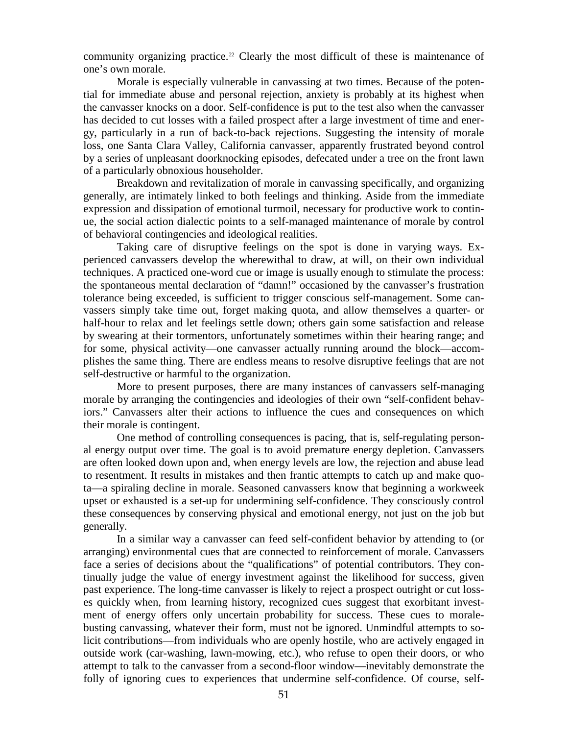community organizing practice.[22] Clearly the most difficult of these is maintenance of one's own morale.

Morale is especially vulnerable in canvassing at two times. Because of the potential for immediate abuse and personal rejection, anxiety is probably at its highest when the canvasser knocks on a door. Self-confidence is put to the test also when the canvasser has decided to cut losses with a failed prospect after a large investment of time and energy, particularly in a run of back-to-back rejections. Suggesting the intensity of morale loss, one Santa Clara Valley, California canvasser, apparently frustrated beyond control by a series of unpleasant doorknocking episodes, defecated under a tree on the front lawn of a particularly obnoxious householder.

Breakdown and revitalization of morale in canvassing specifically, and organizing generally, are intimately linked to both feelings and thinking. Aside from the immediate expression and dissipation of emotional turmoil, necessary for productive work to continue, the social action dialectic points to a self-managed maintenance of morale by control of behavioral contingencies and ideological realities.

Taking care of disruptive feelings on the spot is done in varying ways. Experienced canvassers develop the wherewithal to draw, at will, on their own individual techniques. A practiced one-word cue or image is usually enough to stimulate the process: the spontaneous mental declaration of "damn!" occasioned by the canvasser's frustration tolerance being exceeded, is sufficient to trigger conscious self-management. Some canvassers simply take time out, forget making quota, and allow themselves a quarter- or half-hour to relax and let feelings settle down; others gain some satisfaction and release by swearing at their tormentors, unfortunately sometimes within their hearing range; and for some, physical activity—one canvasser actually running around the block—accomplishes the same thing. There are endless means to resolve disruptive feelings that are not self-destructive or harmful to the organization.

More to present purposes, there are many instances of canvassers self-managing morale by arranging the contingencies and ideologies of their own "self-confident behaviors." Canvassers alter their actions to influence the cues and consequences on which their morale is contingent.

One method of controlling consequences is pacing, that is, self-regulating personal energy output over time. The goal is to avoid premature energy depletion. Canvassers are often looked down upon and, when energy levels are low, the rejection and abuse lead to resentment. It results in mistakes and then frantic attempts to catch up and make quota—a spiraling decline in morale. Seasoned canvassers know that beginning a workweek upset or exhausted is a set-up for undermining self-confidence. They consciously control these consequences by conserving physical and emotional energy, not just on the job but generally.

In a similar way a canvasser can feed self-confident behavior by attending to (or arranging) environmental cues that are connected to reinforcement of morale. Canvassers face a series of decisions about the "qualifications" of potential contributors. They continually judge the value of energy investment against the likelihood for success, given past experience. The long-time canvasser is likely to reject a prospect outright or cut losses quickly when, from learning history, recognized cues suggest that exorbitant investment of energy offers only uncertain probability for success. These cues to morale-busting canvassing, whatever their form, must not be ignored. Unmindful attempts to solicit contributions—from individuals who are openly hostile, who are actively engaged in outside work (car-washing, lawn-mowing, etc.), who refuse to open their doors, or who attempt to talk to the canvasser from a second-floor window—inevitably demonstrate the folly of ignoring cues to experiences that undermine self-confidence. Of course, self-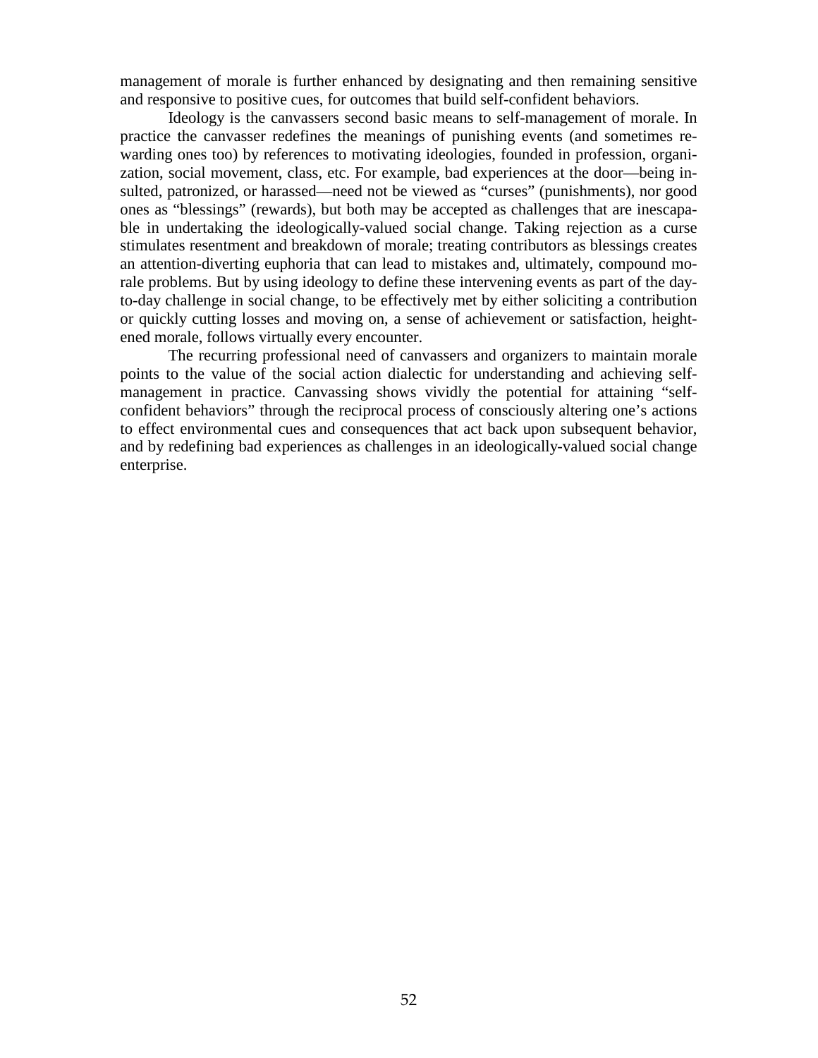management of morale is further enhanced by designating and then remaining sensitive and responsive to positive cues, for outcomes that build self-confident behaviors.

Ideology is the canvassers second basic means to self-management of morale. In practice the canvasser redefines the meanings of punishing events (and sometimes rewarding ones too) by references to motivating ideologies, founded in profession, organization, social movement, class, etc. For example, bad experiences at the door—being insulted, patronized, or harassed—need not be viewed as "curses" (punishments), nor good ones as "blessings" (rewards), but both may be accepted as challenges that are inescapable in undertaking the ideologically-valued social change. Taking rejection as a curse stimulates resentment and breakdown of morale; treating contributors as blessings creates an attention-diverting euphoria that can lead to mistakes and, ultimately, compound morale problems. But by using ideology to define these intervening events as part of the day-to-day challenge in social change, to be effectively met by either soliciting a contribution or quickly cutting losses and moving on, a sense of achievement or satisfaction, heightened morale, follows virtually every encounter.

The recurring professional need of canvassers and organizers to maintain morale points to the value of the social action dialectic for understanding and achieving self-management in practice. Canvassing shows vividly the potential for attaining "self-confident behaviors" through the reciprocal process of consciously altering one's actions to effect environmental cues and consequences that act back upon subsequent behavior, and by redefining bad experiences as challenges in an ideologically-valued social change enterprise.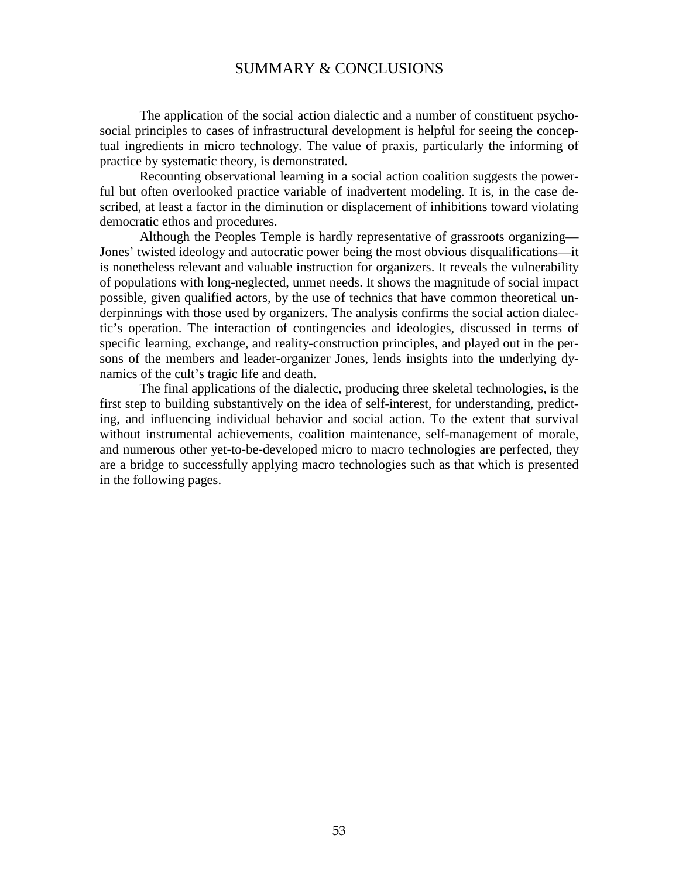## SUMMARY & CONCLUSIONS

The application of the social action dialectic and a number of constituent psychosocial principles to cases of infrastructural development is helpful for seeing the conceptual ingredients in micro technology. The value of praxis, particularly the informing of practice by systematic theory, is demonstrated.

Recounting observational learning in a social action coalition suggests the powerful but often overlooked practice variable of inadvertent modeling. It is, in the case described, at least a factor in the diminution or displacement of inhibitions toward violating democratic ethos and procedures.

Although the Peoples Temple is hardly representative of grassroots organizing—Jones' twisted ideology and autocratic power being the most obvious disqualifications—it is nonetheless relevant and valuable instruction for organizers. It reveals the vulnerability of populations with long-neglected, unmet needs. It shows the magnitude of social impact possible, given qualified actors, by the use of technics that have common theoretical underpinnings with those used by organizers. The analysis confirms the social action dialectic's operation. The interaction of contingencies and ideologies, discussed in terms of specific learning, exchange, and reality-construction principles, and played out in the persons of the members and leader-organizer Jones, lends insights into the underlying dynamics of the cult's tragic life and death.

The final applications of the dialectic, producing three skeletal technologies, is the first step to building substantively on the idea of self-interest, for understanding, predicting, and influencing individual behavior and social action. To the extent that survival without instrumental achievements, coalition maintenance, self-management of morale, and numerous other yet-to-be-developed micro to macro technologies are perfected, they are a bridge to successfully applying macro technologies such as that which is presented in the following pages.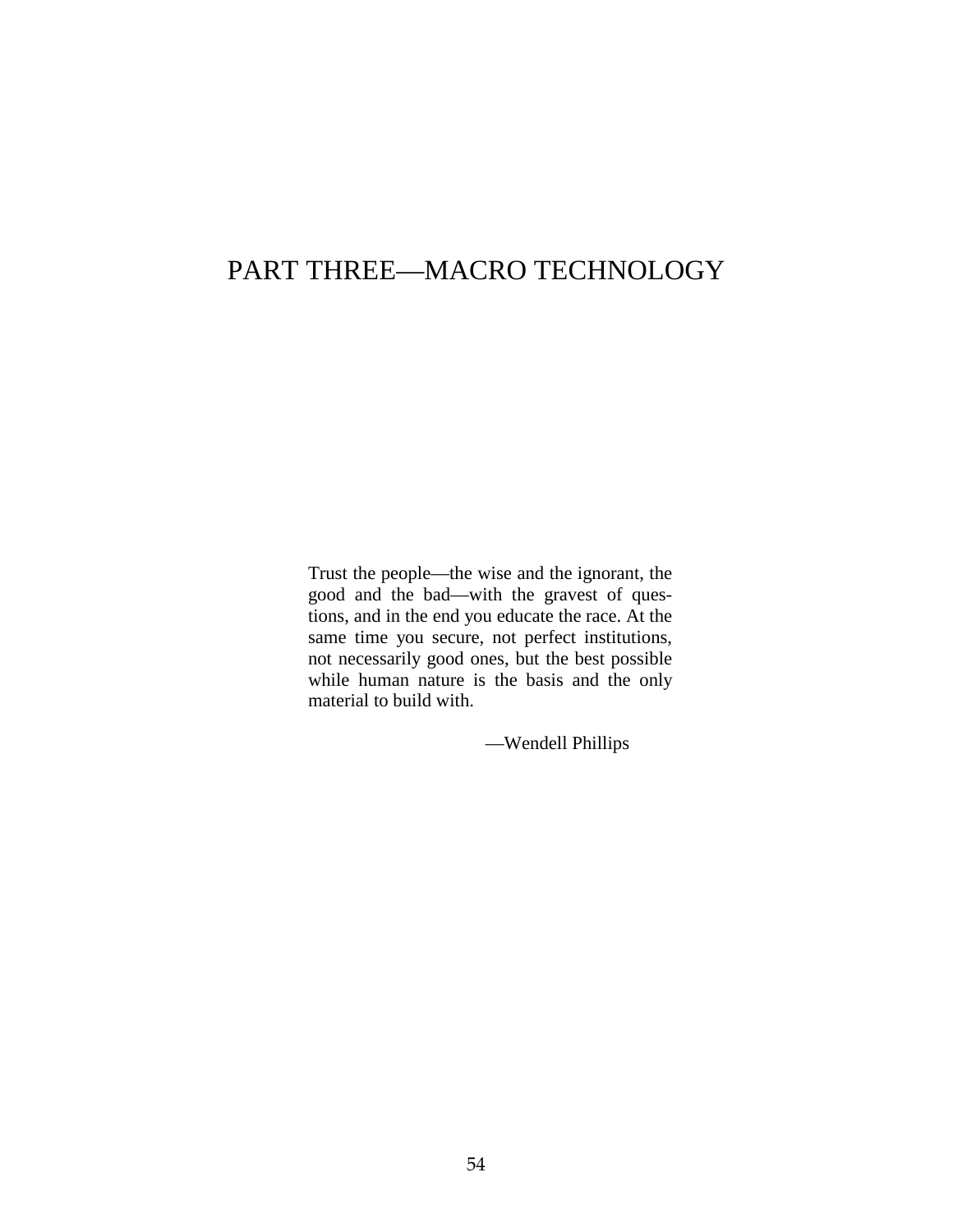# PART THREE—MACRO TECHNOLOGY

> Trust the people—the wise and the ignorant, the good and the bad—with the gravest of questions, and in the end you educate the race. At the same time you secure, not perfect institutions, not necessarily good ones, but the best possible while human nature is the basis and the only material to build with.
>
> —Wendell Phillips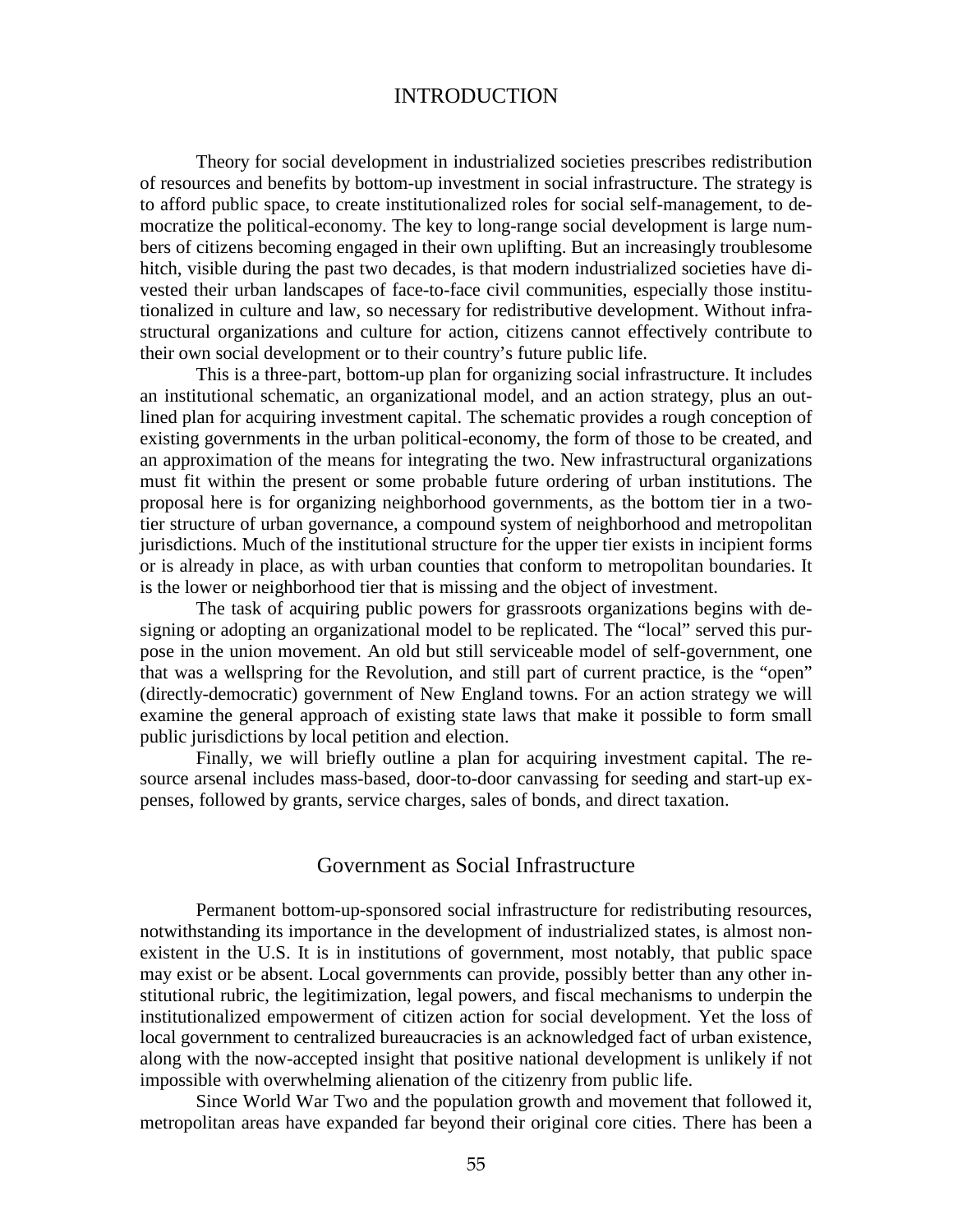# INTRODUCTION

Theory for social development in industrialized societies prescribes redistribution of resources and benefits by bottom-up investment in social infrastructure. The strategy is to afford public space, to create institutionalized roles for social self-management, to democratize the political-economy. The key to long-range social development is large numbers of citizens becoming engaged in their own uplifting. But an increasingly troublesome hitch, visible during the past two decades, is that modern industrialized societies have divested their urban landscapes of face-to-face civil communities, especially those institutionalized in culture and law, so necessary for redistributive development. Without infrastructural organizations and culture for action, citizens cannot effectively contribute to their own social development or to their country's future public life.

This is a three-part, bottom-up plan for organizing social infrastructure. It includes an institutional schematic, an organizational model, and an action strategy, plus an outlined plan for acquiring investment capital. The schematic provides a rough conception of existing governments in the urban political-economy, the form of those to be created, and an approximation of the means for integrating the two. New infrastructural organizations must fit within the present or some probable future ordering of urban institutions. The proposal here is for organizing neighborhood governments, as the bottom tier in a two-tier structure of urban governance, a compound system of neighborhood and metropolitan jurisdictions. Much of the institutional structure for the upper tier exists in incipient forms or is already in place, as with urban counties that conform to metropolitan boundaries. It is the lower or neighborhood tier that is missing and the object of investment.

The task of acquiring public powers for grassroots organizations begins with designing or adopting an organizational model to be replicated. The "local" served this purpose in the union movement. An old but still serviceable model of self-government, one that was a wellspring for the Revolution, and still part of current practice, is the "open" (directly-democratic) government of New England towns. For an action strategy we will examine the general approach of existing state laws that make it possible to form small public jurisdictions by local petition and election.

Finally, we will briefly outline a plan for acquiring investment capital. The resource arsenal includes mass-based, door-to-door canvassing for seeding and start-up expenses, followed by grants, service charges, sales of bonds, and direct taxation.

## Government as Social Infrastructure

Permanent bottom-up-sponsored social infrastructure for redistributing resources, notwithstanding its importance in the development of industrialized states, is almost nonexistent in the U.S. It is in institutions of government, most notably, that public space may exist or be absent. Local governments can provide, possibly better than any other institutional rubric, the legitimization, legal powers, and fiscal mechanisms to underpin the institutionalized empowerment of citizen action for social development. Yet the loss of local government to centralized bureaucracies is an acknowledged fact of urban existence, along with the now-accepted insight that positive national development is unlikely if not impossible with overwhelming alienation of the citizenry from public life.

Since World War Two and the population growth and movement that followed it, metropolitan areas have expanded far beyond their original core cities. There has been a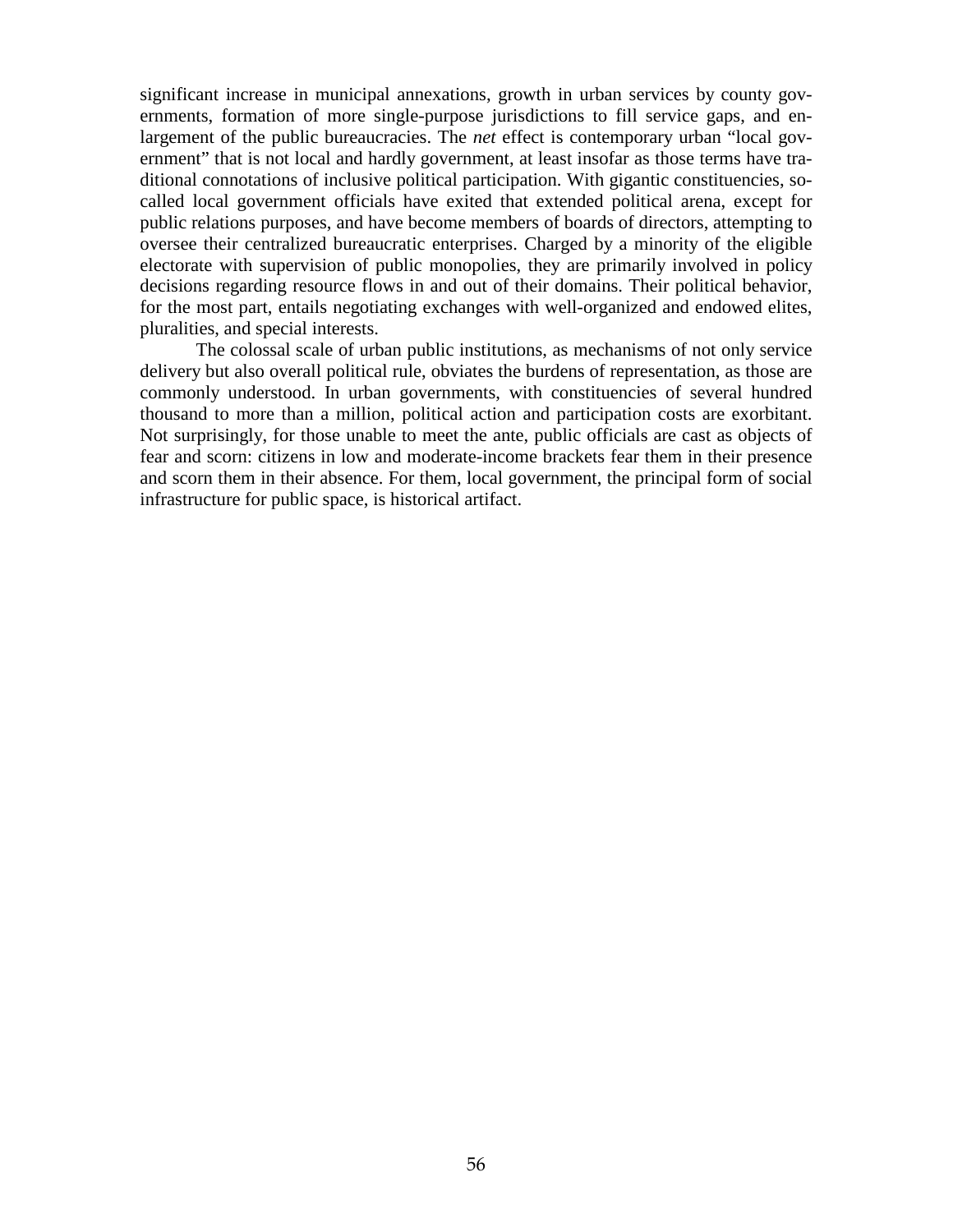significant increase in municipal annexations, growth in urban services by county governments, formation of more single-purpose jurisdictions to fill service gaps, and enlargement of the public bureaucracies. The *net* effect is contemporary urban "local government" that is not local and hardly government, at least insofar as those terms have traditional connotations of inclusive political participation. With gigantic constituencies, so-called local government officials have exited that extended political arena, except for public relations purposes, and have become members of boards of directors, attempting to oversee their centralized bureaucratic enterprises. Charged by a minority of the eligible electorate with supervision of public monopolies, they are primarily involved in policy decisions regarding resource flows in and out of their domains. Their political behavior, for the most part, entails negotiating exchanges with well-organized and endowed elites, pluralities, and special interests.

The colossal scale of urban public institutions, as mechanisms of not only service delivery but also overall political rule, obviates the burdens of representation, as those are commonly understood. In urban governments, with constituencies of several hundred thousand to more than a million, political action and participation costs are exorbitant. Not surprisingly, for those unable to meet the ante, public officials are cast as objects of fear and scorn: citizens in low and moderate-income brackets fear them in their presence and scorn them in their absence. For them, local government, the principal form of social infrastructure for public space, is historical artifact.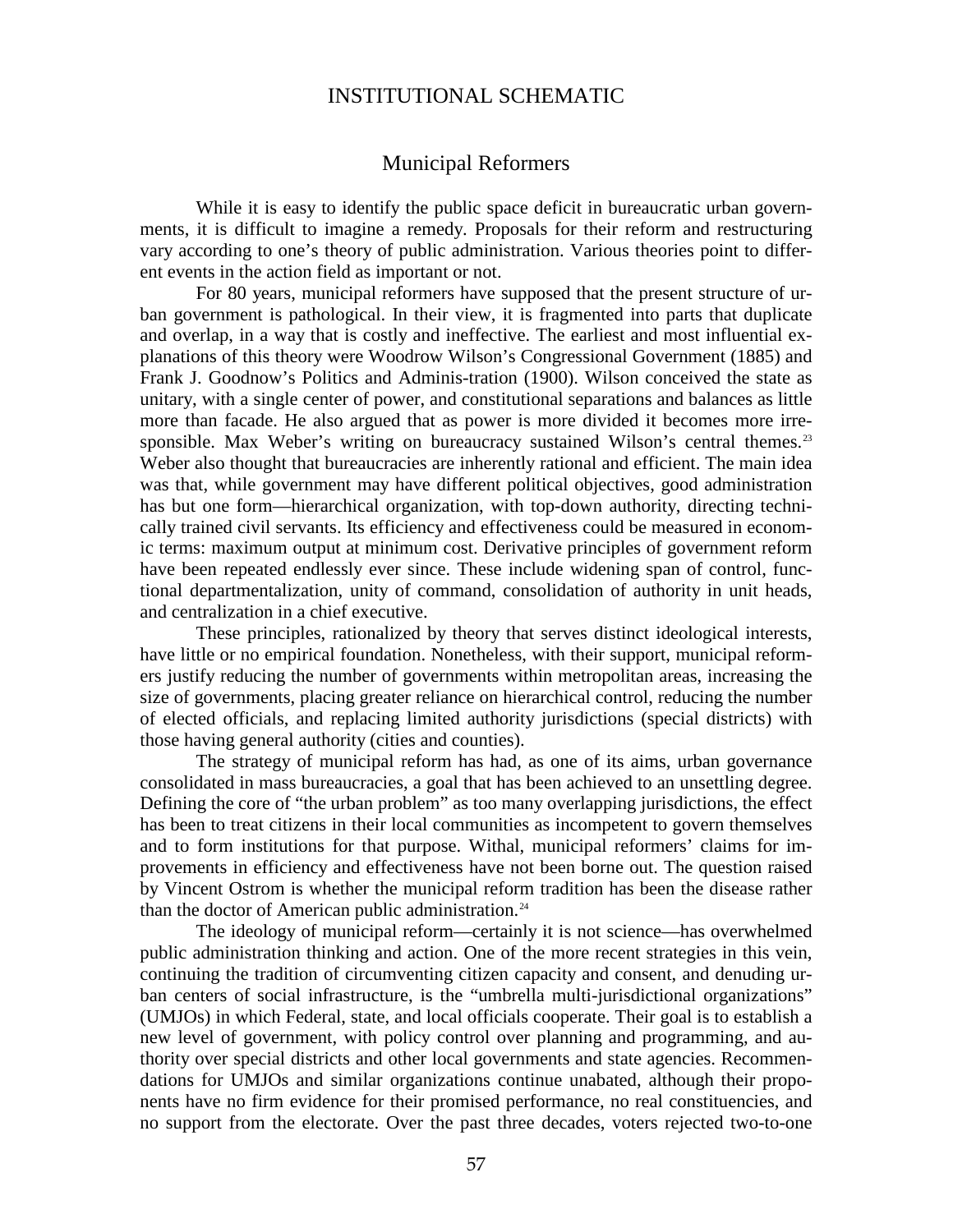# INSTITUTIONAL SCHEMATIC

## Municipal Reformers

While it is easy to identify the public space deficit in bureaucratic urban governments, it is difficult to imagine a remedy. Proposals for their reform and restructuring vary according to one's theory of public administration. Various theories point to different events in the action field as important or not.

For 80 years, municipal reformers have supposed that the present structure of urban government is pathological. In their view, it is fragmented into parts that duplicate and overlap, in a way that is costly and ineffective. The earliest and most influential explanations of this theory were Woodrow Wilson's Congressional Government (1885) and Frank J. Goodnow's Politics and Adminis-tration (1900). Wilson conceived the state as unitary, with a single center of power, and constitutional separations and balances as little more than facade. He also argued that as power is more divided it becomes more irresponsible. Max Weber's writing on bureaucracy sustained Wilson's central themes.[23] Weber also thought that bureaucracies are inherently rational and efficient. The main idea was that, while government may have different political objectives, good administration has but one form—hierarchical organization, with top-down authority, directing technically trained civil servants. Its efficiency and effectiveness could be measured in economic terms: maximum output at minimum cost. Derivative principles of government reform have been repeated endlessly ever since. These include widening span of control, functional departmentalization, unity of command, consolidation of authority in unit heads, and centralization in a chief executive.

These principles, rationalized by theory that serves distinct ideological interests, have little or no empirical foundation. Nonetheless, with their support, municipal reformers justify reducing the number of governments within metropolitan areas, increasing the size of governments, placing greater reliance on hierarchical control, reducing the number of elected officials, and replacing limited authority jurisdictions (special districts) with those having general authority (cities and counties).

The strategy of municipal reform has had, as one of its aims, urban governance consolidated in mass bureaucracies, a goal that has been achieved to an unsettling degree. Defining the core of "the urban problem" as too many overlapping jurisdictions, the effect has been to treat citizens in their local communities as incompetent to govern themselves and to form institutions for that purpose. Withal, municipal reformers' claims for improvements in efficiency and effectiveness have not been borne out. The question raised by Vincent Ostrom is whether the municipal reform tradition has been the disease rather than the doctor of American public administration.[24]

The ideology of municipal reform—certainly it is not science—has overwhelmed public administration thinking and action. One of the more recent strategies in this vein, continuing the tradition of circumventing citizen capacity and consent, and denuding urban centers of social infrastructure, is the "umbrella multi-jurisdictional organizations" (UMJOs) in which Federal, state, and local officials cooperate. Their goal is to establish a new level of government, with policy control over planning and programming, and authority over special districts and other local governments and state agencies. Recommendations for UMJOs and similar organizations continue unabated, although their proponents have no firm evidence for their promised performance, no real constituencies, and no support from the electorate. Over the past three decades, voters rejected two-to-one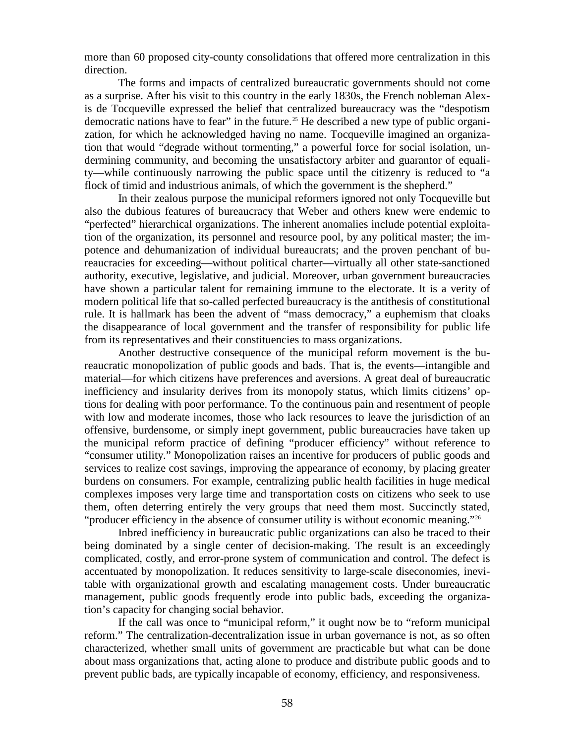more than 60 proposed city-county consolidations that offered more centralization in this direction.

The forms and impacts of centralized bureaucratic governments should not come as a surprise. After his visit to this country in the early 1830s, the French nobleman Alexis de Tocqueville expressed the belief that centralized bureaucracy was the "despotism democratic nations have to fear" in the future.[25] He described a new type of public organization, for which he acknowledged having no name. Tocqueville imagined an organization that would "degrade without tormenting," a powerful force for social isolation, undermining community, and becoming the unsatisfactory arbiter and guarantor of equality—while continuously narrowing the public space until the citizenry is reduced to "a flock of timid and industrious animals, of which the government is the shepherd."

In their zealous purpose the municipal reformers ignored not only Tocqueville but also the dubious features of bureaucracy that Weber and others knew were endemic to "perfected" hierarchical organizations. The inherent anomalies include potential exploitation of the organization, its personnel and resource pool, by any political master; the impotence and dehumanization of individual bureaucrats; and the proven penchant of bureaucracies for exceeding—without political charter—virtually all other state-sanctioned authority, executive, legislative, and judicial. Moreover, urban government bureaucracies have shown a particular talent for remaining immune to the electorate. It is a verity of modern political life that so-called perfected bureaucracy is the antithesis of constitutional rule. It is hallmark has been the advent of "mass democracy," a euphemism that cloaks the disappearance of local government and the transfer of responsibility for public life from its representatives and their constituencies to mass organizations.

Another destructive consequence of the municipal reform movement is the bureaucratic monopolization of public goods and bads. That is, the events—intangible and material—for which citizens have preferences and aversions. A great deal of bureaucratic inefficiency and insularity derives from its monopoly status, which limits citizens' options for dealing with poor performance. To the continuous pain and resentment of people with low and moderate incomes, those who lack resources to leave the jurisdiction of an offensive, burdensome, or simply inept government, public bureaucracies have taken up the municipal reform practice of defining "producer efficiency" without reference to "consumer utility." Monopolization raises an incentive for producers of public goods and services to realize cost savings, improving the appearance of economy, by placing greater burdens on consumers. For example, centralizing public health facilities in huge medical complexes imposes very large time and transportation costs on citizens who seek to use them, often deterring entirely the very groups that need them most. Succinctly stated, "producer efficiency in the absence of consumer utility is without economic meaning."[26]

Inbred inefficiency in bureaucratic public organizations can also be traced to their being dominated by a single center of decision-making. The result is an exceedingly complicated, costly, and error-prone system of communication and control. The defect is accentuated by monopolization. It reduces sensitivity to large-scale diseconomies, inevitable with organizational growth and escalating management costs. Under bureaucratic management, public goods frequently erode into public bads, exceeding the organization's capacity for changing social behavior.

If the call was once to "municipal reform," it ought now be to "reform municipal reform." The centralization-decentralization issue in urban governance is not, as so often characterized, whether small units of government are practicable but what can be done about mass organizations that, acting alone to produce and distribute public goods and to prevent public bads, are typically incapable of economy, efficiency, and responsiveness.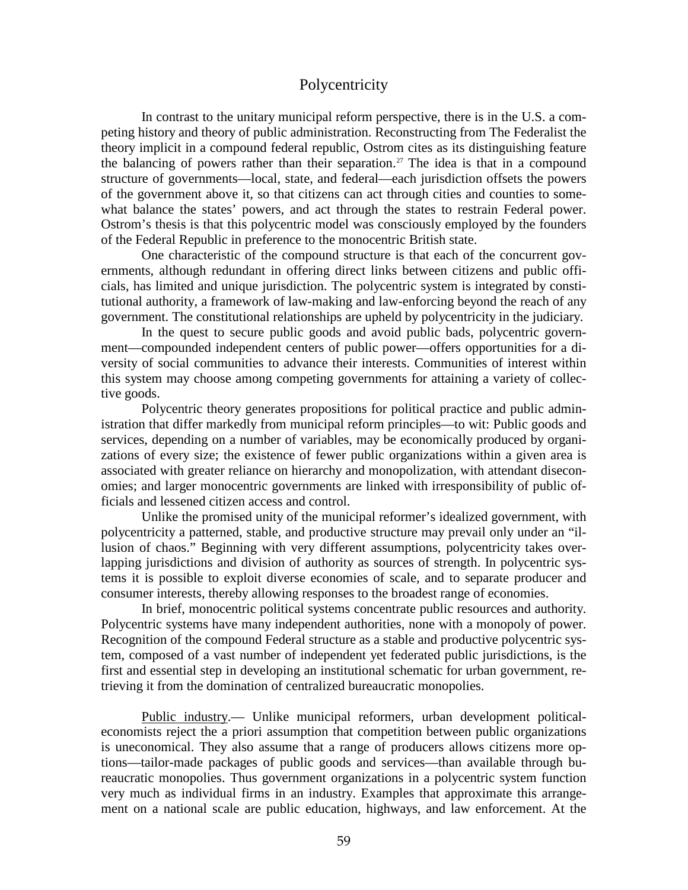## Polycentricity

In contrast to the unitary municipal reform perspective, there is in the U.S. a competing history and theory of public administration. Reconstructing from The Federalist the theory implicit in a compound federal republic, Ostrom cites as its distinguishing feature the balancing of powers rather than their separation.[27] The idea is that in a compound structure of governments—local, state, and federal—each jurisdiction offsets the powers of the government above it, so that citizens can act through cities and counties to somewhat balance the states' powers, and act through the states to restrain Federal power. Ostrom's thesis is that this polycentric model was consciously employed by the founders of the Federal Republic in preference to the monocentric British state.

One characteristic of the compound structure is that each of the concurrent governments, although redundant in offering direct links between citizens and public officials, has limited and unique jurisdiction. The polycentric system is integrated by constitutional authority, a framework of law-making and law-enforcing beyond the reach of any government. The constitutional relationships are upheld by polycentricity in the judiciary.

In the quest to secure public goods and avoid public bads, polycentric government—compounded independent centers of public power—offers opportunities for a diversity of social communities to advance their interests. Communities of interest within this system may choose among competing governments for attaining a variety of collective goods.

Polycentric theory generates propositions for political practice and public administration that differ markedly from municipal reform principles—to wit: Public goods and services, depending on a number of variables, may be economically produced by organizations of every size; the existence of fewer public organizations within a given area is associated with greater reliance on hierarchy and monopolization, with attendant diseconomies; and larger monocentric governments are linked with irresponsibility of public officials and lessened citizen access and control.

Unlike the promised unity of the municipal reformer's idealized government, with polycentricity a patterned, stable, and productive structure may prevail only under an "illusion of chaos." Beginning with very different assumptions, polycentricity takes overlapping jurisdictions and division of authority as sources of strength. In polycentric systems it is possible to exploit diverse economies of scale, and to separate producer and consumer interests, thereby allowing responses to the broadest range of economies.

In brief, monocentric political systems concentrate public resources and authority. Polycentric systems have many independent authorities, none with a monopoly of power. Recognition of the compound Federal structure as a stable and productive polycentric system, composed of a vast number of independent yet federated public jurisdictions, is the first and essential step in developing an institutional schematic for urban government, retrieving it from the domination of centralized bureaucratic monopolies.

Public industry.— Unlike municipal reformers, urban development political-economists reject the a priori assumption that competition between public organizations is uneconomical. They also assume that a range of producers allows citizens more options—tailor-made packages of public goods and services—than available through bureaucratic monopolies. Thus government organizations in a polycentric system function very much as individual firms in an industry. Examples that approximate this arrangement on a national scale are public education, highways, and law enforcement. At the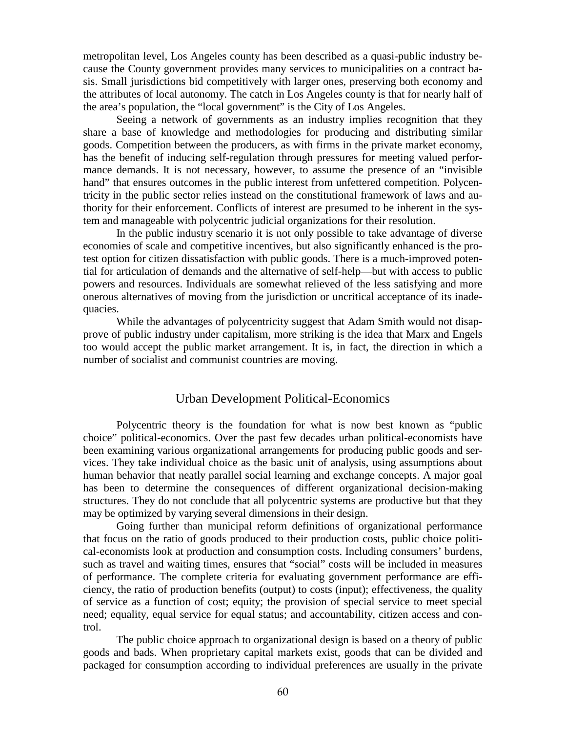metropolitan level, Los Angeles county has been described as a quasi-public industry because the County government provides many services to municipalities on a contract basis. Small jurisdictions bid competitively with larger ones, preserving both economy and the attributes of local autonomy. The catch in Los Angeles county is that for nearly half of the area's population, the "local government" is the City of Los Angeles.

Seeing a network of governments as an industry implies recognition that they share a base of knowledge and methodologies for producing and distributing similar goods. Competition between the producers, as with firms in the private market economy, has the benefit of inducing self-regulation through pressures for meeting valued performance demands. It is not necessary, however, to assume the presence of an "invisible hand" that ensures outcomes in the public interest from unfettered competition. Polycentricity in the public sector relies instead on the constitutional framework of laws and authority for their enforcement. Conflicts of interest are presumed to be inherent in the system and manageable with polycentric judicial organizations for their resolution.

In the public industry scenario it is not only possible to take advantage of diverse economies of scale and competitive incentives, but also significantly enhanced is the protest option for citizen dissatisfaction with public goods. There is a much-improved potential for articulation of demands and the alternative of self-help—but with access to public powers and resources. Individuals are somewhat relieved of the less satisfying and more onerous alternatives of moving from the jurisdiction or uncritical acceptance of its inadequacies.

While the advantages of polycentricity suggest that Adam Smith would not disapprove of public industry under capitalism, more striking is the idea that Marx and Engels too would accept the public market arrangement. It is, in fact, the direction in which a number of socialist and communist countries are moving.

## Urban Development Political-Economics

Polycentric theory is the foundation for what is now best known as "public choice" political-economics. Over the past few decades urban political-economists have been examining various organizational arrangements for producing public goods and services. They take individual choice as the basic unit of analysis, using assumptions about human behavior that neatly parallel social learning and exchange concepts. A major goal has been to determine the consequences of different organizational decision-making structures. They do not conclude that all polycentric systems are productive but that they may be optimized by varying several dimensions in their design.

Going further than municipal reform definitions of organizational performance that focus on the ratio of goods produced to their production costs, public choice political-economists look at production and consumption costs. Including consumers' burdens, such as travel and waiting times, ensures that "social" costs will be included in measures of performance. The complete criteria for evaluating government performance are efficiency, the ratio of production benefits (output) to costs (input); effectiveness, the quality of service as a function of cost; equity; the provision of special service to meet special need; equality, equal service for equal status; and accountability, citizen access and control.

The public choice approach to organizational design is based on a theory of public goods and bads. When proprietary capital markets exist, goods that can be divided and packaged for consumption according to individual preferences are usually in the private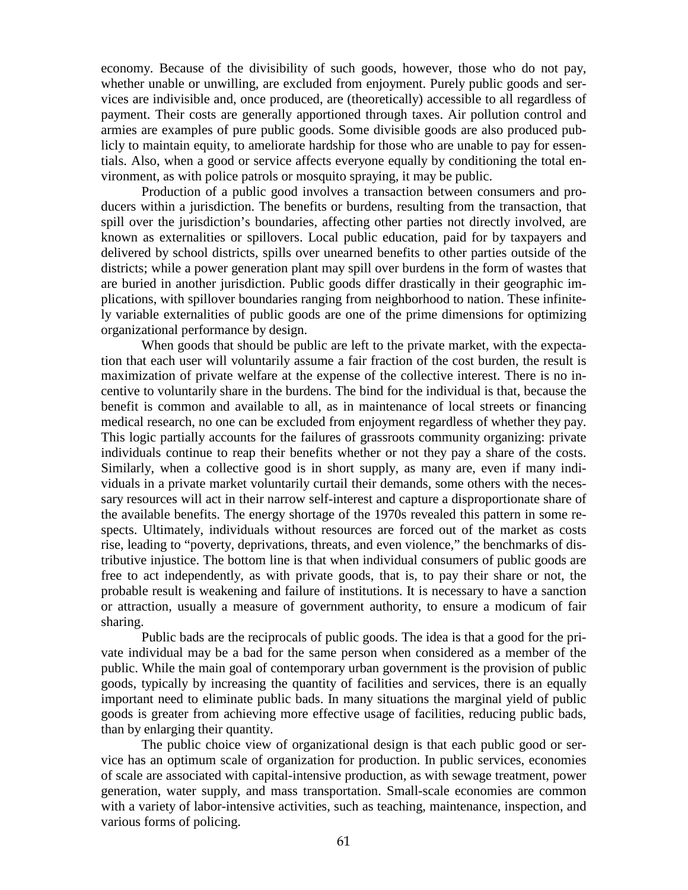economy. Because of the divisibility of such goods, however, those who do not pay, whether unable or unwilling, are excluded from enjoyment. Purely public goods and services are indivisible and, once produced, are (theoretically) accessible to all regardless of payment. Their costs are generally apportioned through taxes. Air pollution control and armies are examples of pure public goods. Some divisible goods are also produced publicly to maintain equity, to ameliorate hardship for those who are unable to pay for essentials. Also, when a good or service affects everyone equally by conditioning the total environment, as with police patrols or mosquito spraying, it may be public.

Production of a public good involves a transaction between consumers and producers within a jurisdiction. The benefits or burdens, resulting from the transaction, that spill over the jurisdiction's boundaries, affecting other parties not directly involved, are known as externalities or spillovers. Local public education, paid for by taxpayers and delivered by school districts, spills over unearned benefits to other parties outside of the districts; while a power generation plant may spill over burdens in the form of wastes that are buried in another jurisdiction. Public goods differ drastically in their geographic implications, with spillover boundaries ranging from neighborhood to nation. These infinitely variable externalities of public goods are one of the prime dimensions for optimizing organizational performance by design.

When goods that should be public are left to the private market, with the expectation that each user will voluntarily assume a fair fraction of the cost burden, the result is maximization of private welfare at the expense of the collective interest. There is no incentive to voluntarily share in the burdens. The bind for the individual is that, because the benefit is common and available to all, as in maintenance of local streets or financing medical research, no one can be excluded from enjoyment regardless of whether they pay. This logic partially accounts for the failures of grassroots community organizing: private individuals continue to reap their benefits whether or not they pay a share of the costs. Similarly, when a collective good is in short supply, as many are, even if many individuals in a private market voluntarily curtail their demands, some others with the necessary resources will act in their narrow self-interest and capture a disproportionate share of the available benefits. The energy shortage of the 1970s revealed this pattern in some respects. Ultimately, individuals without resources are forced out of the market as costs rise, leading to "poverty, deprivations, threats, and even violence," the benchmarks of distributive injustice. The bottom line is that when individual consumers of public goods are free to act independently, as with private goods, that is, to pay their share or not, the probable result is weakening and failure of institutions. It is necessary to have a sanction or attraction, usually a measure of government authority, to ensure a modicum of fair sharing.

Public bads are the reciprocals of public goods. The idea is that a good for the private individual may be a bad for the same person when considered as a member of the public. While the main goal of contemporary urban government is the provision of public goods, typically by increasing the quantity of facilities and services, there is an equally important need to eliminate public bads. In many situations the marginal yield of public goods is greater from achieving more effective usage of facilities, reducing public bads, than by enlarging their quantity.

The public choice view of organizational design is that each public good or service has an optimum scale of organization for production. In public services, economies of scale are associated with capital-intensive production, as with sewage treatment, power generation, water supply, and mass transportation. Small-scale economies are common with a variety of labor-intensive activities, such as teaching, maintenance, inspection, and various forms of policing.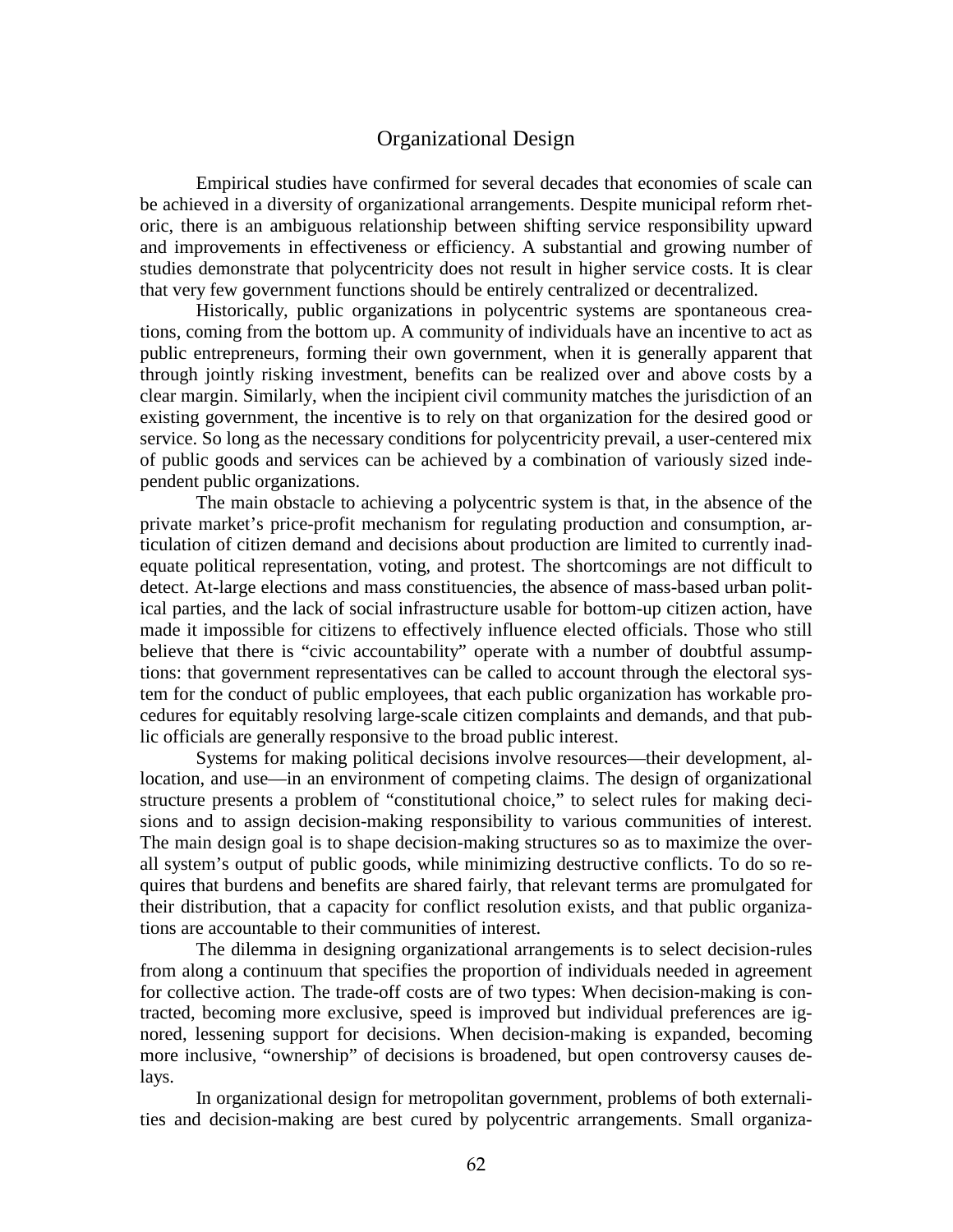## Organizational Design

Empirical studies have confirmed for several decades that economies of scale can be achieved in a diversity of organizational arrangements. Despite municipal reform rhetoric, there is an ambiguous relationship between shifting service responsibility upward and improvements in effectiveness or efficiency. A substantial and growing number of studies demonstrate that polycentricity does not result in higher service costs. It is clear that very few government functions should be entirely centralized or decentralized.

Historically, public organizations in polycentric systems are spontaneous creations, coming from the bottom up. A community of individuals have an incentive to act as public entrepreneurs, forming their own government, when it is generally apparent that through jointly risking investment, benefits can be realized over and above costs by a clear margin. Similarly, when the incipient civil community matches the jurisdiction of an existing government, the incentive is to rely on that organization for the desired good or service. So long as the necessary conditions for polycentricity prevail, a user-centered mix of public goods and services can be achieved by a combination of variously sized independent public organizations.

The main obstacle to achieving a polycentric system is that, in the absence of the private market's price-profit mechanism for regulating production and consumption, articulation of citizen demand and decisions about production are limited to currently inadequate political representation, voting, and protest. The shortcomings are not difficult to detect. At-large elections and mass constituencies, the absence of mass-based urban political parties, and the lack of social infrastructure usable for bottom-up citizen action, have made it impossible for citizens to effectively influence elected officials. Those who still believe that there is "civic accountability" operate with a number of doubtful assumptions: that government representatives can be called to account through the electoral system for the conduct of public employees, that each public organization has workable procedures for equitably resolving large-scale citizen complaints and demands, and that public officials are generally responsive to the broad public interest.

Systems for making political decisions involve resources—their development, allocation, and use—in an environment of competing claims. The design of organizational structure presents a problem of "constitutional choice," to select rules for making decisions and to assign decision-making responsibility to various communities of interest. The main design goal is to shape decision-making structures so as to maximize the overall system's output of public goods, while minimizing destructive conflicts. To do so requires that burdens and benefits are shared fairly, that relevant terms are promulgated for their distribution, that a capacity for conflict resolution exists, and that public organizations are accountable to their communities of interest.

The dilemma in designing organizational arrangements is to select decision-rules from along a continuum that specifies the proportion of individuals needed in agreement for collective action. The trade-off costs are of two types: When decision-making is contracted, becoming more exclusive, speed is improved but individual preferences are ignored, lessening support for decisions. When decision-making is expanded, becoming more inclusive, "ownership" of decisions is broadened, but open controversy causes delays.

In organizational design for metropolitan government, problems of both externalities and decision-making are best cured by polycentric arrangements. Small organiza-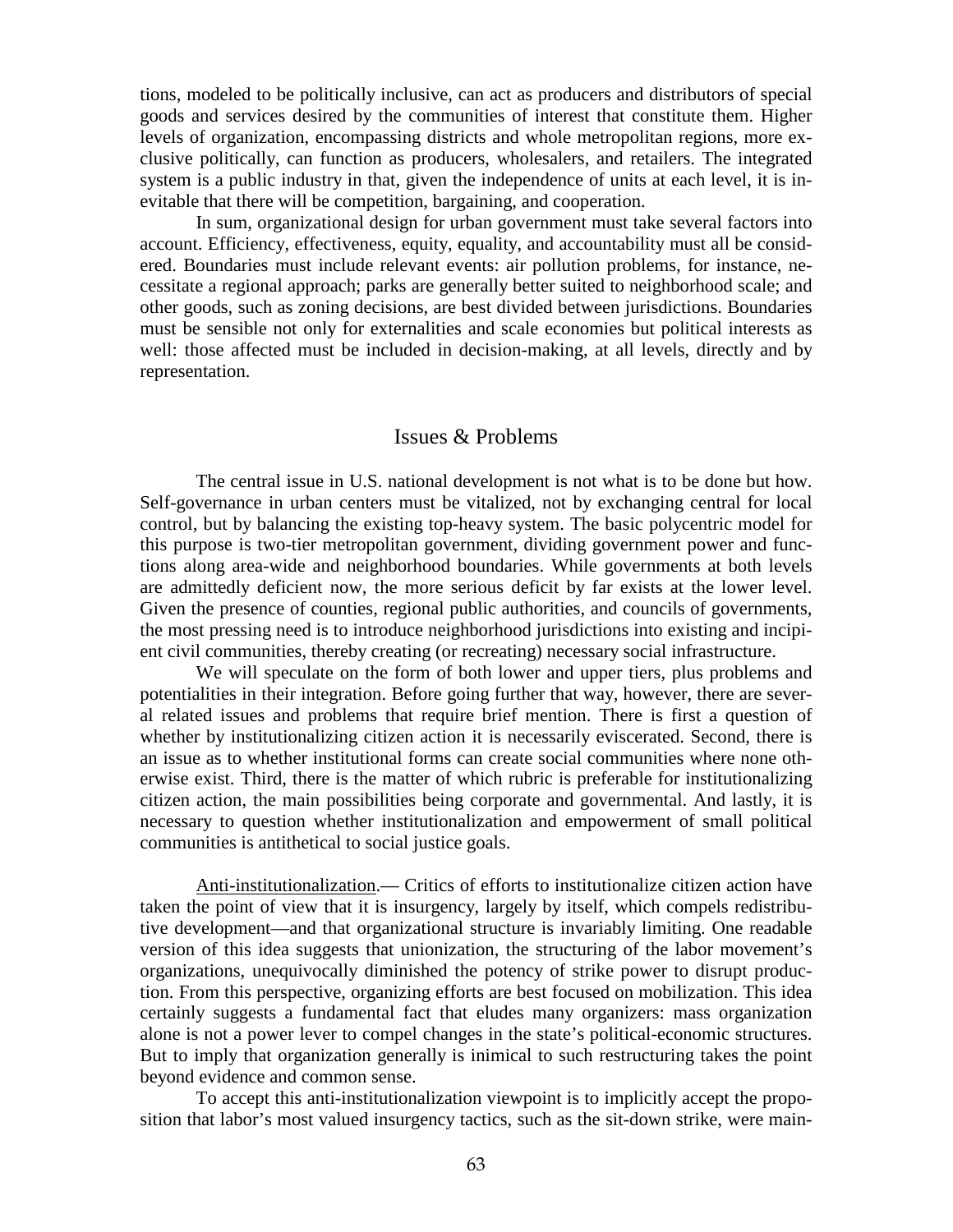tions, modeled to be politically inclusive, can act as producers and distributors of special goods and services desired by the communities of interest that constitute them. Higher levels of organization, encompassing districts and whole metropolitan regions, more exclusive politically, can function as producers, wholesalers, and retailers. The integrated system is a public industry in that, given the independence of units at each level, it is inevitable that there will be competition, bargaining, and cooperation.

In sum, organizational design for urban government must take several factors into account. Efficiency, effectiveness, equity, equality, and accountability must all be considered. Boundaries must include relevant events: air pollution problems, for instance, necessitate a regional approach; parks are generally better suited to neighborhood scale; and other goods, such as zoning decisions, are best divided between jurisdictions. Boundaries must be sensible not only for externalities and scale economies but political interests as well: those affected must be included in decision-making, at all levels, directly and by representation.

## Issues & Problems

The central issue in U.S. national development is not what is to be done but how. Self-governance in urban centers must be vitalized, not by exchanging central for local control, but by balancing the existing top-heavy system. The basic polycentric model for this purpose is two-tier metropolitan government, dividing government power and functions along area-wide and neighborhood boundaries. While governments at both levels are admittedly deficient now, the more serious deficit by far exists at the lower level. Given the presence of counties, regional public authorities, and councils of governments, the most pressing need is to introduce neighborhood jurisdictions into existing and incipient civil communities, thereby creating (or recreating) necessary social infrastructure.

We will speculate on the form of both lower and upper tiers, plus problems and potentialities in their integration. Before going further that way, however, there are several related issues and problems that require brief mention. There is first a question of whether by institutionalizing citizen action it is necessarily eviscerated. Second, there is an issue as to whether institutional forms can create social communities where none otherwise exist. Third, there is the matter of which rubric is preferable for institutionalizing citizen action, the main possibilities being corporate and governmental. And lastly, it is necessary to question whether institutionalization and empowerment of small political communities is antithetical to social justice goals.

<u>Anti-institutionalization</u>.— Critics of efforts to institutionalize citizen action have taken the point of view that it is insurgency, largely by itself, which compels redistributive development—and that organizational structure is invariably limiting. One readable version of this idea suggests that unionization, the structuring of the labor movement's organizations, unequivocally diminished the potency of strike power to disrupt production. From this perspective, organizing efforts are best focused on mobilization. This idea certainly suggests a fundamental fact that eludes many organizers: mass organization alone is not a power lever to compel changes in the state's political-economic structures. But to imply that organization generally is inimical to such restructuring takes the point beyond evidence and common sense.

To accept this anti-institutionalization viewpoint is to implicitly accept the proposition that labor's most valued insurgency tactics, such as the sit-down strike, were main-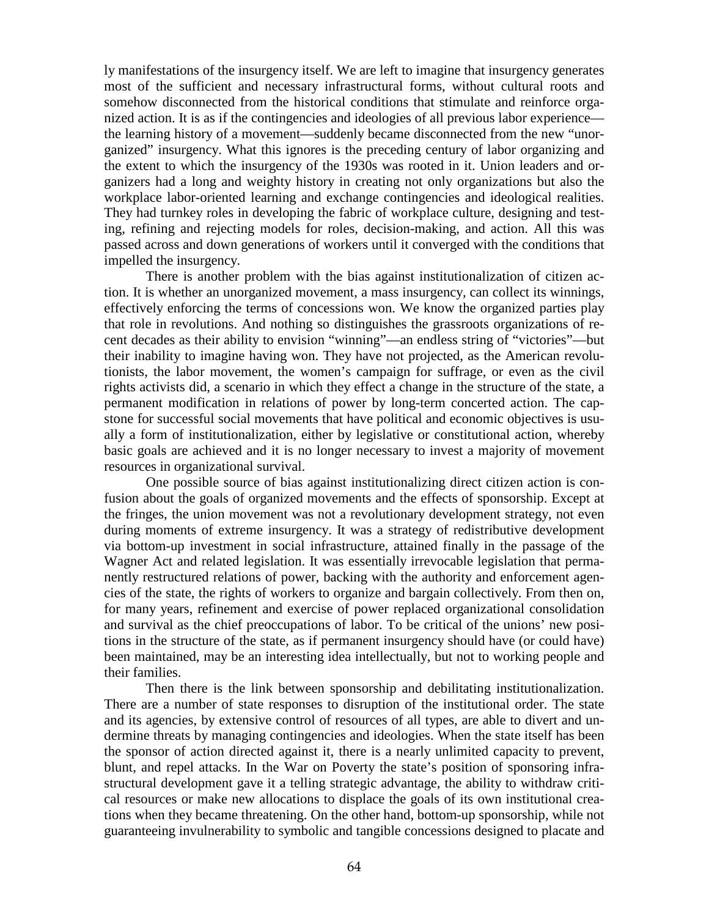ly manifestations of the insurgency itself. We are left to imagine that insurgency generates most of the sufficient and necessary infrastructural forms, without cultural roots and somehow disconnected from the historical conditions that stimulate and reinforce organized action. It is as if the contingencies and ideologies of all previous labor experience—the learning history of a movement—suddenly became disconnected from the new "unorganized" insurgency. What this ignores is the preceding century of labor organizing and the extent to which the insurgency of the 1930s was rooted in it. Union leaders and organizers had a long and weighty history in creating not only organizations but also the workplace labor-oriented learning and exchange contingencies and ideological realities. They had turnkey roles in developing the fabric of workplace culture, designing and testing, refining and rejecting models for roles, decision-making, and action. All this was passed across and down generations of workers until it converged with the conditions that impelled the insurgency.

There is another problem with the bias against institutionalization of citizen action. It is whether an unorganized movement, a mass insurgency, can collect its winnings, effectively enforcing the terms of concessions won. We know the organized parties play that role in revolutions. And nothing so distinguishes the grassroots organizations of recent decades as their ability to envision "winning"—an endless string of "victories"—but their inability to imagine having won. They have not projected, as the American revolutionists, the labor movement, the women's campaign for suffrage, or even as the civil rights activists did, a scenario in which they effect a change in the structure of the state, a permanent modification in relations of power by long-term concerted action. The capstone for successful social movements that have political and economic objectives is usually a form of institutionalization, either by legislative or constitutional action, whereby basic goals are achieved and it is no longer necessary to invest a majority of movement resources in organizational survival.

One possible source of bias against institutionalizing direct citizen action is confusion about the goals of organized movements and the effects of sponsorship. Except at the fringes, the union movement was not a revolutionary development strategy, not even during moments of extreme insurgency. It was a strategy of redistributive development via bottom-up investment in social infrastructure, attained finally in the passage of the Wagner Act and related legislation. It was essentially irrevocable legislation that permanently restructured relations of power, backing with the authority and enforcement agencies of the state, the rights of workers to organize and bargain collectively. From then on, for many years, refinement and exercise of power replaced organizational consolidation and survival as the chief preoccupations of labor. To be critical of the unions' new positions in the structure of the state, as if permanent insurgency should have (or could have) been maintained, may be an interesting idea intellectually, but not to working people and their families.

Then there is the link between sponsorship and debilitating institutionalization. There are a number of state responses to disruption of the institutional order. The state and its agencies, by extensive control of resources of all types, are able to divert and undermine threats by managing contingencies and ideologies. When the state itself has been the sponsor of action directed against it, there is a nearly unlimited capacity to prevent, blunt, and repel attacks. In the War on Poverty the state's position of sponsoring infrastructural development gave it a telling strategic advantage, the ability to withdraw critical resources or make new allocations to displace the goals of its own institutional creations when they became threatening. On the other hand, bottom-up sponsorship, while not guaranteeing invulnerability to symbolic and tangible concessions designed to placate and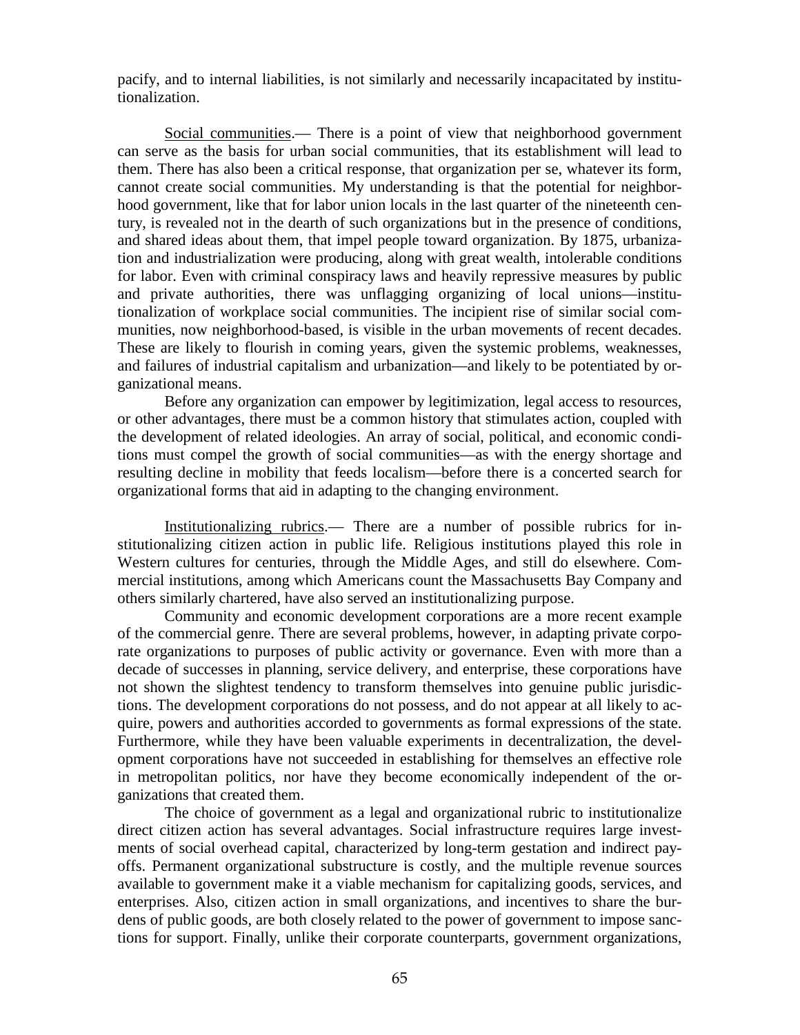pacify, and to internal liabilities, is not similarly and necessarily incapacitated by institutionalization.

<u>Social communities</u>.— There is a point of view that neighborhood government can serve as the basis for urban social communities, that its establishment will lead to them. There has also been a critical response, that organization per se, whatever its form, cannot create social communities. My understanding is that the potential for neighborhood government, like that for labor union locals in the last quarter of the nineteenth century, is revealed not in the dearth of such organizations but in the presence of conditions, and shared ideas about them, that impel people toward organization. By 1875, urbanization and industrialization were producing, along with great wealth, intolerable conditions for labor. Even with criminal conspiracy laws and heavily repressive measures by public and private authorities, there was unflagging organizing of local unions—institutionalization of workplace social communities. The incipient rise of similar social communities, now neighborhood-based, is visible in the urban movements of recent decades. These are likely to flourish in coming years, given the systemic problems, weaknesses, and failures of industrial capitalism and urbanization—and likely to be potentiated by organizational means.

Before any organization can empower by legitimization, legal access to resources, or other advantages, there must be a common history that stimulates action, coupled with the development of related ideologies. An array of social, political, and economic conditions must compel the growth of social communities—as with the energy shortage and resulting decline in mobility that feeds localism—before there is a concerted search for organizational forms that aid in adapting to the changing environment.

<u>Institutionalizing rubrics</u>.— There are a number of possible rubrics for institutionalizing citizen action in public life. Religious institutions played this role in Western cultures for centuries, through the Middle Ages, and still do elsewhere. Commercial institutions, among which Americans count the Massachusetts Bay Company and others similarly chartered, have also served an institutionalizing purpose.

Community and economic development corporations are a more recent example of the commercial genre. There are several problems, however, in adapting private corporate organizations to purposes of public activity or governance. Even with more than a decade of successes in planning, service delivery, and enterprise, these corporations have not shown the slightest tendency to transform themselves into genuine public jurisdictions. The development corporations do not possess, and do not appear at all likely to acquire, powers and authorities accorded to governments as formal expressions of the state. Furthermore, while they have been valuable experiments in decentralization, the development corporations have not succeeded in establishing for themselves an effective role in metropolitan politics, nor have they become economically independent of the organizations that created them.

The choice of government as a legal and organizational rubric to institutionalize direct citizen action has several advantages. Social infrastructure requires large investments of social overhead capital, characterized by long-term gestation and indirect payoffs. Permanent organizational substructure is costly, and the multiple revenue sources available to government make it a viable mechanism for capitalizing goods, services, and enterprises. Also, citizen action in small organizations, and incentives to share the burdens of public goods, are both closely related to the power of government to impose sanctions for support. Finally, unlike their corporate counterparts, government organizations,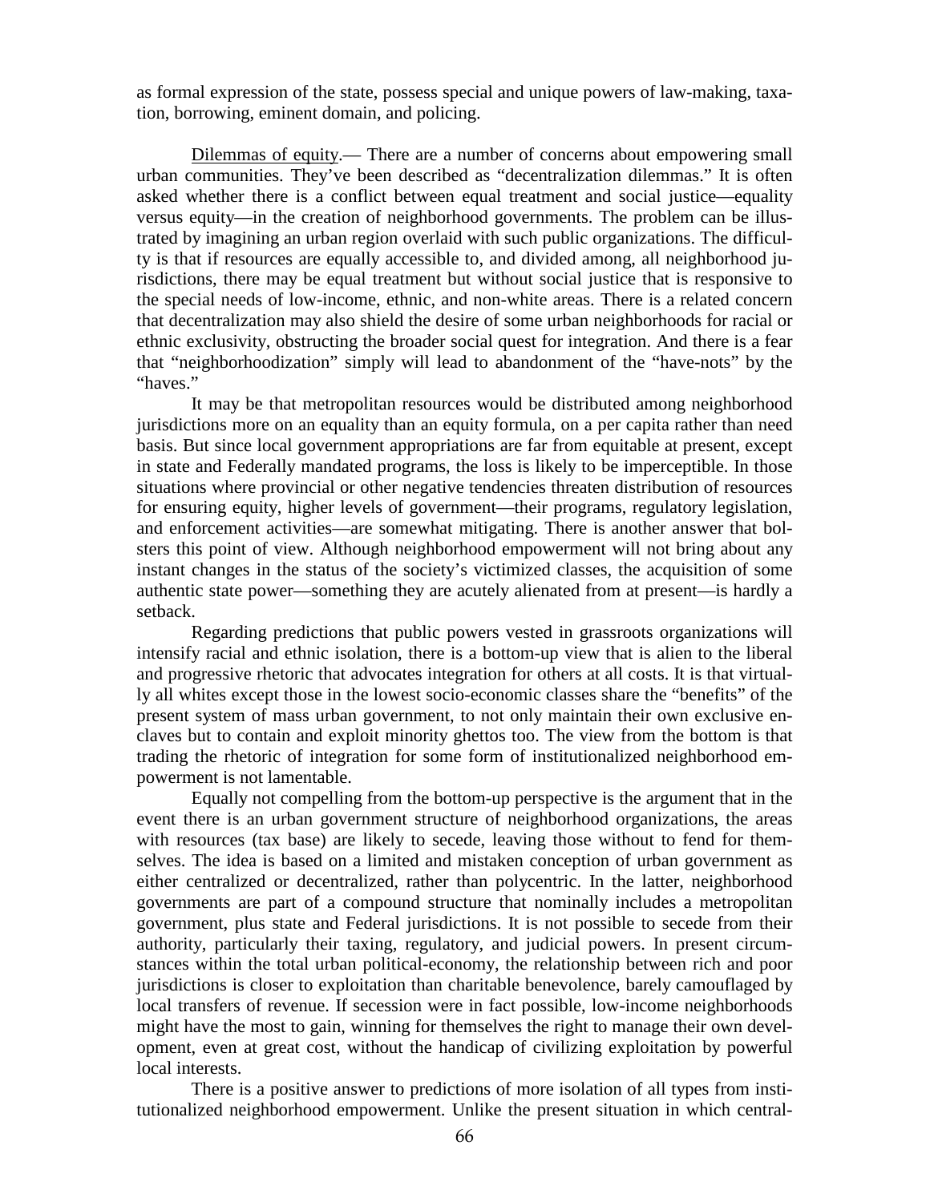as formal expression of the state, possess special and unique powers of law-making, taxation, borrowing, eminent domain, and policing.

Dilemmas of equity.— There are a number of concerns about empowering small urban communities. They've been described as "decentralization dilemmas." It is often asked whether there is a conflict between equal treatment and social justice—equality versus equity—in the creation of neighborhood governments. The problem can be illustrated by imagining an urban region overlaid with such public organizations. The difficulty is that if resources are equally accessible to, and divided among, all neighborhood jurisdictions, there may be equal treatment but without social justice that is responsive to the special needs of low-income, ethnic, and non-white areas. There is a related concern that decentralization may also shield the desire of some urban neighborhoods for racial or ethnic exclusivity, obstructing the broader social quest for integration. And there is a fear that "neighborhoodization" simply will lead to abandonment of the "have-nots" by the "haves."

It may be that metropolitan resources would be distributed among neighborhood jurisdictions more on an equality than an equity formula, on a per capita rather than need basis. But since local government appropriations are far from equitable at present, except in state and Federally mandated programs, the loss is likely to be imperceptible. In those situations where provincial or other negative tendencies threaten distribution of resources for ensuring equity, higher levels of government—their programs, regulatory legislation, and enforcement activities—are somewhat mitigating. There is another answer that bolsters this point of view. Although neighborhood empowerment will not bring about any instant changes in the status of the society's victimized classes, the acquisition of some authentic state power—something they are acutely alienated from at present—is hardly a setback.

Regarding predictions that public powers vested in grassroots organizations will intensify racial and ethnic isolation, there is a bottom-up view that is alien to the liberal and progressive rhetoric that advocates integration for others at all costs. It is that virtually all whites except those in the lowest socio-economic classes share the "benefits" of the present system of mass urban government, to not only maintain their own exclusive enclaves but to contain and exploit minority ghettos too. The view from the bottom is that trading the rhetoric of integration for some form of institutionalized neighborhood empowerment is not lamentable.

Equally not compelling from the bottom-up perspective is the argument that in the event there is an urban government structure of neighborhood organizations, the areas with resources (tax base) are likely to secede, leaving those without to fend for themselves. The idea is based on a limited and mistaken conception of urban government as either centralized or decentralized, rather than polycentric. In the latter, neighborhood governments are part of a compound structure that nominally includes a metropolitan government, plus state and Federal jurisdictions. It is not possible to secede from their authority, particularly their taxing, regulatory, and judicial powers. In present circumstances within the total urban political-economy, the relationship between rich and poor jurisdictions is closer to exploitation than charitable benevolence, barely camouflaged by local transfers of revenue. If secession were in fact possible, low-income neighborhoods might have the most to gain, winning for themselves the right to manage their own development, even at great cost, without the handicap of civilizing exploitation by powerful local interests.

There is a positive answer to predictions of more isolation of all types from institutionalized neighborhood empowerment. Unlike the present situation in which central-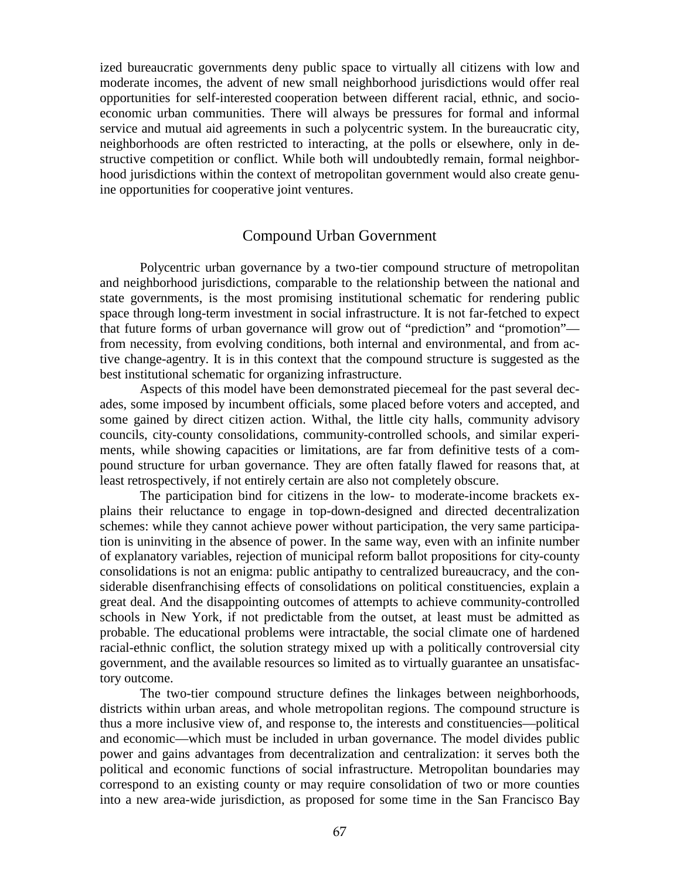ized bureaucratic governments deny public space to virtually all citizens with low and moderate incomes, the advent of new small neighborhood jurisdictions would offer real opportunities for self-interested cooperation between different racial, ethnic, and socio-economic urban communities. There will always be pressures for formal and informal service and mutual aid agreements in such a polycentric system. In the bureaucratic city, neighborhoods are often restricted to interacting, at the polls or elsewhere, only in destructive competition or conflict. While both will undoubtedly remain, formal neighborhood jurisdictions within the context of metropolitan government would also create genuine opportunities for cooperative joint ventures.

## Compound Urban Government

Polycentric urban governance by a two-tier compound structure of metropolitan and neighborhood jurisdictions, comparable to the relationship between the national and state governments, is the most promising institutional schematic for rendering public space through long-term investment in social infrastructure. It is not far-fetched to expect that future forms of urban governance will grow out of "prediction" and "promotion"—from necessity, from evolving conditions, both internal and environmental, and from active change-agentry. It is in this context that the compound structure is suggested as the best institutional schematic for organizing infrastructure.

Aspects of this model have been demonstrated piecemeal for the past several decades, some imposed by incumbent officials, some placed before voters and accepted, and some gained by direct citizen action. Withal, the little city halls, community advisory councils, city-county consolidations, community-controlled schools, and similar experiments, while showing capacities or limitations, are far from definitive tests of a compound structure for urban governance. They are often fatally flawed for reasons that, at least retrospectively, if not entirely certain are also not completely obscure.

The participation bind for citizens in the low- to moderate-income brackets explains their reluctance to engage in top-down-designed and directed decentralization schemes: while they cannot achieve power without participation, the very same participation is uninviting in the absence of power. In the same way, even with an infinite number of explanatory variables, rejection of municipal reform ballot propositions for city-county consolidations is not an enigma: public antipathy to centralized bureaucracy, and the considerable disenfranchising effects of consolidations on political constituencies, explain a great deal. And the disappointing outcomes of attempts to achieve community-controlled schools in New York, if not predictable from the outset, at least must be admitted as probable. The educational problems were intractable, the social climate one of hardened racial-ethnic conflict, the solution strategy mixed up with a politically controversial city government, and the available resources so limited as to virtually guarantee an unsatisfactory outcome.

The two-tier compound structure defines the linkages between neighborhoods, districts within urban areas, and whole metropolitan regions. The compound structure is thus a more inclusive view of, and response to, the interests and constituencies—political and economic—which must be included in urban governance. The model divides public power and gains advantages from decentralization and centralization: it serves both the political and economic functions of social infrastructure. Metropolitan boundaries may correspond to an existing county or may require consolidation of two or more counties into a new area-wide jurisdiction, as proposed for some time in the San Francisco Bay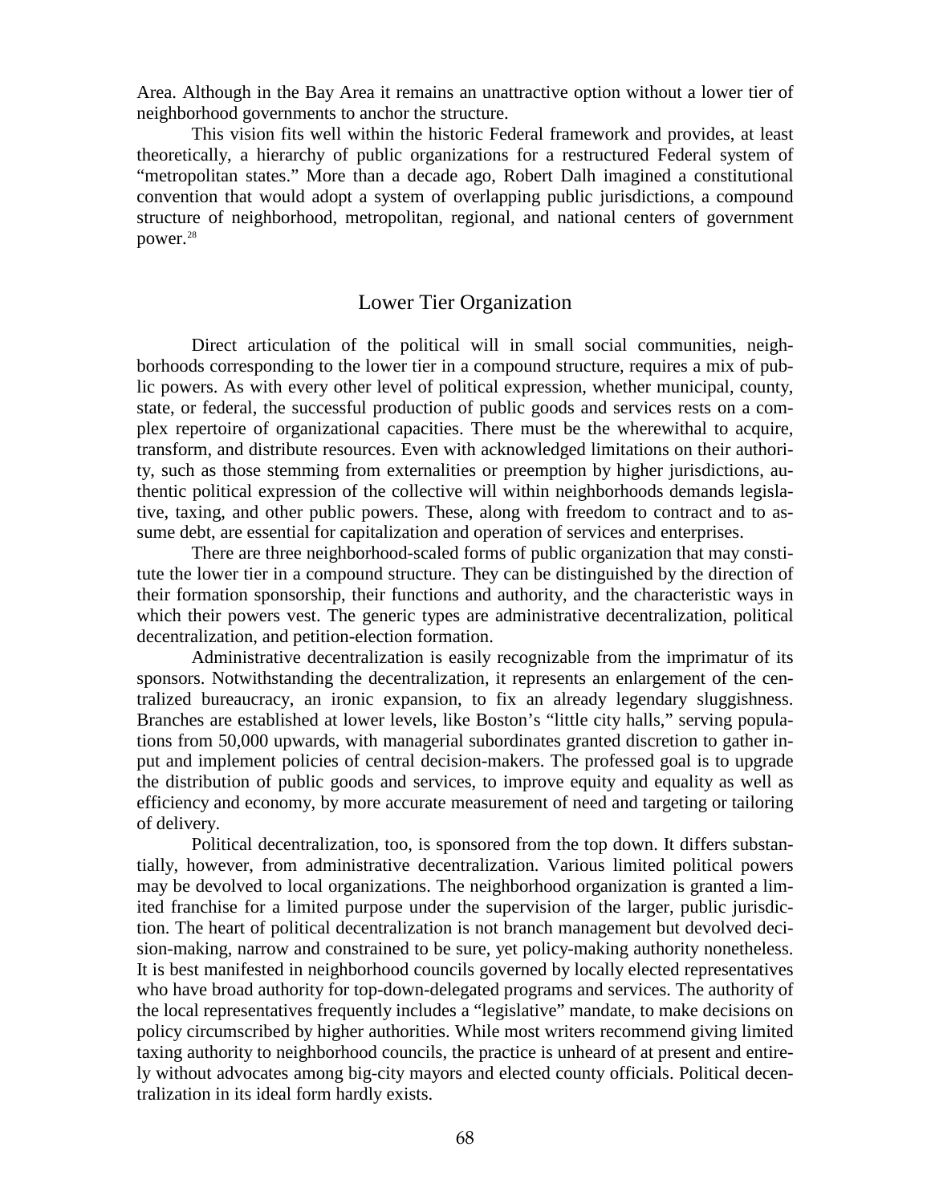Area. Although in the Bay Area it remains an unattractive option without a lower tier of neighborhood governments to anchor the structure.

This vision fits well within the historic Federal framework and provides, at least theoretically, a hierarchy of public organizations for a restructured Federal system of "metropolitan states." More than a decade ago, Robert Dalh imagined a constitutional convention that would adopt a system of overlapping public jurisdictions, a compound structure of neighborhood, metropolitan, regional, and national centers of government power.[28]

## Lower Tier Organization

Direct articulation of the political will in small social communities, neighborhoods corresponding to the lower tier in a compound structure, requires a mix of public powers. As with every other level of political expression, whether municipal, county, state, or federal, the successful production of public goods and services rests on a complex repertoire of organizational capacities. There must be the wherewithal to acquire, transform, and distribute resources. Even with acknowledged limitations on their authority, such as those stemming from externalities or preemption by higher jurisdictions, authentic political expression of the collective will within neighborhoods demands legislative, taxing, and other public powers. These, along with freedom to contract and to assume debt, are essential for capitalization and operation of services and enterprises.

There are three neighborhood-scaled forms of public organization that may constitute the lower tier in a compound structure. They can be distinguished by the direction of their formation sponsorship, their functions and authority, and the characteristic ways in which their powers vest. The generic types are administrative decentralization, political decentralization, and petition-election formation.

Administrative decentralization is easily recognizable from the imprimatur of its sponsors. Notwithstanding the decentralization, it represents an enlargement of the centralized bureaucracy, an ironic expansion, to fix an already legendary sluggishness. Branches are established at lower levels, like Boston's "little city halls," serving populations from 50,000 upwards, with managerial subordinates granted discretion to gather input and implement policies of central decision-makers. The professed goal is to upgrade the distribution of public goods and services, to improve equity and equality as well as efficiency and economy, by more accurate measurement of need and targeting or tailoring of delivery.

Political decentralization, too, is sponsored from the top down. It differs substantially, however, from administrative decentralization. Various limited political powers may be devolved to local organizations. The neighborhood organization is granted a limited franchise for a limited purpose under the supervision of the larger, public jurisdiction. The heart of political decentralization is not branch management but devolved decision-making, narrow and constrained to be sure, yet policy-making authority nonetheless. It is best manifested in neighborhood councils governed by locally elected representatives who have broad authority for top-down-delegated programs and services. The authority of the local representatives frequently includes a "legislative" mandate, to make decisions on policy circumscribed by higher authorities. While most writers recommend giving limited taxing authority to neighborhood councils, the practice is unheard of at present and entirely without advocates among big-city mayors and elected county officials. Political decentralization in its ideal form hardly exists.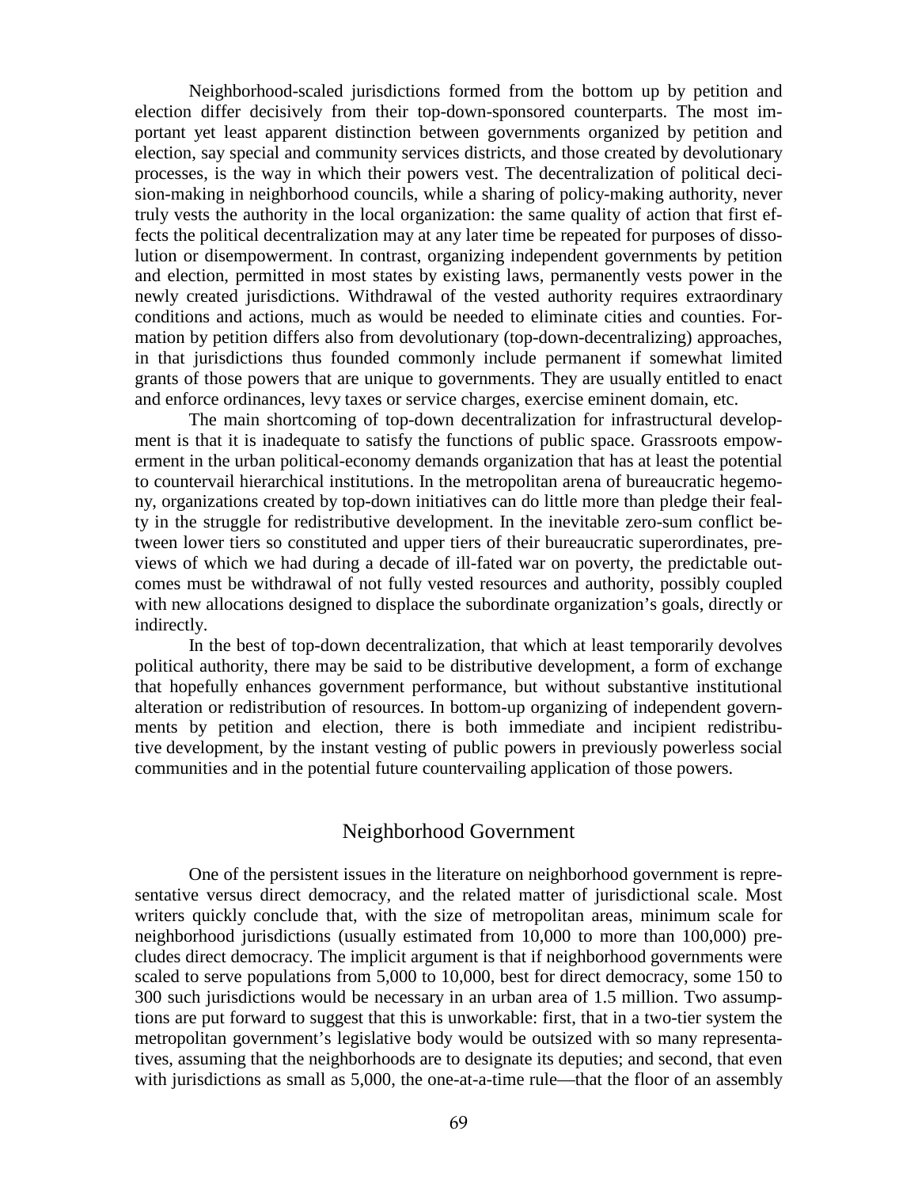Neighborhood-scaled jurisdictions formed from the bottom up by petition and election differ decisively from their top-down-sponsored counterparts. The most important yet least apparent distinction between governments organized by petition and election, say special and community services districts, and those created by devolutionary processes, is the way in which their powers vest. The decentralization of political decision-making in neighborhood councils, while a sharing of policy-making authority, never truly vests the authority in the local organization: the same quality of action that first effects the political decentralization may at any later time be repeated for purposes of dissolution or disempowerment. In contrast, organizing independent governments by petition and election, permitted in most states by existing laws, permanently vests power in the newly created jurisdictions. Withdrawal of the vested authority requires extraordinary conditions and actions, much as would be needed to eliminate cities and counties. Formation by petition differs also from devolutionary (top-down-decentralizing) approaches, in that jurisdictions thus founded commonly include permanent if somewhat limited grants of those powers that are unique to governments. They are usually entitled to enact and enforce ordinances, levy taxes or service charges, exercise eminent domain, etc.

The main shortcoming of top-down decentralization for infrastructural development is that it is inadequate to satisfy the functions of public space. Grassroots empowerment in the urban political-economy demands organization that has at least the potential to countervail hierarchical institutions. In the metropolitan arena of bureaucratic hegemony, organizations created by top-down initiatives can do little more than pledge their fealty in the struggle for redistributive development. In the inevitable zero-sum conflict between lower tiers so constituted and upper tiers of their bureaucratic superordinates, previews of which we had during a decade of ill-fated war on poverty, the predictable outcomes must be withdrawal of not fully vested resources and authority, possibly coupled with new allocations designed to displace the subordinate organization's goals, directly or indirectly.

In the best of top-down decentralization, that which at least temporarily devolves political authority, there may be said to be distributive development, a form of exchange that hopefully enhances government performance, but without substantive institutional alteration or redistribution of resources. In bottom-up organizing of independent governments by petition and election, there is both immediate and incipient redistributive development, by the instant vesting of public powers in previously powerless social communities and in the potential future countervailing application of those powers.

## Neighborhood Government

One of the persistent issues in the literature on neighborhood government is representative versus direct democracy, and the related matter of jurisdictional scale. Most writers quickly conclude that, with the size of metropolitan areas, minimum scale for neighborhood jurisdictions (usually estimated from 10,000 to more than 100,000) precludes direct democracy. The implicit argument is that if neighborhood governments were scaled to serve populations from 5,000 to 10,000, best for direct democracy, some 150 to 300 such jurisdictions would be necessary in an urban area of 1.5 million. Two assumptions are put forward to suggest that this is unworkable: first, that in a two-tier system the metropolitan government's legislative body would be outsized with so many representatives, assuming that the neighborhoods are to designate its deputies; and second, that even with jurisdictions as small as 5,000, the one-at-a-time rule—that the floor of an assembly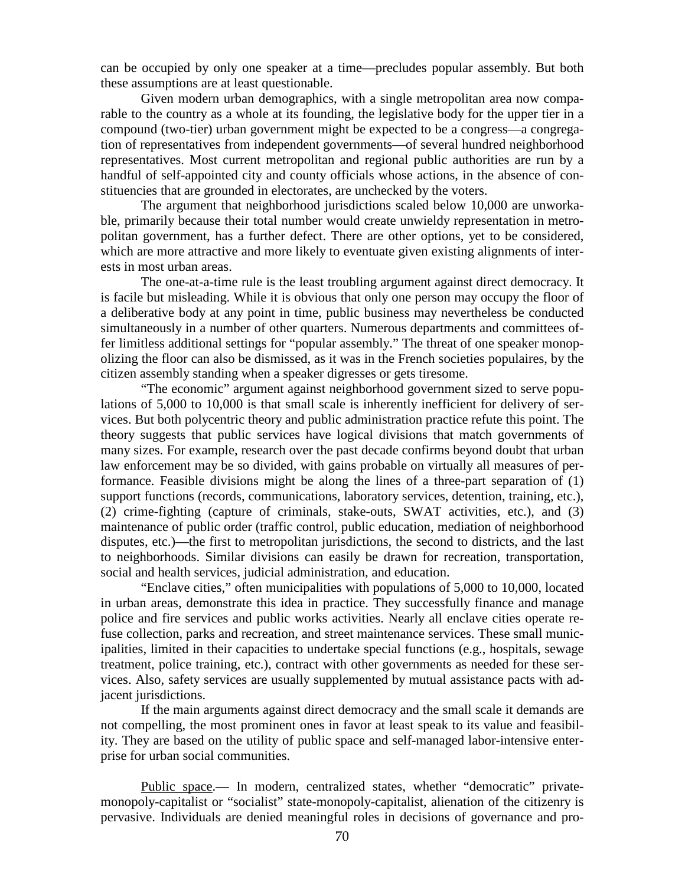can be occupied by only one speaker at a time—precludes popular assembly. But both these assumptions are at least questionable.

Given modern urban demographics, with a single metropolitan area now comparable to the country as a whole at its founding, the legislative body for the upper tier in a compound (two-tier) urban government might be expected to be a congress—a congregation of representatives from independent governments—of several hundred neighborhood representatives. Most current metropolitan and regional public authorities are run by a handful of self-appointed city and county officials whose actions, in the absence of constituencies that are grounded in electorates, are unchecked by the voters.

The argument that neighborhood jurisdictions scaled below 10,000 are unworkable, primarily because their total number would create unwieldy representation in metropolitan government, has a further defect. There are other options, yet to be considered, which are more attractive and more likely to eventuate given existing alignments of interests in most urban areas.

The one-at-a-time rule is the least troubling argument against direct democracy. It is facile but misleading. While it is obvious that only one person may occupy the floor of a deliberative body at any point in time, public business may nevertheless be conducted simultaneously in a number of other quarters. Numerous departments and committees offer limitless additional settings for "popular assembly." The threat of one speaker monopolizing the floor can also be dismissed, as it was in the French societies populaires, by the citizen assembly standing when a speaker digresses or gets tiresome.

"The economic" argument against neighborhood government sized to serve populations of 5,000 to 10,000 is that small scale is inherently inefficient for delivery of services. But both polycentric theory and public administration practice refute this point. The theory suggests that public services have logical divisions that match governments of many sizes. For example, research over the past decade confirms beyond doubt that urban law enforcement may be so divided, with gains probable on virtually all measures of performance. Feasible divisions might be along the lines of a three-part separation of (1) support functions (records, communications, laboratory services, detention, training, etc.), (2) crime-fighting (capture of criminals, stake-outs, SWAT activities, etc.), and (3) maintenance of public order (traffic control, public education, mediation of neighborhood disputes, etc.)—the first to metropolitan jurisdictions, the second to districts, and the last to neighborhoods. Similar divisions can easily be drawn for recreation, transportation, social and health services, judicial administration, and education.

"Enclave cities," often municipalities with populations of 5,000 to 10,000, located in urban areas, demonstrate this idea in practice. They successfully finance and manage police and fire services and public works activities. Nearly all enclave cities operate refuse collection, parks and recreation, and street maintenance services. These small municipalities, limited in their capacities to undertake special functions (e.g., hospitals, sewage treatment, police training, etc.), contract with other governments as needed for these services. Also, safety services are usually supplemented by mutual assistance pacts with adjacent jurisdictions.

If the main arguments against direct democracy and the small scale it demands are not compelling, the most prominent ones in favor at least speak to its value and feasibility. They are based on the utility of public space and self-managed labor-intensive enterprise for urban social communities.

<u>Public space</u>.— In modern, centralized states, whether "democratic" private-monopoly-capitalist or "socialist" state-monopoly-capitalist, alienation of the citizenry is pervasive. Individuals are denied meaningful roles in decisions of governance and pro-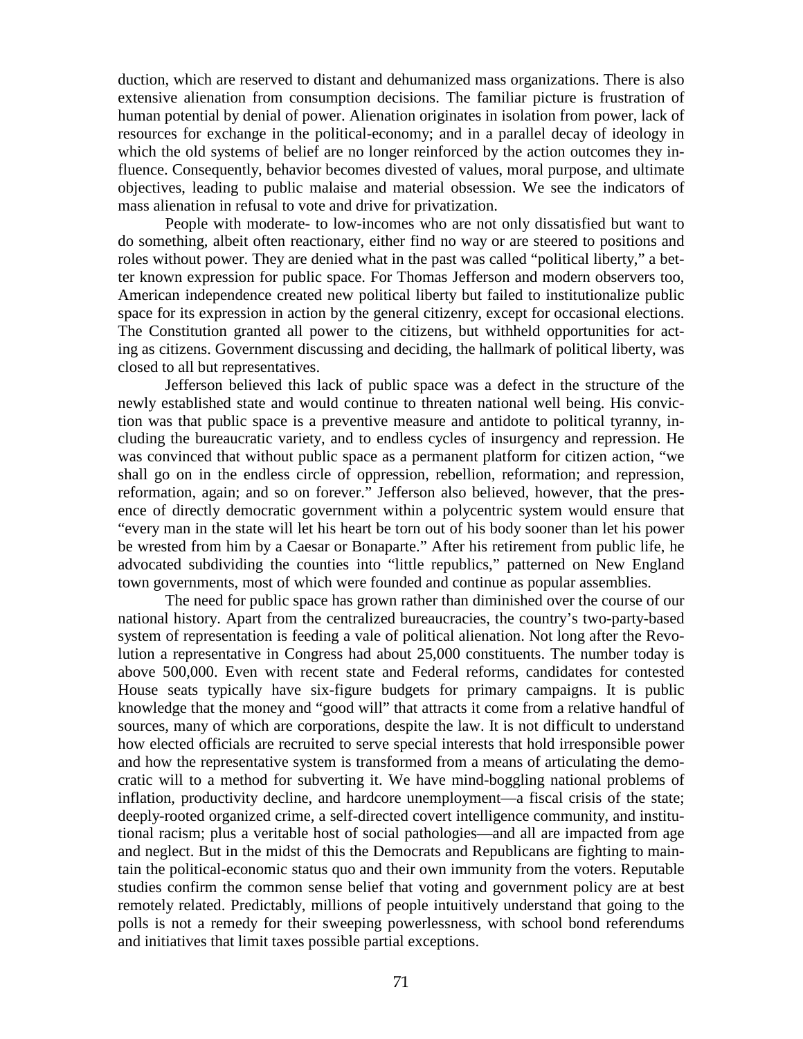duction, which are reserved to distant and dehumanized mass organizations. There is also extensive alienation from consumption decisions. The familiar picture is frustration of human potential by denial of power. Alienation originates in isolation from power, lack of resources for exchange in the political-economy; and in a parallel decay of ideology in which the old systems of belief are no longer reinforced by the action outcomes they influence. Consequently, behavior becomes divested of values, moral purpose, and ultimate objectives, leading to public malaise and material obsession. We see the indicators of mass alienation in refusal to vote and drive for privatization.

People with moderate- to low-incomes who are not only dissatisfied but want to do something, albeit often reactionary, either find no way or are steered to positions and roles without power. They are denied what in the past was called "political liberty," a better known expression for public space. For Thomas Jefferson and modern observers too, American independence created new political liberty but failed to institutionalize public space for its expression in action by the general citizenry, except for occasional elections. The Constitution granted all power to the citizens, but withheld opportunities for acting as citizens. Government discussing and deciding, the hallmark of political liberty, was closed to all but representatives.

Jefferson believed this lack of public space was a defect in the structure of the newly established state and would continue to threaten national well being. His conviction was that public space is a preventive measure and antidote to political tyranny, including the bureaucratic variety, and to endless cycles of insurgency and repression. He was convinced that without public space as a permanent platform for citizen action, "we shall go on in the endless circle of oppression, rebellion, reformation; and repression, reformation, again; and so on forever." Jefferson also believed, however, that the presence of directly democratic government within a polycentric system would ensure that "every man in the state will let his heart be torn out of his body sooner than let his power be wrested from him by a Caesar or Bonaparte." After his retirement from public life, he advocated subdividing the counties into "little republics," patterned on New England town governments, most of which were founded and continue as popular assemblies.

The need for public space has grown rather than diminished over the course of our national history. Apart from the centralized bureaucracies, the country's two-party-based system of representation is feeding a vale of political alienation. Not long after the Revolution a representative in Congress had about 25,000 constituents. The number today is above 500,000. Even with recent state and Federal reforms, candidates for contested House seats typically have six-figure budgets for primary campaigns. It is public knowledge that the money and "good will" that attracts it come from a relative handful of sources, many of which are corporations, despite the law. It is not difficult to understand how elected officials are recruited to serve special interests that hold irresponsible power and how the representative system is transformed from a means of articulating the democratic will to a method for subverting it. We have mind-boggling national problems of inflation, productivity decline, and hardcore unemployment—a fiscal crisis of the state; deeply-rooted organized crime, a self-directed covert intelligence community, and institutional racism; plus a veritable host of social pathologies—and all are impacted from age and neglect. But in the midst of this the Democrats and Republicans are fighting to maintain the political-economic status quo and their own immunity from the voters. Reputable studies confirm the common sense belief that voting and government policy are at best remotely related. Predictably, millions of people intuitively understand that going to the polls is not a remedy for their sweeping powerlessness, with school bond referendums and initiatives that limit taxes possible partial exceptions.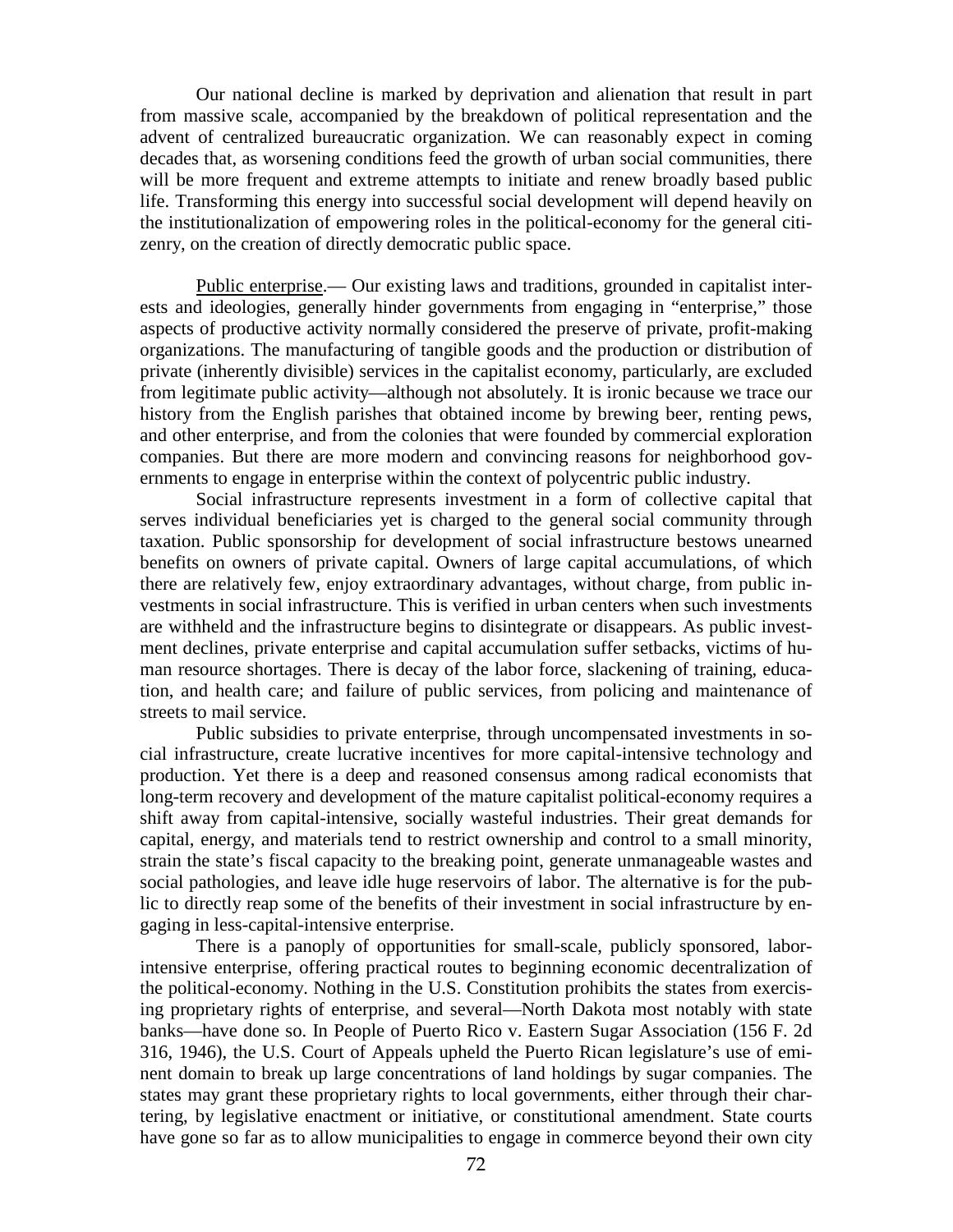Our national decline is marked by deprivation and alienation that result in part from massive scale, accompanied by the breakdown of political representation and the advent of centralized bureaucratic organization. We can reasonably expect in coming decades that, as worsening conditions feed the growth of urban social communities, there will be more frequent and extreme attempts to initiate and renew broadly based public life. Transforming this energy into successful social development will depend heavily on the institutionalization of empowering roles in the political-economy for the general citizenry, on the creation of directly democratic public space.

<u>Public enterprise</u>.— Our existing laws and traditions, grounded in capitalist interests and ideologies, generally hinder governments from engaging in "enterprise," those aspects of productive activity normally considered the preserve of private, profit-making organizations. The manufacturing of tangible goods and the production or distribution of private (inherently divisible) services in the capitalist economy, particularly, are excluded from legitimate public activity—although not absolutely. It is ironic because we trace our history from the English parishes that obtained income by brewing beer, renting pews, and other enterprise, and from the colonies that were founded by commercial exploration companies. But there are more modern and convincing reasons for neighborhood governments to engage in enterprise within the context of polycentric public industry.

Social infrastructure represents investment in a form of collective capital that serves individual beneficiaries yet is charged to the general social community through taxation. Public sponsorship for development of social infrastructure bestows unearned benefits on owners of private capital. Owners of large capital accumulations, of which there are relatively few, enjoy extraordinary advantages, without charge, from public investments in social infrastructure. This is verified in urban centers when such investments are withheld and the infrastructure begins to disintegrate or disappears. As public investment declines, private enterprise and capital accumulation suffer setbacks, victims of human resource shortages. There is decay of the labor force, slackening of training, education, and health care; and failure of public services, from policing and maintenance of streets to mail service.

Public subsidies to private enterprise, through uncompensated investments in social infrastructure, create lucrative incentives for more capital-intensive technology and production. Yet there is a deep and reasoned consensus among radical economists that long-term recovery and development of the mature capitalist political-economy requires a shift away from capital-intensive, socially wasteful industries. Their great demands for capital, energy, and materials tend to restrict ownership and control to a small minority, strain the state's fiscal capacity to the breaking point, generate unmanageable wastes and social pathologies, and leave idle huge reservoirs of labor. The alternative is for the public to directly reap some of the benefits of their investment in social infrastructure by engaging in less-capital-intensive enterprise.

There is a panoply of opportunities for small-scale, publicly sponsored, labor-intensive enterprise, offering practical routes to beginning economic decentralization of the political-economy. Nothing in the U.S. Constitution prohibits the states from exercising proprietary rights of enterprise, and several—North Dakota most notably with state banks—have done so. In People of Puerto Rico v. Eastern Sugar Association (156 F. 2d 316, 1946), the U.S. Court of Appeals upheld the Puerto Rican legislature's use of eminent domain to break up large concentrations of land holdings by sugar companies. The states may grant these proprietary rights to local governments, either through their chartering, by legislative enactment or initiative, or constitutional amendment. State courts have gone so far as to allow municipalities to engage in commerce beyond their own city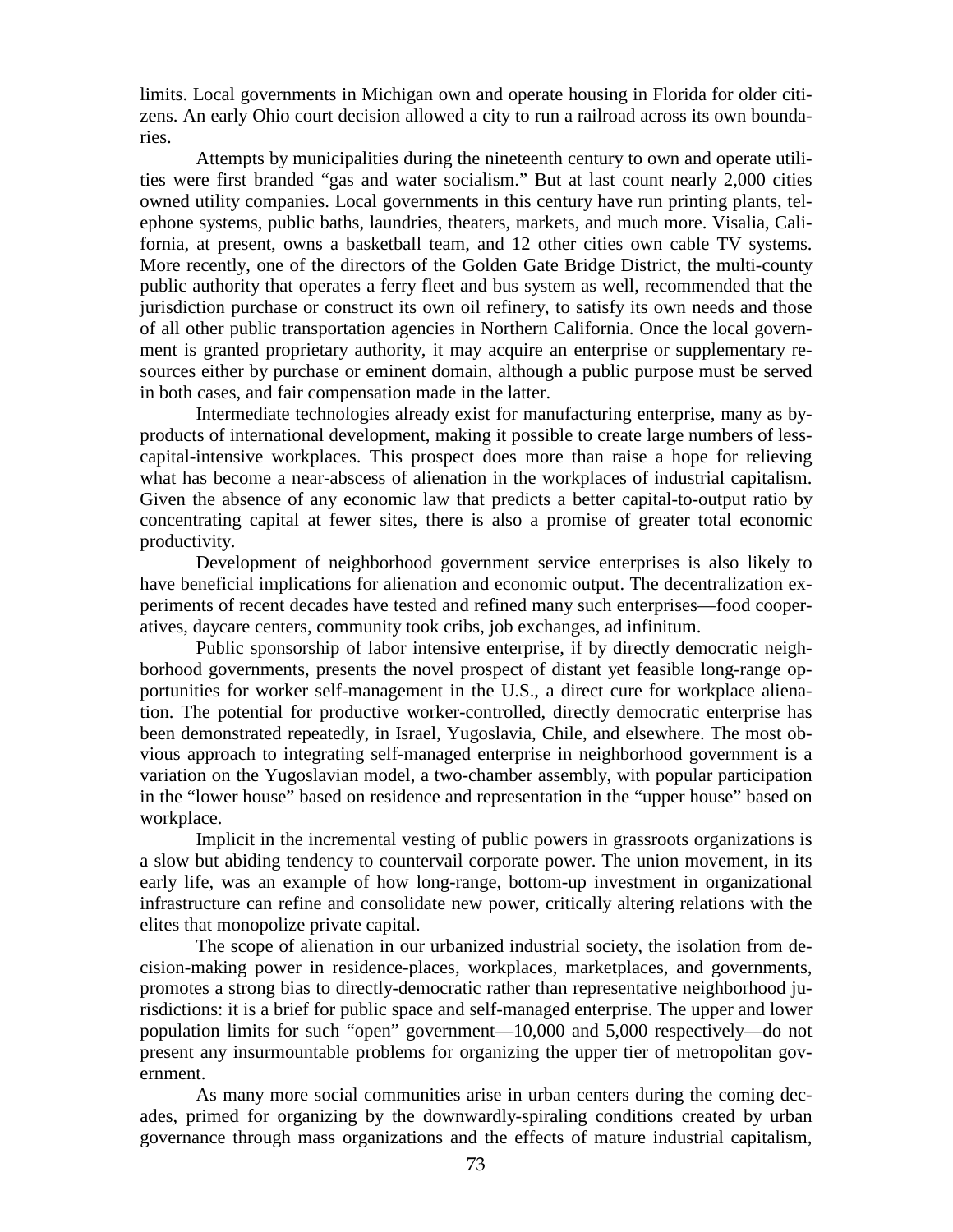limits. Local governments in Michigan own and operate housing in Florida for older citizens. An early Ohio court decision allowed a city to run a railroad across its own boundaries.

Attempts by municipalities during the nineteenth century to own and operate utilities were first branded "gas and water socialism." But at last count nearly 2,000 cities owned utility companies. Local governments in this century have run printing plants, telephone systems, public baths, laundries, theaters, markets, and much more. Visalia, California, at present, owns a basketball team, and 12 other cities own cable TV systems. More recently, one of the directors of the Golden Gate Bridge District, the multi-county public authority that operates a ferry fleet and bus system as well, recommended that the jurisdiction purchase or construct its own oil refinery, to satisfy its own needs and those of all other public transportation agencies in Northern California. Once the local government is granted proprietary authority, it may acquire an enterprise or supplementary resources either by purchase or eminent domain, although a public purpose must be served in both cases, and fair compensation made in the latter.

Intermediate technologies already exist for manufacturing enterprise, many as by-products of international development, making it possible to create large numbers of less-capital-intensive workplaces. This prospect does more than raise a hope for relieving what has become a near-abscess of alienation in the workplaces of industrial capitalism. Given the absence of any economic law that predicts a better capital-to-output ratio by concentrating capital at fewer sites, there is also a promise of greater total economic productivity.

Development of neighborhood government service enterprises is also likely to have beneficial implications for alienation and economic output. The decentralization experiments of recent decades have tested and refined many such enterprises—food cooperatives, daycare centers, community took cribs, job exchanges, ad infinitum.

Public sponsorship of labor intensive enterprise, if by directly democratic neighborhood governments, presents the novel prospect of distant yet feasible long-range opportunities for worker self-management in the U.S., a direct cure for workplace alienation. The potential for productive worker-controlled, directly democratic enterprise has been demonstrated repeatedly, in Israel, Yugoslavia, Chile, and elsewhere. The most obvious approach to integrating self-managed enterprise in neighborhood government is a variation on the Yugoslavian model, a two-chamber assembly, with popular participation in the "lower house" based on residence and representation in the "upper house" based on workplace.

Implicit in the incremental vesting of public powers in grassroots organizations is a slow but abiding tendency to countervail corporate power. The union movement, in its early life, was an example of how long-range, bottom-up investment in organizational infrastructure can refine and consolidate new power, critically altering relations with the elites that monopolize private capital.

The scope of alienation in our urbanized industrial society, the isolation from decision-making power in residence-places, workplaces, marketplaces, and governments, promotes a strong bias to directly-democratic rather than representative neighborhood jurisdictions: it is a brief for public space and self-managed enterprise. The upper and lower population limits for such "open" government—10,000 and 5,000 respectively—do not present any insurmountable problems for organizing the upper tier of metropolitan government.

As many more social communities arise in urban centers during the coming decades, primed for organizing by the downwardly-spiraling conditions created by urban governance through mass organizations and the effects of mature industrial capitalism,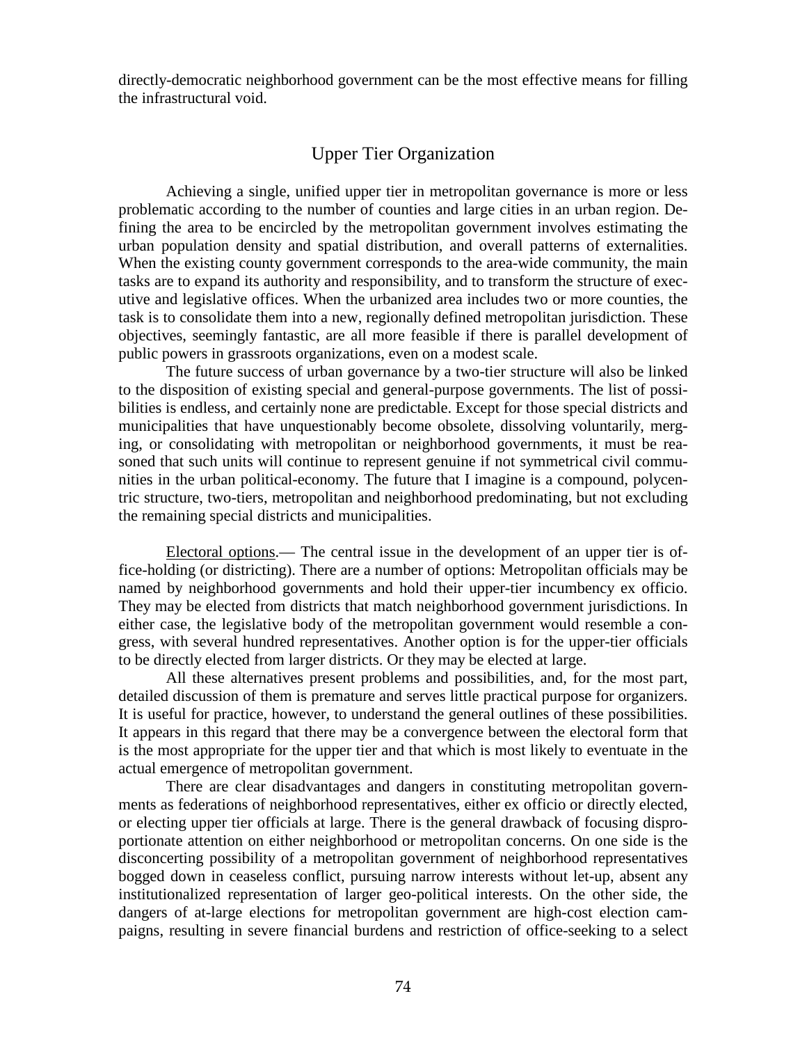directly-democratic neighborhood government can be the most effective means for filling the infrastructural void.

## Upper Tier Organization

Achieving a single, unified upper tier in metropolitan governance is more or less problematic according to the number of counties and large cities in an urban region. Defining the area to be encircled by the metropolitan government involves estimating the urban population density and spatial distribution, and overall patterns of externalities. When the existing county government corresponds to the area-wide community, the main tasks are to expand its authority and responsibility, and to transform the structure of executive and legislative offices. When the urbanized area includes two or more counties, the task is to consolidate them into a new, regionally defined metropolitan jurisdiction. These objectives, seemingly fantastic, are all more feasible if there is parallel development of public powers in grassroots organizations, even on a modest scale.

The future success of urban governance by a two-tier structure will also be linked to the disposition of existing special and general-purpose governments. The list of possibilities is endless, and certainly none are predictable. Except for those special districts and municipalities that have unquestionably become obsolete, dissolving voluntarily, merging, or consolidating with metropolitan or neighborhood governments, it must be reasoned that such units will continue to represent genuine if not symmetrical civil communities in the urban political-economy. The future that I imagine is a compound, polycentric structure, two-tiers, metropolitan and neighborhood predominating, but not excluding the remaining special districts and municipalities.

<u>Electoral options</u>.— The central issue in the development of an upper tier is office-holding (or districting). There are a number of options: Metropolitan officials may be named by neighborhood governments and hold their upper-tier incumbency ex officio. They may be elected from districts that match neighborhood government jurisdictions. In either case, the legislative body of the metropolitan government would resemble a congress, with several hundred representatives. Another option is for the upper-tier officials to be directly elected from larger districts. Or they may be elected at large.

All these alternatives present problems and possibilities, and, for the most part, detailed discussion of them is premature and serves little practical purpose for organizers. It is useful for practice, however, to understand the general outlines of these possibilities. It appears in this regard that there may be a convergence between the electoral form that is the most appropriate for the upper tier and that which is most likely to eventuate in the actual emergence of metropolitan government.

There are clear disadvantages and dangers in constituting metropolitan governments as federations of neighborhood representatives, either ex officio or directly elected, or electing upper tier officials at large. There is the general drawback of focusing disproportionate attention on either neighborhood or metropolitan concerns. On one side is the disconcerting possibility of a metropolitan government of neighborhood representatives bogged down in ceaseless conflict, pursuing narrow interests without let-up, absent any institutionalized representation of larger geo-political interests. On the other side, the dangers of at-large elections for metropolitan government are high-cost election campaigns, resulting in severe financial burdens and restriction of office-seeking to a select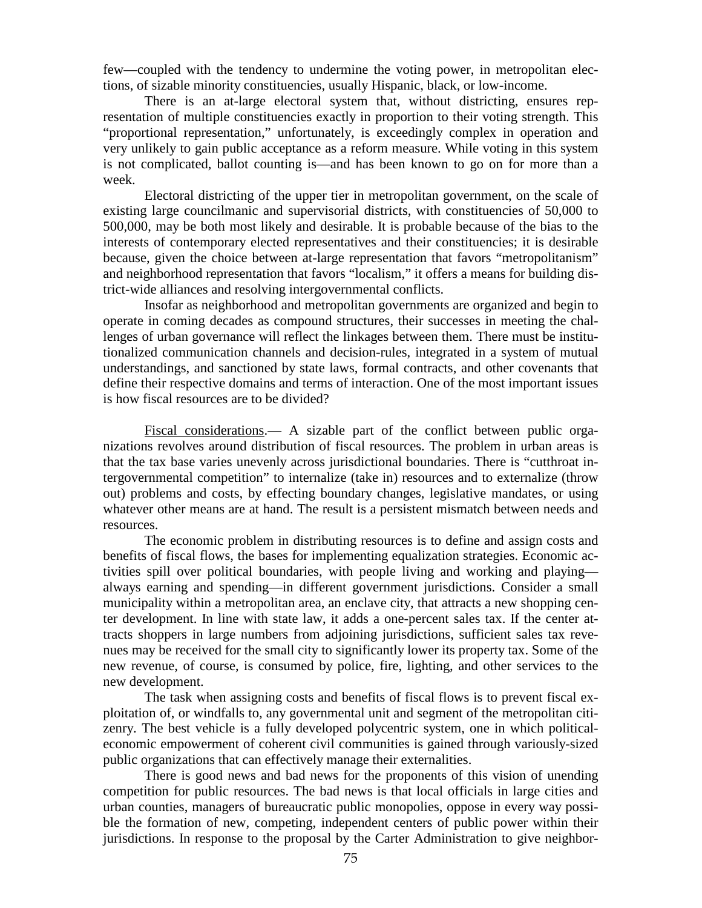few—coupled with the tendency to undermine the voting power, in metropolitan elections, of sizable minority constituencies, usually Hispanic, black, or low-income.

There is an at-large electoral system that, without districting, ensures representation of multiple constituencies exactly in proportion to their voting strength. This "proportional representation," unfortunately, is exceedingly complex in operation and very unlikely to gain public acceptance as a reform measure. While voting in this system is not complicated, ballot counting is—and has been known to go on for more than a week.

Electoral districting of the upper tier in metropolitan government, on the scale of existing large councilmanic and supervisorial districts, with constituencies of 50,000 to 500,000, may be both most likely and desirable. It is probable because of the bias to the interests of contemporary elected representatives and their constituencies; it is desirable because, given the choice between at-large representation that favors "metropolitanism" and neighborhood representation that favors "localism," it offers a means for building district-wide alliances and resolving intergovernmental conflicts.

Insofar as neighborhood and metropolitan governments are organized and begin to operate in coming decades as compound structures, their successes in meeting the challenges of urban governance will reflect the linkages between them. There must be institutionalized communication channels and decision-rules, integrated in a system of mutual understandings, and sanctioned by state laws, formal contracts, and other covenants that define their respective domains and terms of interaction. One of the most important issues is how fiscal resources are to be divided?

<u>Fiscal considerations</u>.— A sizable part of the conflict between public organizations revolves around distribution of fiscal resources. The problem in urban areas is that the tax base varies unevenly across jurisdictional boundaries. There is "cutthroat intergovernmental competition" to internalize (take in) resources and to externalize (throw out) problems and costs, by effecting boundary changes, legislative mandates, or using whatever other means are at hand. The result is a persistent mismatch between needs and resources.

The economic problem in distributing resources is to define and assign costs and benefits of fiscal flows, the bases for implementing equalization strategies. Economic activities spill over political boundaries, with people living and working and playing—always earning and spending—in different government jurisdictions. Consider a small municipality within a metropolitan area, an enclave city, that attracts a new shopping center development. In line with state law, it adds a one-percent sales tax. If the center attracts shoppers in large numbers from adjoining jurisdictions, sufficient sales tax revenues may be received for the small city to significantly lower its property tax. Some of the new revenue, of course, is consumed by police, fire, lighting, and other services to the new development.

The task when assigning costs and benefits of fiscal flows is to prevent fiscal exploitation of, or windfalls to, any governmental unit and segment of the metropolitan citizenry. The best vehicle is a fully developed polycentric system, one in which political-economic empowerment of coherent civil communities is gained through variously-sized public organizations that can effectively manage their externalities.

There is good news and bad news for the proponents of this vision of unending competition for public resources. The bad news is that local officials in large cities and urban counties, managers of bureaucratic public monopolies, oppose in every way possible the formation of new, competing, independent centers of public power within their jurisdictions. In response to the proposal by the Carter Administration to give neighbor-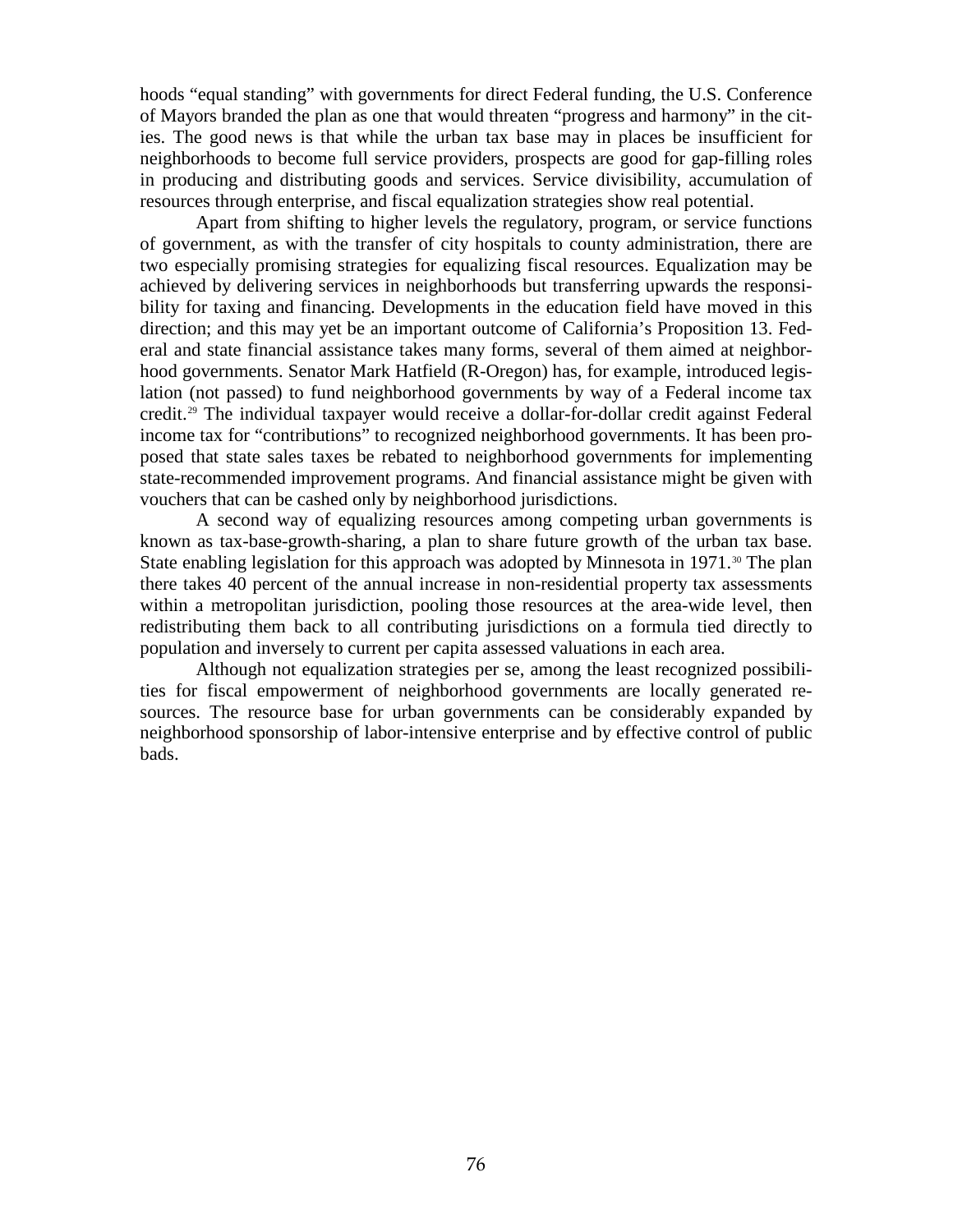hoods “equal standing” with governments for direct Federal funding, the U.S. Conference of Mayors branded the plan as one that would threaten “progress and harmony” in the cities. The good news is that while the urban tax base may in places be insufficient for neighborhoods to become full service providers, prospects are good for gap-filling roles in producing and distributing goods and services. Service divisibility, accumulation of resources through enterprise, and fiscal equalization strategies show real potential.

Apart from shifting to higher levels the regulatory, program, or service functions of government, as with the transfer of city hospitals to county administration, there are two especially promising strategies for equalizing fiscal resources. Equalization may be achieved by delivering services in neighborhoods but transferring upwards the responsibility for taxing and financing. Developments in the education field have moved in this direction; and this may yet be an important outcome of California’s Proposition 13. Federal and state financial assistance takes many forms, several of them aimed at neighborhood governments. Senator Mark Hatfield (R-Oregon) has, for example, introduced legislation (not passed) to fund neighborhood governments by way of a Federal income tax credit.[29] The individual taxpayer would receive a dollar-for-dollar credit against Federal income tax for “contributions” to recognized neighborhood governments. It has been proposed that state sales taxes be rebated to neighborhood governments for implementing state-recommended improvement programs. And financial assistance might be given with vouchers that can be cashed only by neighborhood jurisdictions.

A second way of equalizing resources among competing urban governments is known as tax-base-growth-sharing, a plan to share future growth of the urban tax base. State enabling legislation for this approach was adopted by Minnesota in 1971.[30] The plan there takes 40 percent of the annual increase in non-residential property tax assessments within a metropolitan jurisdiction, pooling those resources at the area-wide level, then redistributing them back to all contributing jurisdictions on a formula tied directly to population and inversely to current per capita assessed valuations in each area.

Although not equalization strategies per se, among the least recognized possibilities for fiscal empowerment of neighborhood governments are locally generated resources. The resource base for urban governments can be considerably expanded by neighborhood sponsorship of labor-intensive enterprise and by effective control of public bads.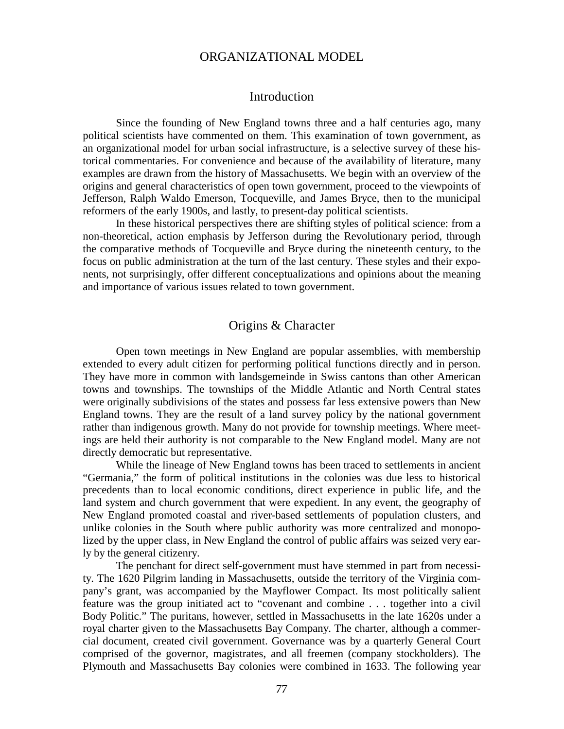# ORGANIZATIONAL MODEL

## Introduction

Since the founding of New England towns three and a half centuries ago, many political scientists have commented on them. This examination of town government, as an organizational model for urban social infrastructure, is a selective survey of these historical commentaries. For convenience and because of the availability of literature, many examples are drawn from the history of Massachusetts. We begin with an overview of the origins and general characteristics of open town government, proceed to the viewpoints of Jefferson, Ralph Waldo Emerson, Tocqueville, and James Bryce, then to the municipal reformers of the early 1900s, and lastly, to present-day political scientists.

In these historical perspectives there are shifting styles of political science: from a non-theoretical, action emphasis by Jefferson during the Revolutionary period, through the comparative methods of Tocqueville and Bryce during the nineteenth century, to the focus on public administration at the turn of the last century. These styles and their exponents, not surprisingly, offer different conceptualizations and opinions about the meaning and importance of various issues related to town government.

## Origins & Character

Open town meetings in New England are popular assemblies, with membership extended to every adult citizen for performing political functions directly and in person. They have more in common with landsgemeinde in Swiss cantons than other American towns and townships. The townships of the Middle Atlantic and North Central states were originally subdivisions of the states and possess far less extensive powers than New England towns. They are the result of a land survey policy by the national government rather than indigenous growth. Many do not provide for township meetings. Where meetings are held their authority is not comparable to the New England model. Many are not directly democratic but representative.

While the lineage of New England towns has been traced to settlements in ancient "Germania," the form of political institutions in the colonies was due less to historical precedents than to local economic conditions, direct experience in public life, and the land system and church government that were expedient. In any event, the geography of New England promoted coastal and river-based settlements of population clusters, and unlike colonies in the South where public authority was more centralized and monopolized by the upper class, in New England the control of public affairs was seized very early by the general citizenry.

The penchant for direct self-government must have stemmed in part from necessity. The 1620 Pilgrim landing in Massachusetts, outside the territory of the Virginia company's grant, was accompanied by the Mayflower Compact. Its most politically salient feature was the group initiated act to "covenant and combine . . . together into a civil Body Politic." The puritans, however, settled in Massachusetts in the late 1620s under a royal charter given to the Massachusetts Bay Company. The charter, although a commercial document, created civil government. Governance was by a quarterly General Court comprised of the governor, magistrates, and all freemen (company stockholders). The Plymouth and Massachusetts Bay colonies were combined in 1633. The following year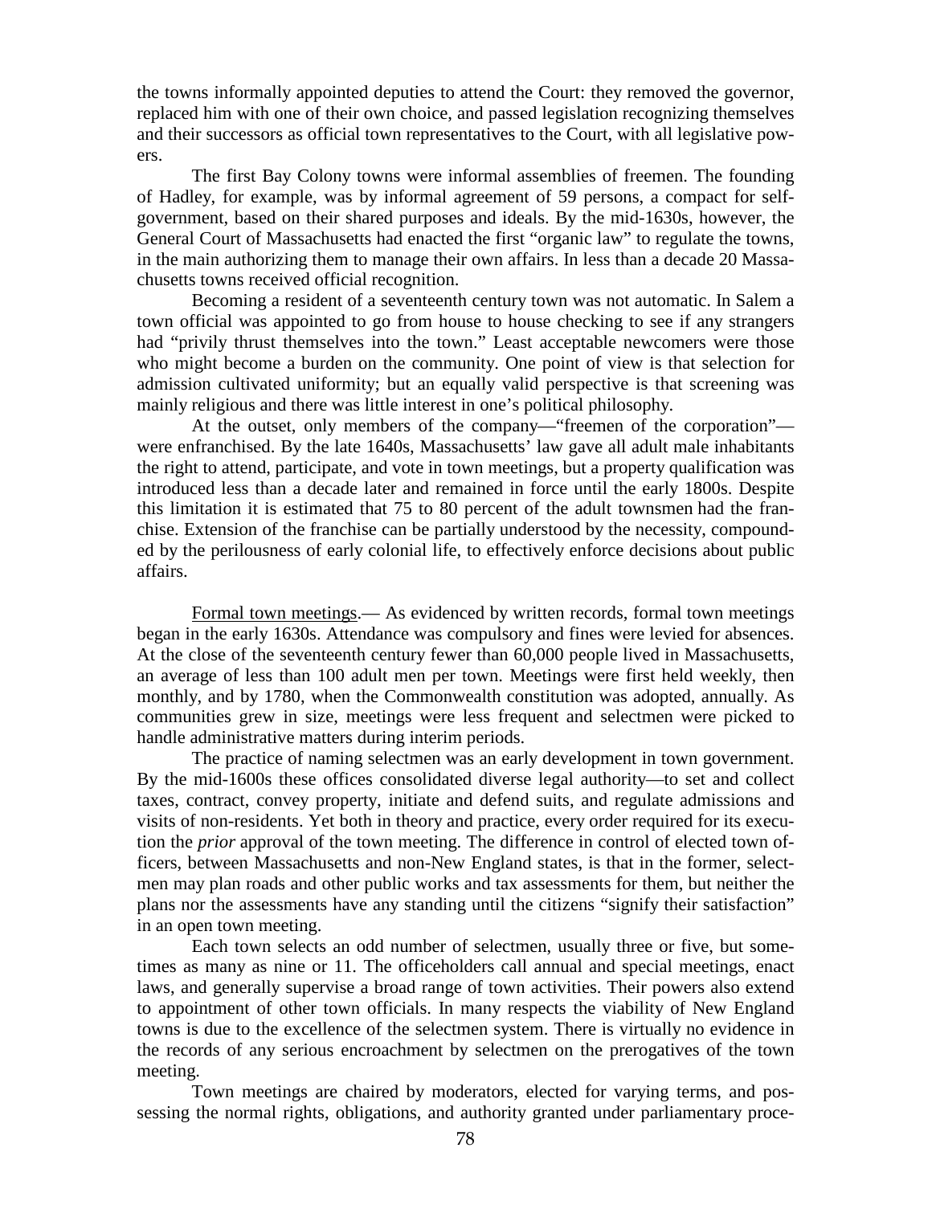the towns informally appointed deputies to attend the Court: they removed the governor, replaced him with one of their own choice, and passed legislation recognizing themselves and their successors as official town representatives to the Court, with all legislative powers.

The first Bay Colony towns were informal assemblies of freemen. The founding of Hadley, for example, was by informal agreement of 59 persons, a compact for self-government, based on their shared purposes and ideals. By the mid-1630s, however, the General Court of Massachusetts had enacted the first "organic law" to regulate the towns, in the main authorizing them to manage their own affairs. In less than a decade 20 Massachusetts towns received official recognition.

Becoming a resident of a seventeenth century town was not automatic. In Salem a town official was appointed to go from house to house checking to see if any strangers had "privily thrust themselves into the town." Least acceptable newcomers were those who might become a burden on the community. One point of view is that selection for admission cultivated uniformity; but an equally valid perspective is that screening was mainly religious and there was little interest in one's political philosophy.

At the outset, only members of the company—"freemen of the corporation"—were enfranchised. By the late 1640s, Massachusetts' law gave all adult male inhabitants the right to attend, participate, and vote in town meetings, but a property qualification was introduced less than a decade later and remained in force until the early 1800s. Despite this limitation it is estimated that 75 to 80 percent of the adult townsmen had the franchise. Extension of the franchise can be partially understood by the necessity, compounded by the perilousness of early colonial life, to effectively enforce decisions about public affairs.

Formal town meetings.— As evidenced by written records, formal town meetings began in the early 1630s. Attendance was compulsory and fines were levied for absences. At the close of the seventeenth century fewer than 60,000 people lived in Massachusetts, an average of less than 100 adult men per town. Meetings were first held weekly, then monthly, and by 1780, when the Commonwealth constitution was adopted, annually. As communities grew in size, meetings were less frequent and selectmen were picked to handle administrative matters during interim periods.

The practice of naming selectmen was an early development in town government. By the mid-1600s these offices consolidated diverse legal authority—to set and collect taxes, contract, convey property, initiate and defend suits, and regulate admissions and visits of non-residents. Yet both in theory and practice, every order required for its execution the *prior* approval of the town meeting. The difference in control of elected town officers, between Massachusetts and non-New England states, is that in the former, selectmen may plan roads and other public works and tax assessments for them, but neither the plans nor the assessments have any standing until the citizens "signify their satisfaction" in an open town meeting.

Each town selects an odd number of selectmen, usually three or five, but sometimes as many as nine or 11. The officeholders call annual and special meetings, enact laws, and generally supervise a broad range of town activities. Their powers also extend to appointment of other town officials. In many respects the viability of New England towns is due to the excellence of the selectmen system. There is virtually no evidence in the records of any serious encroachment by selectmen on the prerogatives of the town meeting.

Town meetings are chaired by moderators, elected for varying terms, and possessing the normal rights, obligations, and authority granted under parliamentary proce-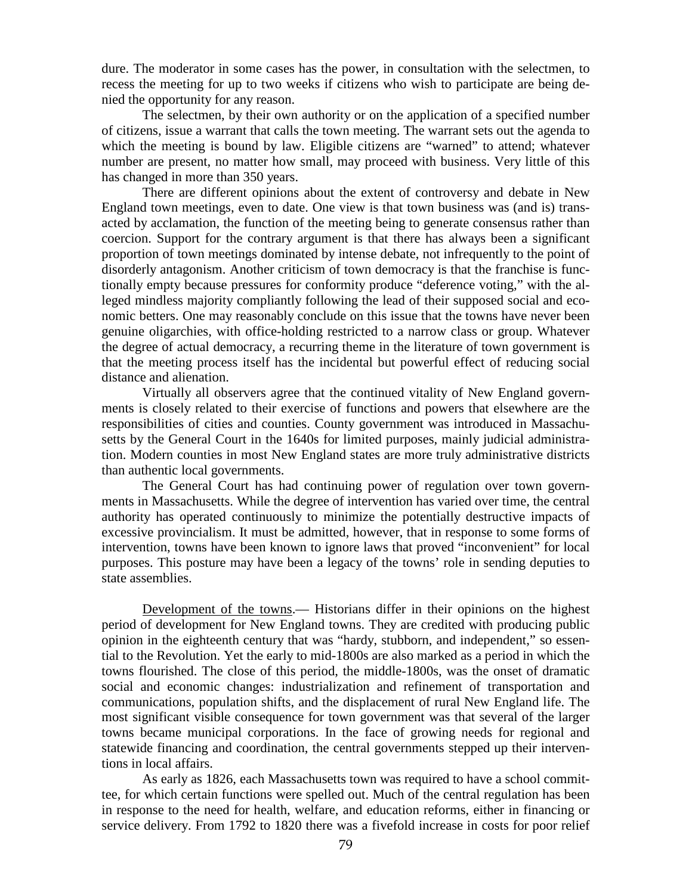dure. The moderator in some cases has the power, in consultation with the selectmen, to recess the meeting for up to two weeks if citizens who wish to participate are being denied the opportunity for any reason.

The selectmen, by their own authority or on the application of a specified number of citizens, issue a warrant that calls the town meeting. The warrant sets out the agenda to which the meeting is bound by law. Eligible citizens are "warned" to attend; whatever number are present, no matter how small, may proceed with business. Very little of this has changed in more than 350 years.

There are different opinions about the extent of controversy and debate in New England town meetings, even to date. One view is that town business was (and is) transacted by acclamation, the function of the meeting being to generate consensus rather than coercion. Support for the contrary argument is that there has always been a significant proportion of town meetings dominated by intense debate, not infrequently to the point of disorderly antagonism. Another criticism of town democracy is that the franchise is functionally empty because pressures for conformity produce "deference voting," with the alleged mindless majority compliantly following the lead of their supposed social and economic betters. One may reasonably conclude on this issue that the towns have never been genuine oligarchies, with office-holding restricted to a narrow class or group. Whatever the degree of actual democracy, a recurring theme in the literature of town government is that the meeting process itself has the incidental but powerful effect of reducing social distance and alienation.

Virtually all observers agree that the continued vitality of New England governments is closely related to their exercise of functions and powers that elsewhere are the responsibilities of cities and counties. County government was introduced in Massachusetts by the General Court in the 1640s for limited purposes, mainly judicial administration. Modern counties in most New England states are more truly administrative districts than authentic local governments.

The General Court has had continuing power of regulation over town governments in Massachusetts. While the degree of intervention has varied over time, the central authority has operated continuously to minimize the potentially destructive impacts of excessive provincialism. It must be admitted, however, that in response to some forms of intervention, towns have been known to ignore laws that proved "inconvenient" for local purposes. This posture may have been a legacy of the towns' role in sending deputies to state assemblies.

<u>Development of the towns</u>.— Historians differ in their opinions on the highest period of development for New England towns. They are credited with producing public opinion in the eighteenth century that was "hardy, stubborn, and independent," so essential to the Revolution. Yet the early to mid-1800s are also marked as a period in which the towns flourished. The close of this period, the middle-1800s, was the onset of dramatic social and economic changes: industrialization and refinement of transportation and communications, population shifts, and the displacement of rural New England life. The most significant visible consequence for town government was that several of the larger towns became municipal corporations. In the face of growing needs for regional and statewide financing and coordination, the central governments stepped up their interventions in local affairs.

As early as 1826, each Massachusetts town was required to have a school committee, for which certain functions were spelled out. Much of the central regulation has been in response to the need for health, welfare, and education reforms, either in financing or service delivery. From 1792 to 1820 there was a fivefold increase in costs for poor relief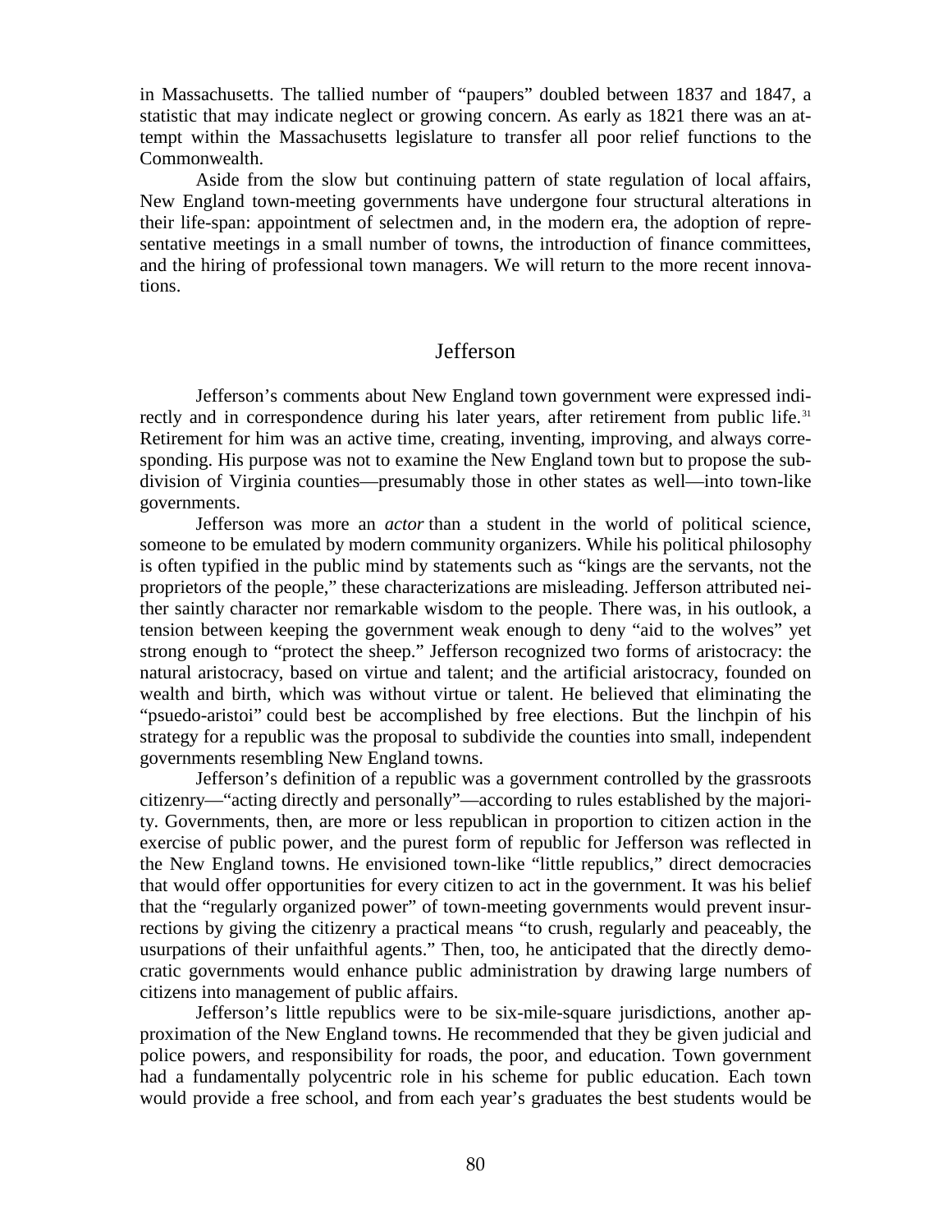in Massachusetts. The tallied number of "paupers" doubled between 1837 and 1847, a statistic that may indicate neglect or growing concern. As early as 1821 there was an attempt within the Massachusetts legislature to transfer all poor relief functions to the Commonwealth.

Aside from the slow but continuing pattern of state regulation of local affairs, New England town-meeting governments have undergone four structural alterations in their life-span: appointment of selectmen and, in the modern era, the adoption of representative meetings in a small number of towns, the introduction of finance committees, and the hiring of professional town managers. We will return to the more recent innovations.

## Jefferson

Jefferson's comments about New England town government were expressed indirectly and in correspondence during his later years, after retirement from public life.[31] Retirement for him was an active time, creating, inventing, improving, and always corresponding. His purpose was not to examine the New England town but to propose the subdivision of Virginia counties—presumably those in other states as well—into town-like governments.

Jefferson was more an *actor* than a student in the world of political science, someone to be emulated by modern community organizers. While his political philosophy is often typified in the public mind by statements such as "kings are the servants, not the proprietors of the people," these characterizations are misleading. Jefferson attributed neither saintly character nor remarkable wisdom to the people. There was, in his outlook, a tension between keeping the government weak enough to deny "aid to the wolves" yet strong enough to "protect the sheep." Jefferson recognized two forms of aristocracy: the natural aristocracy, based on virtue and talent; and the artificial aristocracy, founded on wealth and birth, which was without virtue or talent. He believed that eliminating the "psuedo-aristoi" could best be accomplished by free elections. But the linchpin of his strategy for a republic was the proposal to subdivide the counties into small, independent governments resembling New England towns.

Jefferson's definition of a republic was a government controlled by the grassroots citizenry—"acting directly and personally"—according to rules established by the majority. Governments, then, are more or less republican in proportion to citizen action in the exercise of public power, and the purest form of republic for Jefferson was reflected in the New England towns. He envisioned town-like "little republics," direct democracies that would offer opportunities for every citizen to act in the government. It was his belief that the "regularly organized power" of town-meeting governments would prevent insurrections by giving the citizenry a practical means "to crush, regularly and peaceably, the usurpations of their unfaithful agents." Then, too, he anticipated that the directly democratic governments would enhance public administration by drawing large numbers of citizens into management of public affairs.

Jefferson's little republics were to be six-mile-square jurisdictions, another approximation of the New England towns. He recommended that they be given judicial and police powers, and responsibility for roads, the poor, and education. Town government had a fundamentally polycentric role in his scheme for public education. Each town would provide a free school, and from each year's graduates the best students would be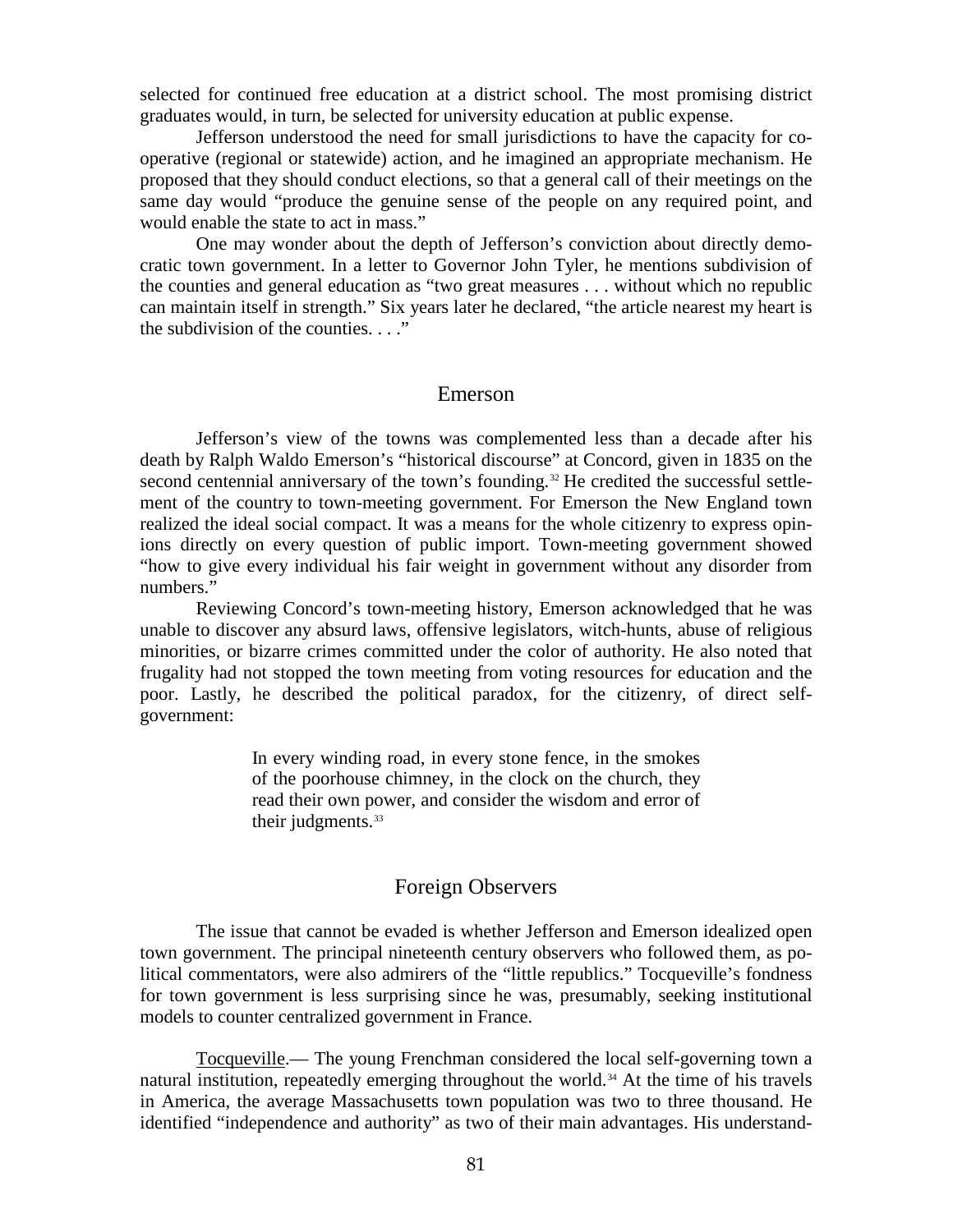selected for continued free education at a district school. The most promising district graduates would, in turn, be selected for university education at public expense.

Jefferson understood the need for small jurisdictions to have the capacity for co-operative (regional or statewide) action, and he imagined an appropriate mechanism. He proposed that they should conduct elections, so that a general call of their meetings on the same day would "produce the genuine sense of the people on any required point, and would enable the state to act in mass."

One may wonder about the depth of Jefferson's conviction about directly democratic town government. In a letter to Governor John Tyler, he mentions subdivision of the counties and general education as "two great measures . . . without which no republic can maintain itself in strength." Six years later he declared, "the article nearest my heart is the subdivision of the counties. . . ."

## Emerson

Jefferson's view of the towns was complemented less than a decade after his death by Ralph Waldo Emerson's "historical discourse" at Concord, given in 1835 on the second centennial anniversary of the town's founding.[32] He credited the successful settlement of the country to town-meeting government. For Emerson the New England town realized the ideal social compact. It was a means for the whole citizenry to express opinions directly on every question of public import. Town-meeting government showed "how to give every individual his fair weight in government without any disorder from numbers."

Reviewing Concord's town-meeting history, Emerson acknowledged that he was unable to discover any absurd laws, offensive legislators, witch-hunts, abuse of religious minorities, or bizarre crimes committed under the color of authority. He also noted that frugality had not stopped the town meeting from voting resources for education and the poor. Lastly, he described the political paradox, for the citizenry, of direct self-government:

> In every winding road, in every stone fence, in the smokes of the poorhouse chimney, in the clock on the church, they read their own power, and consider the wisdom and error of their judgments.[33]

## Foreign Observers

The issue that cannot be evaded is whether Jefferson and Emerson idealized open town government. The principal nineteenth century observers who followed them, as political commentators, were also admirers of the "little republics." Tocqueville's fondness for town government is less surprising since he was, presumably, seeking institutional models to counter centralized government in France.

Tocqueville.— The young Frenchman considered the local self-governing town a natural institution, repeatedly emerging throughout the world.[34] At the time of his travels in America, the average Massachusetts town population was two to three thousand. He identified "independence and authority" as two of their main advantages. His understand-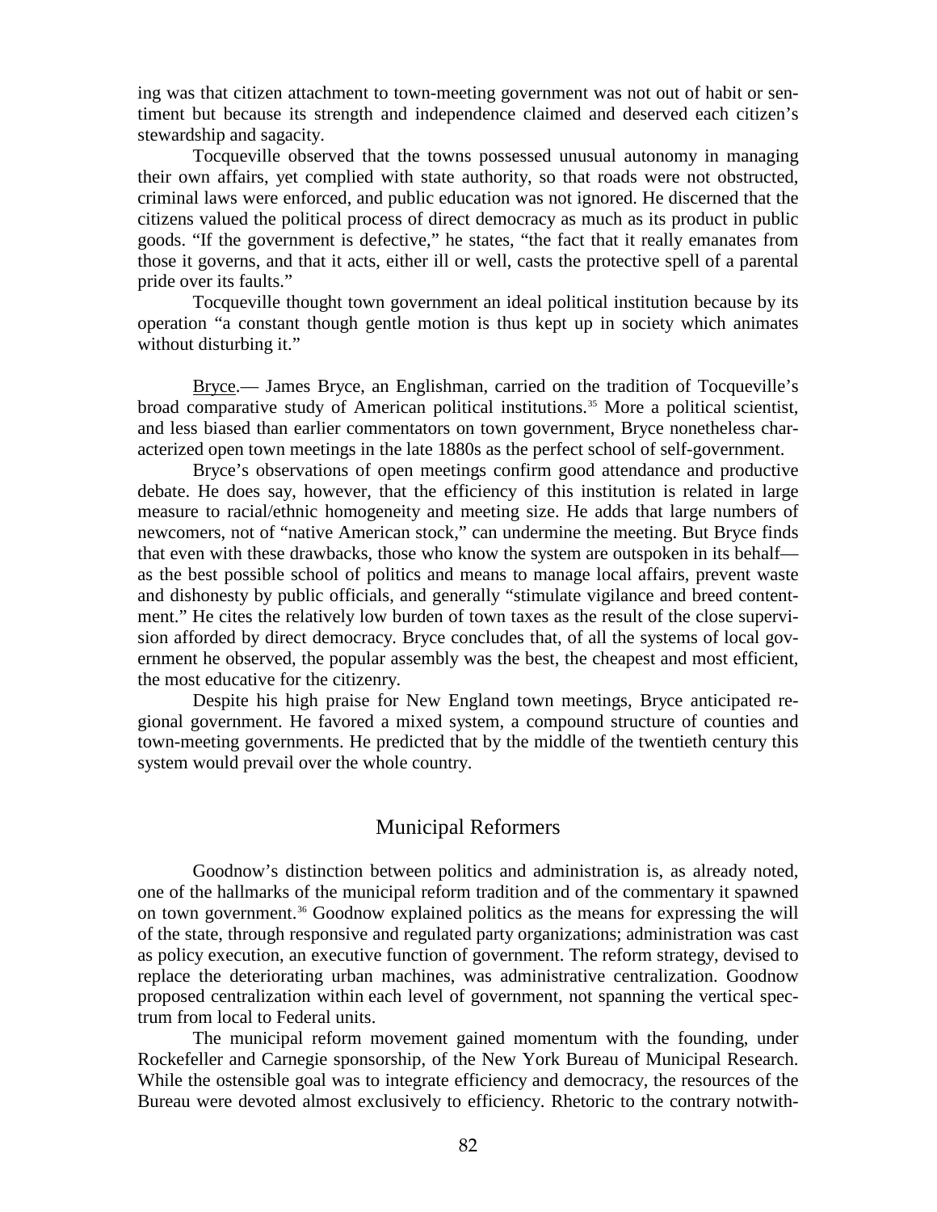ing was that citizen attachment to town-meeting government was not out of habit or sentiment but because its strength and independence claimed and deserved each citizen's stewardship and sagacity.

Tocqueville observed that the towns possessed unusual autonomy in managing their own affairs, yet complied with state authority, so that roads were not obstructed, criminal laws were enforced, and public education was not ignored. He discerned that the citizens valued the political process of direct democracy as much as its product in public goods. "If the government is defective," he states, "the fact that it really emanates from those it governs, and that it acts, either ill or well, casts the protective spell of a parental pride over its faults."

Tocqueville thought town government an ideal political institution because by its operation "a constant though gentle motion is thus kept up in society which animates without disturbing it."

Bryce.— James Bryce, an Englishman, carried on the tradition of Tocqueville's broad comparative study of American political institutions.[35] More a political scientist, and less biased than earlier commentators on town government, Bryce nonetheless characterized open town meetings in the late 1880s as the perfect school of self-government.

Bryce's observations of open meetings confirm good attendance and productive debate. He does say, however, that the efficiency of this institution is related in large measure to racial/ethnic homogeneity and meeting size. He adds that large numbers of newcomers, not of "native American stock," can undermine the meeting. But Bryce finds that even with these drawbacks, those who know the system are outspoken in its behalf—as the best possible school of politics and means to manage local affairs, prevent waste and dishonesty by public officials, and generally "stimulate vigilance and breed contentment." He cites the relatively low burden of town taxes as the result of the close supervision afforded by direct democracy. Bryce concludes that, of all the systems of local government he observed, the popular assembly was the best, the cheapest and most efficient, the most educative for the citizenry.

Despite his high praise for New England town meetings, Bryce anticipated regional government. He favored a mixed system, a compound structure of counties and town-meeting governments. He predicted that by the middle of the twentieth century this system would prevail over the whole country.

## Municipal Reformers

Goodnow's distinction between politics and administration is, as already noted, one of the hallmarks of the municipal reform tradition and of the commentary it spawned on town government.[36] Goodnow explained politics as the means for expressing the will of the state, through responsive and regulated party organizations; administration was cast as policy execution, an executive function of government. The reform strategy, devised to replace the deteriorating urban machines, was administrative centralization. Goodnow proposed centralization within each level of government, not spanning the vertical spectrum from local to Federal units.

The municipal reform movement gained momentum with the founding, under Rockefeller and Carnegie sponsorship, of the New York Bureau of Municipal Research. While the ostensible goal was to integrate efficiency and democracy, the resources of the Bureau were devoted almost exclusively to efficiency. Rhetoric to the contrary notwith-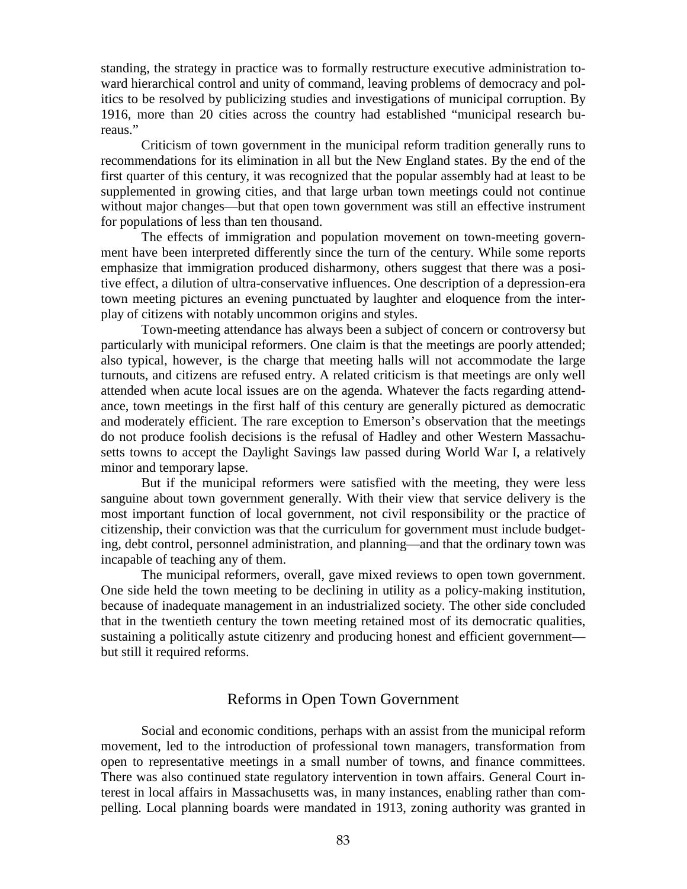standing, the strategy in practice was to formally restructure executive administration toward hierarchical control and unity of command, leaving problems of democracy and politics to be resolved by publicizing studies and investigations of municipal corruption. By 1916, more than 20 cities across the country had established "municipal research bureaus."

Criticism of town government in the municipal reform tradition generally runs to recommendations for its elimination in all but the New England states. By the end of the first quarter of this century, it was recognized that the popular assembly had at least to be supplemented in growing cities, and that large urban town meetings could not continue without major changes—but that open town government was still an effective instrument for populations of less than ten thousand.

The effects of immigration and population movement on town-meeting government have been interpreted differently since the turn of the century. While some reports emphasize that immigration produced disharmony, others suggest that there was a positive effect, a dilution of ultra-conservative influences. One description of a depression-era town meeting pictures an evening punctuated by laughter and eloquence from the interplay of citizens with notably uncommon origins and styles.

Town-meeting attendance has always been a subject of concern or controversy but particularly with municipal reformers. One claim is that the meetings are poorly attended; also typical, however, is the charge that meeting halls will not accommodate the large turnouts, and citizens are refused entry. A related criticism is that meetings are only well attended when acute local issues are on the agenda. Whatever the facts regarding attendance, town meetings in the first half of this century are generally pictured as democratic and moderately efficient. The rare exception to Emerson's observation that the meetings do not produce foolish decisions is the refusal of Hadley and other Western Massachusetts towns to accept the Daylight Savings law passed during World War I, a relatively minor and temporary lapse.

But if the municipal reformers were satisfied with the meeting, they were less sanguine about town government generally. With their view that service delivery is the most important function of local government, not civil responsibility or the practice of citizenship, their conviction was that the curriculum for government must include budgeting, debt control, personnel administration, and planning—and that the ordinary town was incapable of teaching any of them.

The municipal reformers, overall, gave mixed reviews to open town government. One side held the town meeting to be declining in utility as a policy-making institution, because of inadequate management in an industrialized society. The other side concluded that in the twentieth century the town meeting retained most of its democratic qualities, sustaining a politically astute citizenry and producing honest and efficient government—but still it required reforms.

## Reforms in Open Town Government

Social and economic conditions, perhaps with an assist from the municipal reform movement, led to the introduction of professional town managers, transformation from open to representative meetings in a small number of towns, and finance committees. There was also continued state regulatory intervention in town affairs. General Court interest in local affairs in Massachusetts was, in many instances, enabling rather than compelling. Local planning boards were mandated in 1913, zoning authority was granted in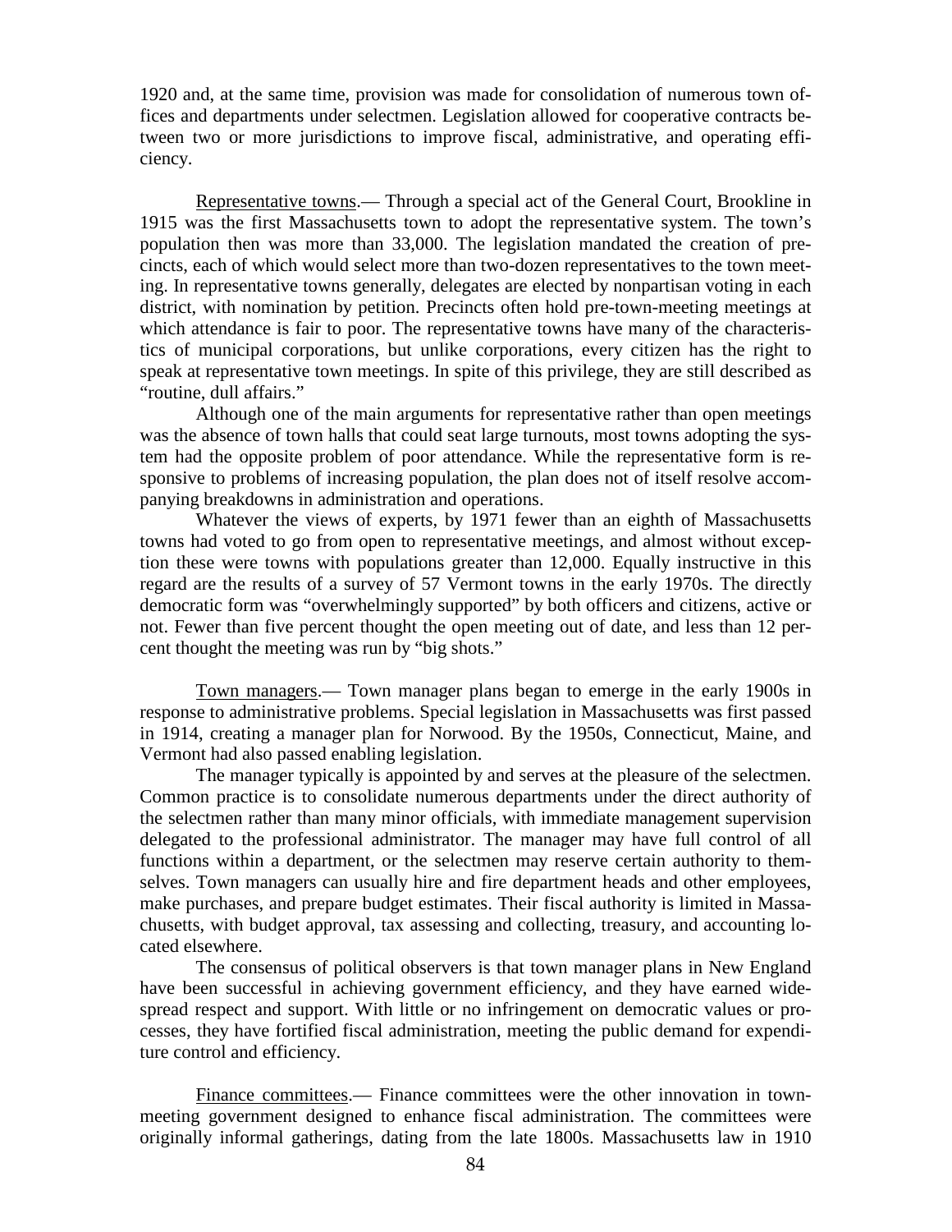1920 and, at the same time, provision was made for consolidation of numerous town offices and departments under selectmen. Legislation allowed for cooperative contracts between two or more jurisdictions to improve fiscal, administrative, and operating efficiency.

Representative towns.— Through a special act of the General Court, Brookline in 1915 was the first Massachusetts town to adopt the representative system. The town's population then was more than 33,000. The legislation mandated the creation of precincts, each of which would select more than two-dozen representatives to the town meeting. In representative towns generally, delegates are elected by nonpartisan voting in each district, with nomination by petition. Precincts often hold pre-town-meeting meetings at which attendance is fair to poor. The representative towns have many of the characteristics of municipal corporations, but unlike corporations, every citizen has the right to speak at representative town meetings. In spite of this privilege, they are still described as "routine, dull affairs."

Although one of the main arguments for representative rather than open meetings was the absence of town halls that could seat large turnouts, most towns adopting the system had the opposite problem of poor attendance. While the representative form is responsive to problems of increasing population, the plan does not of itself resolve accompanying breakdowns in administration and operations.

Whatever the views of experts, by 1971 fewer than an eighth of Massachusetts towns had voted to go from open to representative meetings, and almost without exception these were towns with populations greater than 12,000. Equally instructive in this regard are the results of a survey of 57 Vermont towns in the early 1970s. The directly democratic form was "overwhelmingly supported" by both officers and citizens, active or not. Fewer than five percent thought the open meeting out of date, and less than 12 percent thought the meeting was run by "big shots."

Town managers.— Town manager plans began to emerge in the early 1900s in response to administrative problems. Special legislation in Massachusetts was first passed in 1914, creating a manager plan for Norwood. By the 1950s, Connecticut, Maine, and Vermont had also passed enabling legislation.

The manager typically is appointed by and serves at the pleasure of the selectmen. Common practice is to consolidate numerous departments under the direct authority of the selectmen rather than many minor officials, with immediate management supervision delegated to the professional administrator. The manager may have full control of all functions within a department, or the selectmen may reserve certain authority to themselves. Town managers can usually hire and fire department heads and other employees, make purchases, and prepare budget estimates. Their fiscal authority is limited in Massachusetts, with budget approval, tax assessing and collecting, treasury, and accounting located elsewhere.

The consensus of political observers is that town manager plans in New England have been successful in achieving government efficiency, and they have earned widespread respect and support. With little or no infringement on democratic values or processes, they have fortified fiscal administration, meeting the public demand for expenditure control and efficiency.

Finance committees.— Finance committees were the other innovation in town-meeting government designed to enhance fiscal administration. The committees were originally informal gatherings, dating from the late 1800s. Massachusetts law in 1910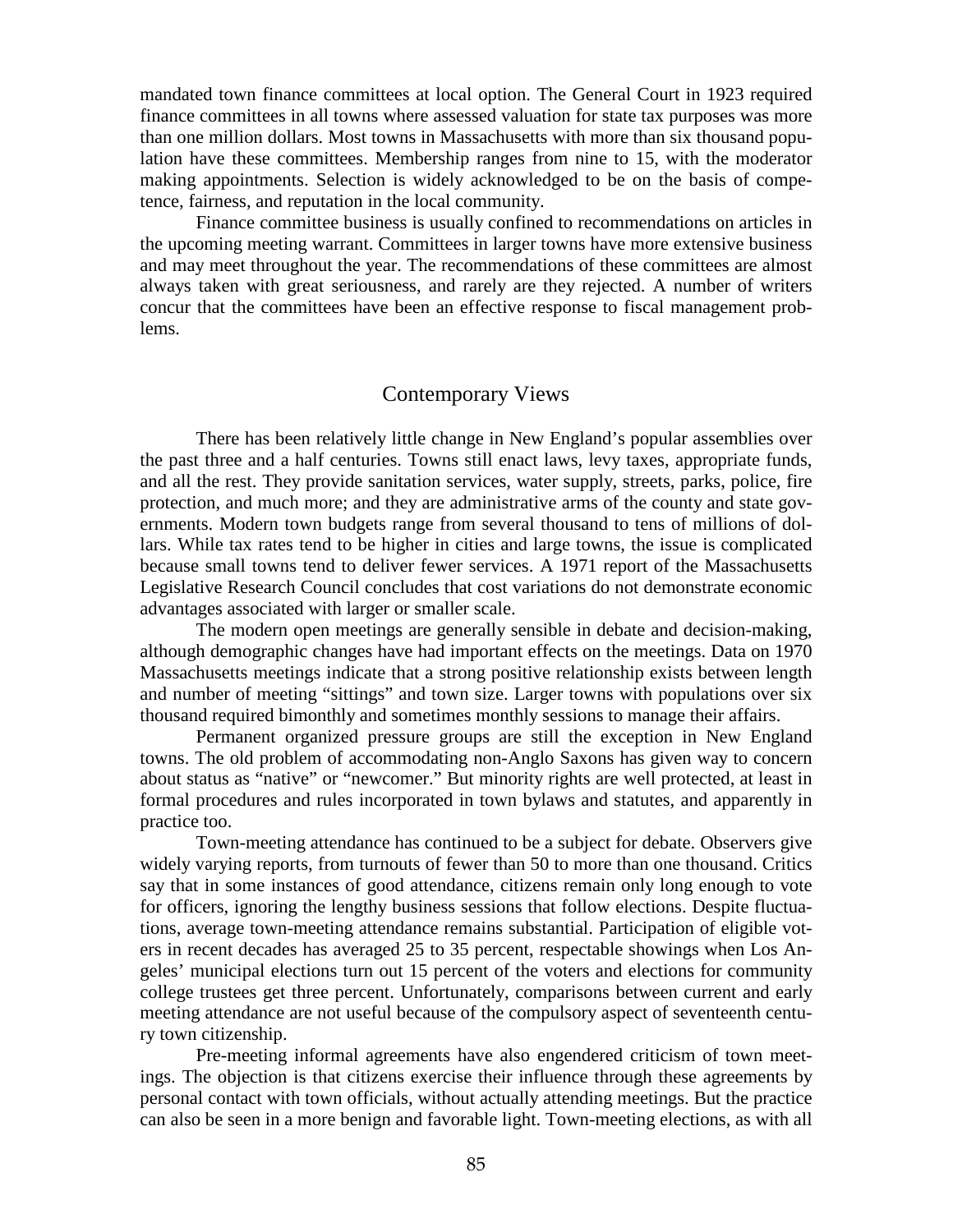mandated town finance committees at local option. The General Court in 1923 required finance committees in all towns where assessed valuation for state tax purposes was more than one million dollars. Most towns in Massachusetts with more than six thousand population have these committees. Membership ranges from nine to 15, with the moderator making appointments. Selection is widely acknowledged to be on the basis of competence, fairness, and reputation in the local community.

Finance committee business is usually confined to recommendations on articles in the upcoming meeting warrant. Committees in larger towns have more extensive business and may meet throughout the year. The recommendations of these committees are almost always taken with great seriousness, and rarely are they rejected. A number of writers concur that the committees have been an effective response to fiscal management problems.

## Contemporary Views

There has been relatively little change in New England's popular assemblies over the past three and a half centuries. Towns still enact laws, levy taxes, appropriate funds, and all the rest. They provide sanitation services, water supply, streets, parks, police, fire protection, and much more; and they are administrative arms of the county and state governments. Modern town budgets range from several thousand to tens of millions of dollars. While tax rates tend to be higher in cities and large towns, the issue is complicated because small towns tend to deliver fewer services. A 1971 report of the Massachusetts Legislative Research Council concludes that cost variations do not demonstrate economic advantages associated with larger or smaller scale.

The modern open meetings are generally sensible in debate and decision-making, although demographic changes have had important effects on the meetings. Data on 1970 Massachusetts meetings indicate that a strong positive relationship exists between length and number of meeting "sittings" and town size. Larger towns with populations over six thousand required bimonthly and sometimes monthly sessions to manage their affairs.

Permanent organized pressure groups are still the exception in New England towns. The old problem of accommodating non-Anglo Saxons has given way to concern about status as "native" or "newcomer." But minority rights are well protected, at least in formal procedures and rules incorporated in town bylaws and statutes, and apparently in practice too.

Town-meeting attendance has continued to be a subject for debate. Observers give widely varying reports, from turnouts of fewer than 50 to more than one thousand. Critics say that in some instances of good attendance, citizens remain only long enough to vote for officers, ignoring the lengthy business sessions that follow elections. Despite fluctuations, average town-meeting attendance remains substantial. Participation of eligible voters in recent decades has averaged 25 to 35 percent, respectable showings when Los Angeles' municipal elections turn out 15 percent of the voters and elections for community college trustees get three percent. Unfortunately, comparisons between current and early meeting attendance are not useful because of the compulsory aspect of seventeenth century town citizenship.

Pre-meeting informal agreements have also engendered criticism of town meetings. The objection is that citizens exercise their influence through these agreements by personal contact with town officials, without actually attending meetings. But the practice can also be seen in a more benign and favorable light. Town-meeting elections, as with all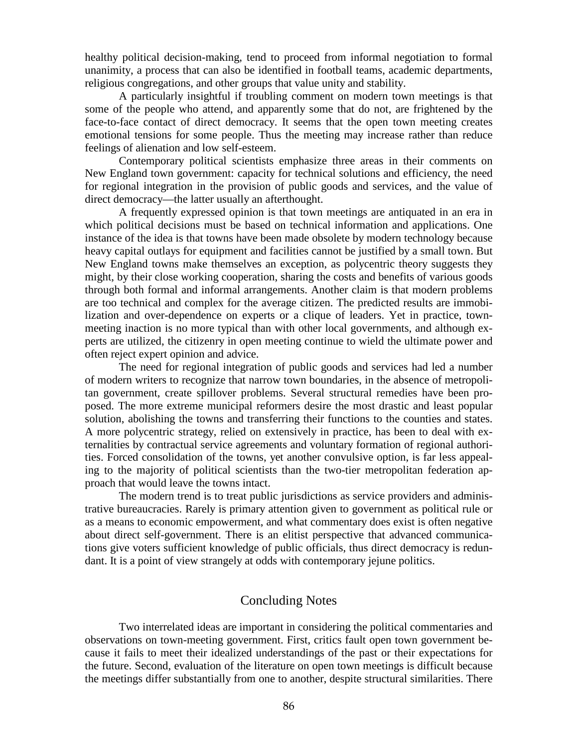healthy political decision-making, tend to proceed from informal negotiation to formal unanimity, a process that can also be identified in football teams, academic departments, religious congregations, and other groups that value unity and stability.

A particularly insightful if troubling comment on modern town meetings is that some of the people who attend, and apparently some that do not, are frightened by the face-to-face contact of direct democracy. It seems that the open town meeting creates emotional tensions for some people. Thus the meeting may increase rather than reduce feelings of alienation and low self-esteem.

Contemporary political scientists emphasize three areas in their comments on New England town government: capacity for technical solutions and efficiency, the need for regional integration in the provision of public goods and services, and the value of direct democracy—the latter usually an afterthought.

A frequently expressed opinion is that town meetings are antiquated in an era in which political decisions must be based on technical information and applications. One instance of the idea is that towns have been made obsolete by modern technology because heavy capital outlays for equipment and facilities cannot be justified by a small town. But New England towns make themselves an exception, as polycentric theory suggests they might, by their close working cooperation, sharing the costs and benefits of various goods through both formal and informal arrangements. Another claim is that modern problems are too technical and complex for the average citizen. The predicted results are immobilization and over-dependence on experts or a clique of leaders. Yet in practice, town-meeting inaction is no more typical than with other local governments, and although experts are utilized, the citizenry in open meeting continue to wield the ultimate power and often reject expert opinion and advice.

The need for regional integration of public goods and services had led a number of modern writers to recognize that narrow town boundaries, in the absence of metropolitan government, create spillover problems. Several structural remedies have been proposed. The more extreme municipal reformers desire the most drastic and least popular solution, abolishing the towns and transferring their functions to the counties and states. A more polycentric strategy, relied on extensively in practice, has been to deal with externalities by contractual service agreements and voluntary formation of regional authorities. Forced consolidation of the towns, yet another convulsive option, is far less appealing to the majority of political scientists than the two-tier metropolitan federation approach that would leave the towns intact.

The modern trend is to treat public jurisdictions as service providers and administrative bureaucracies. Rarely is primary attention given to government as political rule or as a means to economic empowerment, and what commentary does exist is often negative about direct self-government. There is an elitist perspective that advanced communications give voters sufficient knowledge of public officials, thus direct democracy is redundant. It is a point of view strangely at odds with contemporary jejune politics.

## Concluding Notes

Two interrelated ideas are important in considering the political commentaries and observations on town-meeting government. First, critics fault open town government because it fails to meet their idealized understandings of the past or their expectations for the future. Second, evaluation of the literature on open town meetings is difficult because the meetings differ substantially from one to another, despite structural similarities. There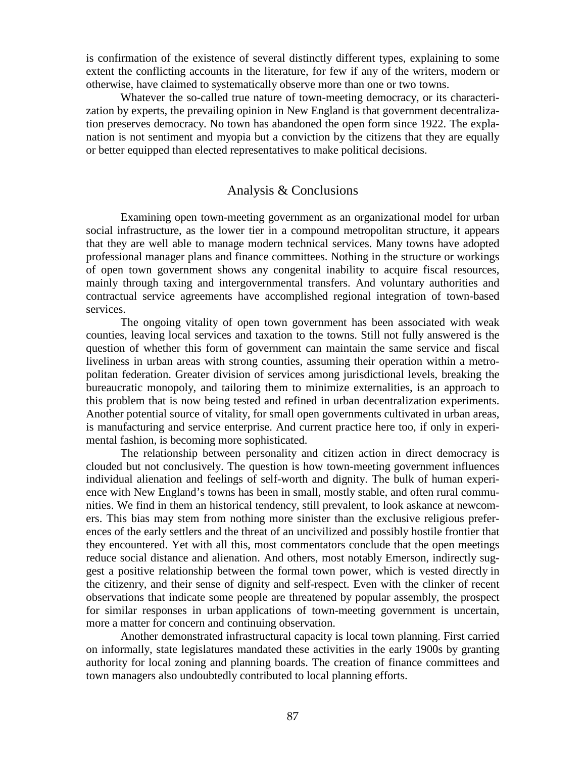is confirmation of the existence of several distinctly different types, explaining to some extent the conflicting accounts in the literature, for few if any of the writers, modern or otherwise, have claimed to systematically observe more than one or two towns.

Whatever the so-called true nature of town-meeting democracy, or its characterization by experts, the prevailing opinion in New England is that government decentralization preserves democracy. No town has abandoned the open form since 1922. The explanation is not sentiment and myopia but a conviction by the citizens that they are equally or better equipped than elected representatives to make political decisions.

## Analysis & Conclusions

Examining open town-meeting government as an organizational model for urban social infrastructure, as the lower tier in a compound metropolitan structure, it appears that they are well able to manage modern technical services. Many towns have adopted professional manager plans and finance committees. Nothing in the structure or workings of open town government shows any congenital inability to acquire fiscal resources, mainly through taxing and intergovernmental transfers. And voluntary authorities and contractual service agreements have accomplished regional integration of town-based services.

The ongoing vitality of open town government has been associated with weak counties, leaving local services and taxation to the towns. Still not fully answered is the question of whether this form of government can maintain the same service and fiscal liveliness in urban areas with strong counties, assuming their operation within a metropolitan federation. Greater division of services among jurisdictional levels, breaking the bureaucratic monopoly, and tailoring them to minimize externalities, is an approach to this problem that is now being tested and refined in urban decentralization experiments. Another potential source of vitality, for small open governments cultivated in urban areas, is manufacturing and service enterprise. And current practice here too, if only in experimental fashion, is becoming more sophisticated.

The relationship between personality and citizen action in direct democracy is clouded but not conclusively. The question is how town-meeting government influences individual alienation and feelings of self-worth and dignity. The bulk of human experience with New England's towns has been in small, mostly stable, and often rural communities. We find in them an historical tendency, still prevalent, to look askance at newcomers. This bias may stem from nothing more sinister than the exclusive religious preferences of the early settlers and the threat of an uncivilized and possibly hostile frontier that they encountered. Yet with all this, most commentators conclude that the open meetings reduce social distance and alienation. And others, most notably Emerson, indirectly suggest a positive relationship between the formal town power, which is vested directly in the citizenry, and their sense of dignity and self-respect. Even with the clinker of recent observations that indicate some people are threatened by popular assembly, the prospect for similar responses in urban applications of town-meeting government is uncertain, more a matter for concern and continuing observation.

Another demonstrated infrastructural capacity is local town planning. First carried on informally, state legislatures mandated these activities in the early 1900s by granting authority for local zoning and planning boards. The creation of finance committees and town managers also undoubtedly contributed to local planning efforts.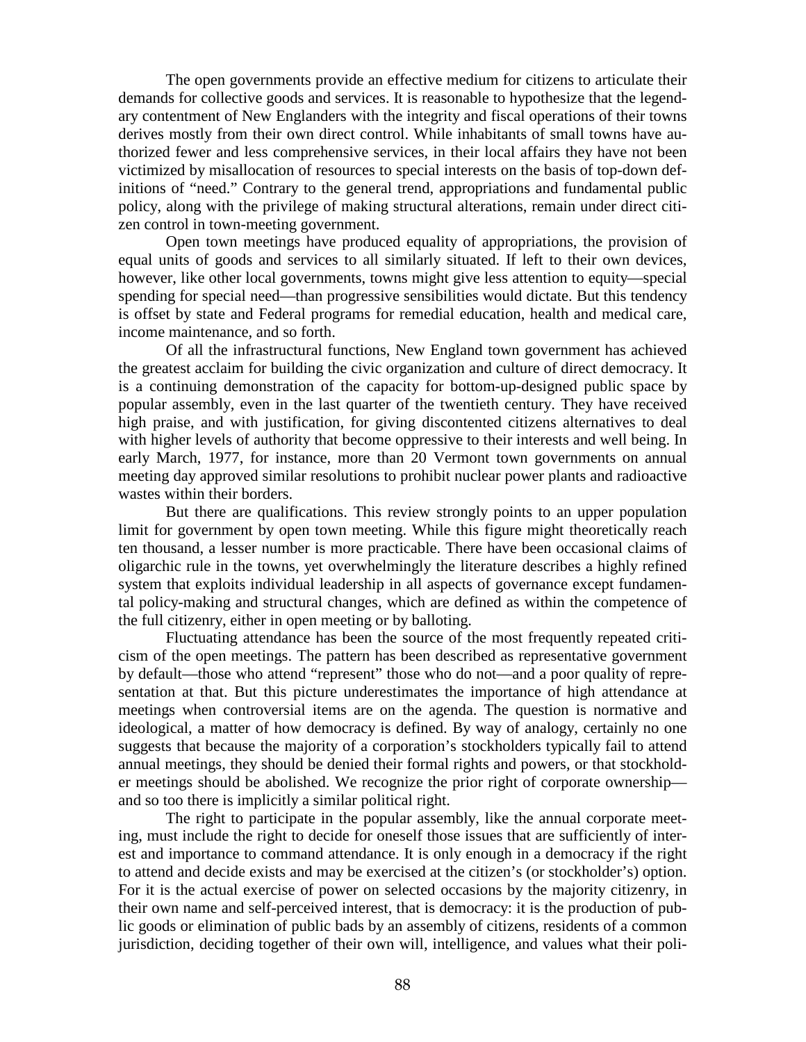The open governments provide an effective medium for citizens to articulate their demands for collective goods and services. It is reasonable to hypothesize that the legendary contentment of New Englanders with the integrity and fiscal operations of their towns derives mostly from their own direct control. While inhabitants of small towns have authorized fewer and less comprehensive services, in their local affairs they have not been victimized by misallocation of resources to special interests on the basis of top-down definitions of "need." Contrary to the general trend, appropriations and fundamental public policy, along with the privilege of making structural alterations, remain under direct citizen control in town-meeting government.

Open town meetings have produced equality of appropriations, the provision of equal units of goods and services to all similarly situated. If left to their own devices, however, like other local governments, towns might give less attention to equity—special spending for special need—than progressive sensibilities would dictate. But this tendency is offset by state and Federal programs for remedial education, health and medical care, income maintenance, and so forth.

Of all the infrastructural functions, New England town government has achieved the greatest acclaim for building the civic organization and culture of direct democracy. It is a continuing demonstration of the capacity for bottom-up-designed public space by popular assembly, even in the last quarter of the twentieth century. They have received high praise, and with justification, for giving discontented citizens alternatives to deal with higher levels of authority that become oppressive to their interests and well being. In early March, 1977, for instance, more than 20 Vermont town governments on annual meeting day approved similar resolutions to prohibit nuclear power plants and radioactive wastes within their borders.

But there are qualifications. This review strongly points to an upper population limit for government by open town meeting. While this figure might theoretically reach ten thousand, a lesser number is more practicable. There have been occasional claims of oligarchic rule in the towns, yet overwhelmingly the literature describes a highly refined system that exploits individual leadership in all aspects of governance except fundamental policy-making and structural changes, which are defined as within the competence of the full citizenry, either in open meeting or by balloting.

Fluctuating attendance has been the source of the most frequently repeated criticism of the open meetings. The pattern has been described as representative government by default—those who attend "represent" those who do not—and a poor quality of representation at that. But this picture underestimates the importance of high attendance at meetings when controversial items are on the agenda. The question is normative and ideological, a matter of how democracy is defined. By way of analogy, certainly no one suggests that because the majority of a corporation's stockholders typically fail to attend annual meetings, they should be denied their formal rights and powers, or that stockholder meetings should be abolished. We recognize the prior right of corporate ownership—and so too there is implicitly a similar political right.

The right to participate in the popular assembly, like the annual corporate meeting, must include the right to decide for oneself those issues that are sufficiently of interest and importance to command attendance. It is only enough in a democracy if the right to attend and decide exists and may be exercised at the citizen's (or stockholder's) option. For it is the actual exercise of power on selected occasions by the majority citizenry, in their own name and self-perceived interest, that is democracy: it is the production of public goods or elimination of public bads by an assembly of citizens, residents of a common jurisdiction, deciding together of their own will, intelligence, and values what their poli-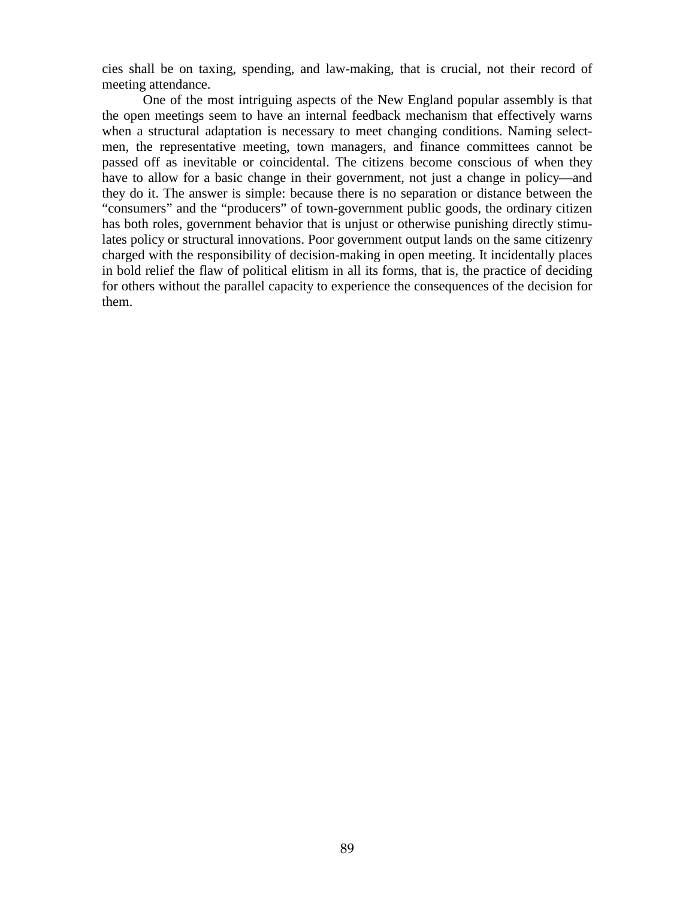cies shall be on taxing, spending, and law-making, that is crucial, not their record of meeting attendance.

One of the most intriguing aspects of the New England popular assembly is that the open meetings seem to have an internal feedback mechanism that effectively warns when a structural adaptation is necessary to meet changing conditions. Naming selectmen, the representative meeting, town managers, and finance committees cannot be passed off as inevitable or coincidental. The citizens become conscious of when they have to allow for a basic change in their government, not just a change in policy—and they do it. The answer is simple: because there is no separation or distance between the "consumers" and the "producers" of town-government public goods, the ordinary citizen has both roles, government behavior that is unjust or otherwise punishing directly stimulates policy or structural innovations. Poor government output lands on the same citizenry charged with the responsibility of decision-making in open meeting. It incidentally places in bold relief the flaw of political elitism in all its forms, that is, the practice of deciding for others without the parallel capacity to experience the consequences of the decision for them.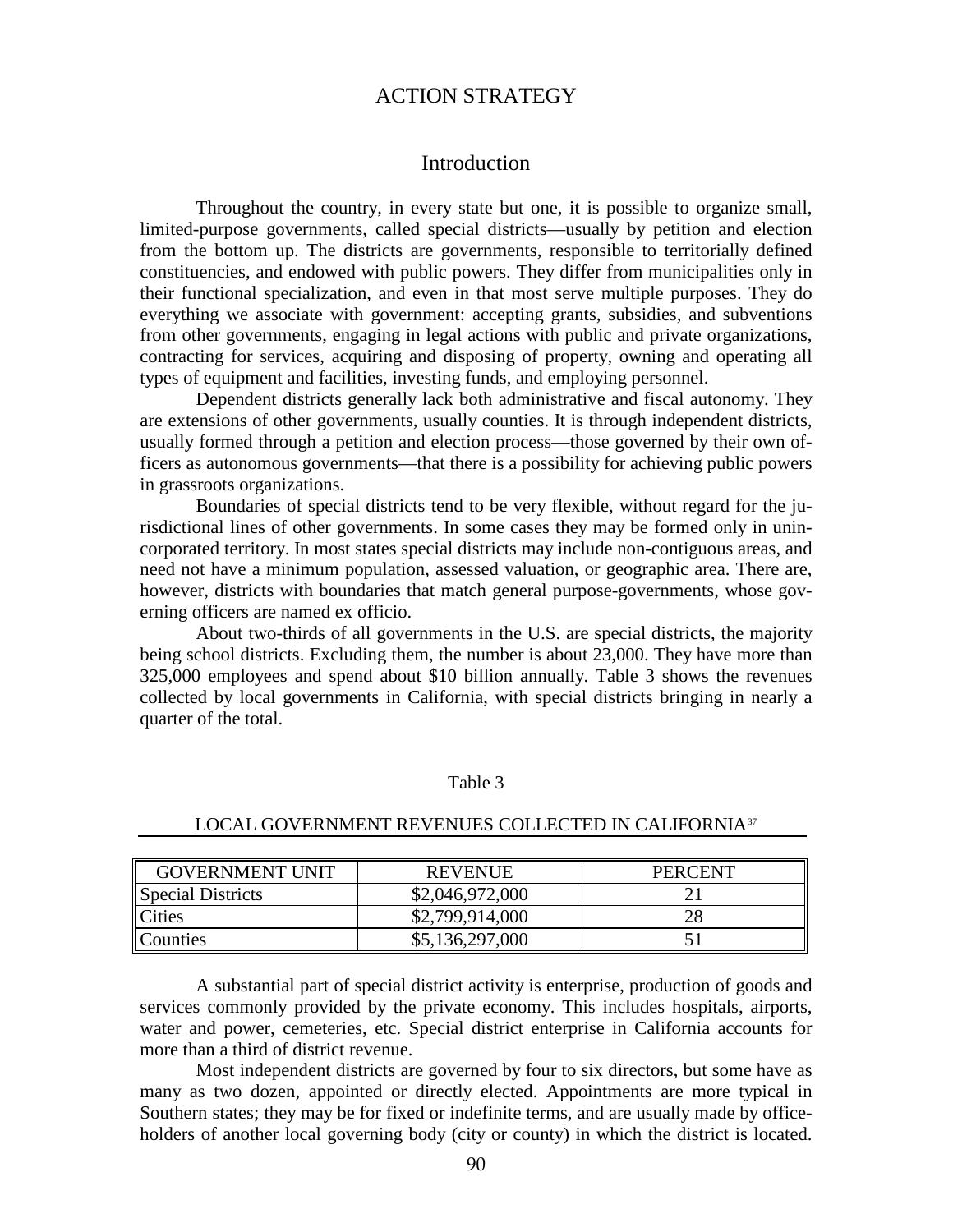## ACTION STRATEGY

### Introduction

Throughout the country, in every state but one, it is possible to organize small, limited-purpose governments, called special districts—usually by petition and election from the bottom up. The districts are governments, responsible to territorially defined constituencies, and endowed with public powers. They differ from municipalities only in their functional specialization, and even in that most serve multiple purposes. They do everything we associate with government: accepting grants, subsidies, and subventions from other governments, engaging in legal actions with public and private organizations, contracting for services, acquiring and disposing of property, owning and operating all types of equipment and facilities, investing funds, and employing personnel.

Dependent districts generally lack both administrative and fiscal autonomy. They are extensions of other governments, usually counties. It is through independent districts, usually formed through a petition and election process—those governed by their own officers as autonomous governments—that there is a possibility for achieving public powers in grassroots organizations.

Boundaries of special districts tend to be very flexible, without regard for the jurisdictional lines of other governments. In some cases they may be formed only in unincorporated territory. In most states special districts may include non-contiguous areas, and need not have a minimum population, assessed valuation, or geographic area. There are, however, districts with boundaries that match general purpose-governments, whose governing officers are named ex officio.

About two-thirds of all governments in the U.S. are special districts, the majority being school districts. Excluding them, the number is about 23,000. They have more than 325,000 employees and spend about $10 billion annually. Table 3 shows the revenues collected by local governments in California, with special districts bringing in nearly a quarter of the total.

Table 3

LOCAL GOVERNMENT REVENUES COLLECTED IN CALIFORNIA[37]

| GOVERNMENT UNIT | REVENUE | PERCENT |
|---|---|---|
| Special Districts | $2,046,972,000 | 21 |
| Cities | $2,799,914,000 | 28 |
| Counties | $5,136,297,000 | 51 |

A substantial part of special district activity is enterprise, production of goods and services commonly provided by the private economy. This includes hospitals, airports, water and power, cemeteries, etc. Special district enterprise in California accounts for more than a third of district revenue.

Most independent districts are governed by four to six directors, but some have as many as two dozen, appointed or directly elected. Appointments are more typical in Southern states; they may be for fixed or indefinite terms, and are usually made by officeholders of another local governing body (city or county) in which the district is located.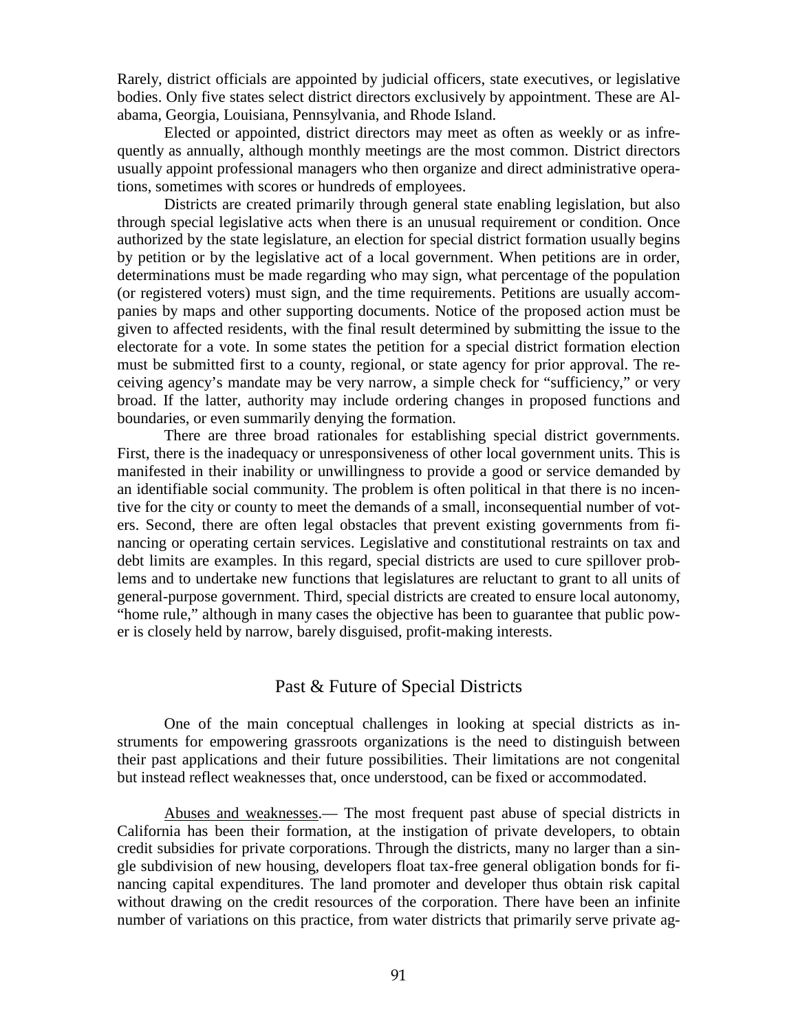Rarely, district officials are appointed by judicial officers, state executives, or legislative bodies. Only five states select district directors exclusively by appointment. These are Alabama, Georgia, Louisiana, Pennsylvania, and Rhode Island.

Elected or appointed, district directors may meet as often as weekly or as infrequently as annually, although monthly meetings are the most common. District directors usually appoint professional managers who then organize and direct administrative operations, sometimes with scores or hundreds of employees.

Districts are created primarily through general state enabling legislation, but also through special legislative acts when there is an unusual requirement or condition. Once authorized by the state legislature, an election for special district formation usually begins by petition or by the legislative act of a local government. When petitions are in order, determinations must be made regarding who may sign, what percentage of the population (or registered voters) must sign, and the time requirements. Petitions are usually accompanies by maps and other supporting documents. Notice of the proposed action must be given to affected residents, with the final result determined by submitting the issue to the electorate for a vote. In some states the petition for a special district formation election must be submitted first to a county, regional, or state agency for prior approval. The receiving agency's mandate may be very narrow, a simple check for "sufficiency," or very broad. If the latter, authority may include ordering changes in proposed functions and boundaries, or even summarily denying the formation.

There are three broad rationales for establishing special district governments. First, there is the inadequacy or unresponsiveness of other local government units. This is manifested in their inability or unwillingness to provide a good or service demanded by an identifiable social community. The problem is often political in that there is no incentive for the city or county to meet the demands of a small, inconsequential number of voters. Second, there are often legal obstacles that prevent existing governments from financing or operating certain services. Legislative and constitutional restraints on tax and debt limits are examples. In this regard, special districts are used to cure spillover problems and to undertake new functions that legislatures are reluctant to grant to all units of general-purpose government. Third, special districts are created to ensure local autonomy, "home rule," although in many cases the objective has been to guarantee that public power is closely held by narrow, barely disguised, profit-making interests.

## Past & Future of Special Districts

One of the main conceptual challenges in looking at special districts as instruments for empowering grassroots organizations is the need to distinguish between their past applications and their future possibilities. Their limitations are not congenital but instead reflect weaknesses that, once understood, can be fixed or accommodated.

Abuses and weaknesses.— The most frequent past abuse of special districts in California has been their formation, at the instigation of private developers, to obtain credit subsidies for private corporations. Through the districts, many no larger than a single subdivision of new housing, developers float tax-free general obligation bonds for financing capital expenditures. The land promoter and developer thus obtain risk capital without drawing on the credit resources of the corporation. There have been an infinite number of variations on this practice, from water districts that primarily serve private ag-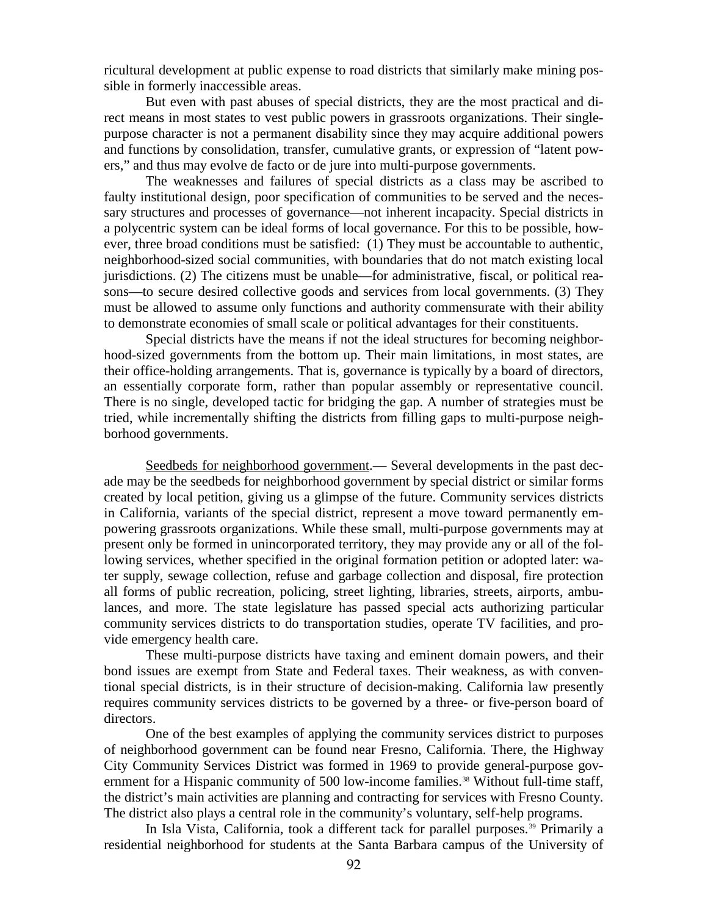ricultural development at public expense to road districts that similarly make mining possible in formerly inaccessible areas.

But even with past abuses of special districts, they are the most practical and direct means in most states to vest public powers in grassroots organizations. Their single-purpose character is not a permanent disability since they may acquire additional powers and functions by consolidation, transfer, cumulative grants, or expression of "latent powers," and thus may evolve de facto or de jure into multi-purpose governments.

The weaknesses and failures of special districts as a class may be ascribed to faulty institutional design, poor specification of communities to be served and the necessary structures and processes of governance—not inherent incapacity. Special districts in a polycentric system can be ideal forms of local governance. For this to be possible, however, three broad conditions must be satisfied: (1) They must be accountable to authentic, neighborhood-sized social communities, with boundaries that do not match existing local jurisdictions. (2) The citizens must be unable—for administrative, fiscal, or political reasons—to secure desired collective goods and services from local governments. (3) They must be allowed to assume only functions and authority commensurate with their ability to demonstrate economies of small scale or political advantages for their constituents.

Special districts have the means if not the ideal structures for becoming neighborhood-sized governments from the bottom up. Their main limitations, in most states, are their office-holding arrangements. That is, governance is typically by a board of directors, an essentially corporate form, rather than popular assembly or representative council. There is no single, developed tactic for bridging the gap. A number of strategies must be tried, while incrementally shifting the districts from filling gaps to multi-purpose neighborhood governments.

Seedbeds for neighborhood government.— Several developments in the past decade may be the seedbeds for neighborhood government by special district or similar forms created by local petition, giving us a glimpse of the future. Community services districts in California, variants of the special district, represent a move toward permanently empowering grassroots organizations. While these small, multi-purpose governments may at present only be formed in unincorporated territory, they may provide any or all of the following services, whether specified in the original formation petition or adopted later: water supply, sewage collection, refuse and garbage collection and disposal, fire protection all forms of public recreation, policing, street lighting, libraries, streets, airports, ambulances, and more. The state legislature has passed special acts authorizing particular community services districts to do transportation studies, operate TV facilities, and provide emergency health care.

These multi-purpose districts have taxing and eminent domain powers, and their bond issues are exempt from State and Federal taxes. Their weakness, as with conventional special districts, is in their structure of decision-making. California law presently requires community services districts to be governed by a three- or five-person board of directors.

One of the best examples of applying the community services district to purposes of neighborhood government can be found near Fresno, California. There, the Highway City Community Services District was formed in 1969 to provide general-purpose government for a Hispanic community of 500 low-income families.[38] Without full-time staff, the district's main activities are planning and contracting for services with Fresno County. The district also plays a central role in the community's voluntary, self-help programs.

In Isla Vista, California, took a different tack for parallel purposes.[39] Primarily a residential neighborhood for students at the Santa Barbara campus of the University of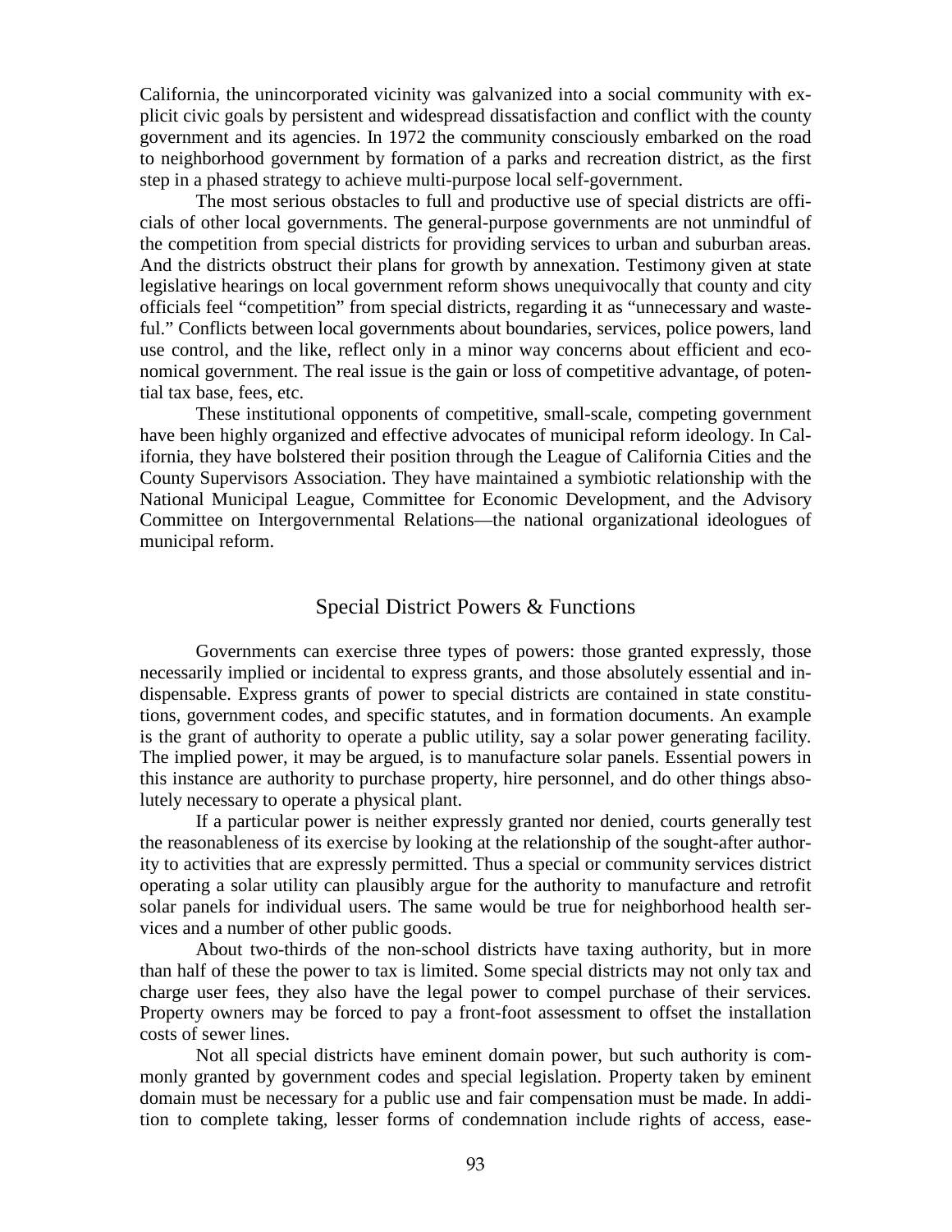California, the unincorporated vicinity was galvanized into a social community with explicit civic goals by persistent and widespread dissatisfaction and conflict with the county government and its agencies. In 1972 the community consciously embarked on the road to neighborhood government by formation of a parks and recreation district, as the first step in a phased strategy to achieve multi-purpose local self-government.

The most serious obstacles to full and productive use of special districts are officials of other local governments. The general-purpose governments are not unmindful of the competition from special districts for providing services to urban and suburban areas. And the districts obstruct their plans for growth by annexation. Testimony given at state legislative hearings on local government reform shows unequivocally that county and city officials feel "competition" from special districts, regarding it as "unnecessary and wasteful." Conflicts between local governments about boundaries, services, police powers, land use control, and the like, reflect only in a minor way concerns about efficient and economical government. The real issue is the gain or loss of competitive advantage, of potential tax base, fees, etc.

These institutional opponents of competitive, small-scale, competing government have been highly organized and effective advocates of municipal reform ideology. In California, they have bolstered their position through the League of California Cities and the County Supervisors Association. They have maintained a symbiotic relationship with the National Municipal League, Committee for Economic Development, and the Advisory Committee on Intergovernmental Relations—the national organizational ideologues of municipal reform.

## Special District Powers & Functions

Governments can exercise three types of powers: those granted expressly, those necessarily implied or incidental to express grants, and those absolutely essential and indispensable. Express grants of power to special districts are contained in state constitutions, government codes, and specific statutes, and in formation documents. An example is the grant of authority to operate a public utility, say a solar power generating facility. The implied power, it may be argued, is to manufacture solar panels. Essential powers in this instance are authority to purchase property, hire personnel, and do other things absolutely necessary to operate a physical plant.

If a particular power is neither expressly granted nor denied, courts generally test the reasonableness of its exercise by looking at the relationship of the sought-after authority to activities that are expressly permitted. Thus a special or community services district operating a solar utility can plausibly argue for the authority to manufacture and retrofit solar panels for individual users. The same would be true for neighborhood health services and a number of other public goods.

About two-thirds of the non-school districts have taxing authority, but in more than half of these the power to tax is limited. Some special districts may not only tax and charge user fees, they also have the legal power to compel purchase of their services. Property owners may be forced to pay a front-foot assessment to offset the installation costs of sewer lines.

Not all special districts have eminent domain power, but such authority is commonly granted by government codes and special legislation. Property taken by eminent domain must be necessary for a public use and fair compensation must be made. In addition to complete taking, lesser forms of condemnation include rights of access, ease-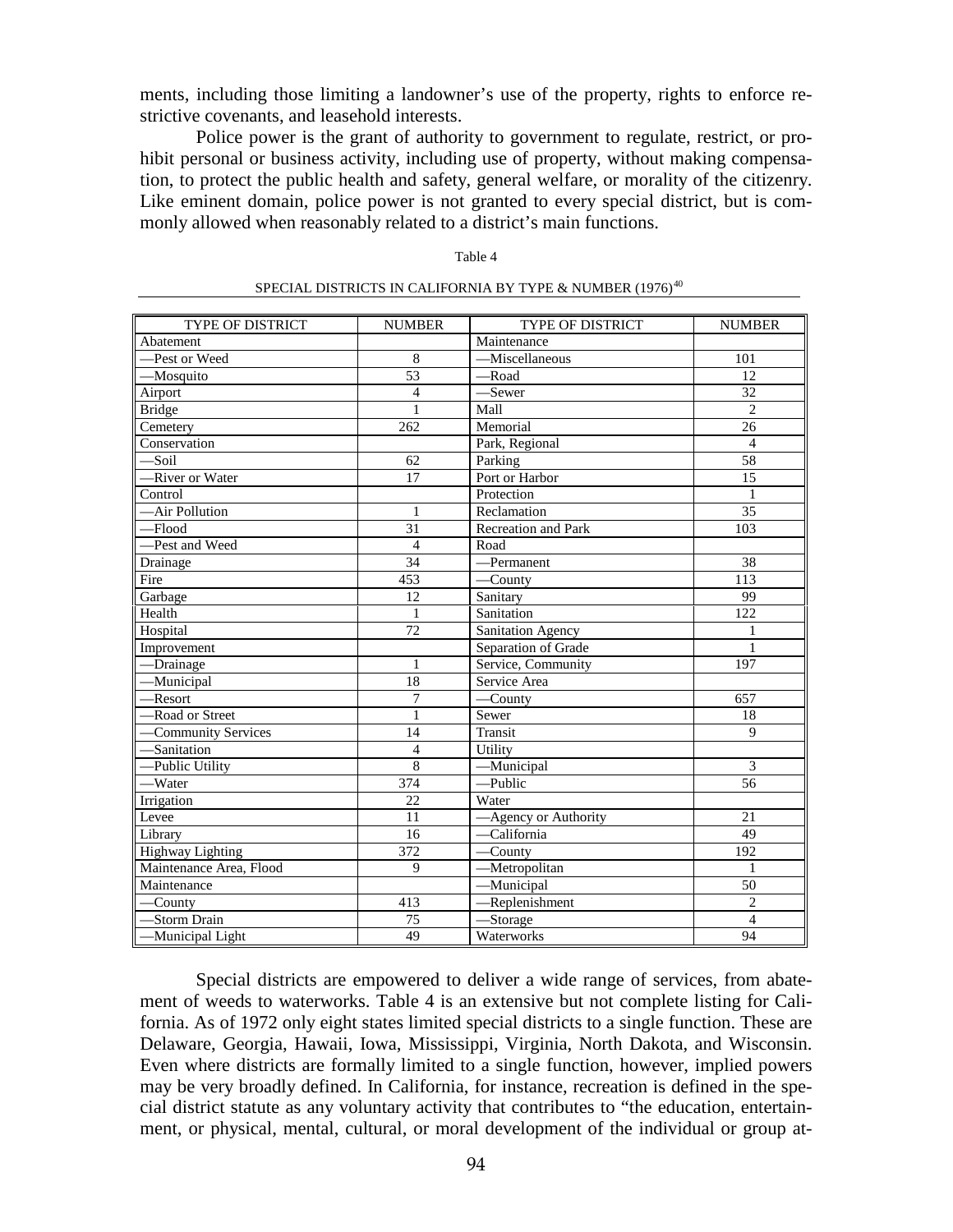ments, including those limiting a landowner's use of the property, rights to enforce restrictive covenants, and leasehold interests.

Police power is the grant of authority to government to regulate, restrict, or prohibit personal or business activity, including use of property, without making compensation, to protect the public health and safety, general welfare, or morality of the citizenry. Like eminent domain, police power is not granted to every special district, but is commonly allowed when reasonably related to a district's main functions.

Table 4

SPECIAL DISTRICTS IN CALIFORNIA BY TYPE & NUMBER (1976)[40]

| TYPE OF DISTRICT | NUMBER | TYPE OF DISTRICT | NUMBER |
|---|---|---|---|
| Abatement | | Maintenance | |
| —Pest or Weed | 8 | —Miscellaneous | 101 |
| —Mosquito | 53 | —Road | 12 |
| Airport | 4 | —Sewer | 32 |
| Bridge | 1 | Mall | 2 |
| Cemetery | 262 | Memorial | 26 |
| Conservation | | Park, Regional | 4 |
| —Soil | 62 | Parking | 58 |
| —River or Water | 17 | Port or Harbor | 15 |
| Control | | Protection | 1 |
| —Air Pollution | 1 | Reclamation | 35 |
| —Flood | 31 | Recreation and Park | 103 |
| —Pest and Weed | 4 | Road | |
| Drainage | 34 | —Permanent | 38 |
| Fire | 453 | —County | 113 |
| Garbage | 12 | Sanitary | 99 |
| Health | 1 | Sanitation | 122 |
| Hospital | 72 | Sanitation Agency | 1 |
| Improvement | | Separation of Grade | 1 |
| —Drainage | 1 | Service, Community | 197 |
| —Municipal | 18 | Service Area | |
| —Resort | 7 | —County | 657 |
| —Road or Street | 1 | Sewer | 18 |
| —Community Services | 14 | Transit | 9 |
| —Sanitation | 4 | Utility | |
| —Public Utility | 8 | —Municipal | 3 |
| —Water | 374 | —Public | 56 |
| Irrigation | 22 | Water | |
| Levee | 11 | —Agency or Authority | 21 |
| Library | 16 | —California | 49 |
| Highway Lighting | 372 | —County | 192 |
| Maintenance Area, Flood | 9 | —Metropolitan | 1 |
| Maintenance | | —Municipal | 50 |
| —County | 413 | —Replenishment | 2 |
| —Storm Drain | 75 | —Storage | 4 |
| —Municipal Light | 49 | Waterworks | 94 |

Special districts are empowered to deliver a wide range of services, from abatement of weeds to waterworks. Table 4 is an extensive but not complete listing for California. As of 1972 only eight states limited special districts to a single function. These are Delaware, Georgia, Hawaii, Iowa, Mississippi, Virginia, North Dakota, and Wisconsin. Even where districts are formally limited to a single function, however, implied powers may be very broadly defined. In California, for instance, recreation is defined in the special district statute as any voluntary activity that contributes to "the education, entertainment, or physical, mental, cultural, or moral development of the individual or group at-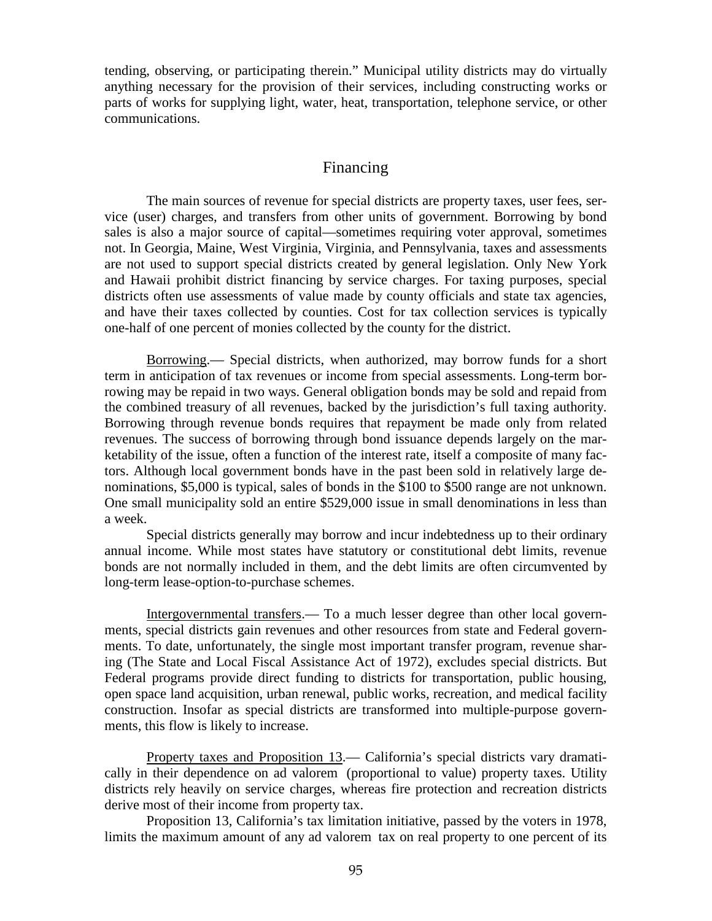tending, observing, or participating therein." Municipal utility districts may do virtually anything necessary for the provision of their services, including constructing works or parts of works for supplying light, water, heat, transportation, telephone service, or other communications.

## Financing

The main sources of revenue for special districts are property taxes, user fees, service (user) charges, and transfers from other units of government. Borrowing by bond sales is also a major source of capital—sometimes requiring voter approval, sometimes not. In Georgia, Maine, West Virginia, Virginia, and Pennsylvania, taxes and assessments are not used to support special districts created by general legislation. Only New York and Hawaii prohibit district financing by service charges. For taxing purposes, special districts often use assessments of value made by county officials and state tax agencies, and have their taxes collected by counties. Cost for tax collection services is typically one-half of one percent of monies collected by the county for the district.

Borrowing.— Special districts, when authorized, may borrow funds for a short term in anticipation of tax revenues or income from special assessments. Long-term borrowing may be repaid in two ways. General obligation bonds may be sold and repaid from the combined treasury of all revenues, backed by the jurisdiction's full taxing authority. Borrowing through revenue bonds requires that repayment be made only from related revenues. The success of borrowing through bond issuance depends largely on the marketability of the issue, often a function of the interest rate, itself a composite of many factors. Although local government bonds have in the past been sold in relatively large denominations, $5,000 is typical, sales of bonds in the $100 to $500 range are not unknown. One small municipality sold an entire $529,000 issue in small denominations in less than a week.

Special districts generally may borrow and incur indebtedness up to their ordinary annual income. While most states have statutory or constitutional debt limits, revenue bonds are not normally included in them, and the debt limits are often circumvented by long-term lease-option-to-purchase schemes.

Intergovernmental transfers.— To a much lesser degree than other local governments, special districts gain revenues and other resources from state and Federal governments. To date, unfortunately, the single most important transfer program, revenue sharing (The State and Local Fiscal Assistance Act of 1972), excludes special districts. But Federal programs provide direct funding to districts for transportation, public housing, open space land acquisition, urban renewal, public works, recreation, and medical facility construction. Insofar as special districts are transformed into multiple-purpose governments, this flow is likely to increase.

Property taxes and Proposition 13.— California's special districts vary dramatically in their dependence on ad valorem (proportional to value) property taxes. Utility districts rely heavily on service charges, whereas fire protection and recreation districts derive most of their income from property tax.

Proposition 13, California's tax limitation initiative, passed by the voters in 1978, limits the maximum amount of any ad valorem tax on real property to one percent of its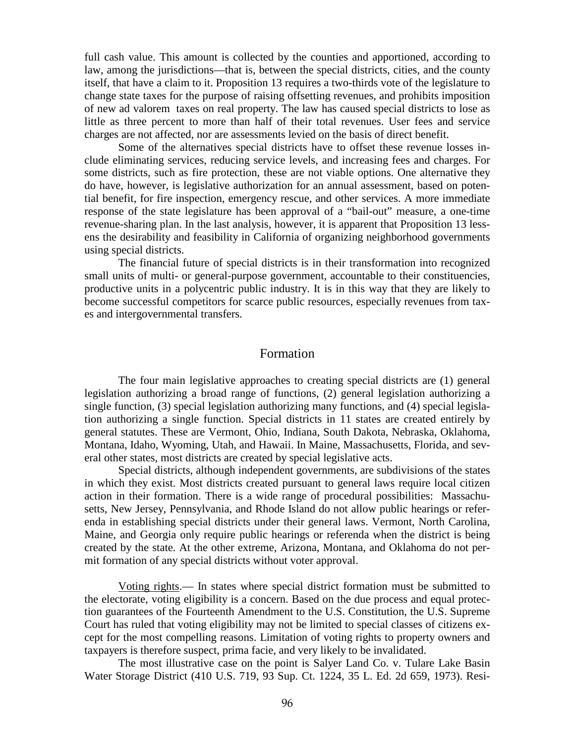full cash value. This amount is collected by the counties and apportioned, according to law, among the jurisdictions—that is, between the special districts, cities, and the county itself, that have a claim to it. Proposition 13 requires a two-thirds vote of the legislature to change state taxes for the purpose of raising offsetting revenues, and prohibits imposition of new ad valorem taxes on real property. The law has caused special districts to lose as little as three percent to more than half of their total revenues. User fees and service charges are not affected, nor are assessments levied on the basis of direct benefit.

Some of the alternatives special districts have to offset these revenue losses include eliminating services, reducing service levels, and increasing fees and charges. For some districts, such as fire protection, these are not viable options. One alternative they do have, however, is legislative authorization for an annual assessment, based on potential benefit, for fire inspection, emergency rescue, and other services. A more immediate response of the state legislature has been approval of a "bail-out" measure, a one-time revenue-sharing plan. In the last analysis, however, it is apparent that Proposition 13 lessens the desirability and feasibility in California of organizing neighborhood governments using special districts.

The financial future of special districts is in their transformation into recognized small units of multi- or general-purpose government, accountable to their constituencies, productive units in a polycentric public industry. It is in this way that they are likely to become successful competitors for scarce public resources, especially revenues from taxes and intergovernmental transfers.

## Formation

The four main legislative approaches to creating special districts are (1) general legislation authorizing a broad range of functions, (2) general legislation authorizing a single function, (3) special legislation authorizing many functions, and (4) special legislation authorizing a single function. Special districts in 11 states are created entirely by general statutes. These are Vermont, Ohio, Indiana, South Dakota, Nebraska, Oklahoma, Montana, Idaho, Wyoming, Utah, and Hawaii. In Maine, Massachusetts, Florida, and several other states, most districts are created by special legislative acts.

Special districts, although independent governments, are subdivisions of the states in which they exist. Most districts created pursuant to general laws require local citizen action in their formation. There is a wide range of procedural possibilities: Massachusetts, New Jersey, Pennsylvania, and Rhode Island do not allow public hearings or referenda in establishing special districts under their general laws. Vermont, North Carolina, Maine, and Georgia only require public hearings or referenda when the district is being created by the state. At the other extreme, Arizona, Montana, and Oklahoma do not permit formation of any special districts without voter approval.

Voting rights.— In states where special district formation must be submitted to the electorate, voting eligibility is a concern. Based on the due process and equal protection guarantees of the Fourteenth Amendment to the U.S. Constitution, the U.S. Supreme Court has ruled that voting eligibility may not be limited to special classes of citizens except for the most compelling reasons. Limitation of voting rights to property owners and taxpayers is therefore suspect, prima facie, and very likely to be invalidated.

The most illustrative case on the point is Salyer Land Co. v. Tulare Lake Basin Water Storage District (410 U.S. 719, 93 Sup. Ct. 1224, 35 L. Ed. 2d 659, 1973). Resi-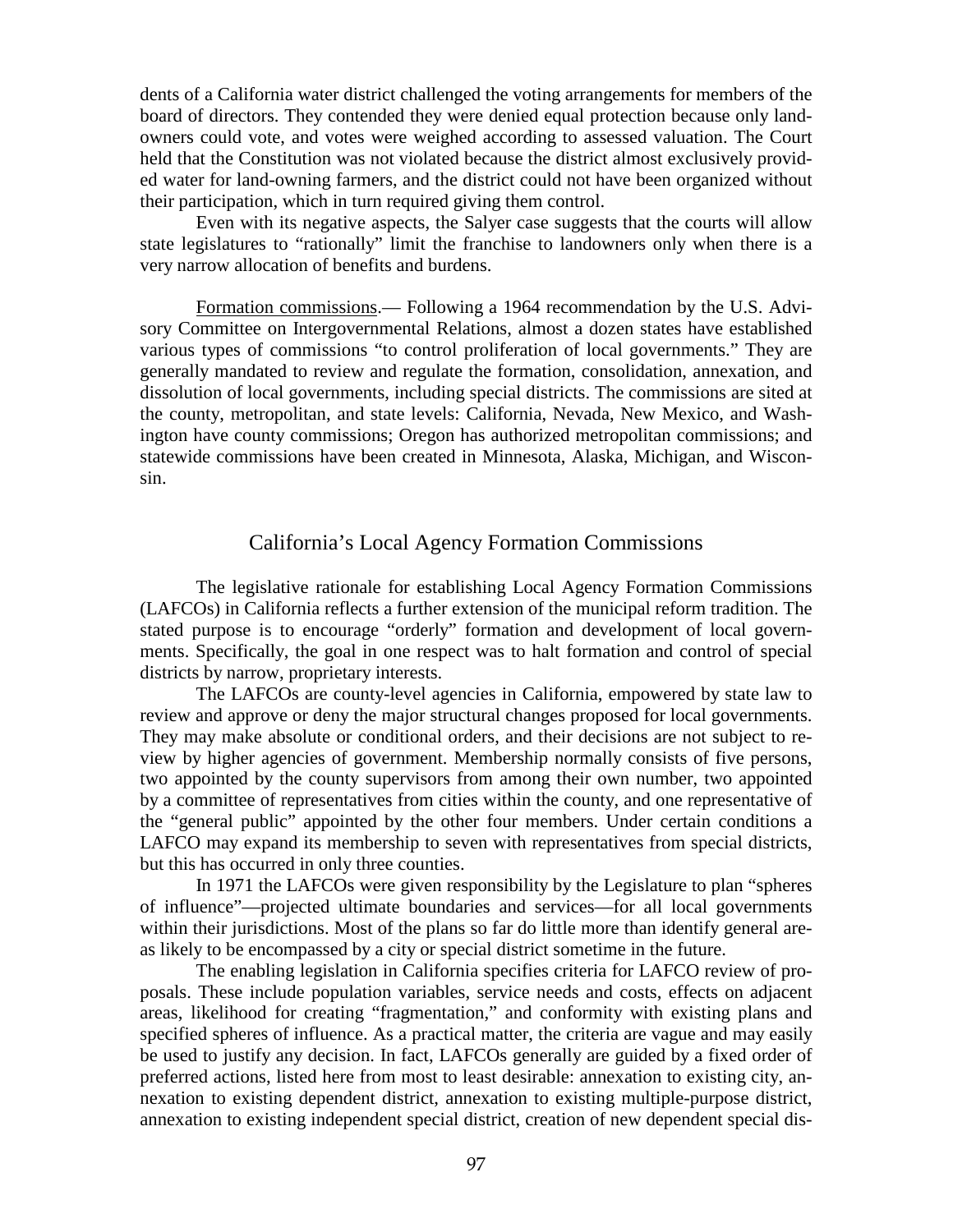dents of a California water district challenged the voting arrangements for members of the board of directors. They contended they were denied equal protection because only landowners could vote, and votes were weighed according to assessed valuation. The Court held that the Constitution was not violated because the district almost exclusively provided water for land-owning farmers, and the district could not have been organized without their participation, which in turn required giving them control.

Even with its negative aspects, the Salyer case suggests that the courts will allow state legislatures to "rationally" limit the franchise to landowners only when there is a very narrow allocation of benefits and burdens.

Formation commissions.— Following a 1964 recommendation by the U.S. Advisory Committee on Intergovernmental Relations, almost a dozen states have established various types of commissions "to control proliferation of local governments." They are generally mandated to review and regulate the formation, consolidation, annexation, and dissolution of local governments, including special districts. The commissions are sited at the county, metropolitan, and state levels: California, Nevada, New Mexico, and Washington have county commissions; Oregon has authorized metropolitan commissions; and statewide commissions have been created in Minnesota, Alaska, Michigan, and Wisconsin.

## California's Local Agency Formation Commissions

The legislative rationale for establishing Local Agency Formation Commissions (LAFCOs) in California reflects a further extension of the municipal reform tradition. The stated purpose is to encourage "orderly" formation and development of local governments. Specifically, the goal in one respect was to halt formation and control of special districts by narrow, proprietary interests.

The LAFCOs are county-level agencies in California, empowered by state law to review and approve or deny the major structural changes proposed for local governments. They may make absolute or conditional orders, and their decisions are not subject to review by higher agencies of government. Membership normally consists of five persons, two appointed by the county supervisors from among their own number, two appointed by a committee of representatives from cities within the county, and one representative of the "general public" appointed by the other four members. Under certain conditions a LAFCO may expand its membership to seven with representatives from special districts, but this has occurred in only three counties.

In 1971 the LAFCOs were given responsibility by the Legislature to plan "spheres of influence"—projected ultimate boundaries and services—for all local governments within their jurisdictions. Most of the plans so far do little more than identify general areas likely to be encompassed by a city or special district sometime in the future.

The enabling legislation in California specifies criteria for LAFCO review of proposals. These include population variables, service needs and costs, effects on adjacent areas, likelihood for creating "fragmentation," and conformity with existing plans and specified spheres of influence. As a practical matter, the criteria are vague and may easily be used to justify any decision. In fact, LAFCOs generally are guided by a fixed order of preferred actions, listed here from most to least desirable: annexation to existing city, annexation to existing dependent district, annexation to existing multiple-purpose district, annexation to existing independent special district, creation of new dependent special dis-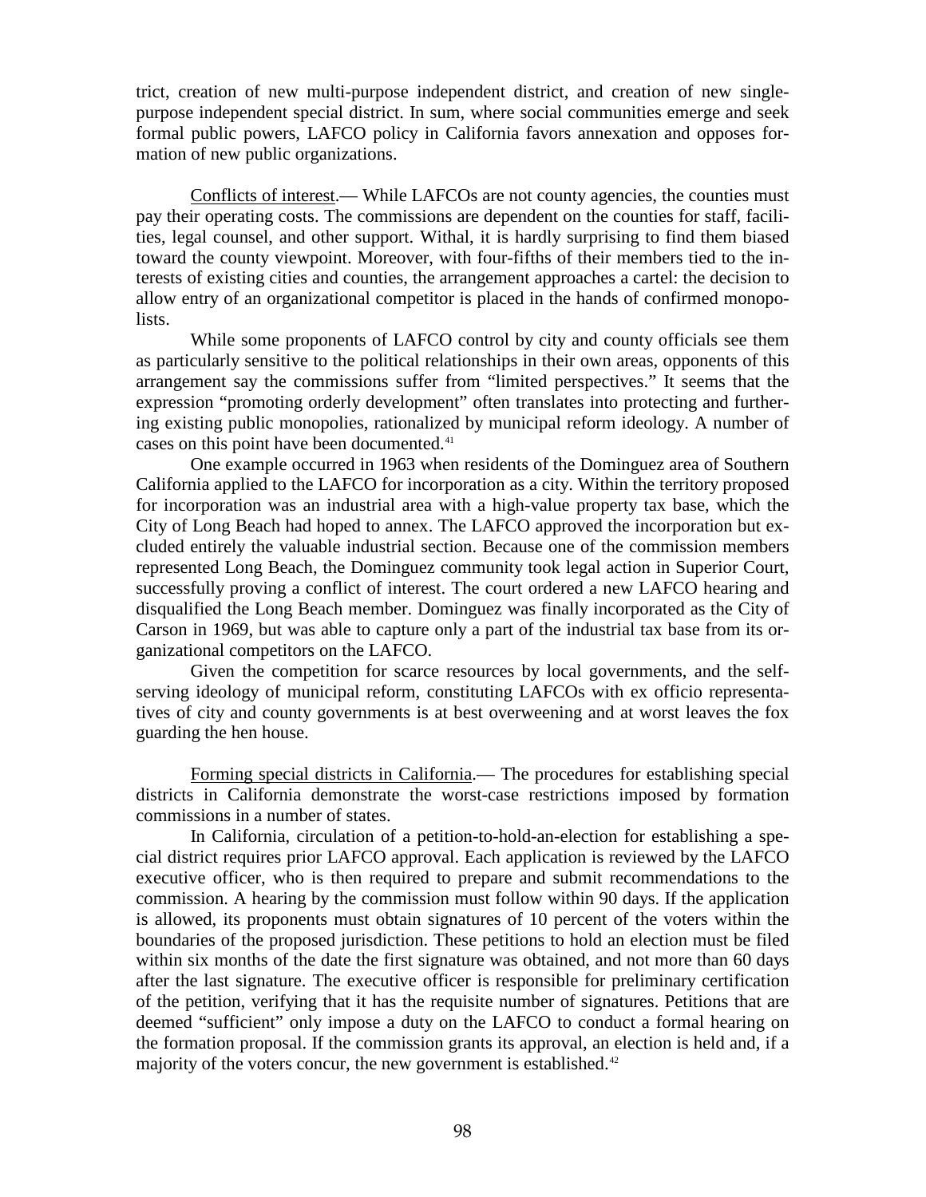trict, creation of new multi-purpose independent district, and creation of new single-purpose independent special district. In sum, where social communities emerge and seek formal public powers, LAFCO policy in California favors annexation and opposes formation of new public organizations.

Conflicts of interest.— While LAFCOs are not county agencies, the counties must pay their operating costs. The commissions are dependent on the counties for staff, facilities, legal counsel, and other support. Withal, it is hardly surprising to find them biased toward the county viewpoint. Moreover, with four-fifths of their members tied to the interests of existing cities and counties, the arrangement approaches a cartel: the decision to allow entry of an organizational competitor is placed in the hands of confirmed monopolists.

While some proponents of LAFCO control by city and county officials see them as particularly sensitive to the political relationships in their own areas, opponents of this arrangement say the commissions suffer from "limited perspectives." It seems that the expression "promoting orderly development" often translates into protecting and furthering existing public monopolies, rationalized by municipal reform ideology. A number of cases on this point have been documented.[41]

One example occurred in 1963 when residents of the Dominguez area of Southern California applied to the LAFCO for incorporation as a city. Within the territory proposed for incorporation was an industrial area with a high-value property tax base, which the City of Long Beach had hoped to annex. The LAFCO approved the incorporation but excluded entirely the valuable industrial section. Because one of the commission members represented Long Beach, the Dominguez community took legal action in Superior Court, successfully proving a conflict of interest. The court ordered a new LAFCO hearing and disqualified the Long Beach member. Dominguez was finally incorporated as the City of Carson in 1969, but was able to capture only a part of the industrial tax base from its organizational competitors on the LAFCO.

Given the competition for scarce resources by local governments, and the self-serving ideology of municipal reform, constituting LAFCOs with ex officio representatives of city and county governments is at best overweening and at worst leaves the fox guarding the hen house.

Forming special districts in California.— The procedures for establishing special districts in California demonstrate the worst-case restrictions imposed by formation commissions in a number of states.

In California, circulation of a petition-to-hold-an-election for establishing a special district requires prior LAFCO approval. Each application is reviewed by the LAFCO executive officer, who is then required to prepare and submit recommendations to the commission. A hearing by the commission must follow within 90 days. If the application is allowed, its proponents must obtain signatures of 10 percent of the voters within the boundaries of the proposed jurisdiction. These petitions to hold an election must be filed within six months of the date the first signature was obtained, and not more than 60 days after the last signature. The executive officer is responsible for preliminary certification of the petition, verifying that it has the requisite number of signatures. Petitions that are deemed "sufficient" only impose a duty on the LAFCO to conduct a formal hearing on the formation proposal. If the commission grants its approval, an election is held and, if a majority of the voters concur, the new government is established.[42]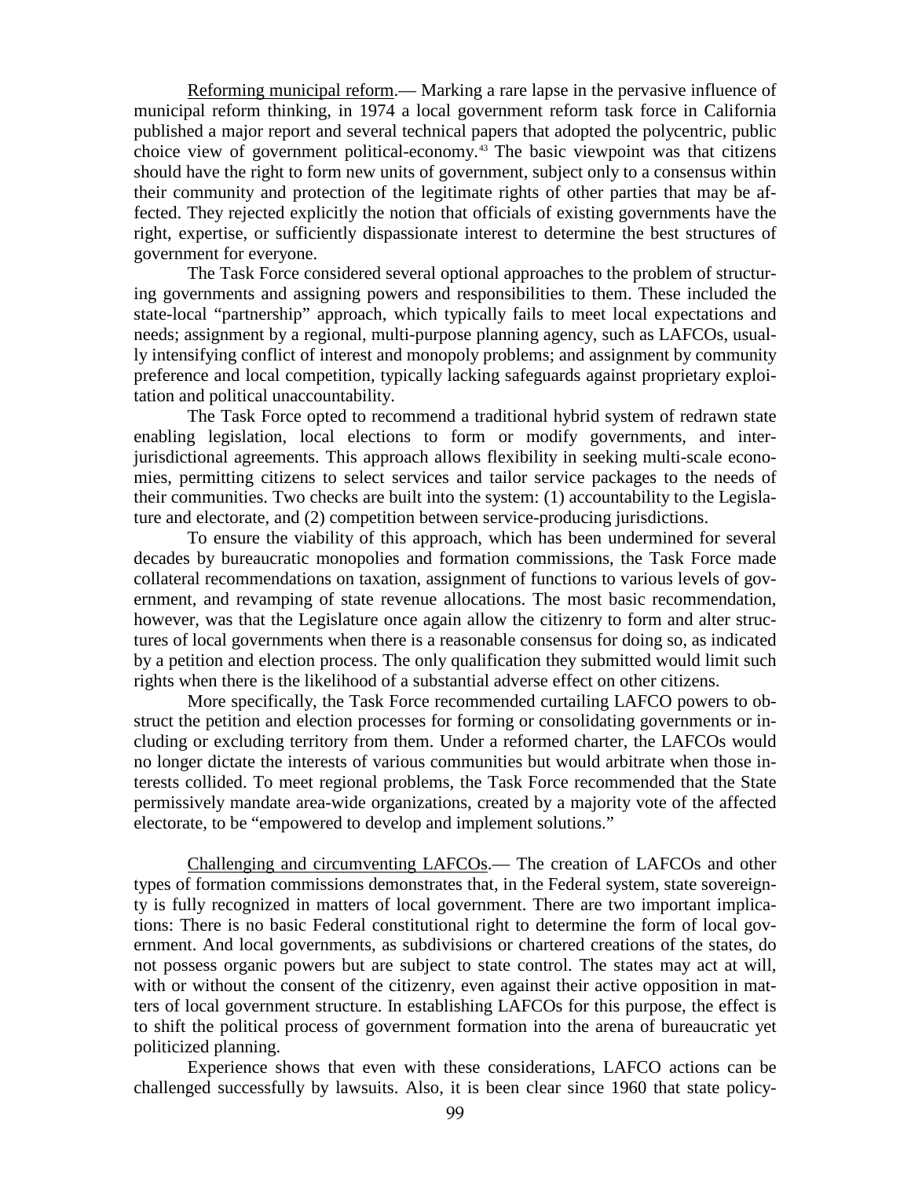Reforming municipal reform.— Marking a rare lapse in the pervasive influence of municipal reform thinking, in 1974 a local government reform task force in California published a major report and several technical papers that adopted the polycentric, public choice view of government political-economy.[43] The basic viewpoint was that citizens should have the right to form new units of government, subject only to a consensus within their community and protection of the legitimate rights of other parties that may be affected. They rejected explicitly the notion that officials of existing governments have the right, expertise, or sufficiently dispassionate interest to determine the best structures of government for everyone.

The Task Force considered several optional approaches to the problem of structuring governments and assigning powers and responsibilities to them. These included the state-local "partnership" approach, which typically fails to meet local expectations and needs; assignment by a regional, multi-purpose planning agency, such as LAFCOs, usually intensifying conflict of interest and monopoly problems; and assignment by community preference and local competition, typically lacking safeguards against proprietary exploitation and political unaccountability.

The Task Force opted to recommend a traditional hybrid system of redrawn state enabling legislation, local elections to form or modify governments, and inter-jurisdictional agreements. This approach allows flexibility in seeking multi-scale economies, permitting citizens to select services and tailor service packages to the needs of their communities. Two checks are built into the system: (1) accountability to the Legislature and electorate, and (2) competition between service-producing jurisdictions.

To ensure the viability of this approach, which has been undermined for several decades by bureaucratic monopolies and formation commissions, the Task Force made collateral recommendations on taxation, assignment of functions to various levels of government, and revamping of state revenue allocations. The most basic recommendation, however, was that the Legislature once again allow the citizenry to form and alter structures of local governments when there is a reasonable consensus for doing so, as indicated by a petition and election process. The only qualification they submitted would limit such rights when there is the likelihood of a substantial adverse effect on other citizens.

More specifically, the Task Force recommended curtailing LAFCO powers to obstruct the petition and election processes for forming or consolidating governments or including or excluding territory from them. Under a reformed charter, the LAFCOs would no longer dictate the interests of various communities but would arbitrate when those interests collided. To meet regional problems, the Task Force recommended that the State permissively mandate area-wide organizations, created by a majority vote of the affected electorate, to be "empowered to develop and implement solutions."

Challenging and circumventing LAFCOs.— The creation of LAFCOs and other types of formation commissions demonstrates that, in the Federal system, state sovereignty is fully recognized in matters of local government. There are two important implications: There is no basic Federal constitutional right to determine the form of local government. And local governments, as subdivisions or chartered creations of the states, do not possess organic powers but are subject to state control. The states may act at will, with or without the consent of the citizenry, even against their active opposition in matters of local government structure. In establishing LAFCOs for this purpose, the effect is to shift the political process of government formation into the arena of bureaucratic yet politicized planning.

Experience shows that even with these considerations, LAFCO actions can be challenged successfully by lawsuits. Also, it is been clear since 1960 that state policy-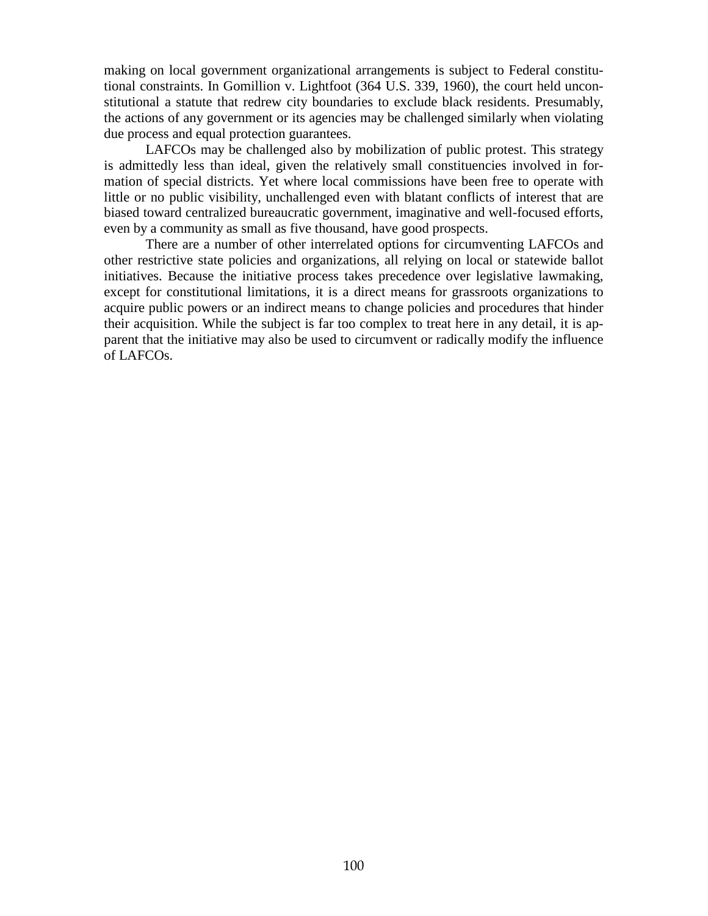making on local government organizational arrangements is subject to Federal constitutional constraints. In Gomillion v. Lightfoot (364 U.S. 339, 1960), the court held unconstitutional a statute that redrew city boundaries to exclude black residents. Presumably, the actions of any government or its agencies may be challenged similarly when violating due process and equal protection guarantees.

LAFCOs may be challenged also by mobilization of public protest. This strategy is admittedly less than ideal, given the relatively small constituencies involved in formation of special districts. Yet where local commissions have been free to operate with little or no public visibility, unchallenged even with blatant conflicts of interest that are biased toward centralized bureaucratic government, imaginative and well-focused efforts, even by a community as small as five thousand, have good prospects.

There are a number of other interrelated options for circumventing LAFCOs and other restrictive state policies and organizations, all relying on local or statewide ballot initiatives. Because the initiative process takes precedence over legislative lawmaking, except for constitutional limitations, it is a direct means for grassroots organizations to acquire public powers or an indirect means to change policies and procedures that hinder their acquisition. While the subject is far too complex to treat here in any detail, it is apparent that the initiative may also be used to circumvent or radically modify the influence of LAFCOs.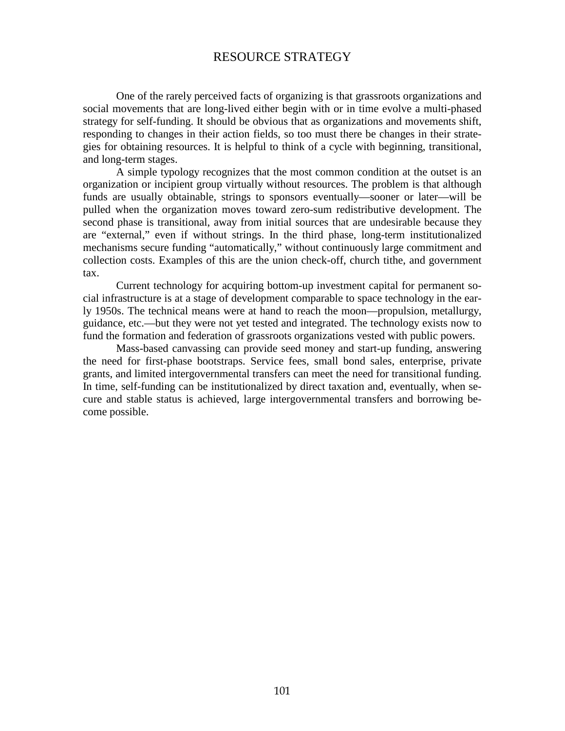# RESOURCE STRATEGY

One of the rarely perceived facts of organizing is that grassroots organizations and social movements that are long-lived either begin with or in time evolve a multi-phased strategy for self-funding. It should be obvious that as organizations and movements shift, responding to changes in their action fields, so too must there be changes in their strategies for obtaining resources. It is helpful to think of a cycle with beginning, transitional, and long-term stages.

A simple typology recognizes that the most common condition at the outset is an organization or incipient group virtually without resources. The problem is that although funds are usually obtainable, strings to sponsors eventually—sooner or later—will be pulled when the organization moves toward zero-sum redistributive development. The second phase is transitional, away from initial sources that are undesirable because they are "external," even if without strings. In the third phase, long-term institutionalized mechanisms secure funding "automatically," without continuously large commitment and collection costs. Examples of this are the union check-off, church tithe, and government tax.

Current technology for acquiring bottom-up investment capital for permanent social infrastructure is at a stage of development comparable to space technology in the early 1950s. The technical means were at hand to reach the moon—propulsion, metallurgy, guidance, etc.—but they were not yet tested and integrated. The technology exists now to fund the formation and federation of grassroots organizations vested with public powers.

Mass-based canvassing can provide seed money and start-up funding, answering the need for first-phase bootstraps. Service fees, small bond sales, enterprise, private grants, and limited intergovernmental transfers can meet the need for transitional funding. In time, self-funding can be institutionalized by direct taxation and, eventually, when secure and stable status is achieved, large intergovernmental transfers and borrowing become possible.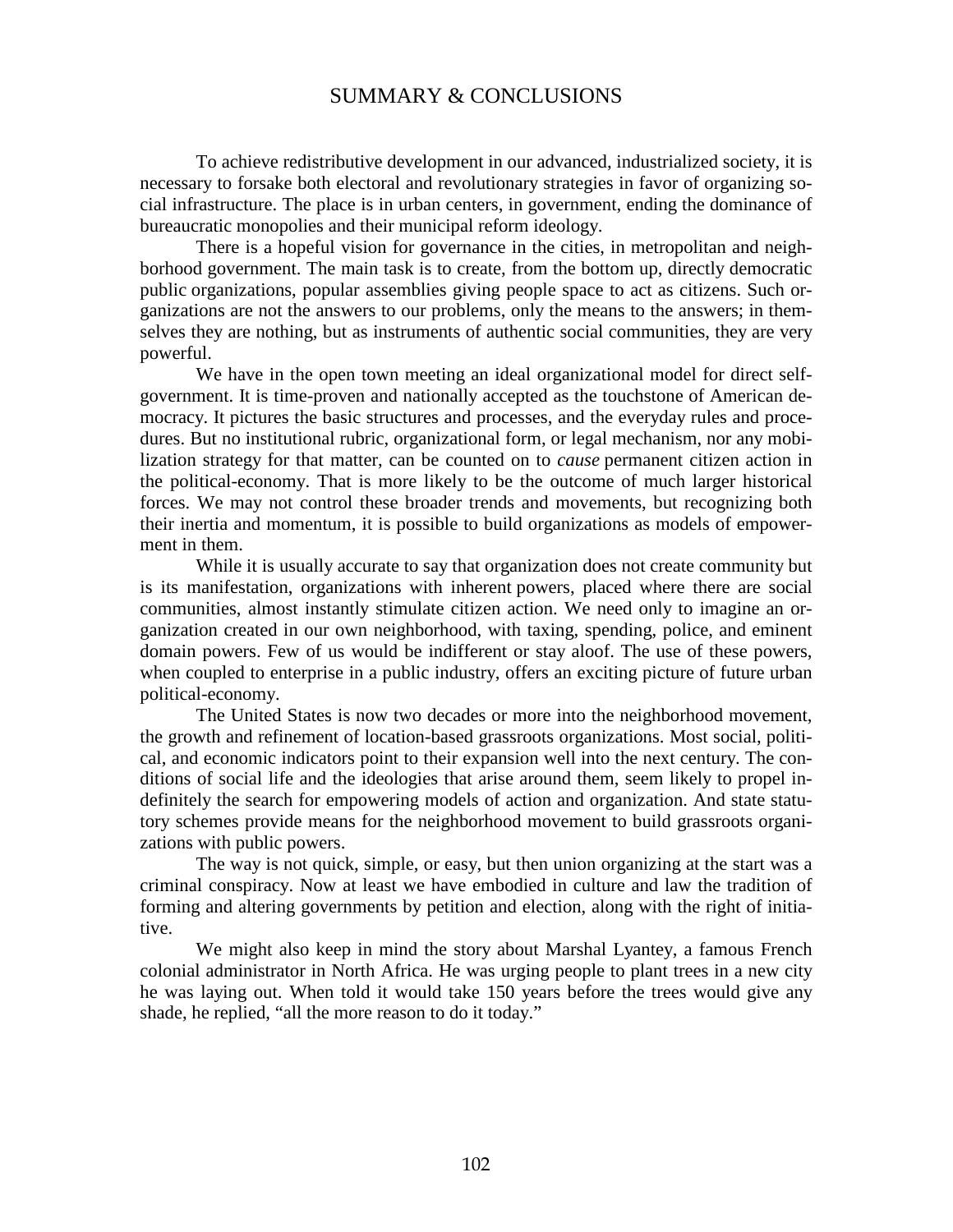# SUMMARY & CONCLUSIONS

To achieve redistributive development in our advanced, industrialized society, it is necessary to forsake both electoral and revolutionary strategies in favor of organizing social infrastructure. The place is in urban centers, in government, ending the dominance of bureaucratic monopolies and their municipal reform ideology.

There is a hopeful vision for governance in the cities, in metropolitan and neighborhood government. The main task is to create, from the bottom up, directly democratic public organizations, popular assemblies giving people space to act as citizens. Such organizations are not the answers to our problems, only the means to the answers; in themselves they are nothing, but as instruments of authentic social communities, they are very powerful.

We have in the open town meeting an ideal organizational model for direct self-government. It is time-proven and nationally accepted as the touchstone of American democracy. It pictures the basic structures and processes, and the everyday rules and procedures. But no institutional rubric, organizational form, or legal mechanism, nor any mobilization strategy for that matter, can be counted on to *cause* permanent citizen action in the political-economy. That is more likely to be the outcome of much larger historical forces. We may not control these broader trends and movements, but recognizing both their inertia and momentum, it is possible to build organizations as models of empowerment in them.

While it is usually accurate to say that organization does not create community but is its manifestation, organizations with inherent powers, placed where there are social communities, almost instantly stimulate citizen action. We need only to imagine an organization created in our own neighborhood, with taxing, spending, police, and eminent domain powers. Few of us would be indifferent or stay aloof. The use of these powers, when coupled to enterprise in a public industry, offers an exciting picture of future urban political-economy.

The United States is now two decades or more into the neighborhood movement, the growth and refinement of location-based grassroots organizations. Most social, political, and economic indicators point to their expansion well into the next century. The conditions of social life and the ideologies that arise around them, seem likely to propel indefinitely the search for empowering models of action and organization. And state statutory schemes provide means for the neighborhood movement to build grassroots organizations with public powers.

The way is not quick, simple, or easy, but then union organizing at the start was a criminal conspiracy. Now at least we have embodied in culture and law the tradition of forming and altering governments by petition and election, along with the right of initiative.

We might also keep in mind the story about Marshal Lyantey, a famous French colonial administrator in North Africa. He was urging people to plant trees in a new city he was laying out. When told it would take 150 years before the trees would give any shade, he replied, "all the more reason to do it today."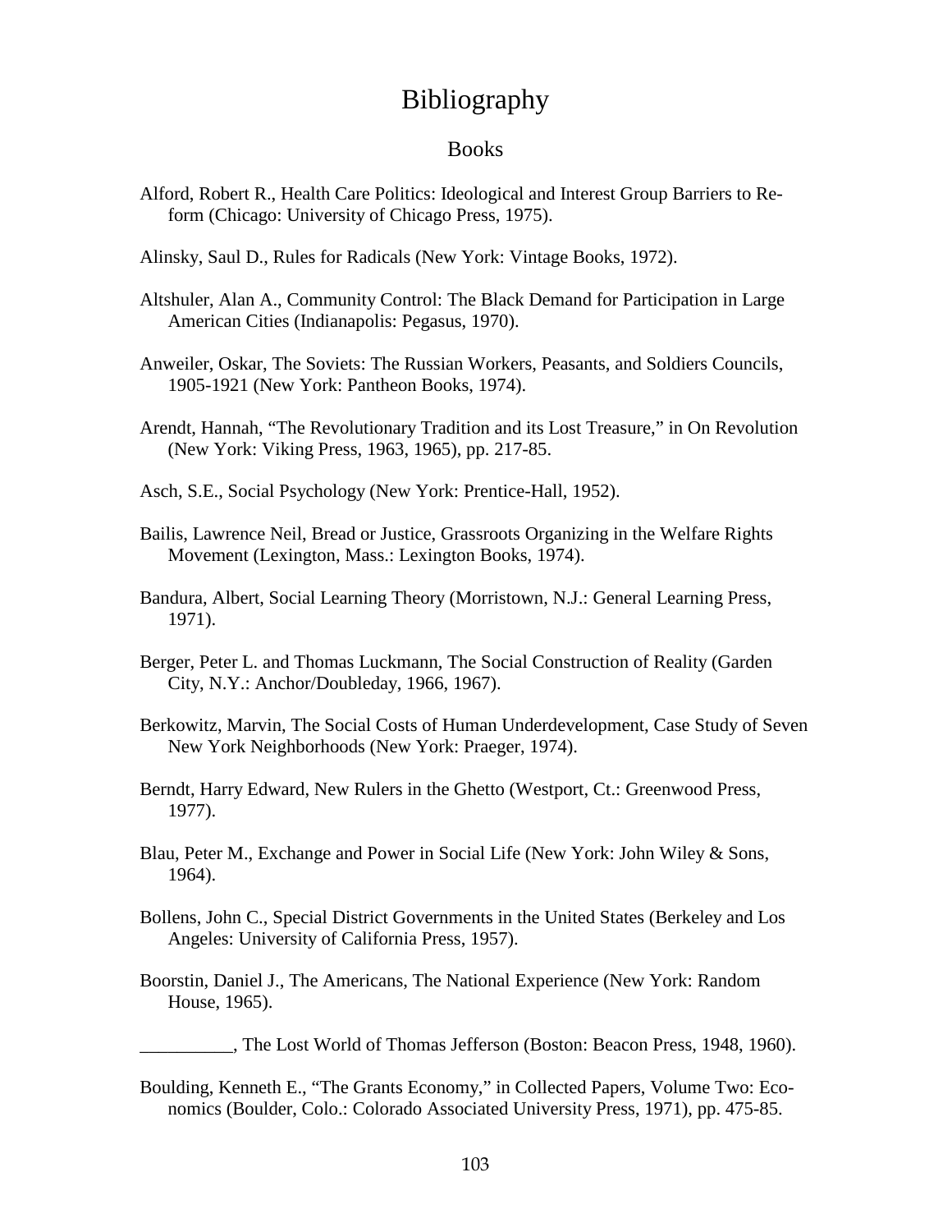# Bibliography

## Books

Alford, Robert R., Health Care Politics: Ideological and Interest Group Barriers to Reform (Chicago: University of Chicago Press, 1975).

Alinsky, Saul D., Rules for Radicals (New York: Vintage Books, 1972).

Altshuler, Alan A., Community Control: The Black Demand for Participation in Large American Cities (Indianapolis: Pegasus, 1970).

Anweiler, Oskar, The Soviets: The Russian Workers, Peasants, and Soldiers Councils, 1905-1921 (New York: Pantheon Books, 1974).

Arendt, Hannah, "The Revolutionary Tradition and its Lost Treasure," in On Revolution (New York: Viking Press, 1963, 1965), pp. 217-85.

Asch, S.E., Social Psychology (New York: Prentice-Hall, 1952).

Bailis, Lawrence Neil, Bread or Justice, Grassroots Organizing in the Welfare Rights Movement (Lexington, Mass.: Lexington Books, 1974).

Bandura, Albert, Social Learning Theory (Morristown, N.J.: General Learning Press, 1971).

Berger, Peter L. and Thomas Luckmann, The Social Construction of Reality (Garden City, N.Y.: Anchor/Doubleday, 1966, 1967).

Berkowitz, Marvin, The Social Costs of Human Underdevelopment, Case Study of Seven New York Neighborhoods (New York: Praeger, 1974).

Berndt, Harry Edward, New Rulers in the Ghetto (Westport, Ct.: Greenwood Press, 1977).

Blau, Peter M., Exchange and Power in Social Life (New York: John Wiley & Sons, 1964).

Bollens, John C., Special District Governments in the United States (Berkeley and Los Angeles: University of California Press, 1957).

Boorstin, Daniel J., The Americans, The National Experience (New York: Random House, 1965).

__________, The Lost World of Thomas Jefferson (Boston: Beacon Press, 1948, 1960).

Boulding, Kenneth E., "The Grants Economy," in Collected Papers, Volume Two: Economics (Boulder, Colo.: Colorado Associated University Press, 1971), pp. 475-85.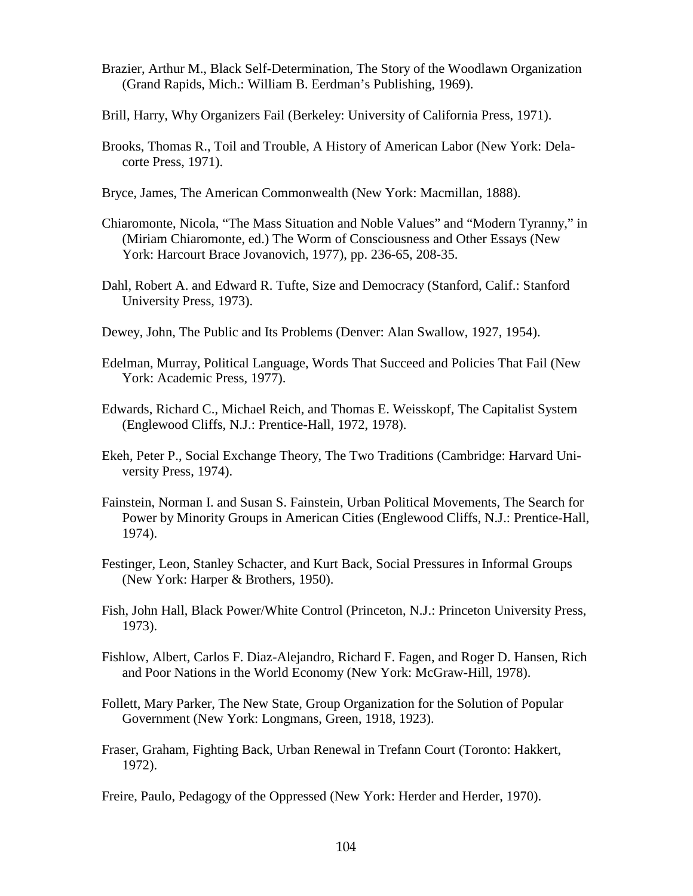Brazier, Arthur M., Black Self-Determination, The Story of the Woodlawn Organization (Grand Rapids, Mich.: William B. Eerdman's Publishing, 1969).

Brill, Harry, Why Organizers Fail (Berkeley: University of California Press, 1971).

Brooks, Thomas R., Toil and Trouble, A History of American Labor (New York: Delacorte Press, 1971).

Bryce, James, The American Commonwealth (New York: Macmillan, 1888).

Chiaromonte, Nicola, "The Mass Situation and Noble Values" and "Modern Tyranny," in (Miriam Chiaromonte, ed.) The Worm of Consciousness and Other Essays (New York: Harcourt Brace Jovanovich, 1977), pp. 236-65, 208-35.

Dahl, Robert A. and Edward R. Tufte, Size and Democracy (Stanford, Calif.: Stanford University Press, 1973).

Dewey, John, The Public and Its Problems (Denver: Alan Swallow, 1927, 1954).

Edelman, Murray, Political Language, Words That Succeed and Policies That Fail (New York: Academic Press, 1977).

Edwards, Richard C., Michael Reich, and Thomas E. Weisskopf, The Capitalist System (Englewood Cliffs, N.J.: Prentice-Hall, 1972, 1978).

Ekeh, Peter P., Social Exchange Theory, The Two Traditions (Cambridge: Harvard University Press, 1974).

Fainstein, Norman I. and Susan S. Fainstein, Urban Political Movements, The Search for Power by Minority Groups in American Cities (Englewood Cliffs, N.J.: Prentice-Hall, 1974).

Festinger, Leon, Stanley Schacter, and Kurt Back, Social Pressures in Informal Groups (New York: Harper & Brothers, 1950).

Fish, John Hall, Black Power/White Control (Princeton, N.J.: Princeton University Press, 1973).

Fishlow, Albert, Carlos F. Diaz-Alejandro, Richard F. Fagen, and Roger D. Hansen, Rich and Poor Nations in the World Economy (New York: McGraw-Hill, 1978).

Follett, Mary Parker, The New State, Group Organization for the Solution of Popular Government (New York: Longmans, Green, 1918, 1923).

Fraser, Graham, Fighting Back, Urban Renewal in Trefann Court (Toronto: Hakkert, 1972).

Freire, Paulo, Pedagogy of the Oppressed (New York: Herder and Herder, 1970).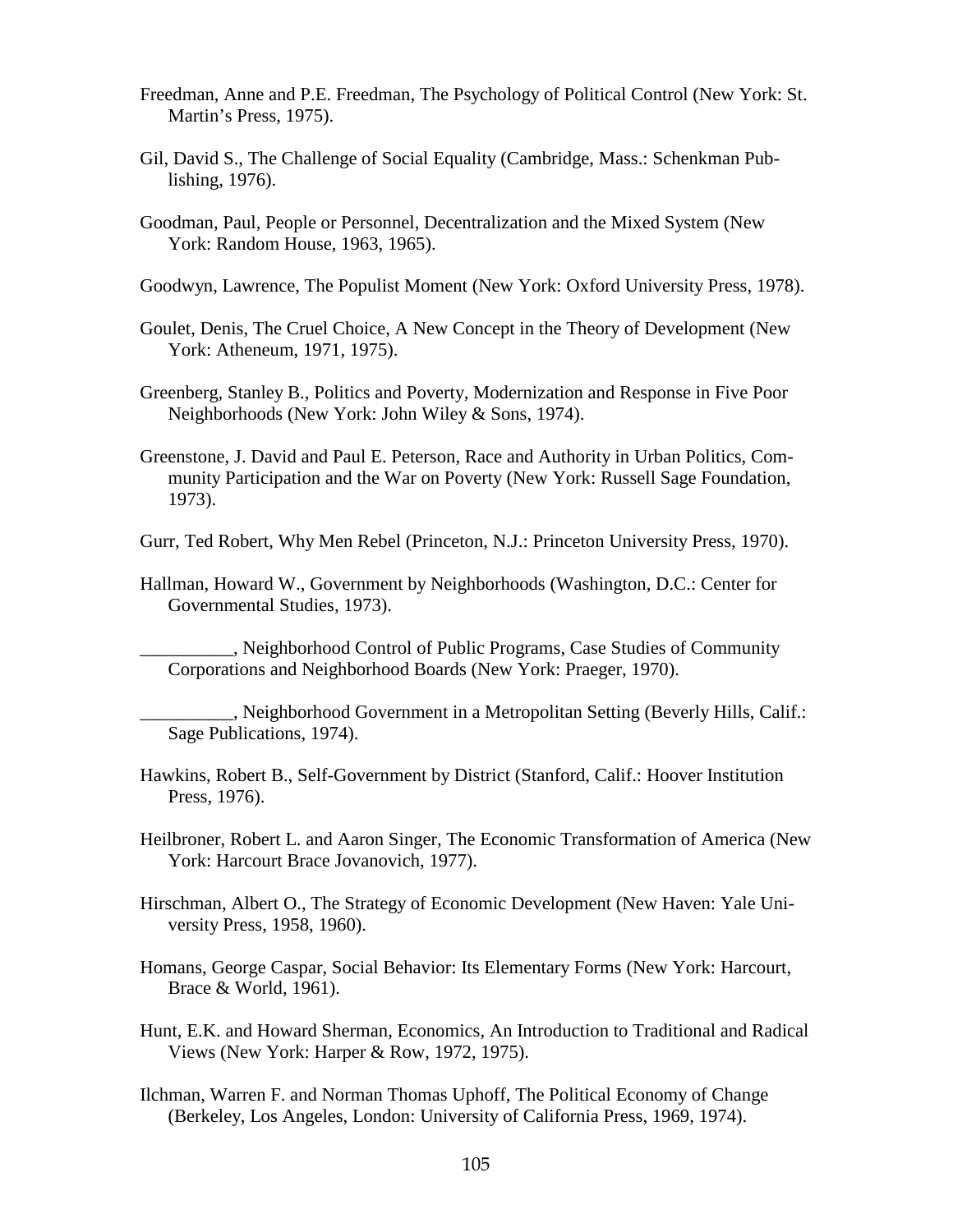Freedman, Anne and P.E. Freedman, The Psychology of Political Control (New York: St. Martin's Press, 1975).

Gil, David S., The Challenge of Social Equality (Cambridge, Mass.: Schenkman Publishing, 1976).

Goodman, Paul, People or Personnel, Decentralization and the Mixed System (New York: Random House, 1963, 1965).

Goodwyn, Lawrence, The Populist Moment (New York: Oxford University Press, 1978).

Goulet, Denis, The Cruel Choice, A New Concept in the Theory of Development (New York: Atheneum, 1971, 1975).

Greenberg, Stanley B., Politics and Poverty, Modernization and Response in Five Poor Neighborhoods (New York: John Wiley & Sons, 1974).

Greenstone, J. David and Paul E. Peterson, Race and Authority in Urban Politics, Community Participation and the War on Poverty (New York: Russell Sage Foundation, 1973).

Gurr, Ted Robert, Why Men Rebel (Princeton, N.J.: Princeton University Press, 1970).

Hallman, Howard W., Government by Neighborhoods (Washington, D.C.: Center for Governmental Studies, 1973).

__________, Neighborhood Control of Public Programs, Case Studies of Community Corporations and Neighborhood Boards (New York: Praeger, 1970).

__________, Neighborhood Government in a Metropolitan Setting (Beverly Hills, Calif.: Sage Publications, 1974).

Hawkins, Robert B., Self-Government by District (Stanford, Calif.: Hoover Institution Press, 1976).

Heilbroner, Robert L. and Aaron Singer, The Economic Transformation of America (New York: Harcourt Brace Jovanovich, 1977).

Hirschman, Albert O., The Strategy of Economic Development (New Haven: Yale University Press, 1958, 1960).

Homans, George Caspar, Social Behavior: Its Elementary Forms (New York: Harcourt, Brace & World, 1961).

Hunt, E.K. and Howard Sherman, Economics, An Introduction to Traditional and Radical Views (New York: Harper & Row, 1972, 1975).

Ilchman, Warren F. and Norman Thomas Uphoff, The Political Economy of Change (Berkeley, Los Angeles, London: University of California Press, 1969, 1974).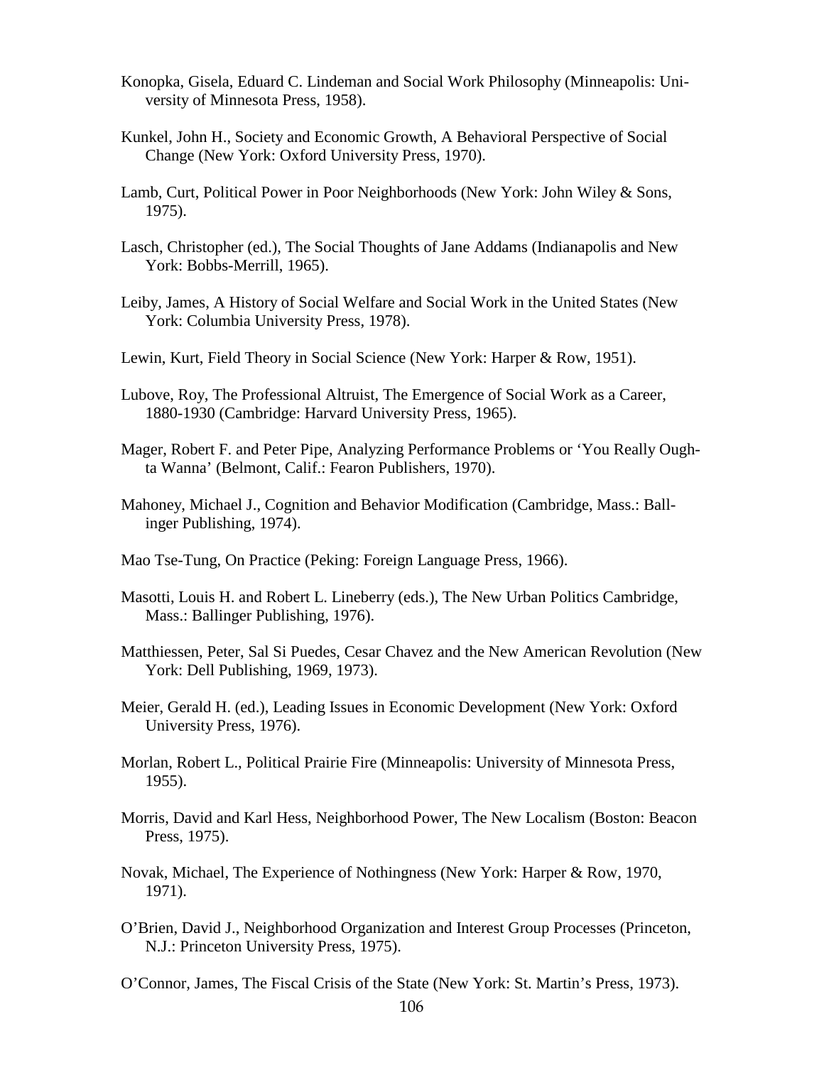Konopka, Gisela, Eduard C. Lindeman and Social Work Philosophy (Minneapolis: University of Minnesota Press, 1958).

Kunkel, John H., Society and Economic Growth, A Behavioral Perspective of Social Change (New York: Oxford University Press, 1970).

Lamb, Curt, Political Power in Poor Neighborhoods (New York: John Wiley & Sons, 1975).

Lasch, Christopher (ed.), The Social Thoughts of Jane Addams (Indianapolis and New York: Bobbs-Merrill, 1965).

Leiby, James, A History of Social Welfare and Social Work in the United States (New York: Columbia University Press, 1978).

Lewin, Kurt, Field Theory in Social Science (New York: Harper & Row, 1951).

Lubove, Roy, The Professional Altruist, The Emergence of Social Work as a Career, 1880-1930 (Cambridge: Harvard University Press, 1965).

Mager, Robert F. and Peter Pipe, Analyzing Performance Problems or 'You Really Oughta Wanna' (Belmont, Calif.: Fearon Publishers, 1970).

Mahoney, Michael J., Cognition and Behavior Modification (Cambridge, Mass.: Ballinger Publishing, 1974).

Mao Tse-Tung, On Practice (Peking: Foreign Language Press, 1966).

Masotti, Louis H. and Robert L. Lineberry (eds.), The New Urban Politics Cambridge, Mass.: Ballinger Publishing, 1976).

Matthiessen, Peter, Sal Si Puedes, Cesar Chavez and the New American Revolution (New York: Dell Publishing, 1969, 1973).

Meier, Gerald H. (ed.), Leading Issues in Economic Development (New York: Oxford University Press, 1976).

Morlan, Robert L., Political Prairie Fire (Minneapolis: University of Minnesota Press, 1955).

Morris, David and Karl Hess, Neighborhood Power, The New Localism (Boston: Beacon Press, 1975).

Novak, Michael, The Experience of Nothingness (New York: Harper & Row, 1970, 1971).

O'Brien, David J., Neighborhood Organization and Interest Group Processes (Princeton, N.J.: Princeton University Press, 1975).

O'Connor, James, The Fiscal Crisis of the State (New York: St. Martin's Press, 1973).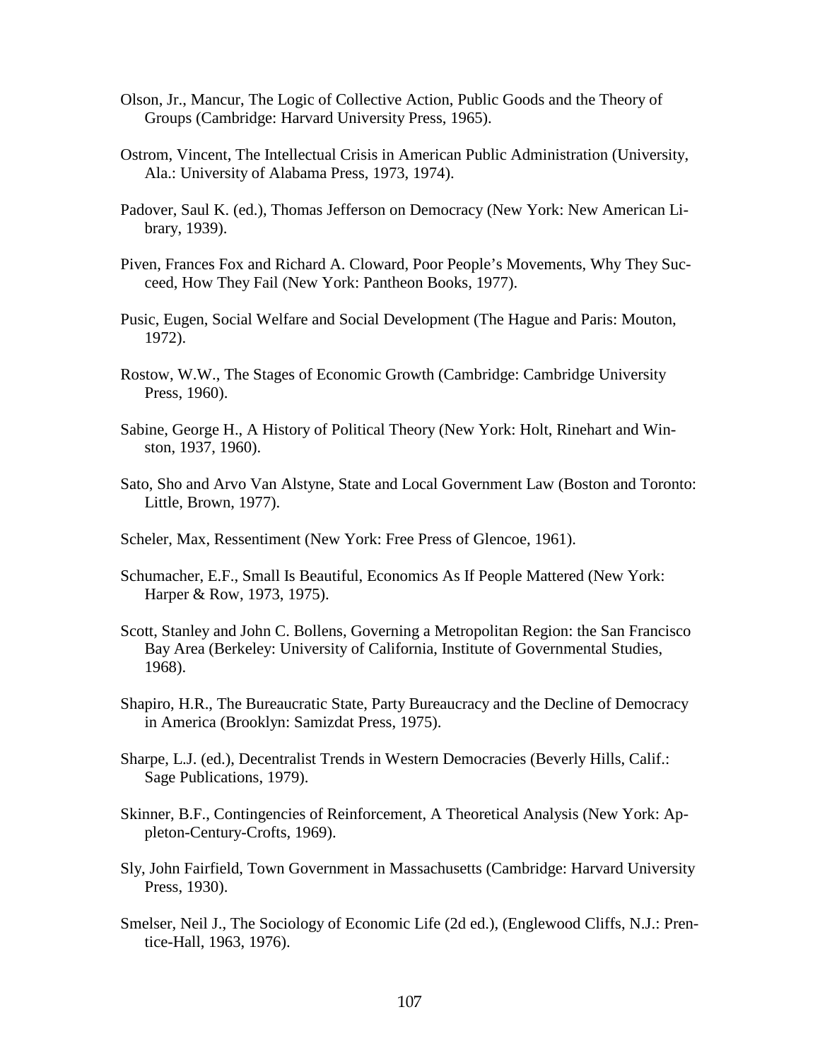Olson, Jr., Mancur, The Logic of Collective Action, Public Goods and the Theory of Groups (Cambridge: Harvard University Press, 1965).

Ostrom, Vincent, The Intellectual Crisis in American Public Administration (University, Ala.: University of Alabama Press, 1973, 1974).

Padover, Saul K. (ed.), Thomas Jefferson on Democracy (New York: New American Library, 1939).

Piven, Frances Fox and Richard A. Cloward, Poor People's Movements, Why They Succeed, How They Fail (New York: Pantheon Books, 1977).

Pusic, Eugen, Social Welfare and Social Development (The Hague and Paris: Mouton, 1972).

Rostow, W.W., The Stages of Economic Growth (Cambridge: Cambridge University Press, 1960).

Sabine, George H., A History of Political Theory (New York: Holt, Rinehart and Winston, 1937, 1960).

Sato, Sho and Arvo Van Alstyne, State and Local Government Law (Boston and Toronto: Little, Brown, 1977).

Scheler, Max, Ressentiment (New York: Free Press of Glencoe, 1961).

Schumacher, E.F., Small Is Beautiful, Economics As If People Mattered (New York: Harper & Row, 1973, 1975).

Scott, Stanley and John C. Bollens, Governing a Metropolitan Region: the San Francisco Bay Area (Berkeley: University of California, Institute of Governmental Studies, 1968).

Shapiro, H.R., The Bureaucratic State, Party Bureaucracy and the Decline of Democracy in America (Brooklyn: Samizdat Press, 1975).

Sharpe, L.J. (ed.), Decentralist Trends in Western Democracies (Beverly Hills, Calif.: Sage Publications, 1979).

Skinner, B.F., Contingencies of Reinforcement, A Theoretical Analysis (New York: Appleton-Century-Crofts, 1969).

Sly, John Fairfield, Town Government in Massachusetts (Cambridge: Harvard University Press, 1930).

Smelser, Neil J., The Sociology of Economic Life (2d ed.), (Englewood Cliffs, N.J.: Prentice-Hall, 1963, 1976).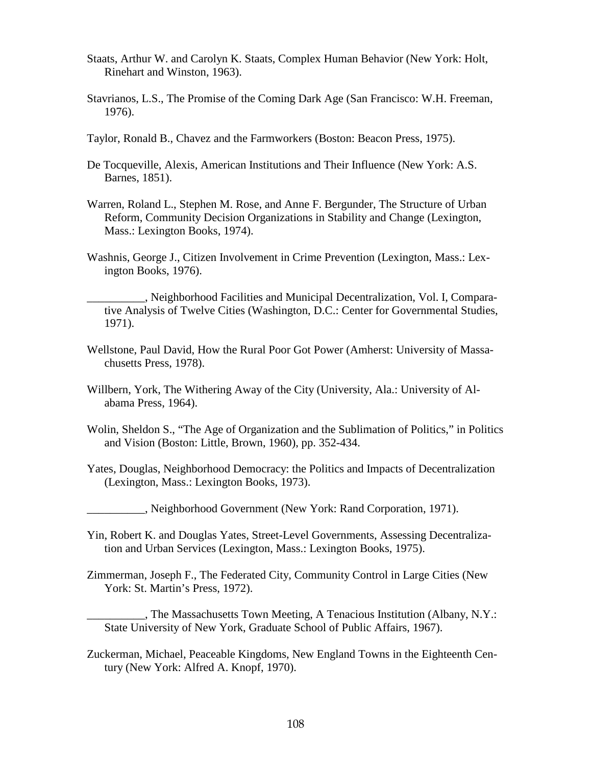Staats, Arthur W. and Carolyn K. Staats, Complex Human Behavior (New York: Holt, Rinehart and Winston, 1963).

Stavrianos, L.S., The Promise of the Coming Dark Age (San Francisco: W.H. Freeman, 1976).

Taylor, Ronald B., Chavez and the Farmworkers (Boston: Beacon Press, 1975).

De Tocqueville, Alexis, American Institutions and Their Influence (New York: A.S. Barnes, 1851).

Warren, Roland L., Stephen M. Rose, and Anne F. Bergunder, The Structure of Urban Reform, Community Decision Organizations in Stability and Change (Lexington, Mass.: Lexington Books, 1974).

Washnis, George J., Citizen Involvement in Crime Prevention (Lexington, Mass.: Lexington Books, 1976).

__________, Neighborhood Facilities and Municipal Decentralization, Vol. I, Comparative Analysis of Twelve Cities (Washington, D.C.: Center for Governmental Studies, 1971).

Wellstone, Paul David, How the Rural Poor Got Power (Amherst: University of Massachusetts Press, 1978).

Willbern, York, The Withering Away of the City (University, Ala.: University of Alabama Press, 1964).

Wolin, Sheldon S., "The Age of Organization and the Sublimation of Politics," in Politics and Vision (Boston: Little, Brown, 1960), pp. 352-434.

Yates, Douglas, Neighborhood Democracy: the Politics and Impacts of Decentralization (Lexington, Mass.: Lexington Books, 1973).

__________, Neighborhood Government (New York: Rand Corporation, 1971).

Yin, Robert K. and Douglas Yates, Street-Level Governments, Assessing Decentralization and Urban Services (Lexington, Mass.: Lexington Books, 1975).

Zimmerman, Joseph F., The Federated City, Community Control in Large Cities (New York: St. Martin's Press, 1972).

__________, The Massachusetts Town Meeting, A Tenacious Institution (Albany, N.Y.: State University of New York, Graduate School of Public Affairs, 1967).

Zuckerman, Michael, Peaceable Kingdoms, New England Towns in the Eighteenth Century (New York: Alfred A. Knopf, 1970).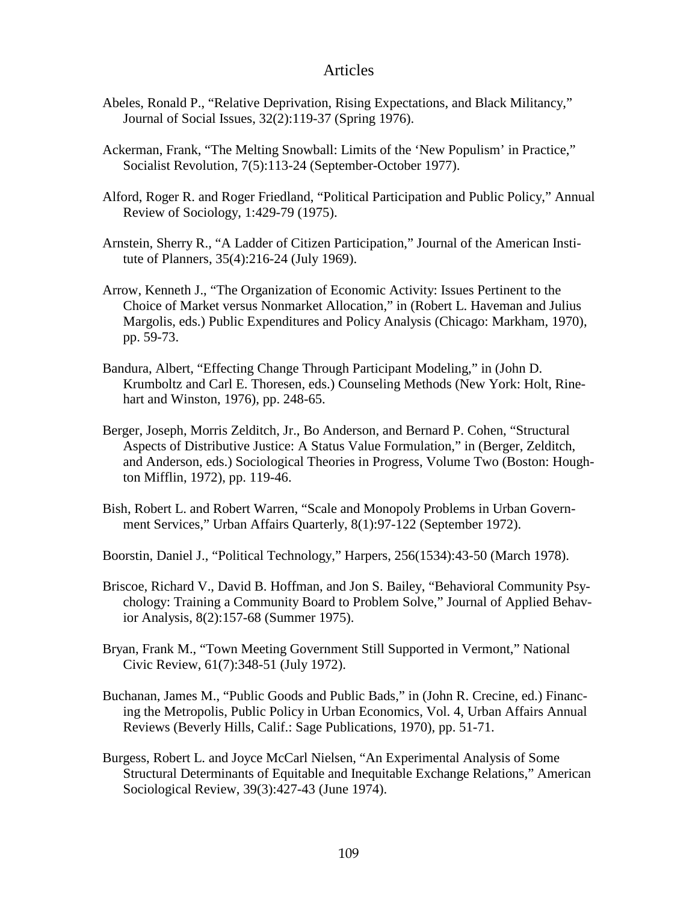## Articles

Abeles, Ronald P., "Relative Deprivation, Rising Expectations, and Black Militancy," Journal of Social Issues, 32(2):119-37 (Spring 1976).

Ackerman, Frank, "The Melting Snowball: Limits of the 'New Populism' in Practice," Socialist Revolution, 7(5):113-24 (September-October 1977).

Alford, Roger R. and Roger Friedland, "Political Participation and Public Policy," Annual Review of Sociology, 1:429-79 (1975).

Arnstein, Sherry R., "A Ladder of Citizen Participation," Journal of the American Institute of Planners, 35(4):216-24 (July 1969).

Arrow, Kenneth J., "The Organization of Economic Activity: Issues Pertinent to the Choice of Market versus Nonmarket Allocation," in (Robert L. Haveman and Julius Margolis, eds.) Public Expenditures and Policy Analysis (Chicago: Markham, 1970), pp. 59-73.

Bandura, Albert, "Effecting Change Through Participant Modeling," in (John D. Krumboltz and Carl E. Thoresen, eds.) Counseling Methods (New York: Holt, Rinehart and Winston, 1976), pp. 248-65.

Berger, Joseph, Morris Zelditch, Jr., Bo Anderson, and Bernard P. Cohen, "Structural Aspects of Distributive Justice: A Status Value Formulation," in (Berger, Zelditch, and Anderson, eds.) Sociological Theories in Progress, Volume Two (Boston: Houghton Mifflin, 1972), pp. 119-46.

Bish, Robert L. and Robert Warren, "Scale and Monopoly Problems in Urban Government Services," Urban Affairs Quarterly, 8(1):97-122 (September 1972).

Boorstin, Daniel J., "Political Technology," Harpers, 256(1534):43-50 (March 1978).

Briscoe, Richard V., David B. Hoffman, and Jon S. Bailey, "Behavioral Community Psychology: Training a Community Board to Problem Solve," Journal of Applied Behavior Analysis, 8(2):157-68 (Summer 1975).

Bryan, Frank M., "Town Meeting Government Still Supported in Vermont," National Civic Review, 61(7):348-51 (July 1972).

Buchanan, James M., "Public Goods and Public Bads," in (John R. Crecine, ed.) Financing the Metropolis, Public Policy in Urban Economics, Vol. 4, Urban Affairs Annual Reviews (Beverly Hills, Calif.: Sage Publications, 1970), pp. 51-71.

Burgess, Robert L. and Joyce McCarl Nielsen, "An Experimental Analysis of Some Structural Determinants of Equitable and Inequitable Exchange Relations," American Sociological Review, 39(3):427-43 (June 1974).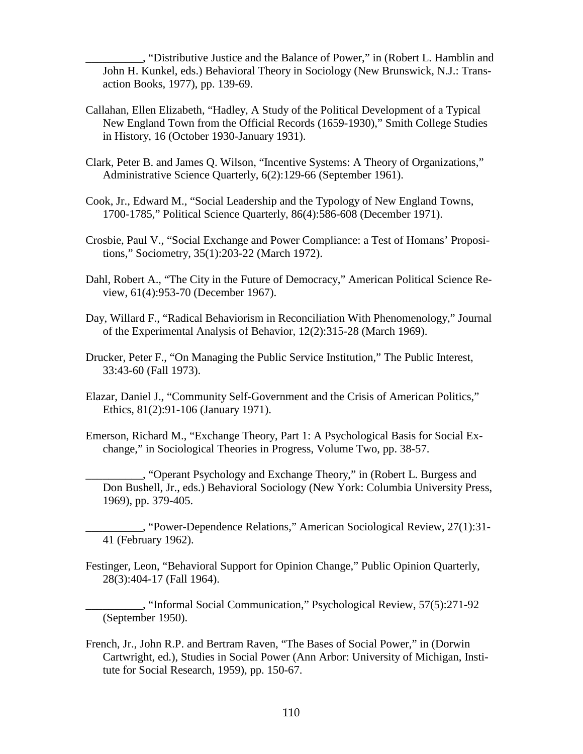__________, “Distributive Justice and the Balance of Power,” in (Robert L. Hamblin and John H. Kunkel, eds.) Behavioral Theory in Sociology (New Brunswick, N.J.: Transaction Books, 1977), pp. 139-69.

Callahan, Ellen Elizabeth, “Hadley, A Study of the Political Development of a Typical New England Town from the Official Records (1659-1930),” Smith College Studies in History, 16 (October 1930-January 1931).

Clark, Peter B. and James Q. Wilson, “Incentive Systems: A Theory of Organizations,” Administrative Science Quarterly, 6(2):129-66 (September 1961).

Cook, Jr., Edward M., “Social Leadership and the Typology of New England Towns, 1700-1785,” Political Science Quarterly, 86(4):586-608 (December 1971).

Crosbie, Paul V., “Social Exchange and Power Compliance: a Test of Homans’ Propositions,” Sociometry, 35(1):203-22 (March 1972).

Dahl, Robert A., “The City in the Future of Democracy,” American Political Science Review, 61(4):953-70 (December 1967).

Day, Willard F., “Radical Behaviorism in Reconciliation With Phenomenology,” Journal of the Experimental Analysis of Behavior, 12(2):315-28 (March 1969).

Drucker, Peter F., “On Managing the Public Service Institution,” The Public Interest, 33:43-60 (Fall 1973).

Elazar, Daniel J., “Community Self-Government and the Crisis of American Politics,” Ethics, 81(2):91-106 (January 1971).

Emerson, Richard M., “Exchange Theory, Part 1: A Psychological Basis for Social Exchange,” in Sociological Theories in Progress, Volume Two, pp. 38-57.

__________, “Operant Psychology and Exchange Theory,” in (Robert L. Burgess and Don Bushell, Jr., eds.) Behavioral Sociology (New York: Columbia University Press, 1969), pp. 379-405.

__________, “Power-Dependence Relations,” American Sociological Review, 27(1):31-41 (February 1962).

Festinger, Leon, “Behavioral Support for Opinion Change,” Public Opinion Quarterly, 28(3):404-17 (Fall 1964).

__________, “Informal Social Communication,” Psychological Review, 57(5):271-92 (September 1950).

French, Jr., John R.P. and Bertram Raven, “The Bases of Social Power,” in (Dorwin Cartwright, ed.), Studies in Social Power (Ann Arbor: University of Michigan, Institute for Social Research, 1959), pp. 150-67.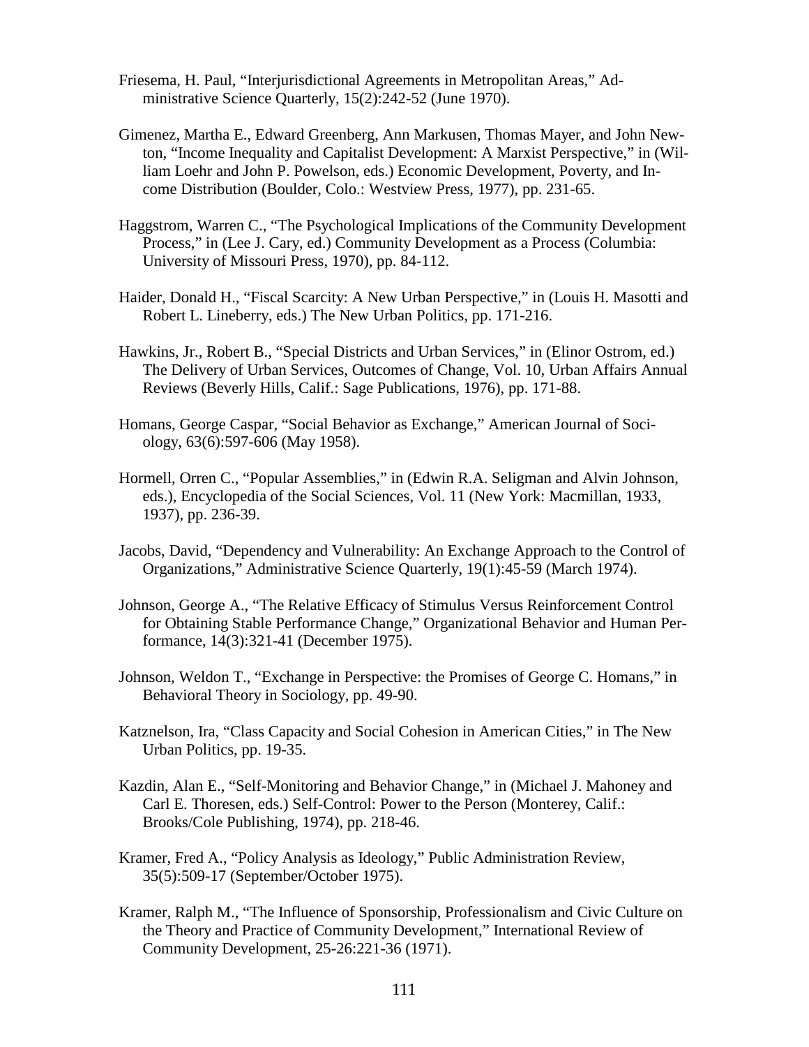Friesema, H. Paul, "Interjurisdictional Agreements in Metropolitan Areas," Administrative Science Quarterly, 15(2):242-52 (June 1970).

Gimenez, Martha E., Edward Greenberg, Ann Markusen, Thomas Mayer, and John Newton, "Income Inequality and Capitalist Development: A Marxist Perspective," in (William Loehr and John P. Powelson, eds.) Economic Development, Poverty, and Income Distribution (Boulder, Colo.: Westview Press, 1977), pp. 231-65.

Haggstrom, Warren C., "The Psychological Implications of the Community Development Process," in (Lee J. Cary, ed.) Community Development as a Process (Columbia: University of Missouri Press, 1970), pp. 84-112.

Haider, Donald H., "Fiscal Scarcity: A New Urban Perspective," in (Louis H. Masotti and Robert L. Lineberry, eds.) The New Urban Politics, pp. 171-216.

Hawkins, Jr., Robert B., "Special Districts and Urban Services," in (Elinor Ostrom, ed.) The Delivery of Urban Services, Outcomes of Change, Vol. 10, Urban Affairs Annual Reviews (Beverly Hills, Calif.: Sage Publications, 1976), pp. 171-88.

Homans, George Caspar, "Social Behavior as Exchange," American Journal of Sociology, 63(6):597-606 (May 1958).

Hormell, Orren C., "Popular Assemblies," in (Edwin R.A. Seligman and Alvin Johnson, eds.), Encyclopedia of the Social Sciences, Vol. 11 (New York: Macmillan, 1933, 1937), pp. 236-39.

Jacobs, David, "Dependency and Vulnerability: An Exchange Approach to the Control of Organizations," Administrative Science Quarterly, 19(1):45-59 (March 1974).

Johnson, George A., "The Relative Efficacy of Stimulus Versus Reinforcement Control for Obtaining Stable Performance Change," Organizational Behavior and Human Performance, 14(3):321-41 (December 1975).

Johnson, Weldon T., "Exchange in Perspective: the Promises of George C. Homans," in Behavioral Theory in Sociology, pp. 49-90.

Katznelson, Ira, "Class Capacity and Social Cohesion in American Cities," in The New Urban Politics, pp. 19-35.

Kazdin, Alan E., "Self-Monitoring and Behavior Change," in (Michael J. Mahoney and Carl E. Thoresen, eds.) Self-Control: Power to the Person (Monterey, Calif.: Brooks/Cole Publishing, 1974), pp. 218-46.

Kramer, Fred A., "Policy Analysis as Ideology," Public Administration Review, 35(5):509-17 (September/October 1975).

Kramer, Ralph M., "The Influence of Sponsorship, Professionalism and Civic Culture on the Theory and Practice of Community Development," International Review of Community Development, 25-26:221-36 (1971).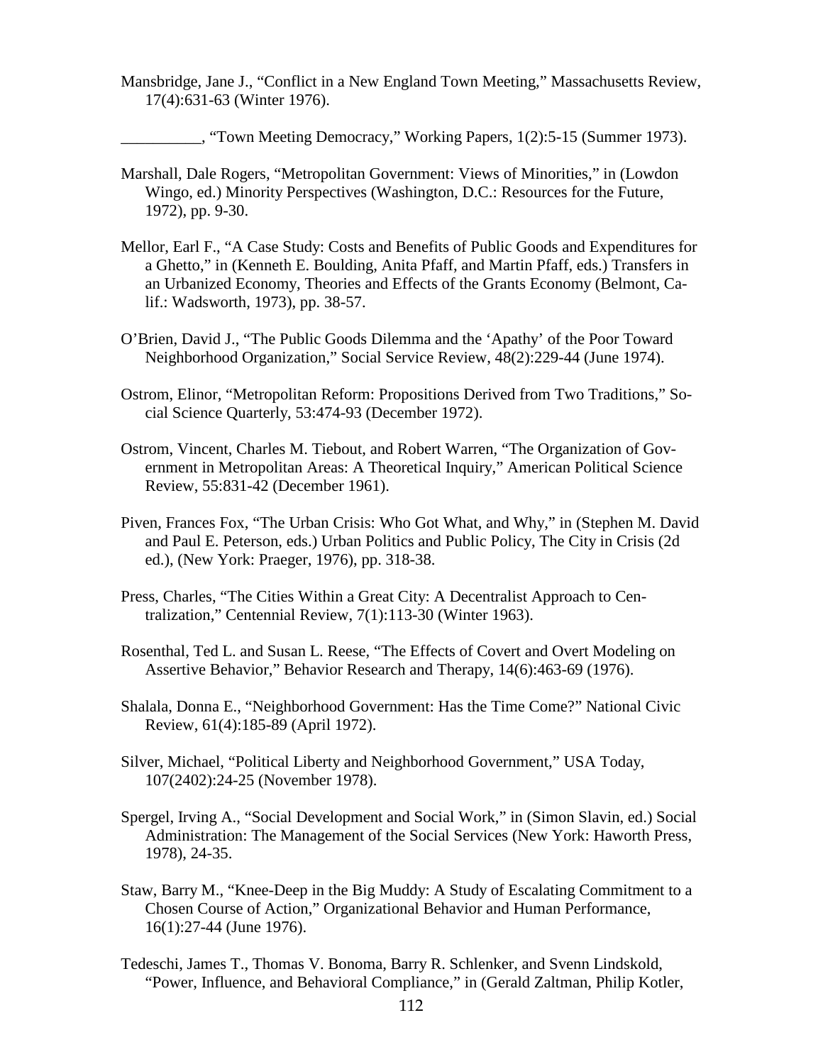Mansbridge, Jane J., "Conflict in a New England Town Meeting," Massachusetts Review, 17(4):631-63 (Winter 1976).

__________, "Town Meeting Democracy," Working Papers, 1(2):5-15 (Summer 1973).

Marshall, Dale Rogers, "Metropolitan Government: Views of Minorities," in (Lowdon Wingo, ed.) Minority Perspectives (Washington, D.C.: Resources for the Future, 1972), pp. 9-30.

Mellor, Earl F., "A Case Study: Costs and Benefits of Public Goods and Expenditures for a Ghetto," in (Kenneth E. Boulding, Anita Pfaff, and Martin Pfaff, eds.) Transfers in an Urbanized Economy, Theories and Effects of the Grants Economy (Belmont, Calif.: Wadsworth, 1973), pp. 38-57.

O'Brien, David J., "The Public Goods Dilemma and the 'Apathy' of the Poor Toward Neighborhood Organization," Social Service Review, 48(2):229-44 (June 1974).

Ostrom, Elinor, "Metropolitan Reform: Propositions Derived from Two Traditions," Social Science Quarterly, 53:474-93 (December 1972).

Ostrom, Vincent, Charles M. Tiebout, and Robert Warren, "The Organization of Government in Metropolitan Areas: A Theoretical Inquiry," American Political Science Review, 55:831-42 (December 1961).

Piven, Frances Fox, "The Urban Crisis: Who Got What, and Why," in (Stephen M. David and Paul E. Peterson, eds.) Urban Politics and Public Policy, The City in Crisis (2d ed.), (New York: Praeger, 1976), pp. 318-38.

Press, Charles, "The Cities Within a Great City: A Decentralist Approach to Centralization," Centennial Review, 7(1):113-30 (Winter 1963).

Rosenthal, Ted L. and Susan L. Reese, "The Effects of Covert and Overt Modeling on Assertive Behavior," Behavior Research and Therapy, 14(6):463-69 (1976).

Shalala, Donna E., "Neighborhood Government: Has the Time Come?" National Civic Review, 61(4):185-89 (April 1972).

Silver, Michael, "Political Liberty and Neighborhood Government," USA Today, 107(2402):24-25 (November 1978).

Spergel, Irving A., "Social Development and Social Work," in (Simon Slavin, ed.) Social Administration: The Management of the Social Services (New York: Haworth Press, 1978), 24-35.

Staw, Barry M., "Knee-Deep in the Big Muddy: A Study of Escalating Commitment to a Chosen Course of Action," Organizational Behavior and Human Performance, 16(1):27-44 (June 1976).

Tedeschi, James T., Thomas V. Bonoma, Barry R. Schlenker, and Svenn Lindskold, "Power, Influence, and Behavioral Compliance," in (Gerald Zaltman, Philip Kotler,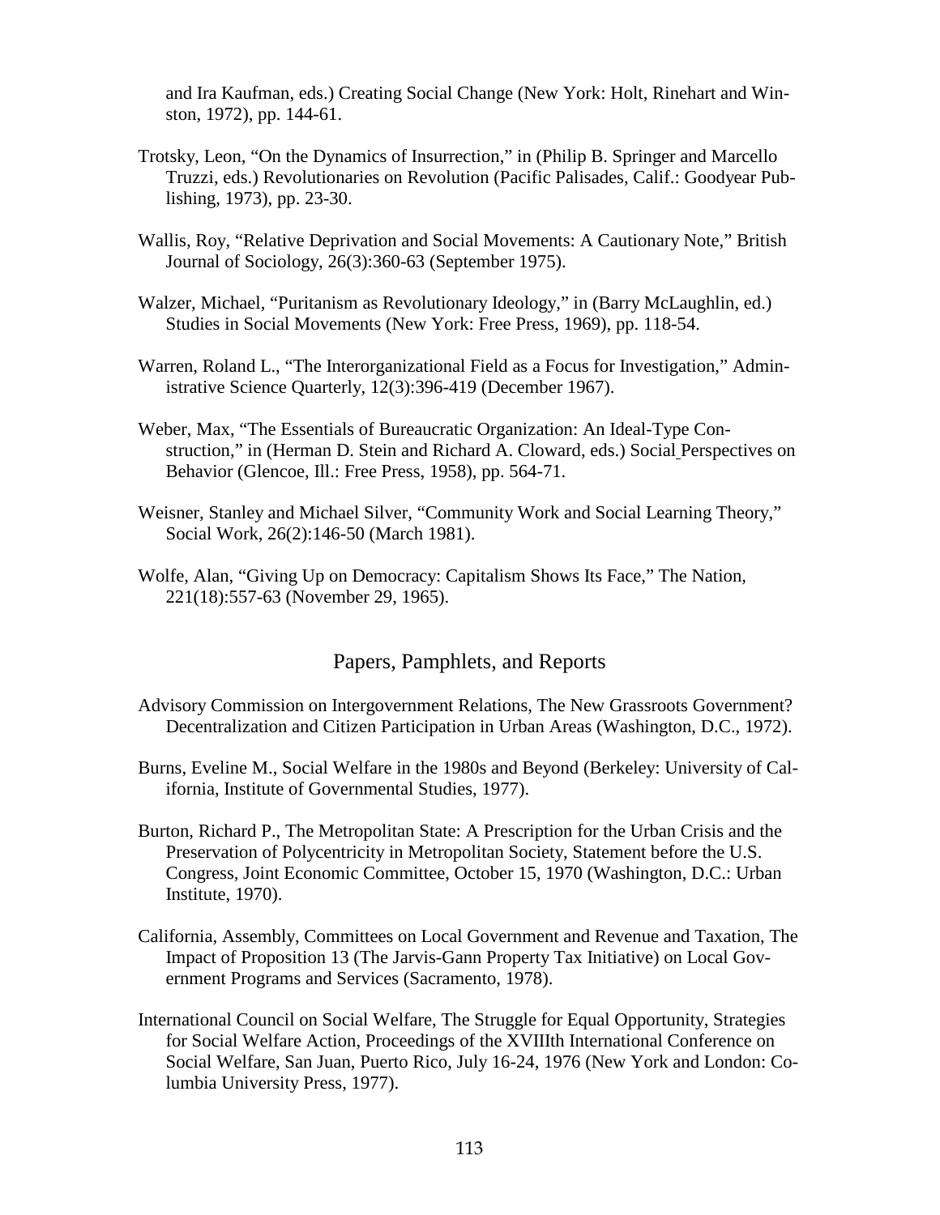and Ira Kaufman, eds.) Creating Social Change (New York: Holt, Rinehart and Winston, 1972), pp. 144-61.

Trotsky, Leon, “On the Dynamics of Insurrection,” in (Philip B. Springer and Marcello Truzzi, eds.) Revolutionaries on Revolution (Pacific Palisades, Calif.: Goodyear Publishing, 1973), pp. 23-30.

Wallis, Roy, “Relative Deprivation and Social Movements: A Cautionary Note,” British Journal of Sociology, 26(3):360-63 (September 1975).

Walzer, Michael, “Puritanism as Revolutionary Ideology,” in (Barry McLaughlin, ed.) Studies in Social Movements (New York: Free Press, 1969), pp. 118-54.

Warren, Roland L., “The Interorganizational Field as a Focus for Investigation,” Administrative Science Quarterly, 12(3):396-419 (December 1967).

Weber, Max, “The Essentials of Bureaucratic Organization: An Ideal-Type Construction,” in (Herman D. Stein and Richard A. Cloward, eds.) Social Perspectives on Behavior (Glencoe, Ill.: Free Press, 1958), pp. 564-71.

Weisner, Stanley and Michael Silver, “Community Work and Social Learning Theory,” Social Work, 26(2):146-50 (March 1981).

Wolfe, Alan, “Giving Up on Democracy: Capitalism Shows Its Face,” The Nation, 221(18):557-63 (November 29, 1965).

## Papers, Pamphlets, and Reports

Advisory Commission on Intergovernment Relations, The New Grassroots Government? Decentralization and Citizen Participation in Urban Areas (Washington, D.C., 1972).

Burns, Eveline M., Social Welfare in the 1980s and Beyond (Berkeley: University of California, Institute of Governmental Studies, 1977).

Burton, Richard P., The Metropolitan State: A Prescription for the Urban Crisis and the Preservation of Polycentricity in Metropolitan Society, Statement before the U.S. Congress, Joint Economic Committee, October 15, 1970 (Washington, D.C.: Urban Institute, 1970).

California, Assembly, Committees on Local Government and Revenue and Taxation, The Impact of Proposition 13 (The Jarvis-Gann Property Tax Initiative) on Local Government Programs and Services (Sacramento, 1978).

International Council on Social Welfare, The Struggle for Equal Opportunity, Strategies for Social Welfare Action, Proceedings of the XVIIIth International Conference on Social Welfare, San Juan, Puerto Rico, July 16-24, 1976 (New York and London: Columbia University Press, 1977).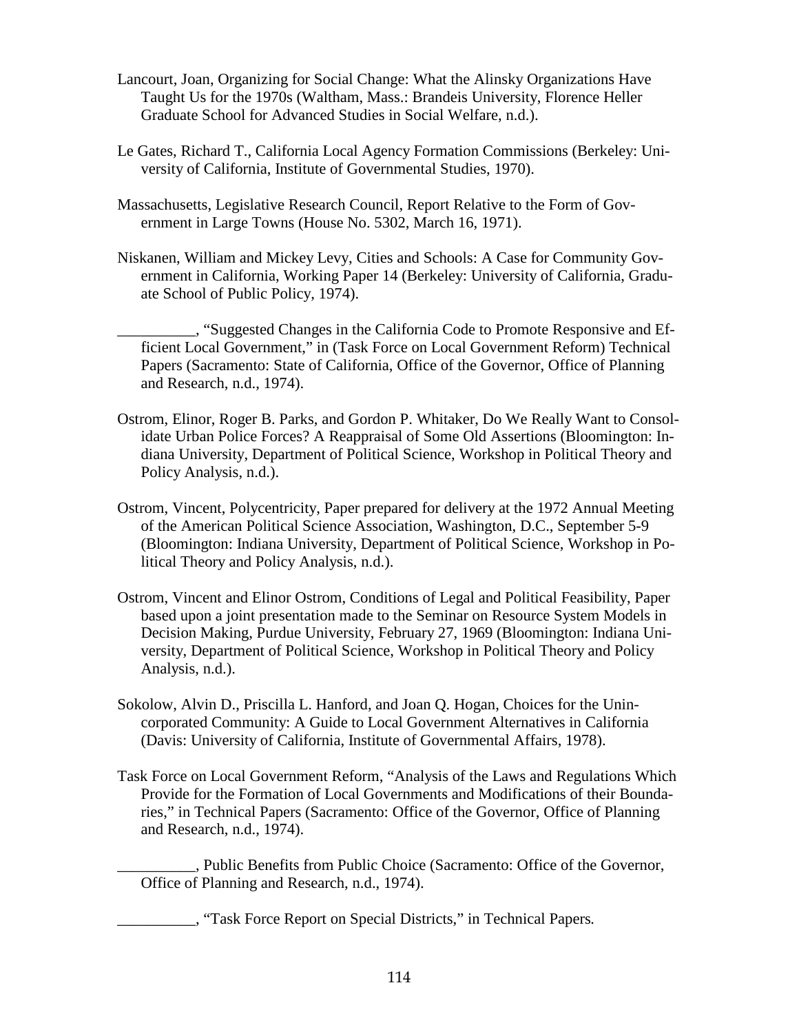Lancourt, Joan, Organizing for Social Change: What the Alinsky Organizations Have Taught Us for the 1970s (Waltham, Mass.: Brandeis University, Florence Heller Graduate School for Advanced Studies in Social Welfare, n.d.).

Le Gates, Richard T., California Local Agency Formation Commissions (Berkeley: University of California, Institute of Governmental Studies, 1970).

Massachusetts, Legislative Research Council, Report Relative to the Form of Government in Large Towns (House No. 5302, March 16, 1971).

Niskanen, William and Mickey Levy, Cities and Schools: A Case for Community Government in California, Working Paper 14 (Berkeley: University of California, Graduate School of Public Policy, 1974).

__________, "Suggested Changes in the California Code to Promote Responsive and Efficient Local Government," in (Task Force on Local Government Reform) Technical Papers (Sacramento: State of California, Office of the Governor, Office of Planning and Research, n.d., 1974).

Ostrom, Elinor, Roger B. Parks, and Gordon P. Whitaker, Do We Really Want to Consolidate Urban Police Forces? A Reappraisal of Some Old Assertions (Bloomington: Indiana University, Department of Political Science, Workshop in Political Theory and Policy Analysis, n.d.).

Ostrom, Vincent, Polycentricity, Paper prepared for delivery at the 1972 Annual Meeting of the American Political Science Association, Washington, D.C., September 5-9 (Bloomington: Indiana University, Department of Political Science, Workshop in Political Theory and Policy Analysis, n.d.).

Ostrom, Vincent and Elinor Ostrom, Conditions of Legal and Political Feasibility, Paper based upon a joint presentation made to the Seminar on Resource System Models in Decision Making, Purdue University, February 27, 1969 (Bloomington: Indiana University, Department of Political Science, Workshop in Political Theory and Policy Analysis, n.d.).

Sokolow, Alvin D., Priscilla L. Hanford, and Joan Q. Hogan, Choices for the Unincorporated Community: A Guide to Local Government Alternatives in California (Davis: University of California, Institute of Governmental Affairs, 1978).

Task Force on Local Government Reform, "Analysis of the Laws and Regulations Which Provide for the Formation of Local Governments and Modifications of their Boundaries," in Technical Papers (Sacramento: Office of the Governor, Office of Planning and Research, n.d., 1974).

__________, Public Benefits from Public Choice (Sacramento: Office of the Governor, Office of Planning and Research, n.d., 1974).

__________, "Task Force Report on Special Districts," in Technical Papers.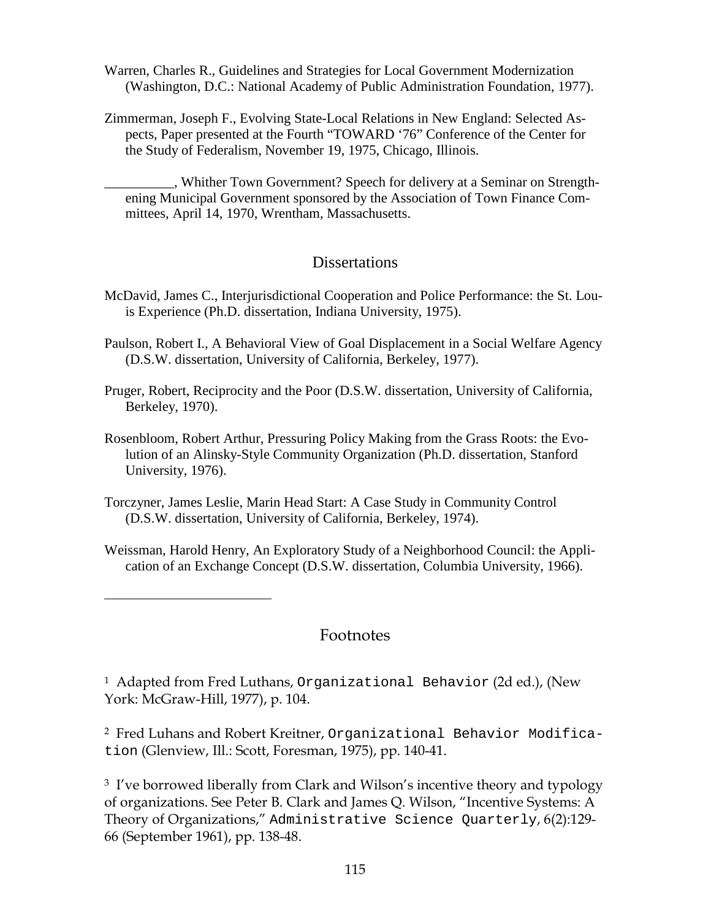Warren, Charles R., Guidelines and Strategies for Local Government Modernization (Washington, D.C.: National Academy of Public Administration Foundation, 1977).

Zimmerman, Joseph F., Evolving State-Local Relations in New England: Selected Aspects, Paper presented at the Fourth "TOWARD '76" Conference of the Center for the Study of Federalism, November 19, 1975, Chicago, Illinois.

__________, Whither Town Government? Speech for delivery at a Seminar on Strengthening Municipal Government sponsored by the Association of Town Finance Committees, April 14, 1970, Wrentham, Massachusetts.

## Dissertations

McDavid, James C., Interjurisdictional Cooperation and Police Performance: the St. Louis Experience (Ph.D. dissertation, Indiana University, 1975).

Paulson, Robert I., A Behavioral View of Goal Displacement in a Social Welfare Agency (D.S.W. dissertation, University of California, Berkeley, 1977).

Pruger, Robert, Reciprocity and the Poor (D.S.W. dissertation, University of California, Berkeley, 1970).

Rosenbloom, Robert Arthur, Pressuring Policy Making from the Grass Roots: the Evolution of an Alinsky-Style Community Organization (Ph.D. dissertation, Stanford University, 1976).

Torczyner, James Leslie, Marin Head Start: A Case Study in Community Control (D.S.W. dissertation, University of California, Berkeley, 1974).

Weissman, Harold Henry, An Exploratory Study of a Neighborhood Council: the Application of an Exchange Concept (D.S.W. dissertation, Columbia University, 1966).

---

## Footnotes

[1] Adapted from Fred Luthans, Organizational Behavior (2d ed.), (New York: McGraw-Hill, 1977), p. 104.

[2] Fred Luhans and Robert Kreitner, Organizational Behavior Modification (Glenview, Ill.: Scott, Foresman, 1975), pp. 140-41.

[3] I've borrowed liberally from Clark and Wilson's incentive theory and typology of organizations. See Peter B. Clark and James Q. Wilson, "Incentive Systems: A Theory of Organizations," Administrative Science Quarterly, 6(2):129-66 (September 1961), pp. 138-48.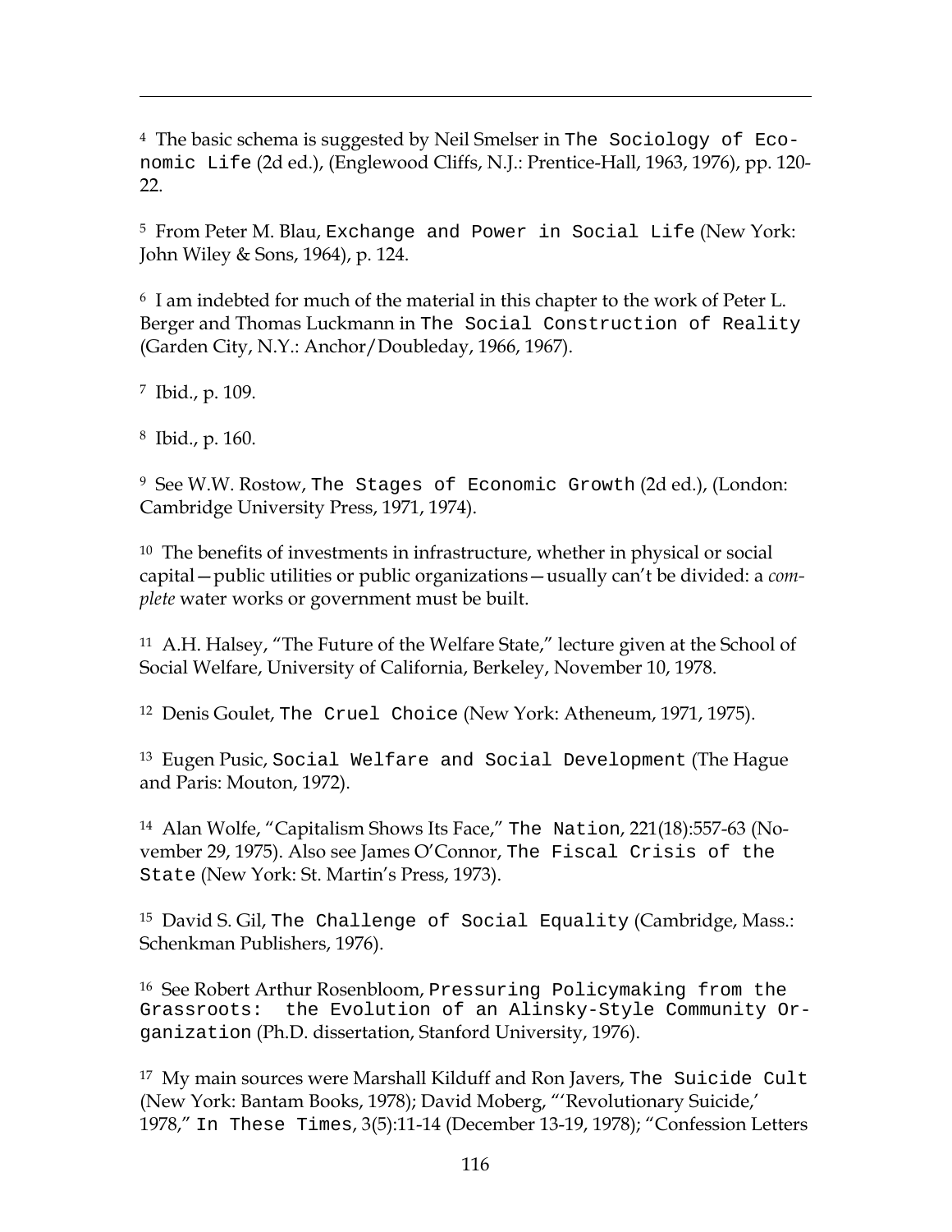[4] The basic schema is suggested by Neil Smelser in The Sociology of Economic Life (2d ed.), (Englewood Cliffs, N.J.: Prentice-Hall, 1963, 1976), pp. 120-22.

[5] From Peter M. Blau, Exchange and Power in Social Life (New York: John Wiley & Sons, 1964), p. 124.

[6] I am indebted for much of the material in this chapter to the work of Peter L. Berger and Thomas Luckmann in The Social Construction of Reality (Garden City, N.Y.: Anchor/Doubleday, 1966, 1967).

[7] Ibid., p. 109.

[8] Ibid., p. 160.

[9] See W.W. Rostow, The Stages of Economic Growth (2d ed.), (London: Cambridge University Press, 1971, 1974).

[10] The benefits of investments in infrastructure, whether in physical or social capital—public utilities or public organizations—usually can't be divided: a *complete* water works or government must be built.

[11] A.H. Halsey, "The Future of the Welfare State," lecture given at the School of Social Welfare, University of California, Berkeley, November 10, 1978.

[12] Denis Goulet, The Cruel Choice (New York: Atheneum, 1971, 1975).

[13] Eugen Pusic, Social Welfare and Social Development (The Hague and Paris: Mouton, 1972).

[14] Alan Wolfe, "Capitalism Shows Its Face," The Nation, 221(18):557-63 (November 29, 1975). Also see James O'Connor, The Fiscal Crisis of the State (New York: St. Martin's Press, 1973).

[15] David S. Gil, The Challenge of Social Equality (Cambridge, Mass.: Schenkman Publishers, 1976).

[16] See Robert Arthur Rosenbloom, Pressuring Policymaking from the Grassroots: the Evolution of an Alinsky-Style Community Organization (Ph.D. dissertation, Stanford University, 1976).

[17] My main sources were Marshall Kilduff and Ron Javers, The Suicide Cult (New York: Bantam Books, 1978); David Moberg, "'Revolutionary Suicide,' 1978," In These Times, 3(5):11-14 (December 13-19, 1978); "Confession Letters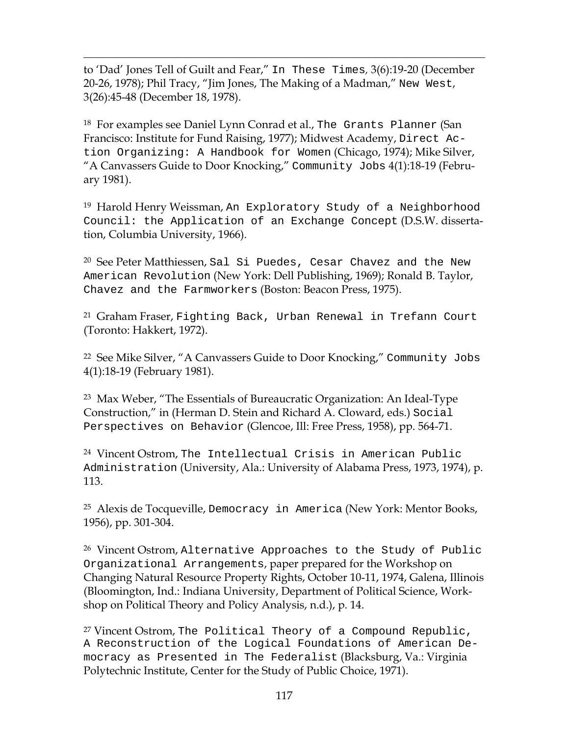to 'Dad' Jones Tell of Guilt and Fear," *In These Times*, 3(6):19-20 (December 20-26, 1978); Phil Tracy, "Jim Jones, The Making of a Madman," *New West*, 3(26):45-48 (December 18, 1978).

[18] For examples see Daniel Lynn Conrad et al., *The Grants Planner* (San Francisco: Institute for Fund Raising, 1977); Midwest Academy, *Direct Action Organizing: A Handbook for Women* (Chicago, 1974); Mike Silver, "A Canvassers Guide to Door Knocking," *Community Jobs* 4(1):18-19 (February 1981).

[19] Harold Henry Weissman, *An Exploratory Study of a Neighborhood Council: the Application of an Exchange Concept* (D.S.W. dissertation, Columbia University, 1966).

[20] See Peter Matthiessen, *Sal Si Puedes, Cesar Chavez and the New American Revolution* (New York: Dell Publishing, 1969); Ronald B. Taylor, *Chavez and the Farmworkers* (Boston: Beacon Press, 1975).

[21] Graham Fraser, *Fighting Back, Urban Renewal in Trefann Court* (Toronto: Hakkert, 1972).

[22] See Mike Silver, "A Canvassers Guide to Door Knocking," *Community Jobs* 4(1):18-19 (February 1981).

[23] Max Weber, "The Essentials of Bureaucratic Organization: An Ideal-Type Construction," in (Herman D. Stein and Richard A. Cloward, eds.) *Social Perspectives on Behavior* (Glencoe, Ill: Free Press, 1958), pp. 564-71.

[24] Vincent Ostrom, *The Intellectual Crisis in American Public Administration* (University, Ala.: University of Alabama Press, 1973, 1974), p. 113.

[25] Alexis de Tocqueville, *Democracy in America* (New York: Mentor Books, 1956), pp. 301-304.

[26] Vincent Ostrom, *Alternative Approaches to the Study of Public Organizational Arrangements*, paper prepared for the Workshop on Changing Natural Resource Property Rights, October 10-11, 1974, Galena, Illinois (Bloomington, Ind.: Indiana University, Department of Political Science, Workshop on Political Theory and Policy Analysis, n.d.), p. 14.

[27] Vincent Ostrom, *The Political Theory of a Compound Republic, A Reconstruction of the Logical Foundations of American Democracy as Presented in The Federalist* (Blacksburg, Va.: Virginia Polytechnic Institute, Center for the Study of Public Choice, 1971).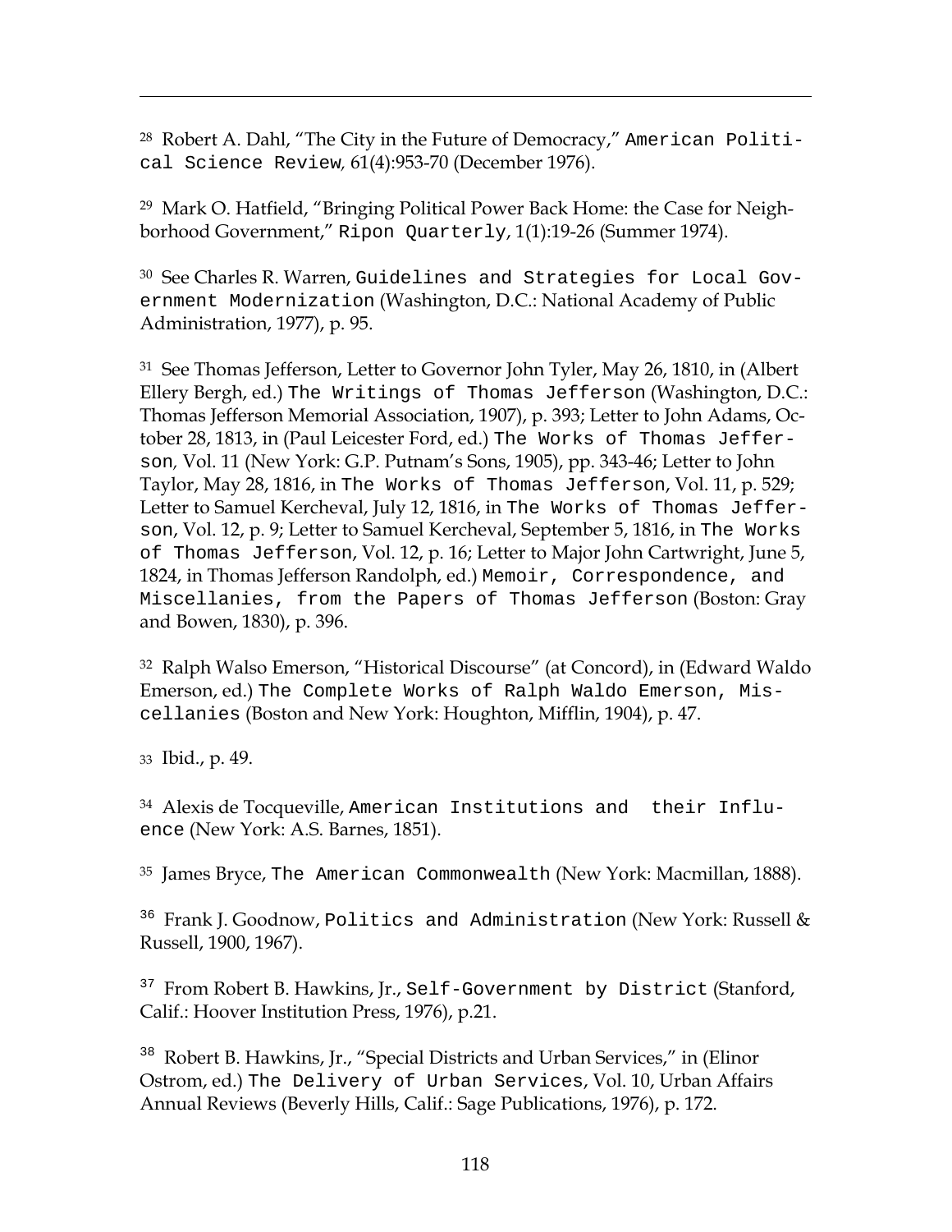[28] Robert A. Dahl, "The City in the Future of Democracy," American Political Science Review, 61(4):953-70 (December 1976).

[29] Mark O. Hatfield, "Bringing Political Power Back Home: the Case for Neighborhood Government," Ripon Quarterly, 1(1):19-26 (Summer 1974).

[30] See Charles R. Warren, Guidelines and Strategies for Local Government Modernization (Washington, D.C.: National Academy of Public Administration, 1977), p. 95.

[31] See Thomas Jefferson, Letter to Governor John Tyler, May 26, 1810, in (Albert Ellery Bergh, ed.) The Writings of Thomas Jefferson (Washington, D.C.: Thomas Jefferson Memorial Association, 1907), p. 393; Letter to John Adams, October 28, 1813, in (Paul Leicester Ford, ed.) The Works of Thomas Jefferson, Vol. 11 (New York: G.P. Putnam's Sons, 1905), pp. 343-46; Letter to John Taylor, May 28, 1816, in The Works of Thomas Jefferson, Vol. 11, p. 529; Letter to Samuel Kercheval, July 12, 1816, in The Works of Thomas Jefferson, Vol. 12, p. 9; Letter to Samuel Kercheval, September 5, 1816, in The Works of Thomas Jefferson, Vol. 12, p. 16; Letter to Major John Cartwright, June 5, 1824, in Thomas Jefferson Randolph, ed.) Memoir, Correspondence, and Miscellanies, from the Papers of Thomas Jefferson (Boston: Gray and Bowen, 1830), p. 396.

[32] Ralph Walso Emerson, "Historical Discourse" (at Concord), in (Edward Waldo Emerson, ed.) The Complete Works of Ralph Waldo Emerson, Miscellanies (Boston and New York: Houghton, Mifflin, 1904), p. 47.

[33] Ibid., p. 49.

[34] Alexis de Tocqueville, American Institutions and their Influence (New York: A.S. Barnes, 1851).

[35] James Bryce, The American Commonwealth (New York: Macmillan, 1888).

[36] Frank J. Goodnow, Politics and Administration (New York: Russell & Russell, 1900, 1967).

[37] From Robert B. Hawkins, Jr., Self-Government by District (Stanford, Calif.: Hoover Institution Press, 1976), p.21.

[38] Robert B. Hawkins, Jr., "Special Districts and Urban Services," in (Elinor Ostrom, ed.) The Delivery of Urban Services, Vol. 10, Urban Affairs Annual Reviews (Beverly Hills, Calif.: Sage Publications, 1976), p. 172.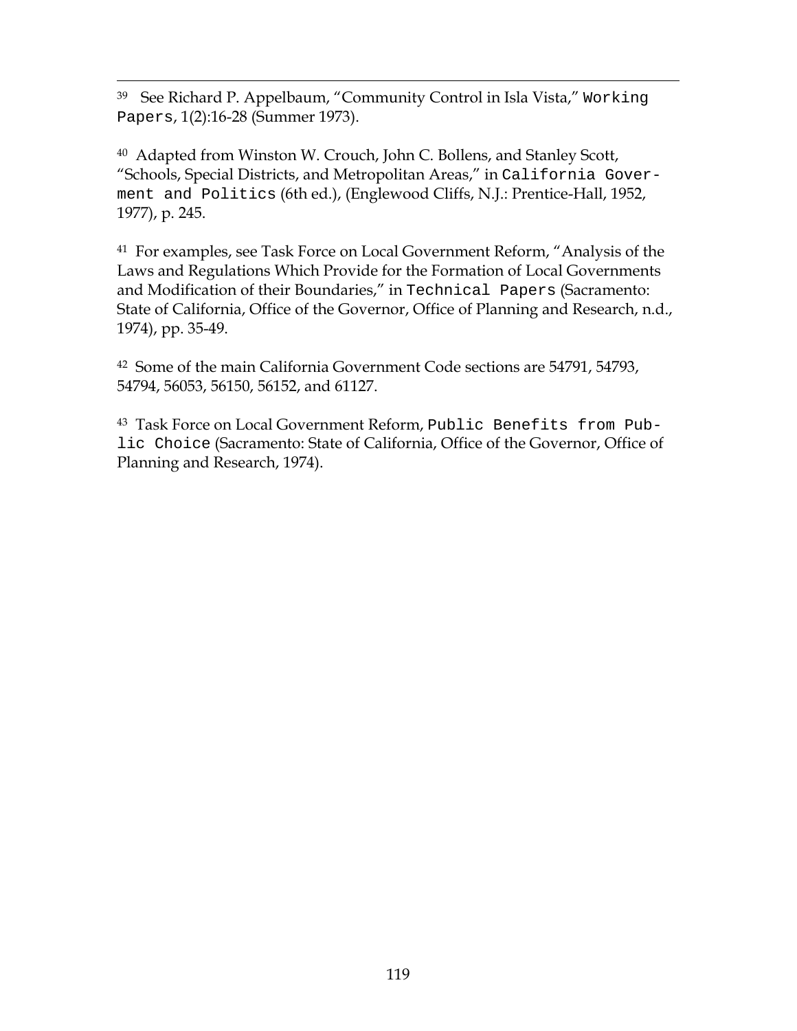[39] See Richard P. Appelbaum, "Community Control in Isla Vista," Working Papers, 1(2):16-28 (Summer 1973).

[40] Adapted from Winston W. Crouch, John C. Bollens, and Stanley Scott, "Schools, Special Districts, and Metropolitan Areas," in California Goverment and Politics (6th ed.), (Englewood Cliffs, N.J.: Prentice-Hall, 1952, 1977), p. 245.

[41] For examples, see Task Force on Local Government Reform, "Analysis of the Laws and Regulations Which Provide for the Formation of Local Governments and Modification of their Boundaries," in Technical Papers (Sacramento: State of California, Office of the Governor, Office of Planning and Research, n.d., 1974), pp. 35-49.

[42] Some of the main California Government Code sections are 54791, 54793, 54794, 56053, 56150, 56152, and 61127.

[43] Task Force on Local Government Reform, Public Benefits from Public Choice (Sacramento: State of California, Office of the Governor, Office of Planning and Research, 1974).